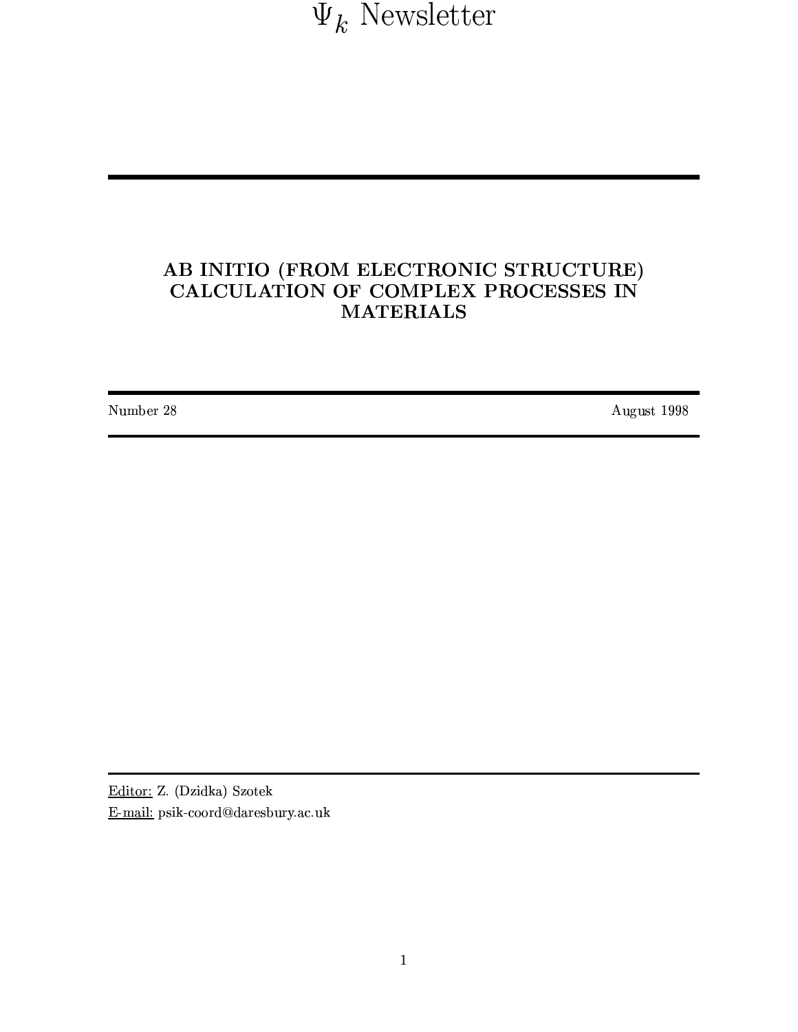# $\Psi_k$ Newsletter

## AB INITIO (FROM ELECTRONIC STRUCTURE) CALCULATION OF COMPLEX PROCESSES IN MATERIALS

Number 28 August 1998

Editor: Z. (Dzidka) Szotek

E-mail: psik-coord@daresbury.ac.uk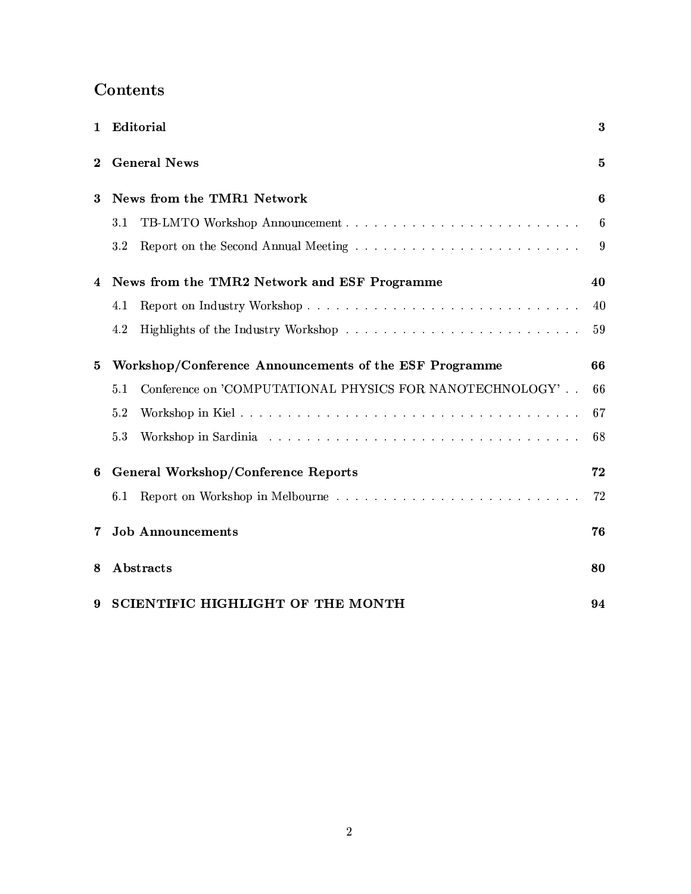# Contents

**1 Editorial** **3**

**2 General News** **5**

**3 News from the TMR1 Network** **6**

- 3.1 TB-LMTO Workshop Announcement . . . . . . . . . . . . . . . . . . . . . . . . . . 6
- 3.2 Report on the Second Annual Meeting . . . . . . . . . . . . . . . . . . . . . . . . 9

**4 News from the TMR2 Network and ESF Programme** **40**

- 4.1 Report on Industry Workshop . . . . . . . . . . . . . . . . . . . . . . . . . . . . . 40
- 4.2 Highlights of the Industry Workshop . . . . . . . . . . . . . . . . . . . . . . . . . 59

**5 Workshop/Conference Announcements of the ESF Programme** **66**

- 5.1 Conference on 'COMPUTATIONAL PHYSICS FOR NANOTECHNOLOGY' . . 66
- 5.2 Workshop in Kiel . . . . . . . . . . . . . . . . . . . . . . . . . . . . . . . . . . . . 67
- 5.3 Workshop in Sardinia . . . . . . . . . . . . . . . . . . . . . . . . . . . . . . . . . 68

**6 General Workshop/Conference Reports** **72**

- 6.1 Report on Workshop in Melbourne . . . . . . . . . . . . . . . . . . . . . . . . . . 72

**7 Job Announcements** **76**

**8 Abstracts** **80**

**9 SCIENTIFIC HIGHLIGHT OF THE MONTH** **94**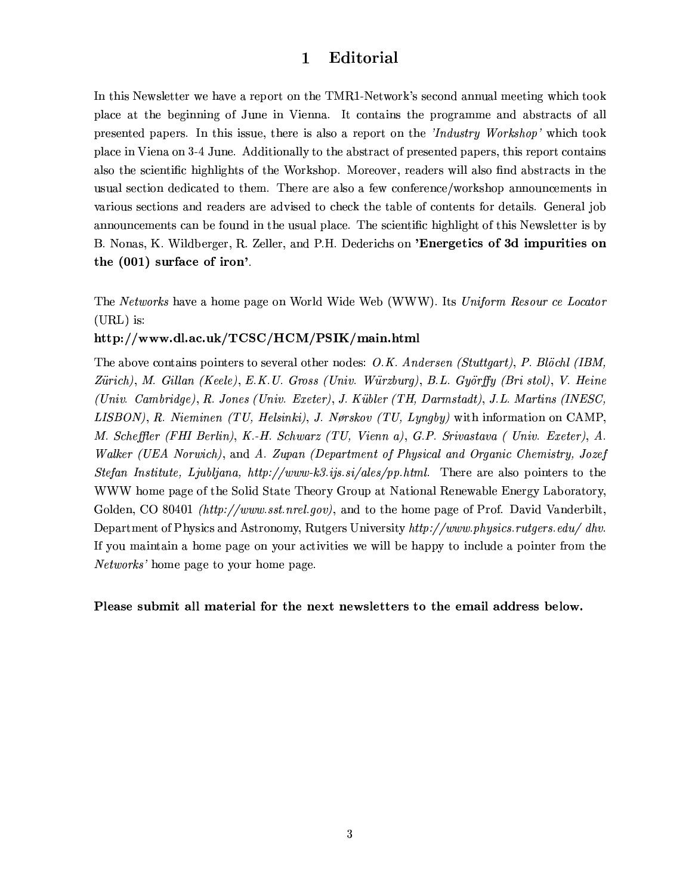# 1 Editorial

In this Newsletter we have a report on the TMR1-Network's second annual meeting which took place at the beginning of June in Vienna. It contains the programme and abstracts of all presented papers. In this issue, there is also a report on the *'Industry Workshop'* which took place in Viena on 3-4 June. Additionally to the abstract of presented papers, this report contains also the scientific highlights of the Workshop. Moreover, readers will also find abstracts in the usual section dedicated to them. There are also a few conference/workshop announcements in various sections and readers are advised to check the table of contents for details. General job announcements can be found in the usual place. The scientific highlight of this Newsletter is by B. Nonas, K. Wildberger, R. Zeller, and P.H. Dederichs on **'Energetics of 3d impurities on the (001) surface of iron'**.

The *Networks* have a home page on World Wide Web (WWW). Its *Uniform Resour ce Locator* (URL) is:

**http://www.dl.ac.uk/TCSC/HCM/PSIK/main.html**

The above contains pointers to several other nodes: *O.K. Andersen (Stuttgart)*, *P. Blöchl (IBM, Zürich)*, *M. Gillan (Keele)*, *E.K.U. Gross (Univ. Würzburg)*, *B.L. Györffy (Bri stol)*, *V. Heine (Univ. Cambridge)*, *R. Jones (Univ. Exeter)*, *J. Kübler (TH, Darmstadt)*, *J.L. Martins (INESC, LISBON)*, *R. Nieminen (TU, Helsinki)*, *J. Nørskov (TU, Lyngby)* with information on CAMP, *M. Scheffler (FHI Berlin)*, *K.-H. Schwarz (TU, Vienn a)*, *G.P. Srivastava ( Univ. Exeter)*, *A. Walker (UEA Norwich)*, and *A. Zupan (Department of Physical and Organic Chemistry, Jozef Stefan Institute, Ljubljana, http://www-k3.ijs.si/ales/pp.html*. There are also pointers to the WWW home page of the Solid State Theory Group at National Renewable Energy Laboratory, Golden, CO 80401 *(http://www.sst.nrel.gov)*, and to the home page of Prof. David Vanderbilt, Department of Physics and Astronomy, Rutgers University *http://www.physics.rutgers.edu/ dhv*. If you maintain a home page on your activities we will be happy to include a pointer from the *Networks'* home page to your home page.

**Please submit all material for the next newsletters to the email address below.**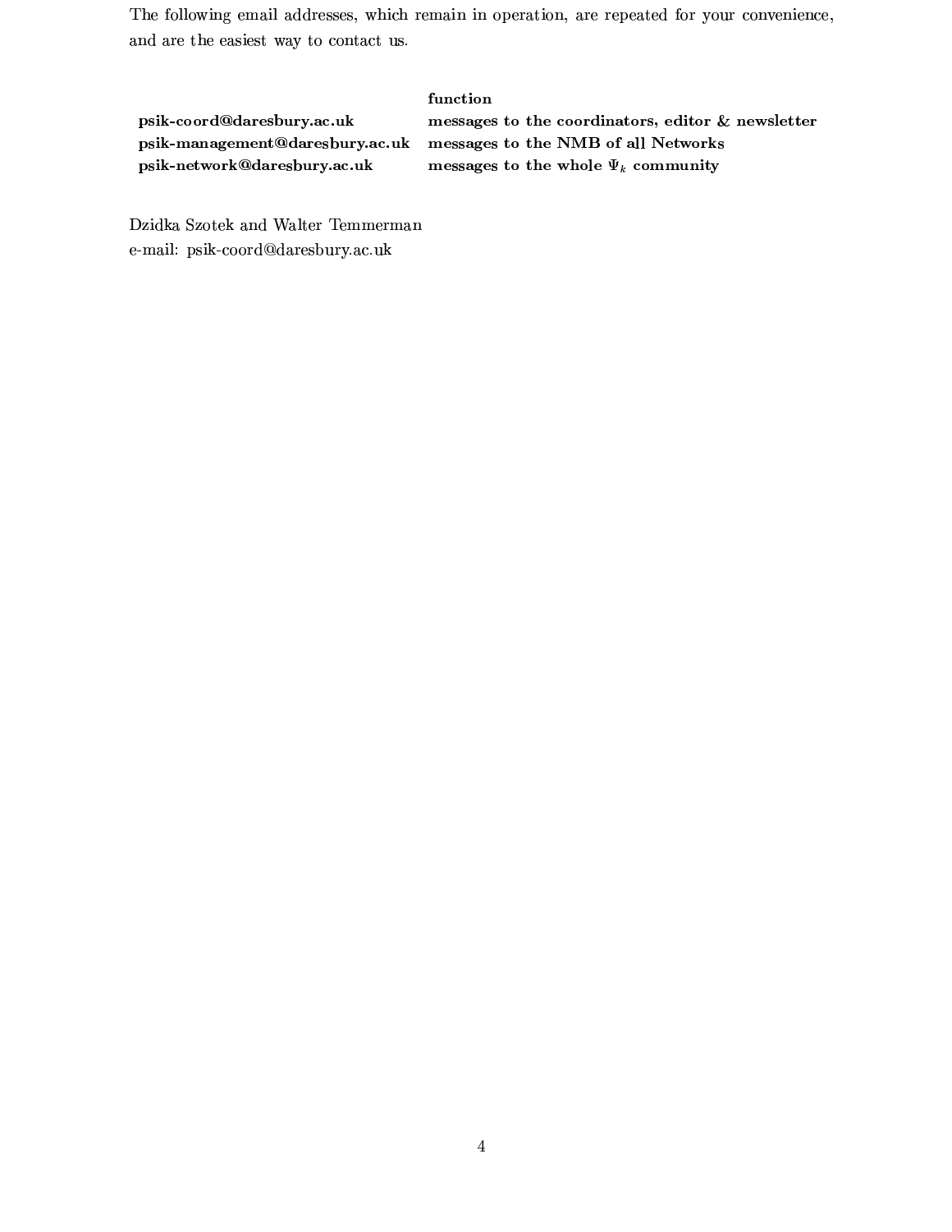The following email addresses, which remain in operation, are repeated for your convenience, and are the easiest way to contact us.

| | **function** |
|---|---|
| **psik-coord@daresbury.ac.uk** | **messages to the coordinators, editor & newsletter** |
| **psik-management@daresbury.ac.uk** | **messages to the NMB of all Networks** |
| **psik-network@daresbury.ac.uk** | **messages to the whole $\Psi_k$ community** |

Dzidka Szotek and Walter Temmerman
e-mail: psik-coord@daresbury.ac.uk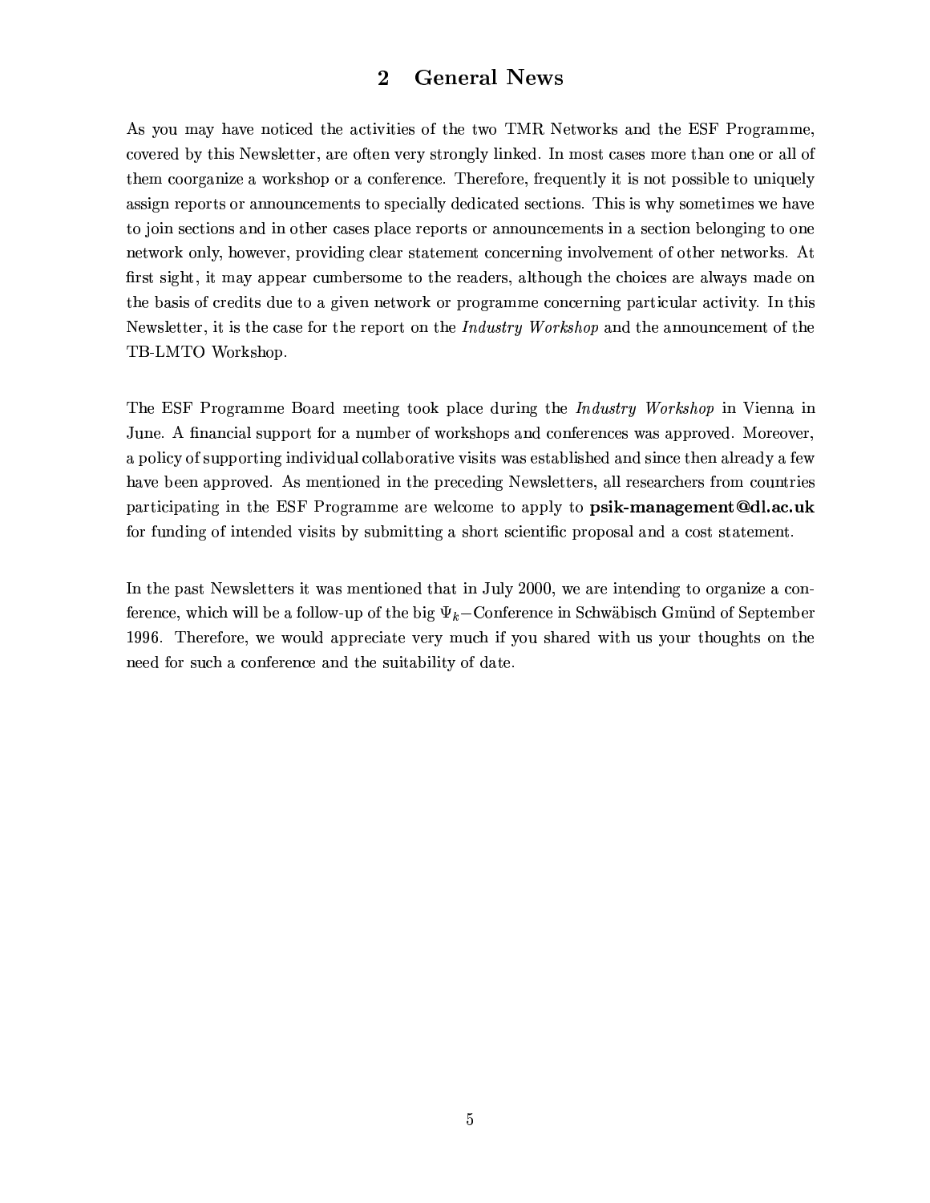# 2 General News

As you may have noticed the activities of the two TMR Networks and the ESF Programme, covered by this Newsletter, are often very strongly linked. In most cases more than one or all of them coorganize a workshop or a conference. Therefore, frequently it is not possible to uniquely assign reports or announcements to specially dedicated sections. This is why sometimes we have to join sections and in other cases place reports or announcements in a section belonging to one network only, however, providing clear statement concerning involvement of other networks. At first sight, it may appear cumbersome to the readers, although the choices are always made on the basis of credits due to a given network or programme concerning particular activity. In this Newsletter, it is the case for the report on the *Industry Workshop* and the announcement of the TB-LMTO Workshop.

The ESF Programme Board meeting took place during the *Industry Workshop* in Vienna in June. A financial support for a number of workshops and conferences was approved. Moreover, a policy of supporting individual collaborative visits was established and since then already a few have been approved. As mentioned in the preceding Newsletters, all researchers from countries participating in the ESF Programme are welcome to apply to **psik-management@dl.ac.uk** for funding of intended visits by submitting a short scientific proposal and a cost statement.

In the past Newsletters it was mentioned that in July 2000, we are intending to organize a conference, which will be a follow-up of the big $\Psi_k-$Conference in Schwäbisch Gmünd of September 1996. Therefore, we would appreciate very much if you shared with us your thoughts on the need for such a conference and the suitability of date.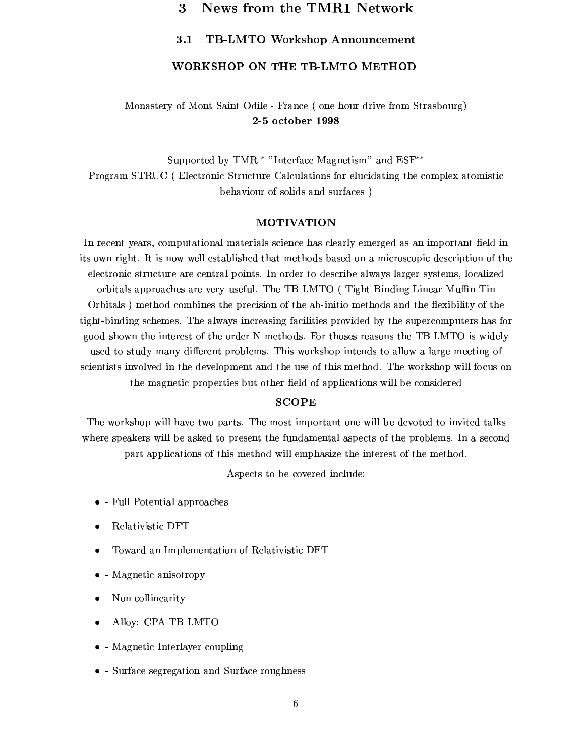# 3 News from the TMR1 Network

## 3.1 TB-LMTO Workshop Announcement

### WORKSHOP ON THE TB-LMTO METHOD

Monastery of Mont Saint Odile - France ( one hour drive from Strasbourg)
**2-5 october 1998**

Supported by TMR * "Interface Magnetism" and ESF**
Program STRUC ( Electronic Structure Calculations for elucidating the complex atomistic behaviour of solids and surfaces )

### MOTIVATION

In recent years, computational materials science has clearly emerged as an important field in its own right. It is now well established that methods based on a microscopic description of the electronic structure are central points. In order to describe always larger systems, localized orbitals approaches are very useful. The TB-LMTO ( Tight-Binding Linear Muffin-Tin Orbitals ) method combines the precision of the ab-initio methods and the flexibility of the tight-binding schemes. The always increasing facilities provided by the supercomputers has for good shown the interest of the order N methods. For thoses reasons the TB-LMTO is widely used to study many different problems. This workshop intends to allow a large meeting of scientists involved in the development and the use of this method. The workshop will focus on the magnetic properties but other field of applications will be considered

### SCOPE

The workshop will have two parts. The most important one will be devoted to invited talks where speakers will be asked to present the fundamental aspects of the problems. In a second part applications of this method will emphasize the interest of the method.

Aspects to be covered include:

- - Full Potential approaches
- - Relativistic DFT
- - Toward an Implementation of Relativistic DFT
- - Magnetic anisotropy
- - Non-collinearity
- - Alloy: CPA-TB-LMTO
- - Magnetic Interlayer coupling
- - Surface segregation and Surface roughness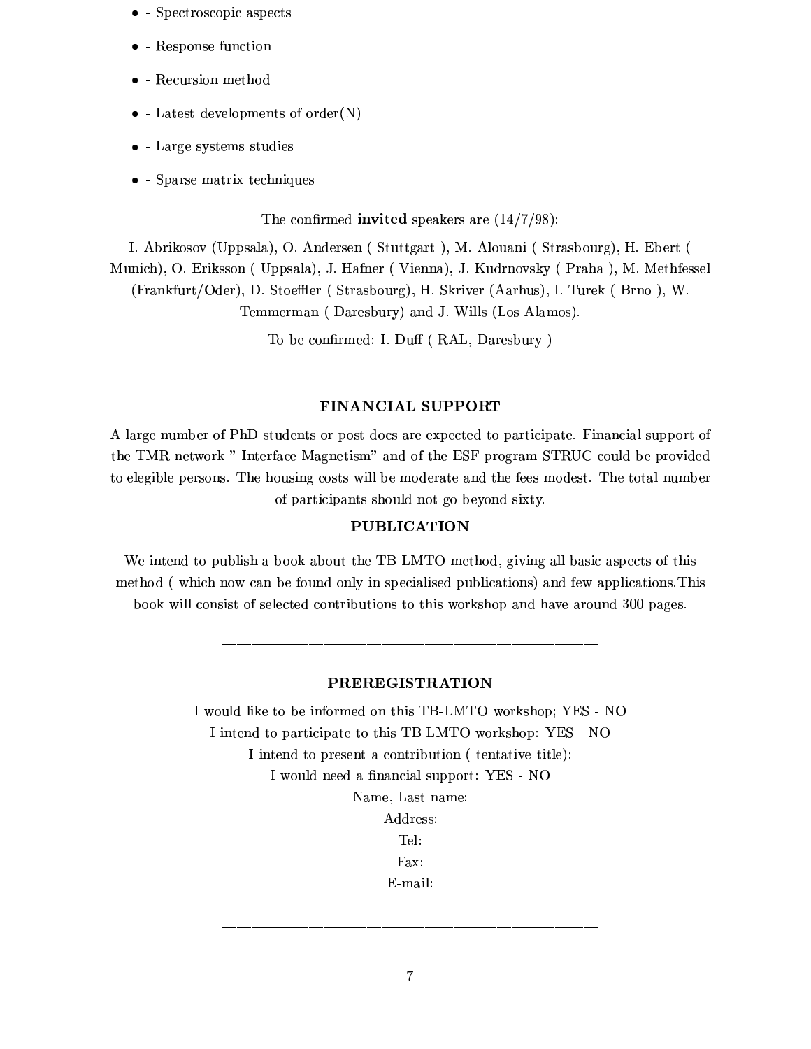- - Spectroscopic aspects
- - Response function
- - Recursion method
- - Latest developments of order(N)
- - Large systems studies
- - Sparse matrix techniques

The confirmed **invited** speakers are (14/7/98):

I. Abrikosov (Uppsala), O. Andersen ( Stuttgart ), M. Alouani ( Strasbourg), H. Ebert ( Munich), O. Eriksson ( Uppsala), J. Hafner ( Vienna), J. Kudrnovsky ( Praha ), M. Methfessel (Frankfurt/Oder), D. Stoeffler ( Strasbourg), H. Skriver (Aarhus), I. Turek ( Brno ), W. Temmerman ( Daresbury) and J. Wills (Los Alamos).

To be confirmed: I. Duff ( RAL, Daresbury )

### FINANCIAL SUPPORT

A large number of PhD students or post-docs are expected to participate. Financial support of the TMR network " Interface Magnetism" and of the ESF program STRUC could be provided to elegible persons. The housing costs will be moderate and the fees modest. The total number of participants should not go beyond sixty.

### PUBLICATION

We intend to publish a book about the TB-LMTO method, giving all basic aspects of this method ( which now can be found only in specialised publications) and few applications.This book will consist of selected contributions to this workshop and have around 300 pages.

---

### PREREGISTRATION

I would like to be informed on this TB-LMTO workshop; YES - NO

I intend to participate to this TB-LMTO workshop: YES - NO

I intend to present a contribution ( tentative title):

I would need a financial support: YES - NO

Name, Last name:

Address:

Tel:

Fax:

E-mail:

---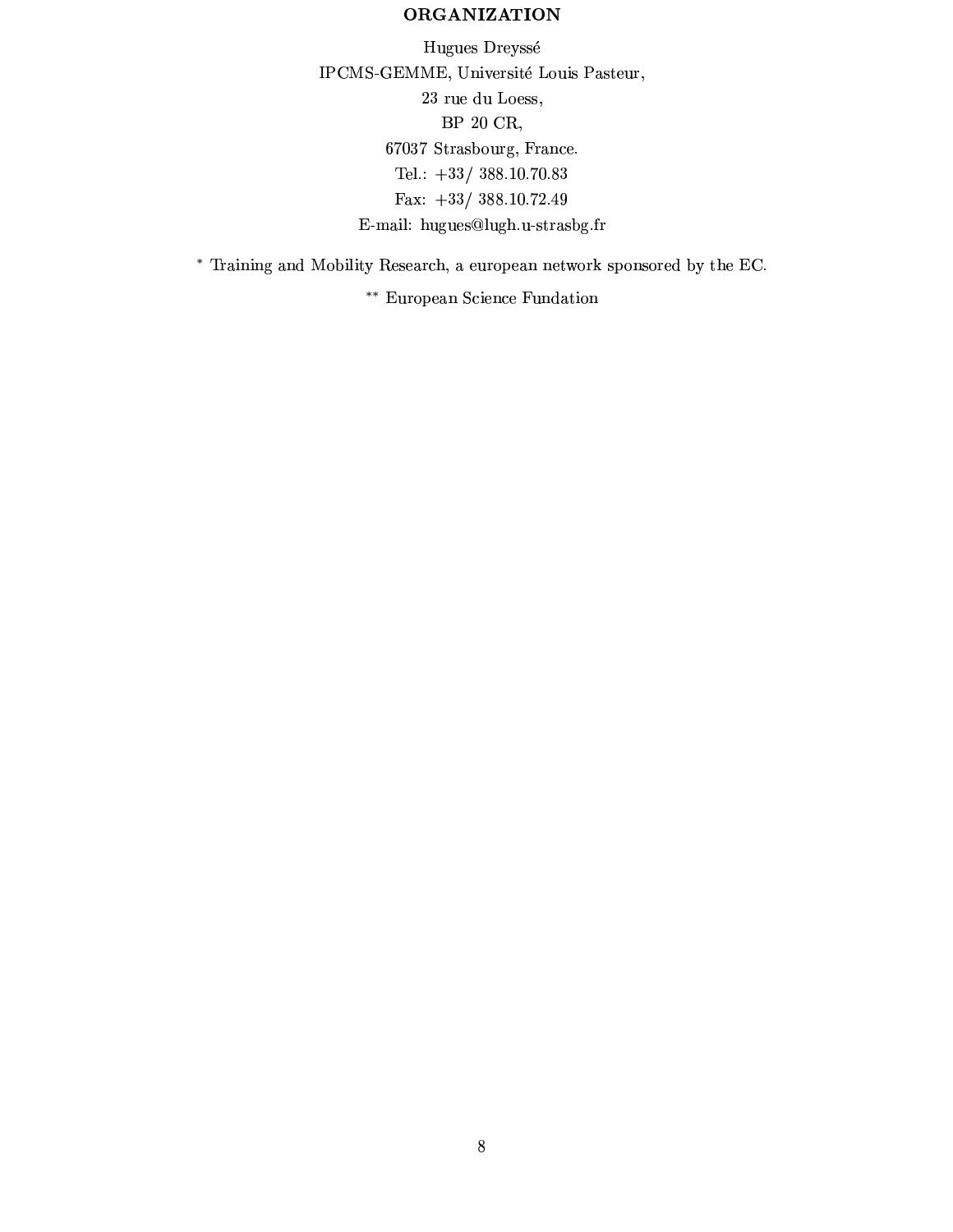**ORGANIZATION**

Hugues Dreyssé
IPCMS-GEMME, Université Louis Pasteur,
23 rue du Loess,
BP 20 CR,
67037 Strasbourg, France.
Tel.: +33/ 388.10.70.83
Fax: +33/ 388.10.72.49
E-mail: hugues@lugh.u-strasbg.fr

* Training and Mobility Research, a european network sponsored by the EC.

** European Science Fundation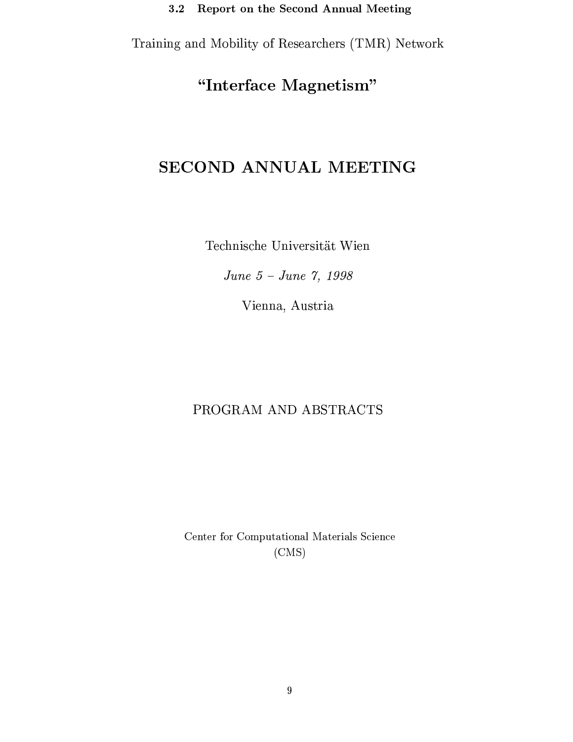### 3.2 Report on the Second Annual Meeting

Training and Mobility of Researchers (TMR) Network

## "Interface Magnetism"

# SECOND ANNUAL MEETING

Technische Universität Wien

*June 5 – June 7, 1998*

Vienna, Austria

PROGRAM AND ABSTRACTS

Center for Computational Materials Science
(CMS)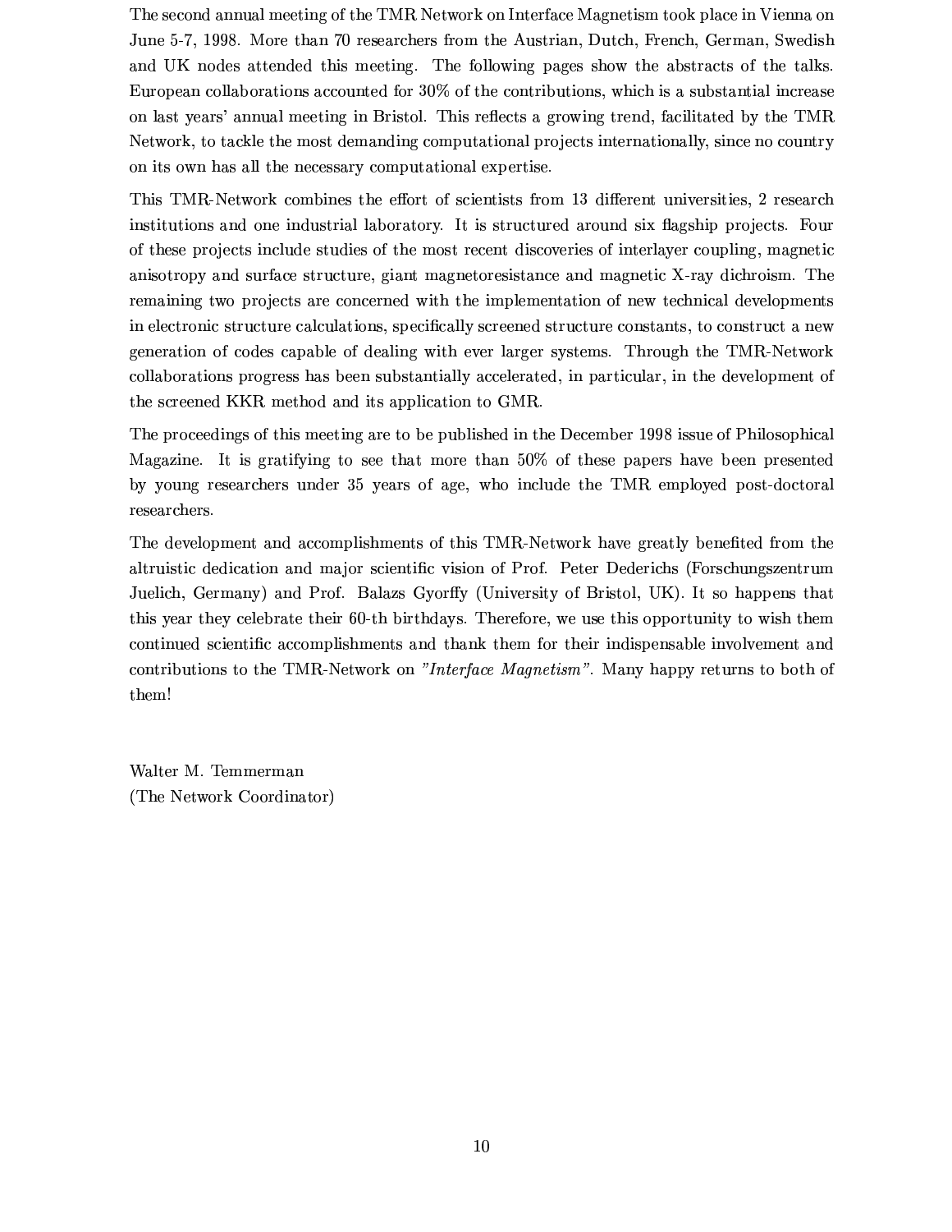The second annual meeting of the TMR Network on Interface Magnetism took place in Vienna on June 5-7, 1998. More than 70 researchers from the Austrian, Dutch, French, German, Swedish and UK nodes attended this meeting. The following pages show the abstracts of the talks. European collaborations accounted for 30% of the contributions, which is a substantial increase on last years' annual meeting in Bristol. This reflects a growing trend, facilitated by the TMR Network, to tackle the most demanding computational projects internationally, since no country on its own has all the necessary computational expertise.

This TMR-Network combines the effort of scientists from 13 different universities, 2 research institutions and one industrial laboratory. It is structured around six flagship projects. Four of these projects include studies of the most recent discoveries of interlayer coupling, magnetic anisotropy and surface structure, giant magnetoresistance and magnetic X-ray dichroism. The remaining two projects are concerned with the implementation of new technical developments in electronic structure calculations, specifically screened structure constants, to construct a new generation of codes capable of dealing with ever larger systems. Through the TMR-Network collaborations progress has been substantially accelerated, in particular, in the development of the screened KKR method and its application to GMR.

The proceedings of this meeting are to be published in the December 1998 issue of Philosophical Magazine. It is gratifying to see that more than 50% of these papers have been presented by young researchers under 35 years of age, who include the TMR employed post-doctoral researchers.

The development and accomplishments of this TMR-Network have greatly benefited from the altruistic dedication and major scientific vision of Prof. Peter Dederichs (Forschungszentrum Juelich, Germany) and Prof. Balazs Gyorffy (University of Bristol, UK). It so happens that this year they celebrate their 60-th birthdays. Therefore, we use this opportunity to wish them continued scientific accomplishments and thank them for their indispensable involvement and contributions to the TMR-Network on *"Interface Magnetism"*. Many happy returns to both of them!

Walter M. Temmerman
(The Network Coordinator)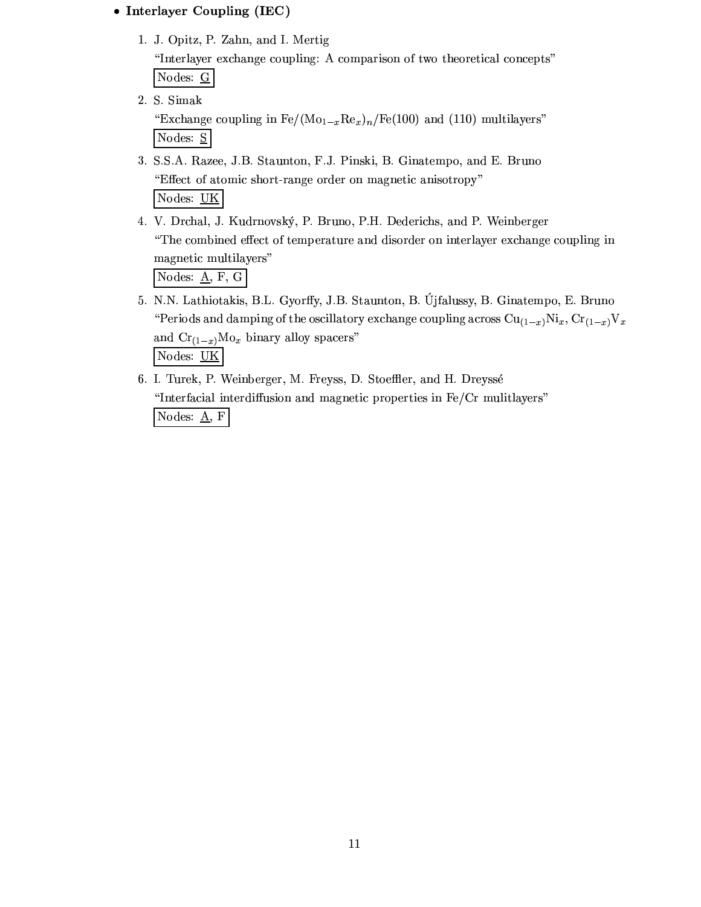- **Interlayer Coupling (IEC)**

1. J. Opitz, P. Zahn, and I. Mertig
   "Interlayer exchange coupling: A comparison of two theoretical concepts"
   Nodes: G

2. S. Simak
   "Exchange coupling in Fe/$(Mo_{1-x}Re_x)_n$/Fe(100) and (110) multilayers"
   Nodes: S

3. S.S.A. Razee, J.B. Staunton, F.J. Pinski, B. Ginatempo, and E. Bruno
   "Effect of atomic short-range order on magnetic anisotropy"
   Nodes: UK

4. V. Drchal, J. Kudrnovský, P. Bruno, P.H. Dederichs, and P. Weinberger
   "The combined effect of temperature and disorder on interlayer exchange coupling in magnetic multilayers"
   Nodes: A, F, G

5. N.N. Lathiotakis, B.L. Gyorffy, J.B. Staunton, B. Újfalussy, B. Ginatempo, E. Bruno
   "Periods and damping of the oscillatory exchange coupling across $Cu_{(1-x)}Ni_x$, $Cr_{(1-x)}V_x$ and $Cr_{(1-x)}Mo_x$ binary alloy spacers"
   Nodes: UK

6. I. Turek, P. Weinberger, M. Freyss, D. Stoeffler, and H. Dreyssé
   "Interfacial interdiffusion and magnetic properties in Fe/Cr mulitlayers"
   Nodes: A, F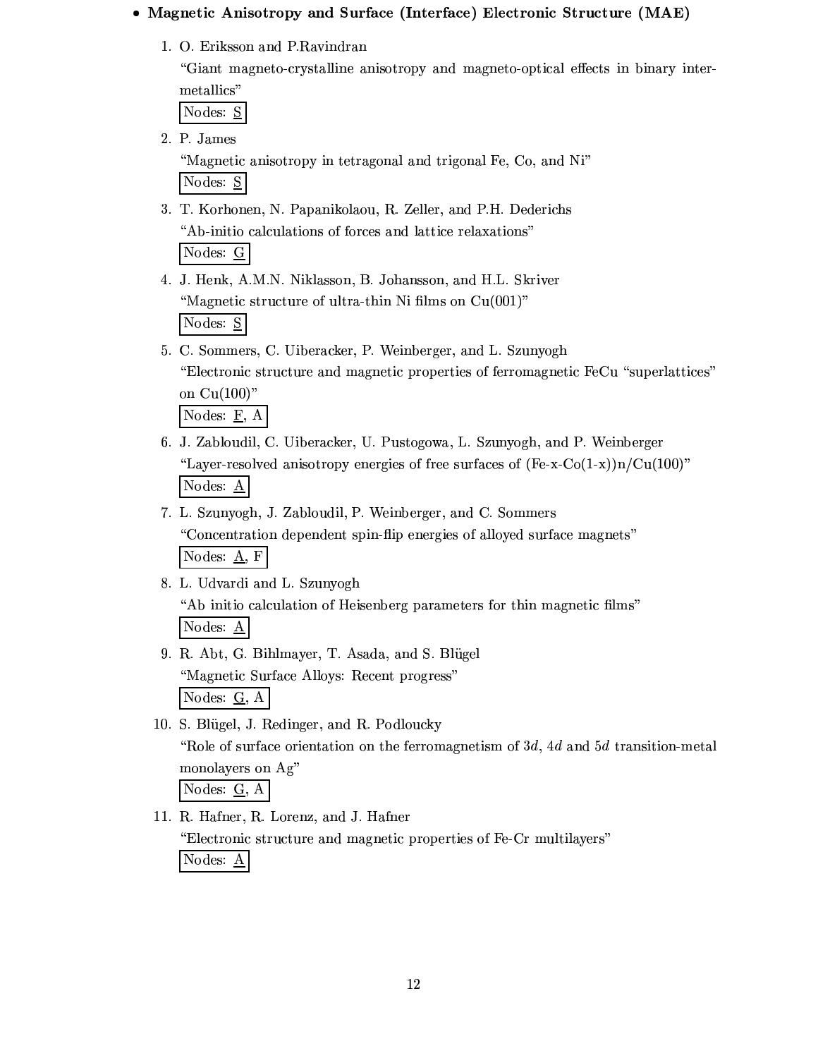- **Magnetic Anisotropy and Surface (Interface) Electronic Structure (MAE)**

  1. O. Eriksson and P.Ravindran
     "Giant magneto-crystalline anisotropy and magneto-optical effects in binary intermetallics"
     Nodes: S

  2. P. James
     "Magnetic anisotropy in tetragonal and trigonal Fe, Co, and Ni"
     Nodes: S

  3. T. Korhonen, N. Papanikolaou, R. Zeller, and P.H. Dederichs
     "Ab-initio calculations of forces and lattice relaxations"
     Nodes: G

  4. J. Henk, A.M.N. Niklasson, B. Johansson, and H.L. Skriver
     "Magnetic structure of ultra-thin Ni films on Cu(001)"
     Nodes: S

  5. C. Sommers, C. Uiberacker, P. Weinberger, and L. Szunyogh
     "Electronic structure and magnetic properties of ferromagnetic FeCu "superlattices" on Cu(100)"
     Nodes: F, A

  6. J. Zabloudil, C. Uiberacker, U. Pustogowa, L. Szunyogh, and P. Weinberger
     "Layer-resolved anisotropy energies of free surfaces of (Fe-x-Co(1-x))n/Cu(100)"
     Nodes: A

  7. L. Szunyogh, J. Zabloudil, P. Weinberger, and C. Sommers
     "Concentration dependent spin-flip energies of alloyed surface magnets"
     Nodes: A, F

  8. L. Udvardi and L. Szunyogh
     "Ab initio calculation of Heisenberg parameters for thin magnetic films"
     Nodes: A

  9. R. Abt, G. Bihlmayer, T. Asada, and S. Blügel
     "Magnetic Surface Alloys: Recent progress"
     Nodes: G, A

  10. S. Blügel, J. Redinger, and R. Podloucky
      "Role of surface orientation on the ferromagnetism of $3d$, $4d$ and $5d$ transition-metal monolayers on Ag"
      Nodes: G, A

  11. R. Hafner, R. Lorenz, and J. Hafner
      "Electronic structure and magnetic properties of Fe-Cr multilayers"
      Nodes: A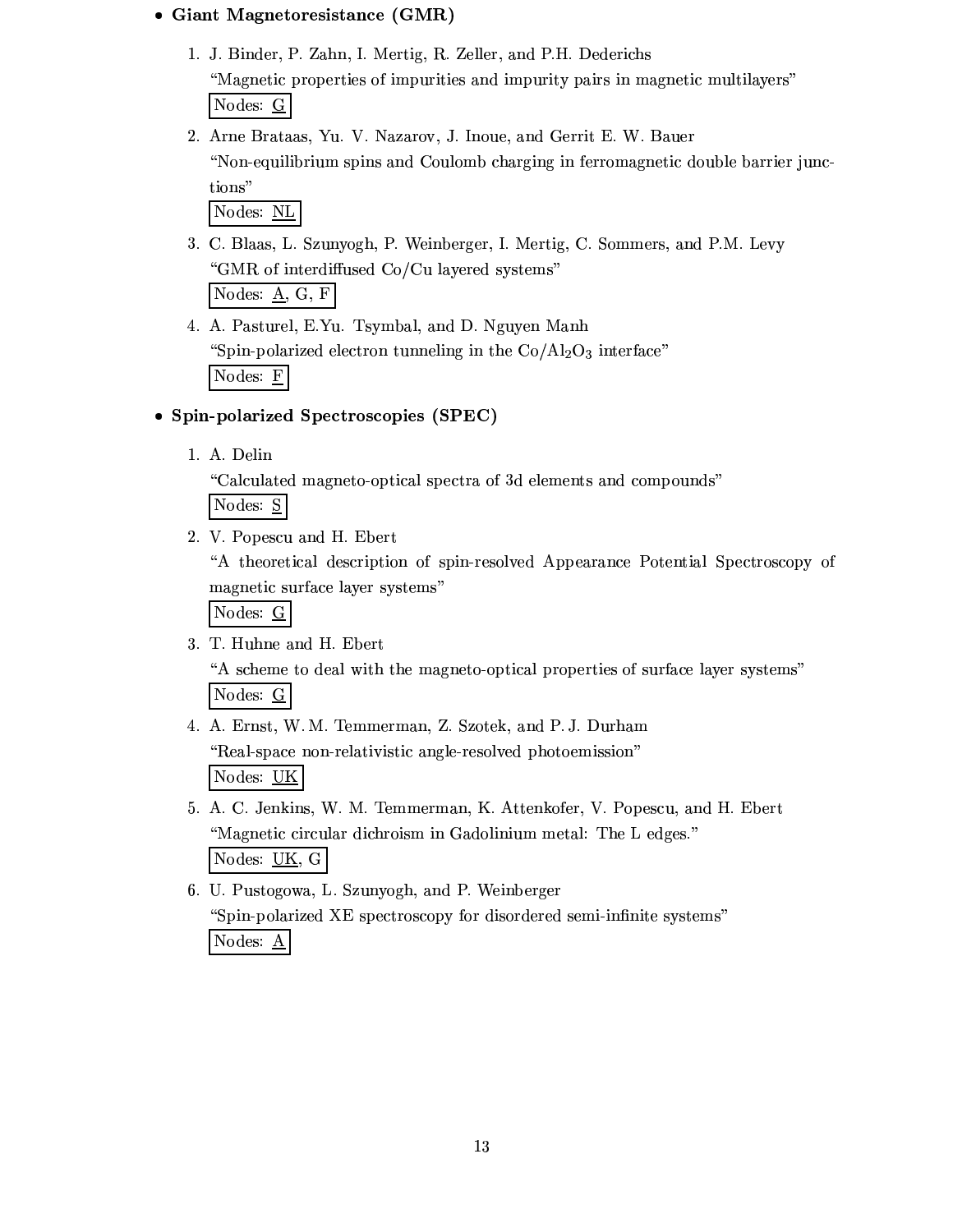- **Giant Magnetoresistance (GMR)**

  1. J. Binder, P. Zahn, I. Mertig, R. Zeller, and P.H. Dederichs
     "Magnetic properties of impurities and impurity pairs in magnetic multilayers"
     Nodes: G
  2. Arne Brataas, Yu. V. Nazarov, J. Inoue, and Gerrit E. W. Bauer
     "Non-equilibrium spins and Coulomb charging in ferromagnetic double barrier junctions"
     Nodes: NL
  3. C. Blaas, L. Szunyogh, P. Weinberger, I. Mertig, C. Sommers, and P.M. Levy
     "GMR of interdiffused Co/Cu layered systems"
     Nodes: A, G, F
  4. A. Pasturel, E.Yu. Tsymbal, and D. Nguyen Manh
     "Spin-polarized electron tunneling in the Co/$Al_2O_3$ interface"
     Nodes: F

- **Spin-polarized Spectroscopies (SPEC)**

  1. A. Delin
     "Calculated magneto-optical spectra of 3d elements and compounds"
     Nodes: S
  2. V. Popescu and H. Ebert
     "A theoretical description of spin-resolved Appearance Potential Spectroscopy of magnetic surface layer systems"
     Nodes: G
  3. T. Huhne and H. Ebert
     "A scheme to deal with the magneto-optical properties of surface layer systems"
     Nodes: G
  4. A. Ernst, W. M. Temmerman, Z. Szotek, and P. J. Durham
     "Real-space non-relativistic angle-resolved photoemission"
     Nodes: UK
  5. A. C. Jenkins, W. M. Temmerman, K. Attenkofer, V. Popescu, and H. Ebert
     "Magnetic circular dichroism in Gadolinium metal: The L edges."
     Nodes: UK, G
  6. U. Pustogowa, L. Szunyogh, and P. Weinberger
     "Spin-polarized XE spectroscopy for disordered semi-infinite systems"
     Nodes: A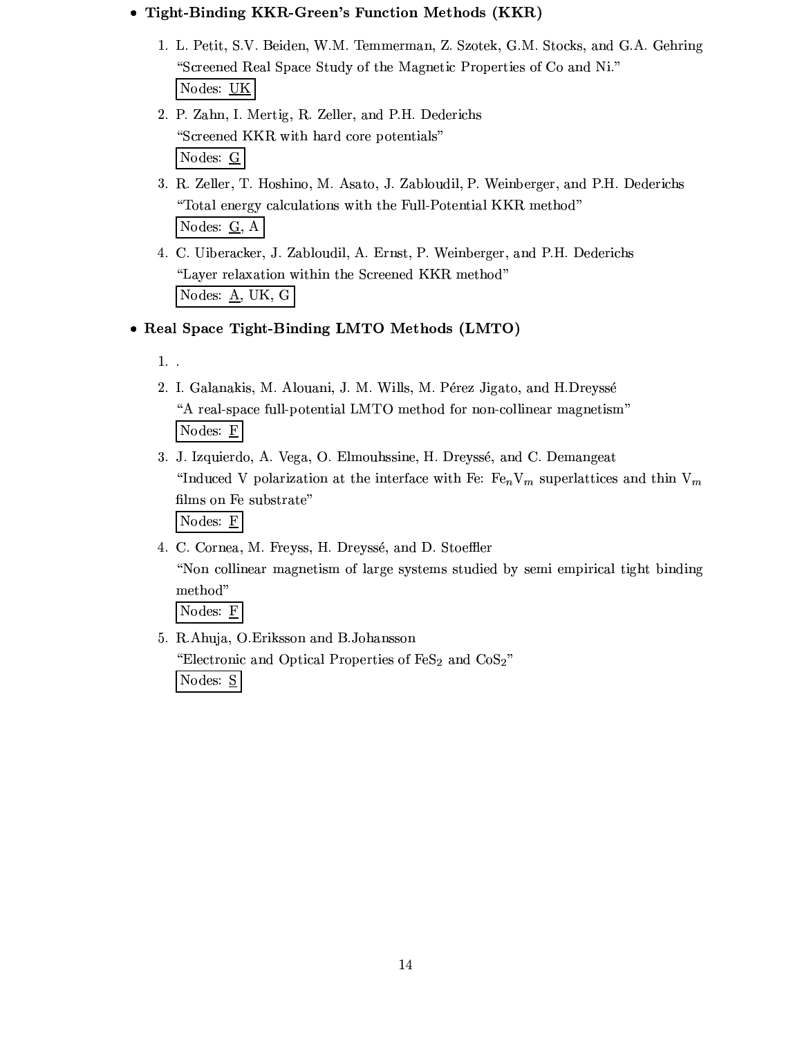- **Tight-Binding KKR-Green's Function Methods (KKR)**

  1. L. Petit, S.V. Beiden, W.M. Temmerman, Z. Szotek, G.M. Stocks, and G.A. Gehring
     "Screened Real Space Study of the Magnetic Properties of Co and Ni."
     Nodes: <u>UK</u>
  2. P. Zahn, I. Mertig, R. Zeller, and P.H. Dederichs
     "Screened KKR with hard core potentials"
     Nodes: <u>G</u>
  3. R. Zeller, T. Hoshino, M. Asato, J. Zabloudil, P. Weinberger, and P.H. Dederichs
     "Total energy calculations with the Full-Potential KKR method"
     Nodes: <u>G</u>, A
  4. C. Uiberacker, J. Zabloudil, A. Ernst, P. Weinberger, and P.H. Dederichs
     "Layer relaxation within the Screened KKR method"
     Nodes: <u>A</u>, UK, G

- **Real Space Tight-Binding LMTO Methods (LMTO)**

  1. .
  2. I. Galanakis, M. Alouani, J. M. Wills, M. Pérez Jigato, and H.Dreyssé
     "A real-space full-potential LMTO method for non-collinear magnetism"
     Nodes: <u>F</u>
  3. J. Izquierdo, A. Vega, O. Elmouhssine, H. Dreyssé, and C. Demangeat
     "Induced V polarization at the interface with Fe: $Fe_nV_m$ superlattices and thin $V_m$ films on Fe substrate"
     Nodes: <u>F</u>
  4. C. Cornea, M. Freyss, H. Dreyssé, and D. Stoeffler
     "Non collinear magnetism of large systems studied by semi empirical tight binding method"
     Nodes: <u>F</u>
  5. R.Ahuja, O.Eriksson and B.Johansson
     "Electronic and Optical Properties of $FeS_2$ and $CoS_2$"
     Nodes: <u>S</u>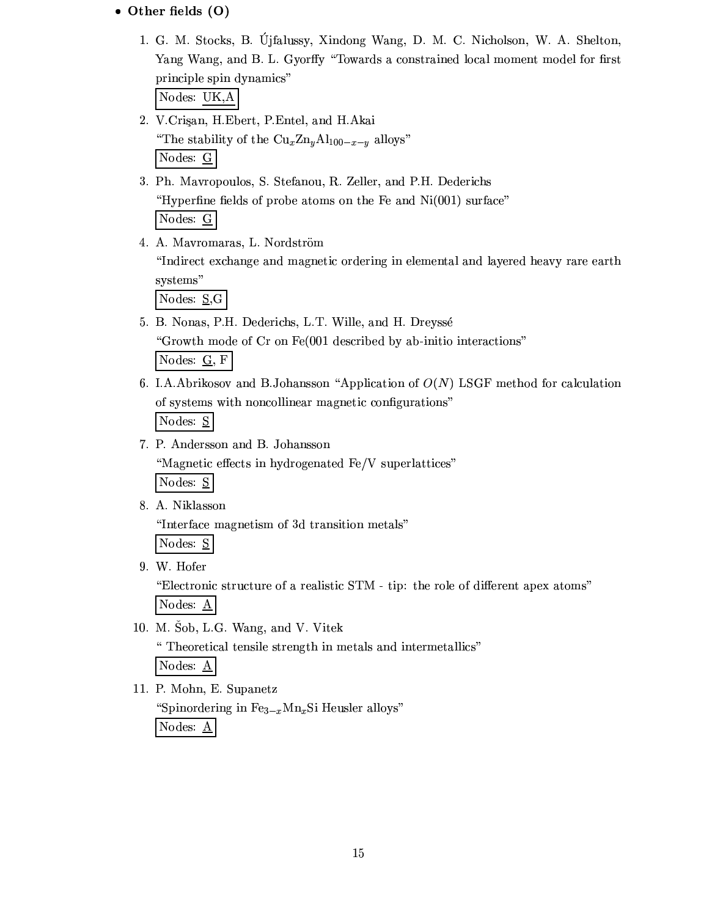- **Other fields (O)**

1. G. M. Stocks, B. Újfalussy, Xindong Wang, D. M. C. Nicholson, W. A. Shelton, Yang Wang, and B. L. Gyorffy "Towards a constrained local moment model for first principle spin dynamics"
   Nodes: UK,A

2. V.Crişan, H.Ebert, P.Entel, and H.Akai
   "The stability of the $Cu_xZn_yAl_{100-x-y}$ alloys"
   Nodes: G

3. Ph. Mavropoulos, S. Stefanou, R. Zeller, and P.H. Dederichs
   "Hyperfine fields of probe atoms on the Fe and Ni(001) surface"
   Nodes: G

4. A. Mavromaras, L. Nordström
   "Indirect exchange and magnetic ordering in elemental and layered heavy rare earth systems"
   Nodes: S,G

5. B. Nonas, P.H. Dederichs, L.T. Wille, and H. Dreyssé
   "Growth mode of Cr on Fe(001 described by ab-initio interactions"
   Nodes: G, F

6. I.A.Abrikosov and B.Johansson "Application of $O(N)$ LSGF method for calculation of systems with noncollinear magnetic configurations"
   Nodes: S

7. P. Andersson and B. Johansson
   "Magnetic effects in hydrogenated Fe/V superlattices"
   Nodes: S

8. A. Niklasson
   "Interface magnetism of 3d transition metals"
   Nodes: S

9. W. Hofer
   "Electronic structure of a realistic STM - tip: the role of different apex atoms"
   Nodes: A

10. M. Šob, L.G. Wang, and V. Vitek
    " Theoretical tensile strength in metals and intermetallics"
    Nodes: A

11. P. Mohn, E. Supanetz
    "Spinordering in $Fe_{3-x}Mn_xSi$ Heusler alloys"
    Nodes: A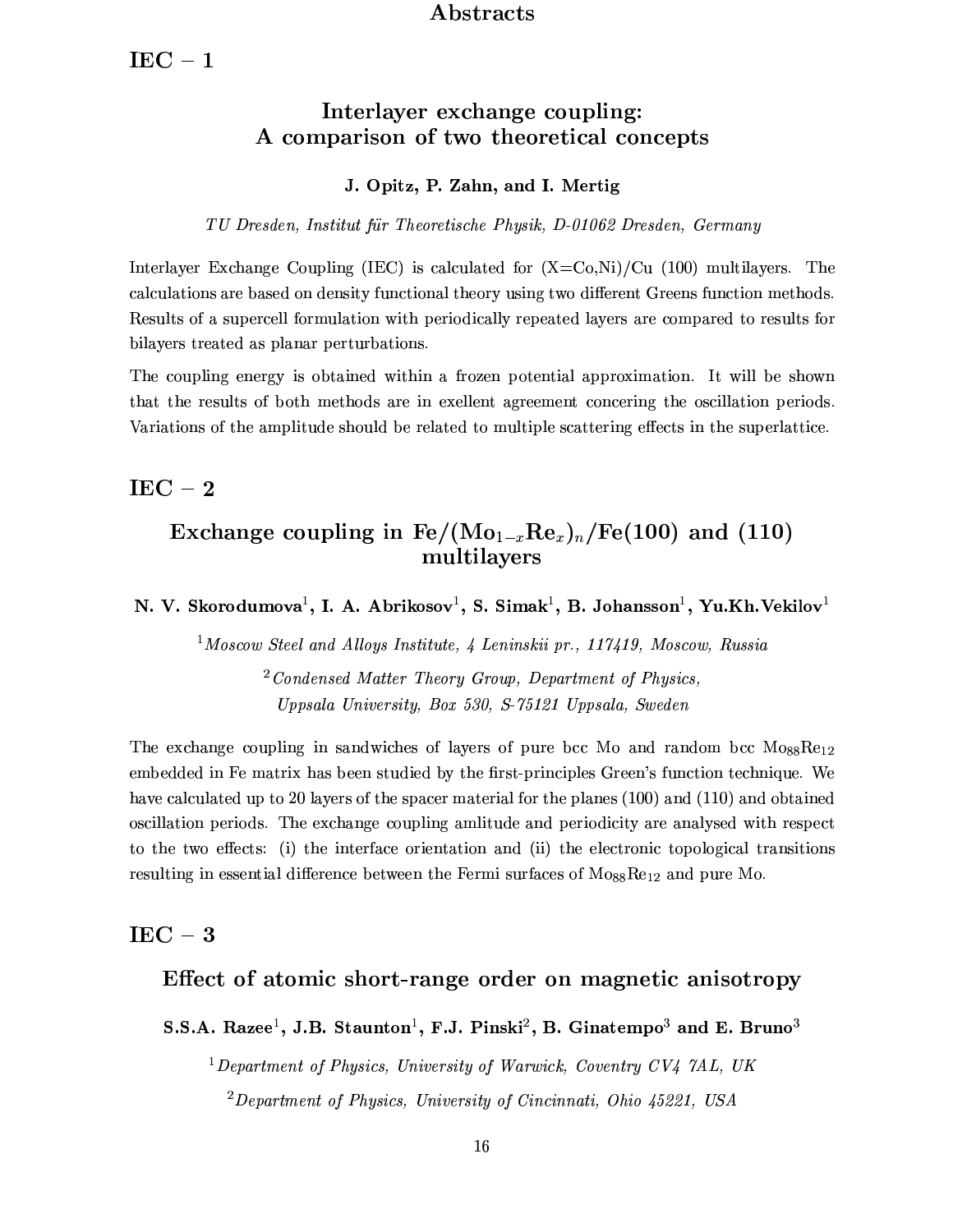# Abstracts

## IEC – 1

### Interlayer exchange coupling: A comparison of two theoretical concepts

**J. Opitz, P. Zahn, and I. Mertig**

*TU Dresden, Institut für Theoretische Physik, D-01062 Dresden, Germany*

Interlayer Exchange Coupling (IEC) is calculated for (X=Co,Ni)/Cu (100) multilayers. The calculations are based on density functional theory using two different Greens function methods. Results of a supercell formulation with periodically repeated layers are compared to results for bilayers treated as planar perturbations.

The coupling energy is obtained within a frozen potential approximation. It will be shown that the results of both methods are in exellent agreement concering the oscillation periods. Variations of the amplitude should be related to multiple scattering effects in the superlattice.

## IEC – 2

### Exchange coupling in Fe/($Mo_{1-x}Re_x$)$_n$/Fe(100) and (110) multilayers

**N. V. Skorodumova[1], I. A. Abrikosov[1], S. Simak[1], B. Johansson[1], Yu.Kh.Vekilov[1]**

[1]*Moscow Steel and Alloys Institute, 4 Leninskii pr., 117419, Moscow, Russia*

[2]*Condensed Matter Theory Group, Department of Physics, Uppsala University, Box 530, S-75121 Uppsala, Sweden*

The exchange coupling in sandwiches of layers of pure bcc Mo and random bcc $Mo_{88}Re_{12}$ embedded in Fe matrix has been studied by the first-principles Green's function technique. We have calculated up to 20 layers of the spacer material for the planes (100) and (110) and obtained oscillation periods. The exchange coupling amlitude and periodicity are analysed with respect to the two effects: (i) the interface orientation and (ii) the electronic topological transitions resulting in essential difference between the Fermi surfaces of $Mo_{88}Re_{12}$ and pure Mo.

## IEC – 3

### Effect of atomic short-range order on magnetic anisotropy

**S.S.A. Razee[1], J.B. Staunton[1], F.J. Pinski[2], B. Ginatempo[3] and E. Bruno[3]**

[1]*Department of Physics, University of Warwick, Coventry CV4 7AL, UK*

[2]*Department of Physics, University of Cincinnati, Ohio 45221, USA*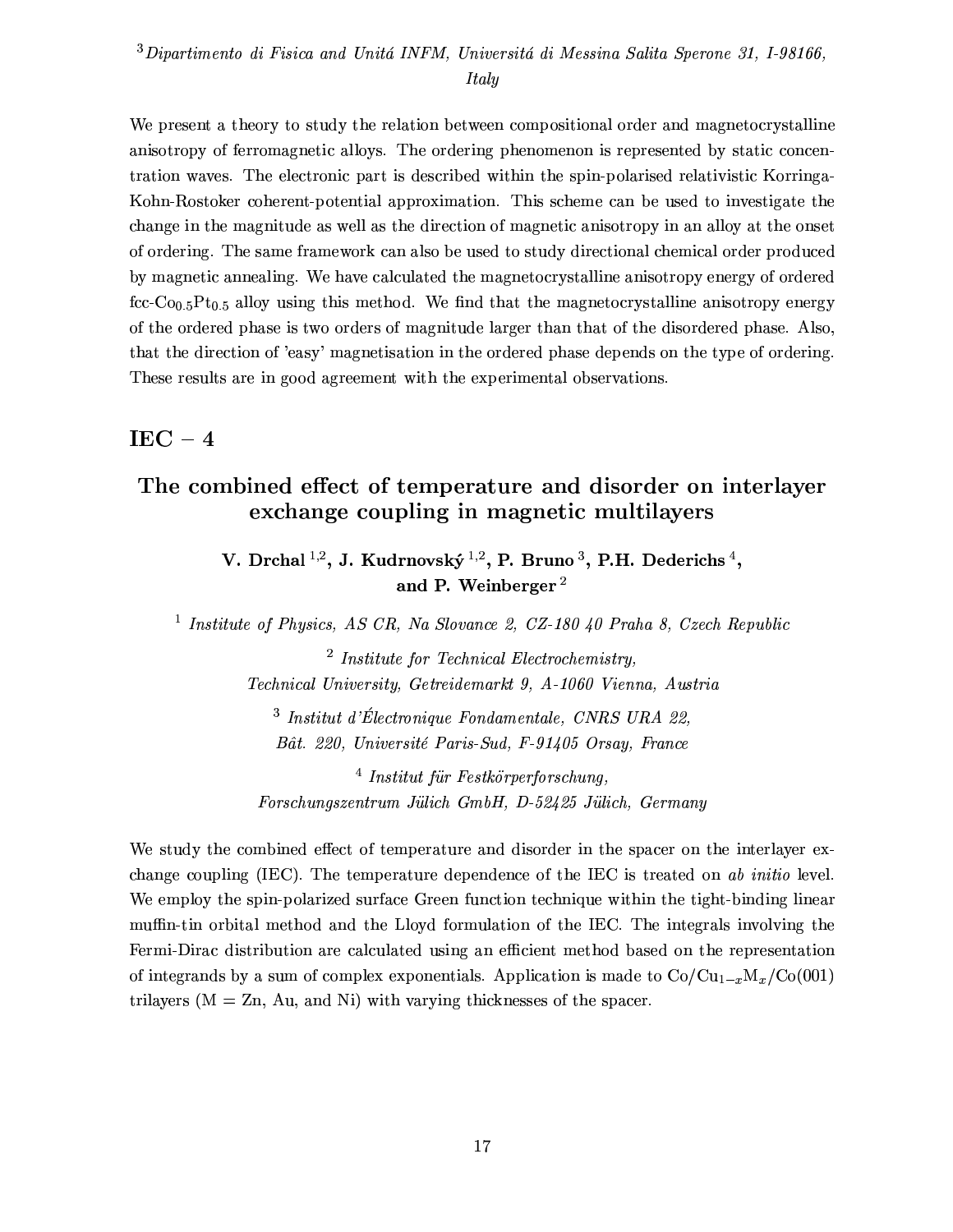[3] *Dipartimento di Fisica and Unitá INFM, Universitá di Messina Salita Sperone 31, I-98166, Italy*

We present a theory to study the relation between compositional order and magnetocrystalline anisotropy of ferromagnetic alloys. The ordering phenomenon is represented by static concentration waves. The electronic part is described within the spin-polarised relativistic Korringa-Kohn-Rostoker coherent-potential approximation. This scheme can be used to investigate the change in the magnitude as well as the direction of magnetic anisotropy in an alloy at the onset of ordering. The same framework can also be used to study directional chemical order produced by magnetic annealing. We have calculated the magnetocrystalline anisotropy energy of ordered fcc-$Co_{0.5}Pt_{0.5}$ alloy using this method. We find that the magnetocrystalline anisotropy energy of the ordered phase is two orders of magnitude larger than that of the disordered phase. Also, that the direction of 'easy' magnetisation in the ordered phase depends on the type of ordering. These results are in good agreement with the experimental observations.

## IEC – 4

### The combined effect of temperature and disorder on interlayer exchange coupling in magnetic multilayers

**V. Drchal [1,2], J. Kudrnovský [1,2], P. Bruno [3], P.H. Dederichs [4], and P. Weinberger [2]**

[1] *Institute of Physics, AS CR, Na Slovance 2, CZ-180 40 Praha 8, Czech Republic*

[2] *Institute for Technical Electrochemistry, Technical University, Getreidemarkt 9, A-1060 Vienna, Austria*

[3] *Institut d'Électronique Fondamentale, CNRS URA 22, Bât. 220, Université Paris-Sud, F-91405 Orsay, France*

[4] *Institut für Festkörperforschung, Forschungszentrum Jülich GmbH, D-52425 Jülich, Germany*

We study the combined effect of temperature and disorder in the spacer on the interlayer exchange coupling (IEC). The temperature dependence of the IEC is treated on *ab initio* level. We employ the spin-polarized surface Green function technique within the tight-binding linear muffin-tin orbital method and the Lloyd formulation of the IEC. The integrals involving the Fermi-Dirac distribution are calculated using an efficient method based on the representation of integrands by a sum of complex exponentials. Application is made to $Co/Cu_{1-x}M_x/Co(001)$ trilayers (M = Zn, Au, and Ni) with varying thicknesses of the spacer.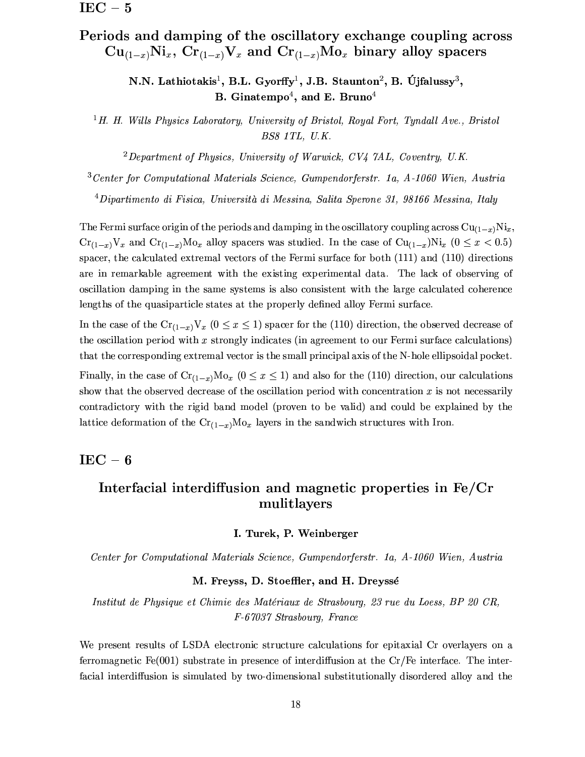## IEC – 5

# Periods and damping of the oscillatory exchange coupling across $Cu_{(1-x)}Ni_x$, $Cr_{(1-x)}V_x$ and $Cr_{(1-x)}Mo_x$ binary alloy spacers

**N.N. Lathiotakis[1], B.L. Gyorffy[1], J.B. Staunton[2], B. Újfalussy[3], B. Ginatempo[4], and E. Bruno[4]**

[1] *H. H. Wills Physics Laboratory, University of Bristol, Royal Fort, Tyndall Ave., Bristol BS8 1TL, U.K.*

[2] *Department of Physics, University of Warwick, CV4 7AL, Coventry, U.K.*

[3] *Center for Computational Materials Science, Gumpendorferstr. 1a, A-1060 Wien, Austria*

[4] *Dipartimento di Fisica, Università di Messina, Salita Sperone 31, 98166 Messina, Italy*

The Fermi surface origin of the periods and damping in the oscillatory coupling across $Cu_{(1-x)}Ni_x$, $Cr_{(1-x)}V_x$ and $Cr_{(1-x)}Mo_x$ alloy spacers was studied. In the case of $Cu_{(1-x)}Ni_x$ ($0 \leq x < 0.5$) spacer, the calculated extremal vectors of the Fermi surface for both (111) and (110) directions are in remarkable agreement with the existing experimental data. The lack of observing of oscillation damping in the same systems is also consistent with the large calculated coherence lengths of the quasiparticle states at the properly defined alloy Fermi surface.

In the case of the $Cr_{(1-x)}V_x$ ($0 \leq x \leq 1$) spacer for the (110) direction, the observed decrease of the oscillation period with $x$ strongly indicates (in agreement to our Fermi surface calculations) that the corresponding extremal vector is the small principal axis of the N-hole ellipsoidal pocket.

Finally, in the case of $Cr_{(1-x)}Mo_x$ ($0 \leq x \leq 1$) and also for the (110) direction, our calculations show that the observed decrease of the oscillation period with concentration $x$ is not necessarily contradictory with the rigid band model (proven to be valid) and could be explained by the lattice deformation of the $Cr_{(1-x)}Mo_x$ layers in the sandwich structures with Iron.

## IEC – 6

# Interfacial interdiffusion and magnetic properties in Fe/Cr mulitlayers

**I. Turek, P. Weinberger**

*Center for Computational Materials Science, Gumpendorferstr. 1a, A-1060 Wien, Austria*

**M. Freyss, D. Stoeffler, and H. Dreyssé**

*Institut de Physique et Chimie des Matériaux de Strasbourg, 23 rue du Loess, BP 20 CR, F-67037 Strasbourg, France*

We present results of LSDA electronic structure calculations for epitaxial Cr overlayers on a ferromagnetic Fe(001) substrate in presence of interdiffusion at the Cr/Fe interface. The interfacial interdiffusion is simulated by two-dimensional substitutionally disordered alloy and the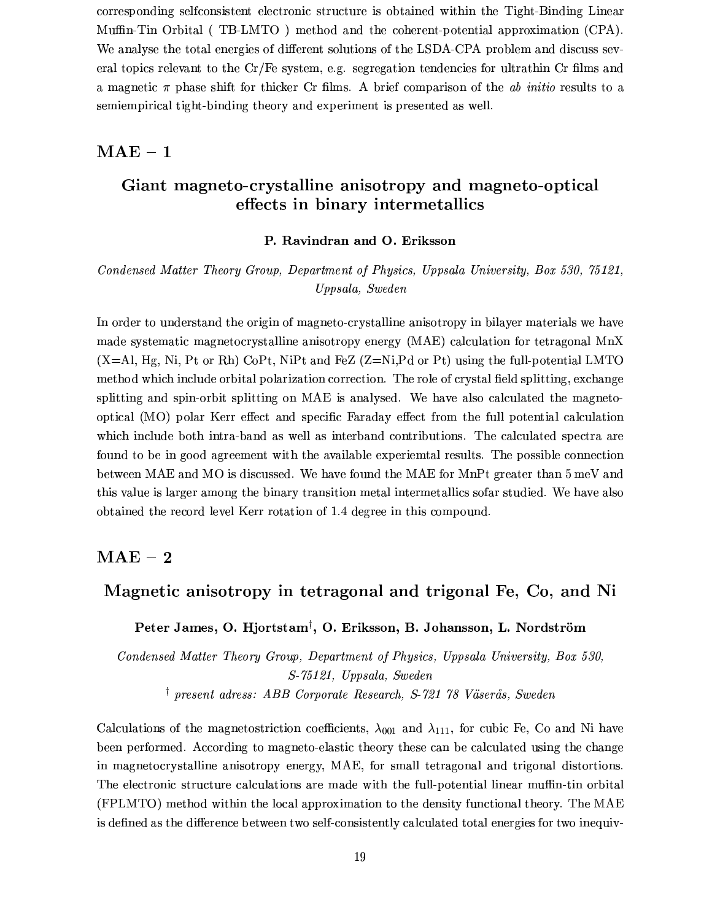corresponding selfconsistent electronic structure is obtained within the Tight-Binding Linear Muffin-Tin Orbital ( TB-LMTO ) method and the coherent-potential approximation (CPA). We analyse the total energies of different solutions of the LSDA-CPA problem and discuss several topics relevant to the Cr/Fe system, e.g. segregation tendencies for ultrathin Cr films and a magnetic $\pi$ phase shift for thicker Cr films. A brief comparison of the *ab initio* results to a semiempirical tight-binding theory and experiment is presented as well.

## MAE – 1

### Giant magneto-crystalline anisotropy and magneto-optical effects in binary intermetallics

**P. Ravindran and O. Eriksson**

*Condensed Matter Theory Group, Department of Physics, Uppsala University, Box 530, 75121, Uppsala, Sweden*

In order to understand the origin of magneto-crystalline anisotropy in bilayer materials we have made systematic magnetocrystalline anisotropy energy (MAE) calculation for tetragonal MnX (X=Al, Hg, Ni, Pt or Rh) CoPt, NiPt and FeZ (Z=Ni,Pd or Pt) using the full-potential LMTO method which include orbital polarization correction. The role of crystal field splitting, exchange splitting and spin-orbit splitting on MAE is analysed. We have also calculated the magneto-optical (MO) polar Kerr effect and specific Faraday effect from the full potential calculation which include both intra-band as well as interband contributions. The calculated spectra are found to be in good agreement with the available experiemtal results. The possible connection between MAE and MO is discussed. We have found the MAE for MnPt greater than 5 meV and this value is larger among the binary transition metal intermetallics sofar studied. We have also obtained the record level Kerr rotation of 1.4 degree in this compound.

## MAE – 2

### Magnetic anisotropy in tetragonal and trigonal Fe, Co, and Ni

**Peter James, O. Hjortstam[†], O. Eriksson, B. Johansson, L. Nordström**

*Condensed Matter Theory Group, Department of Physics, Uppsala University, Box 530, S-75121, Uppsala, Sweden*

*[†] present adress: ABB Corporate Research, S-721 78 Väserås, Sweden*

Calculations of the magnetostriction coefficients, $\lambda_{001}$ and $\lambda_{111}$, for cubic Fe, Co and Ni have been performed. According to magneto-elastic theory these can be calculated using the change in magnetocrystalline anisotropy energy, MAE, for small tetragonal and trigonal distortions. The electronic structure calculations are made with the full-potential linear muffin-tin orbital (FPLMTO) method within the local approximation to the density functional theory. The MAE is defined as the difference between two self-consistently calculated total energies for two inequiv-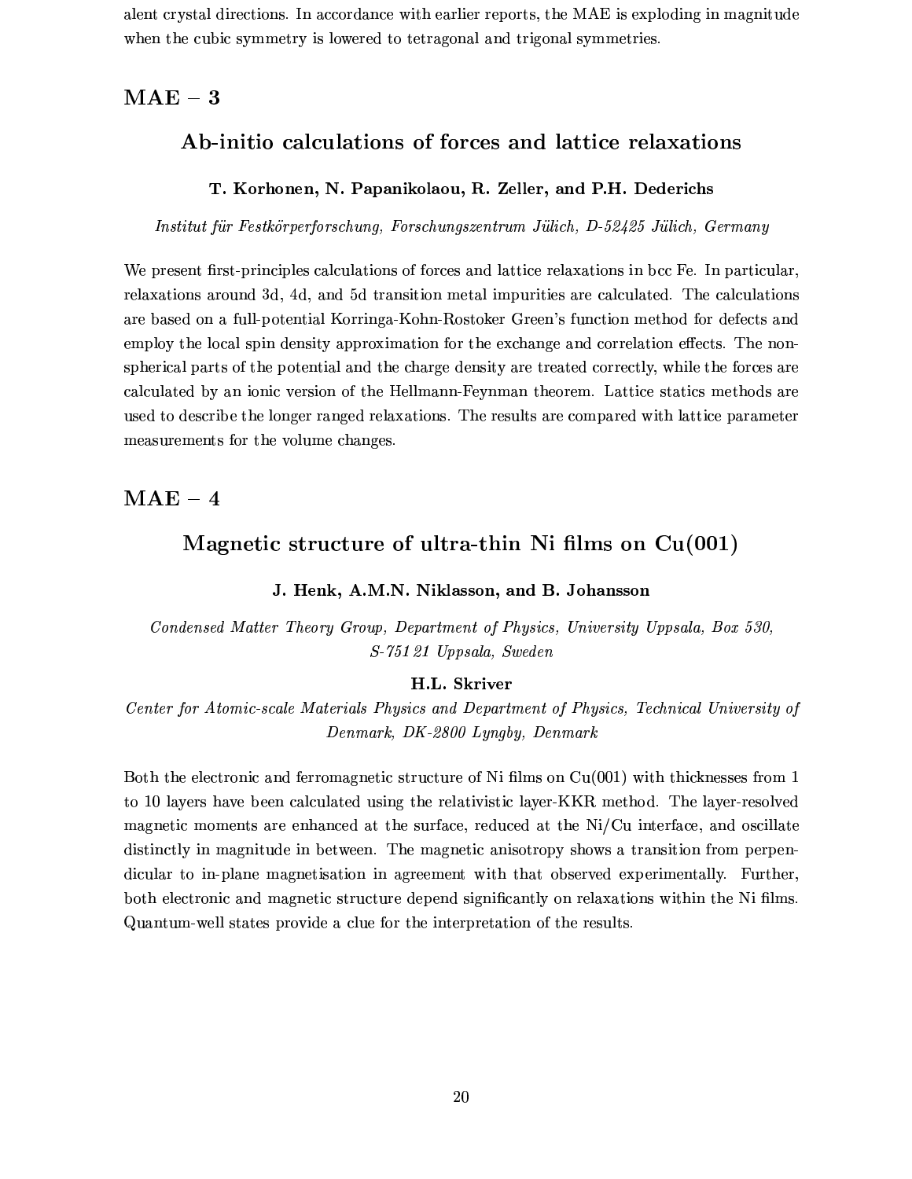alent crystal directions. In accordance with earlier reports, the MAE is exploding in magnitude when the cubic symmetry is lowered to tetragonal and trigonal symmetries.

## MAE – 3

### Ab-initio calculations of forces and lattice relaxations

**T. Korhonen, N. Papanikolaou, R. Zeller, and P.H. Dederichs**

*Institut für Festkörperforschung, Forschungszentrum Jülich, D-52425 Jülich, Germany*

We present first-principles calculations of forces and lattice relaxations in bcc Fe. In particular, relaxations around 3d, 4d, and 5d transition metal impurities are calculated. The calculations are based on a full-potential Korringa-Kohn-Rostoker Green's function method for defects and employ the local spin density approximation for the exchange and correlation effects. The non-spherical parts of the potential and the charge density are treated correctly, while the forces are calculated by an ionic version of the Hellmann-Feynman theorem. Lattice statics methods are used to describe the longer ranged relaxations. The results are compared with lattice parameter measurements for the volume changes.

## MAE – 4

### Magnetic structure of ultra-thin Ni films on Cu(001)

**J. Henk, A.M.N. Niklasson, and B. Johansson**

*Condensed Matter Theory Group, Department of Physics, University Uppsala, Box 530, S-751 21 Uppsala, Sweden*

**H.L. Skriver**

*Center for Atomic-scale Materials Physics and Department of Physics, Technical University of Denmark, DK-2800 Lyngby, Denmark*

Both the electronic and ferromagnetic structure of Ni films on Cu(001) with thicknesses from 1 to 10 layers have been calculated using the relativistic layer-KKR method. The layer-resolved magnetic moments are enhanced at the surface, reduced at the Ni/Cu interface, and oscillate distinctly in magnitude in between. The magnetic anisotropy shows a transition from perpendicular to in-plane magnetisation in agreement with that observed experimentally. Further, both electronic and magnetic structure depend significantly on relaxations within the Ni films. Quantum-well states provide a clue for the interpretation of the results.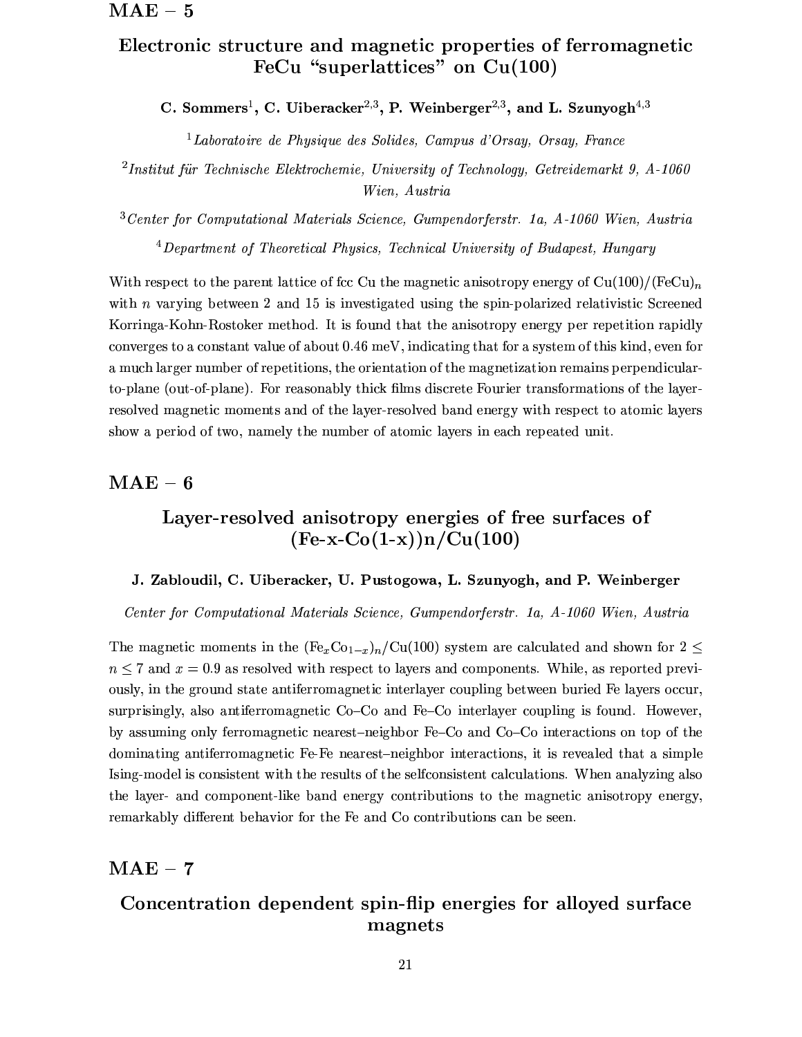## MAE − 5

### Electronic structure and magnetic properties of ferromagnetic FeCu "superlattices" on Cu(100)

**C. Sommers[1], C. Uiberacker[2,3], P. Weinberger[2,3], and L. Szunyogh[4,3]**

[1] *Laboratoire de Physique des Solides, Campus d'Orsay, Orsay, France*

[2] *Institut für Technische Elektrochemie, University of Technology, Getreidemarkt 9, A-1060 Wien, Austria*

[3] *Center for Computational Materials Science, Gumpendorferstr. 1a, A-1060 Wien, Austria*

[4] *Department of Theoretical Physics, Technical University of Budapest, Hungary*

With respect to the parent lattice of fcc Cu the magnetic anisotropy energy of Cu(100)/$(FeCu)_n$ with $n$ varying between 2 and 15 is investigated using the spin-polarized relativistic Screened Korringa-Kohn-Rostoker method. It is found that the anisotropy energy per repetition rapidly converges to a constant value of about 0.46 meV, indicating that for a system of this kind, even for a much larger number of repetitions, the orientation of the magnetization remains perpendicular-to-plane (out-of-plane). For reasonably thick films discrete Fourier transformations of the layer-resolved magnetic moments and of the layer-resolved band energy with respect to atomic layers show a period of two, namely the number of atomic layers in each repeated unit.

## MAE − 6

### Layer-resolved anisotropy energies of free surfaces of (Fe-x-Co(1-x))n/Cu(100)

**J. Zabloudil, C. Uiberacker, U. Pustogowa, L. Szunyogh, and P. Weinberger**

*Center for Computational Materials Science, Gumpendorferstr. 1a, A-1060 Wien, Austria*

The magnetic moments in the $(Fe_xCo_{1-x})_n$/Cu(100) system are calculated and shown for $2 \leq n \leq 7$ and $x = 0.9$ as resolved with respect to layers and components. While, as reported previously, in the ground state antiferromagnetic interlayer coupling between buried Fe layers occur, surprisingly, also antiferromagnetic Co–Co and Fe–Co interlayer coupling is found. However, by assuming only ferromagnetic nearest–neighbor Fe–Co and Co–Co interactions on top of the dominating antiferromagnetic Fe-Fe nearest–neighbor interactions, it is revealed that a simple Ising-model is consistent with the results of the selfconsistent calculations. When analyzing also the layer- and component-like band energy contributions to the magnetic anisotropy energy, remarkably different behavior for the Fe and Co contributions can be seen.

## MAE − 7

### Concentration dependent spin-flip energies for alloyed surface magnets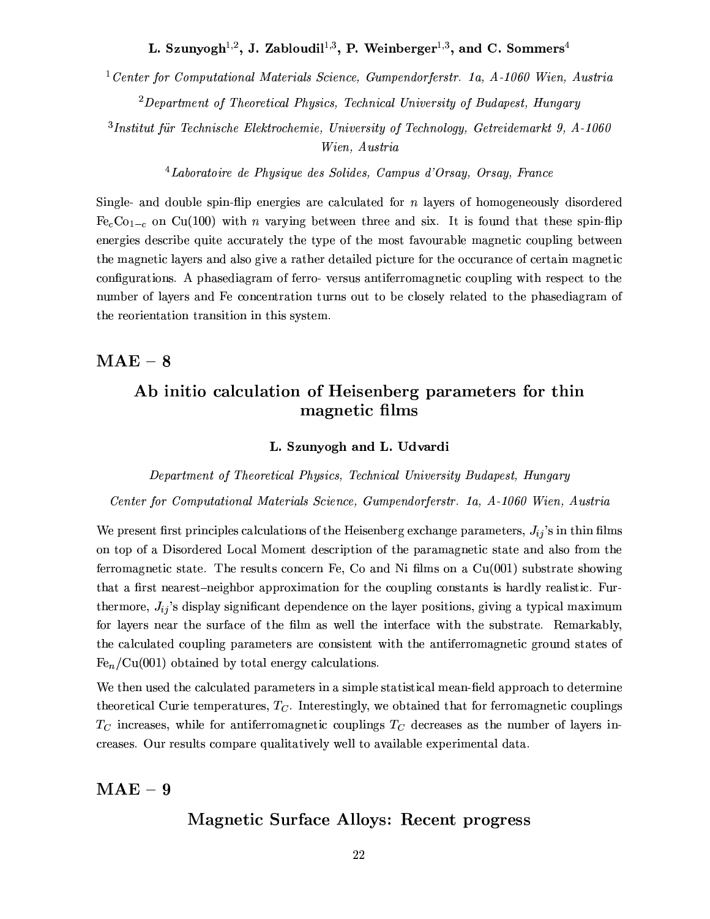**L. Szunyogh[1,2], J. Zabloudil[1,3], P. Weinberger[1,3], and C. Sommers[4]**

[1] *Center for Computational Materials Science, Gumpendorferstr. 1a, A-1060 Wien, Austria*

[2] *Department of Theoretical Physics, Technical University of Budapest, Hungary*

[3] *Institut für Technische Elektrochemie, University of Technology, Getreidemarkt 9, A-1060 Wien, Austria*

[4] *Laboratoire de Physique des Solides, Campus d'Orsay, Orsay, France*

Single- and double spin-flip energies are calculated for $n$ layers of homogeneously disordered $Fe_cCo_{1-c}$ on Cu(100) with $n$ varying between three and six. It is found that these spin-flip energies describe quite accurately the type of the most favourable magnetic coupling between the magnetic layers and also give a rather detailed picture for the occurance of certain magnetic configurations. A phasediagram of ferro- versus antiferromagnetic coupling with respect to the number of layers and Fe concentration turns out to be closely related to the phasediagram of the reorientation transition in this system.

## MAE – 8

### Ab initio calculation of Heisenberg parameters for thin magnetic films

**L. Szunyogh and L. Udvardi**

*Department of Theoretical Physics, Technical University Budapest, Hungary*

*Center for Computational Materials Science, Gumpendorferstr. 1a, A-1060 Wien, Austria*

We present first principles calculations of the Heisenberg exchange parameters, $J_{ij}$'s in thin films on top of a Disordered Local Moment description of the paramagnetic state and also from the ferromagnetic state. The results concern Fe, Co and Ni films on a Cu(001) substrate showing that a first nearest–neighbor approximation for the coupling constants is hardly realistic. Furthermore, $J_{ij}$'s display significant dependence on the layer positions, giving a typical maximum for layers near the surface of the film as well the interface with the substrate. Remarkably, the calculated coupling parameters are consistent with the antiferromagnetic ground states of $Fe_n$/Cu(001) obtained by total energy calculations.

We then used the calculated parameters in a simple statistical mean-field approach to determine theoretical Curie temperatures, $T_C$. Interestingly, we obtained that for ferromagnetic couplings $T_C$ increases, while for antiferromagnetic couplings $T_C$ decreases as the number of layers increases. Our results compare qualitatively well to available experimental data.

## MAE – 9

### Magnetic Surface Alloys: Recent progress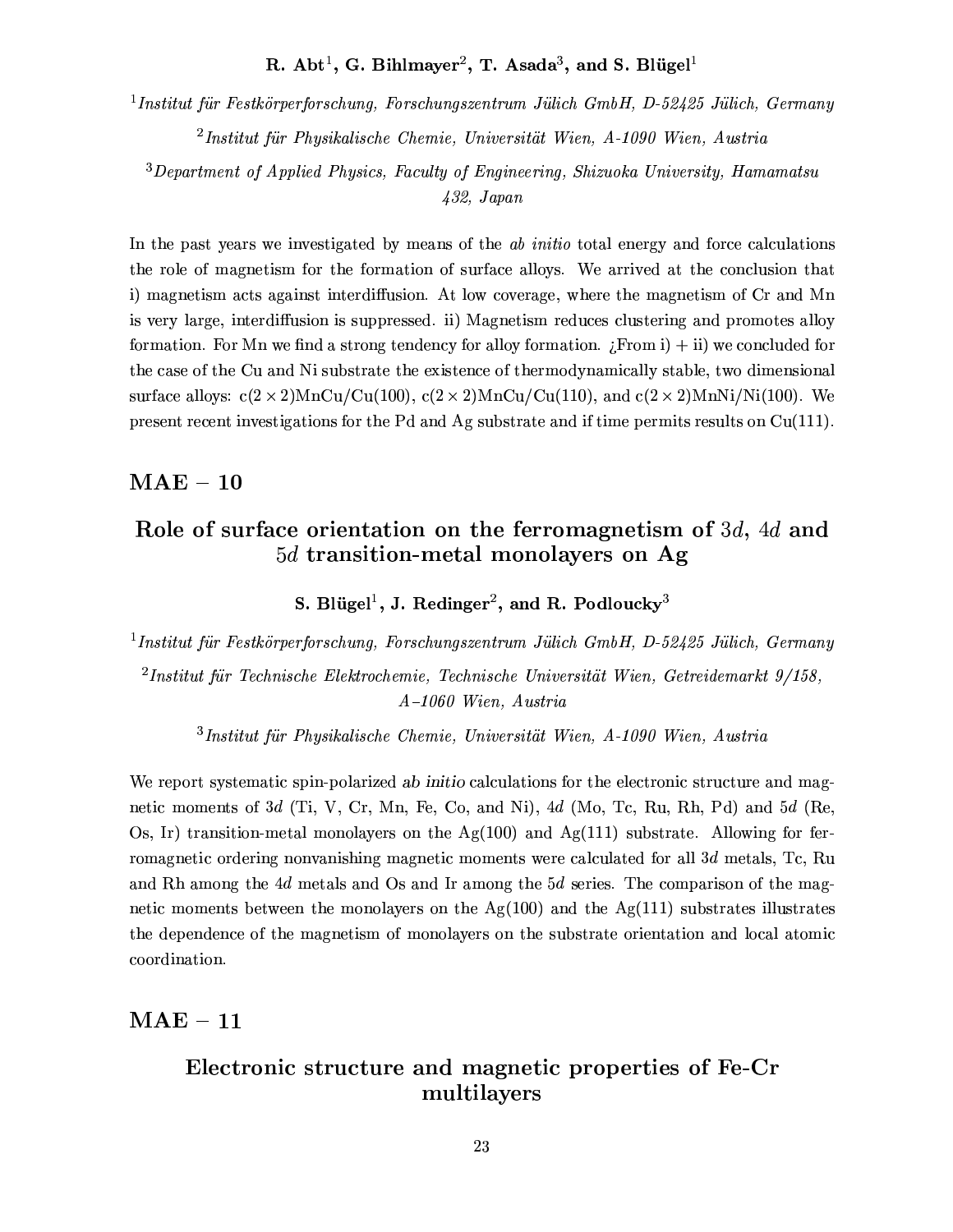**R. Abt[1], G. Bihlmayer[2], T. Asada[3], and S. Blügel[1]**

[1]*Institut für Festkörperforschung, Forschungszentrum Jülich GmbH, D-52425 Jülich, Germany*

[2]*Institut für Physikalische Chemie, Universität Wien, A-1090 Wien, Austria*

[3]*Department of Applied Physics, Faculty of Engineering, Shizuoka University, Hamamatsu 432, Japan*

In the past years we investigated by means of the *ab initio* total energy and force calculations the role of magnetism for the formation of surface alloys. We arrived at the conclusion that i) magnetism acts against interdiffusion. At low coverage, where the magnetism of Cr and Mn is very large, interdiffusion is suppressed. ii) Magnetism reduces clustering and promotes alloy formation. For Mn we find a strong tendency for alloy formation. ¿From i) + ii) we concluded for the case of the Cu and Ni substrate the existence of thermodynamically stable, two dimensional surface alloys: $c(2 \times 2)$MnCu/Cu(100), $c(2 \times 2)$MnCu/Cu(110), and $c(2 \times 2)$MnNi/Ni(100). We present recent investigations for the Pd and Ag substrate and if time permits results on Cu(111).

## MAE – 10

### Role of surface orientation on the ferromagnetism of 3$d$, 4$d$ and 5$d$ transition-metal monolayers on Ag

**S. Blügel[1], J. Redinger[2], and R. Podloucky[3]**

[1]*Institut für Festkörperforschung, Forschungszentrum Jülich GmbH, D-52425 Jülich, Germany*

[2]*Institut für Technische Elektrochemie, Technische Universität Wien, Getreidemarkt 9/158, A–1060 Wien, Austria*

[3]*Institut für Physikalische Chemie, Universität Wien, A-1090 Wien, Austria*

We report systematic spin-polarized *ab initio* calculations for the electronic structure and magnetic moments of 3$d$ (Ti, V, Cr, Mn, Fe, Co, and Ni), 4$d$ (Mo, Tc, Ru, Rh, Pd) and 5$d$ (Re, Os, Ir) transition-metal monolayers on the Ag(100) and Ag(111) substrate. Allowing for ferromagnetic ordering nonvanishing magnetic moments were calculated for all 3$d$ metals, Tc, Ru and Rh among the 4$d$ metals and Os and Ir among the 5$d$ series. The comparison of the magnetic moments between the monolayers on the Ag(100) and the Ag(111) substrates illustrates the dependence of the magnetism of monolayers on the substrate orientation and local atomic coordination.

## MAE – 11

### Electronic structure and magnetic properties of Fe-Cr multilayers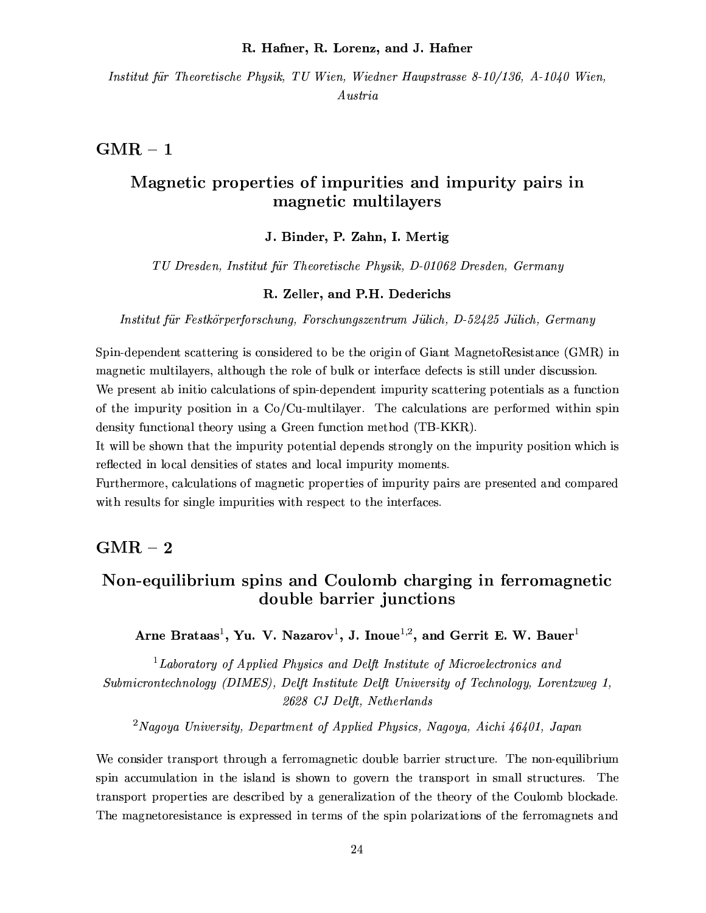**R. Hafner, R. Lorenz, and J. Hafner**

*Institut für Theoretische Physik, TU Wien, Wiedner Haupstrasse 8-10/136, A-1040 Wien, Austria*

## GMR – 1

### Magnetic properties of impurities and impurity pairs in magnetic multilayers

**J. Binder, P. Zahn, I. Mertig**

*TU Dresden, Institut für Theoretische Physik, D-01062 Dresden, Germany*

**R. Zeller, and P.H. Dederichs**

*Institut für Festkörperforschung, Forschungszentrum Jülich, D-52425 Jülich, Germany*

Spin-dependent scattering is considered to be the origin of Giant MagnetoResistance (GMR) in magnetic multilayers, although the role of bulk or interface defects is still under discussion.
We present ab initio calculations of spin-dependent impurity scattering potentials as a function of the impurity position in a Co/Cu-multilayer. The calculations are performed within spin density functional theory using a Green function method (TB-KKR).
It will be shown that the impurity potential depends strongly on the impurity position which is reflected in local densities of states and local impurity moments.
Furthermore, calculations of magnetic properties of impurity pairs are presented and compared with results for single impurities with respect to the interfaces.

## GMR – 2

### Non-equilibrium spins and Coulomb charging in ferromagnetic double barrier junctions

**Arne Brataas[1], Yu. V. Nazarov[1], J. Inoue[1,2], and Gerrit E. W. Bauer[1]**

[1]*Laboratory of Applied Physics and Delft Institute of Microelectronics and Submicrontechnology (DIMES), Delft Institute Delft University of Technology, Lorentzweg 1, 2628 CJ Delft, Netherlands*

[2]*Nagoya University, Department of Applied Physics, Nagoya, Aichi 46401, Japan*

We consider transport through a ferromagnetic double barrier structure. The non-equilibrium spin accumulation in the island is shown to govern the transport in small structures. The transport properties are described by a generalization of the theory of the Coulomb blockade. The magnetoresistance is expressed in terms of the spin polarizations of the ferromagnets and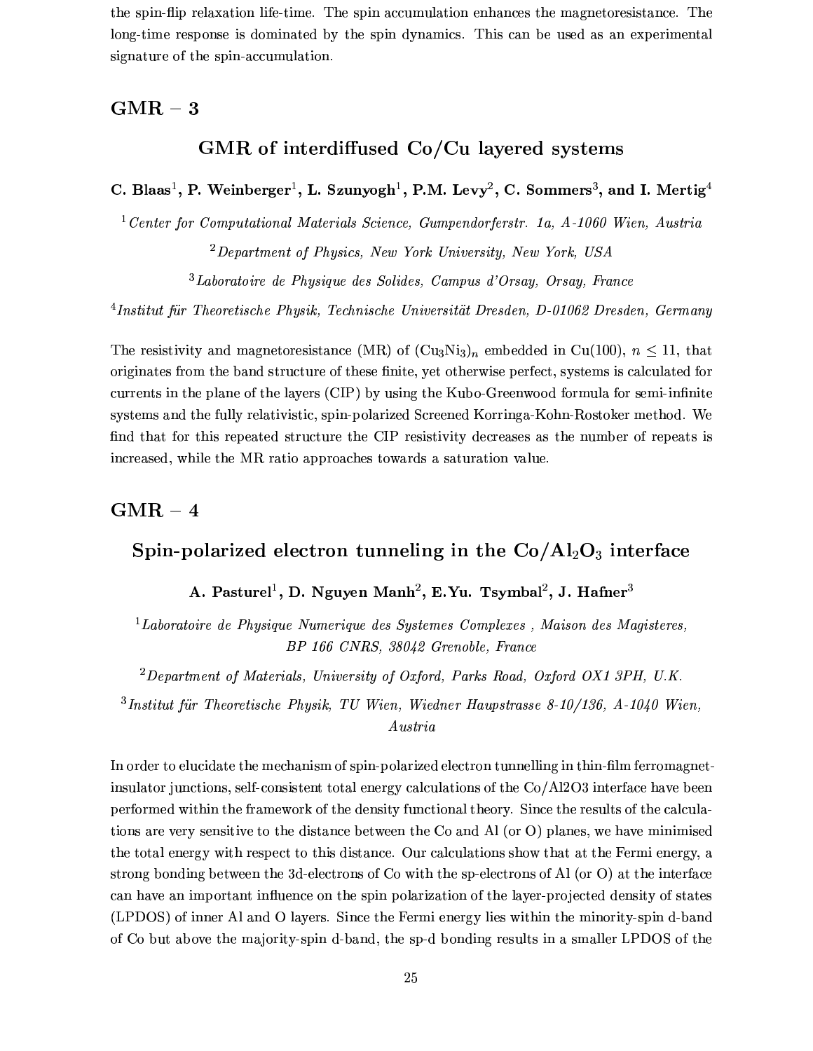the spin-flip relaxation life-time. The spin accumulation enhances the magnetoresistance. The long-time response is dominated by the spin dynamics. This can be used as an experimental signature of the spin-accumulation.

## GMR – 3

### GMR of interdiffused Co/Cu layered systems

**C. Blaas[1], P. Weinberger[1], L. Szunyogh[1], P.M. Levy[2], C. Sommers[3], and I. Mertig[4]**

[1] *Center for Computational Materials Science, Gumpendorferstr. 1a, A-1060 Wien, Austria*

[2] *Department of Physics, New York University, New York, USA*

[3] *Laboratoire de Physique des Solides, Campus d'Orsay, Orsay, France*

[4] *Institut für Theoretische Physik, Technische Universität Dresden, D-01062 Dresden, Germany*

The resistivity and magnetoresistance (MR) of $(Cu_3Ni_3)_n$ embedded in Cu(100), $n \leq 11$, that originates from the band structure of these finite, yet otherwise perfect, systems is calculated for currents in the plane of the layers (CIP) by using the Kubo-Greenwood formula for semi-infinite systems and the fully relativistic, spin-polarized Screened Korringa-Kohn-Rostoker method. We find that for this repeated structure the CIP resistivity decreases as the number of repeats is increased, while the MR ratio approaches towards a saturation value.

## GMR – 4

### Spin-polarized electron tunneling in the Co/$Al_2O_3$ interface

**A. Pasturel[1], D. Nguyen Manh[2], E.Yu. Tsymbal[2], J. Hafner[3]**

[1] *Laboratoire de Physique Numerique des Systemes Complexes , Maison des Magisteres, BP 166 CNRS, 38042 Grenoble, France*

[2] *Department of Materials, University of Oxford, Parks Road, Oxford OX1 3PH, U.K.*

[3] *Institut für Theoretische Physik, TU Wien, Wiedner Haupstrasse 8-10/136, A-1040 Wien, Austria*

In order to elucidate the mechanism of spin-polarized electron tunnelling in thin-film ferromagnet-insulator junctions, self-consistent total energy calculations of the Co/Al2O3 interface have been performed within the framework of the density functional theory. Since the results of the calculations are very sensitive to the distance between the Co and Al (or O) planes, we have minimised the total energy with respect to this distance. Our calculations show that at the Fermi energy, a strong bonding between the 3d-electrons of Co with the sp-electrons of Al (or O) at the interface can have an important influence on the spin polarization of the layer-projected density of states (LPDOS) of inner Al and O layers. Since the Fermi energy lies within the minority-spin d-band of Co but above the majority-spin d-band, the sp-d bonding results in a smaller LPDOS of the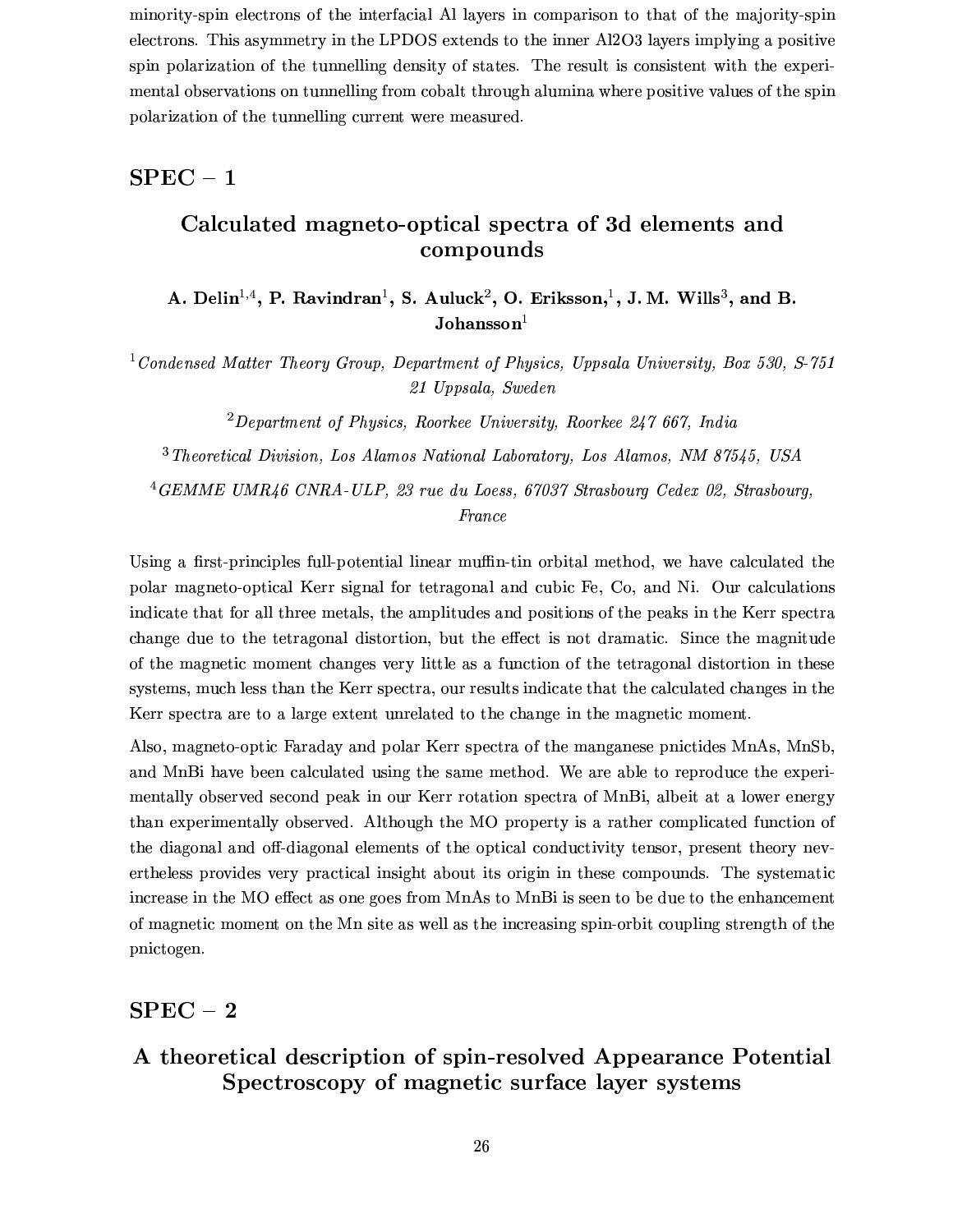minority-spin electrons of the interfacial Al layers in comparison to that of the majority-spin electrons. This asymmetry in the LPDOS extends to the inner Al2O3 layers implying a positive spin polarization of the tunnelling density of states. The result is consistent with the experimental observations on tunnelling from cobalt through alumina where positive values of the spin polarization of the tunnelling current were measured.

## SPEC – 1

### Calculated magneto-optical spectra of 3d elements and compounds

**A. Delin[1,4], P. Ravindran[1], S. Auluck[2], O. Eriksson,[1], J. M. Wills[3], and B. Johansson[1]**

[1] *Condensed Matter Theory Group, Department of Physics, Uppsala University, Box 530, S-751 21 Uppsala, Sweden*

[2] *Department of Physics, Roorkee University, Roorkee 247 667, India*

[3] *Theoretical Division, Los Alamos National Laboratory, Los Alamos, NM 87545, USA*

[4] *GEMME UMR46 CNRA-ULP, 23 rue du Loess, 67037 Strasbourg Cedex 02, Strasbourg, France*

Using a first-principles full-potential linear muffin-tin orbital method, we have calculated the polar magneto-optical Kerr signal for tetragonal and cubic Fe, Co, and Ni. Our calculations indicate that for all three metals, the amplitudes and positions of the peaks in the Kerr spectra change due to the tetragonal distortion, but the effect is not dramatic. Since the magnitude of the magnetic moment changes very little as a function of the tetragonal distortion in these systems, much less than the Kerr spectra, our results indicate that the calculated changes in the Kerr spectra are to a large extent unrelated to the change in the magnetic moment.

Also, magneto-optic Faraday and polar Kerr spectra of the manganese pnictides MnAs, MnSb, and MnBi have been calculated using the same method. We are able to reproduce the experimentally observed second peak in our Kerr rotation spectra of MnBi, albeit at a lower energy than experimentally observed. Although the MO property is a rather complicated function of the diagonal and off-diagonal elements of the optical conductivity tensor, present theory nevertheless provides very practical insight about its origin in these compounds. The systematic increase in the MO effect as one goes from MnAs to MnBi is seen to be due to the enhancement of magnetic moment on the Mn site as well as the increasing spin-orbit coupling strength of the pnictogen.

## SPEC – 2

### A theoretical description of spin-resolved Appearance Potential Spectroscopy of magnetic surface layer systems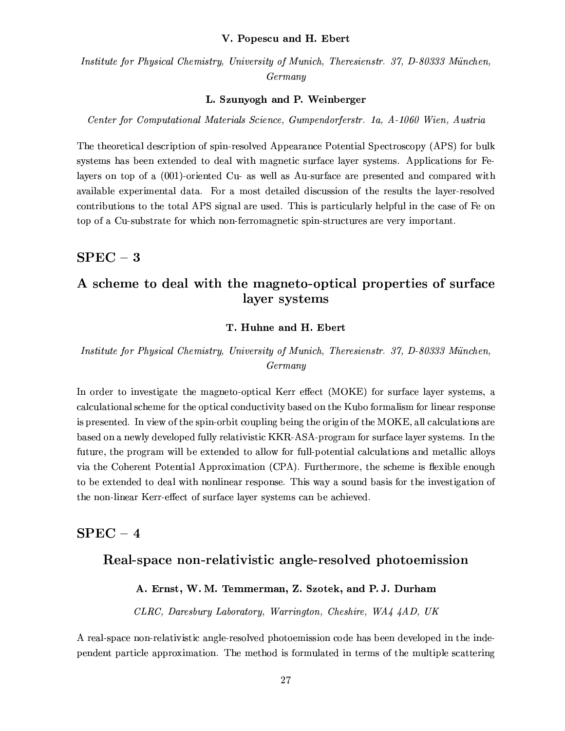**V. Popescu and H. Ebert**

*Institute for Physical Chemistry, University of Munich, Theresienstr. 37, D-80333 München, Germany*

**L. Szunyogh and P. Weinberger**

*Center for Computational Materials Science, Gumpendorferstr. 1a, A-1060 Wien, Austria*

The theoretical description of spin-resolved Appearance Potential Spectroscopy (APS) for bulk systems has been extended to deal with magnetic surface layer systems. Applications for Fe-layers on top of a (001)-oriented Cu- as well as Au-surface are presented and compared with available experimental data. For a most detailed discussion of the results the layer-resolved contributions to the total APS signal are used. This is particularly helpful in the case of Fe on top of a Cu-substrate for which non-ferromagnetic spin-structures are very important.

## SPEC – 3

## A scheme to deal with the magneto-optical properties of surface layer systems

**T. Huhne and H. Ebert**

*Institute for Physical Chemistry, University of Munich, Theresienstr. 37, D-80333 München, Germany*

In order to investigate the magneto-optical Kerr effect (MOKE) for surface layer systems, a calculational scheme for the optical conductivity based on the Kubo formalism for linear response is presented. In view of the spin-orbit coupling being the origin of the MOKE, all calculations are based on a newly developed fully relativistic KKR-ASA-program for surface layer systems. In the future, the program will be extended to allow for full-potential calculations and metallic alloys via the Coherent Potential Approximation (CPA). Furthermore, the scheme is flexible enough to be extended to deal with nonlinear response. This way a sound basis for the investigation of the non-linear Kerr-effect of surface layer systems can be achieved.

## SPEC – 4

## Real-space non-relativistic angle-resolved photoemission

**A. Ernst, W. M. Temmerman, Z. Szotek, and P. J. Durham**

*CLRC, Daresbury Laboratory, Warrington, Cheshire, WA4 4AD, UK*

A real-space non-relativistic angle-resolved photoemission code has been developed in the independent particle approximation. The method is formulated in terms of the multiple scattering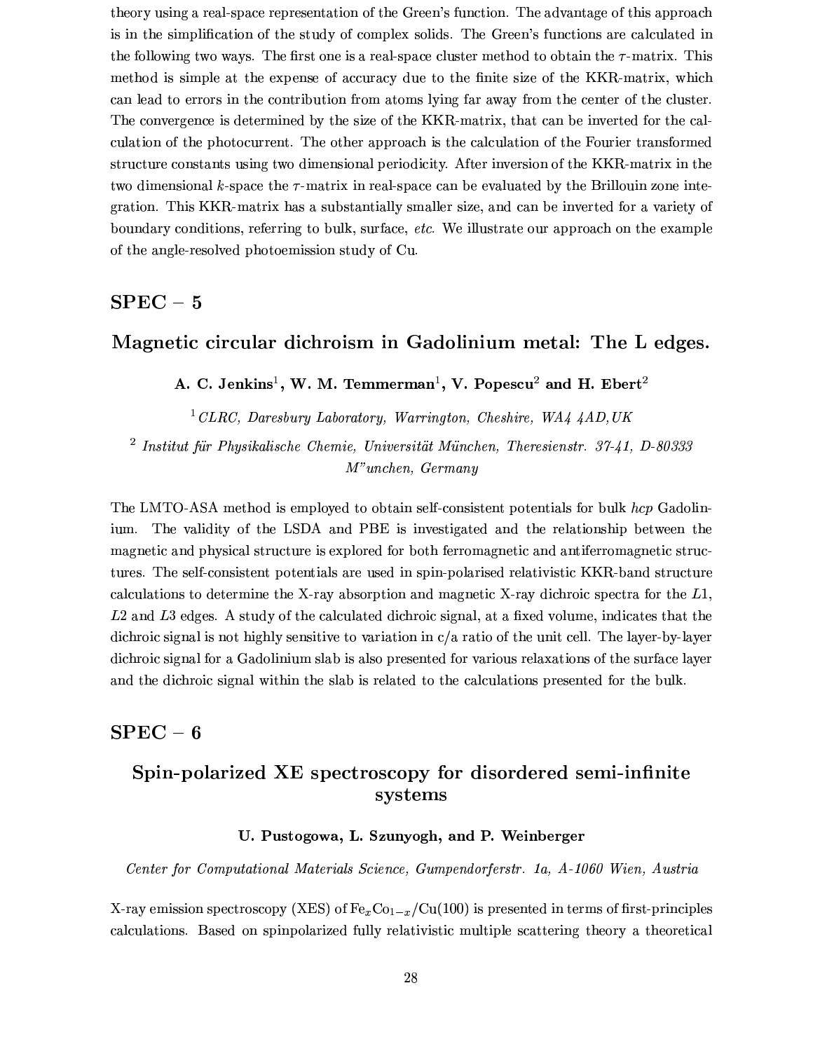theory using a real-space representation of the Green's function. The advantage of this approach is in the simplification of the study of complex solids. The Green's functions are calculated in the following two ways. The first one is a real-space cluster method to obtain the $\tau$-matrix. This method is simple at the expense of accuracy due to the finite size of the KKR-matrix, which can lead to errors in the contribution from atoms lying far away from the center of the cluster. The convergence is determined by the size of the KKR-matrix, that can be inverted for the calculation of the photocurrent. The other approach is the calculation of the Fourier transformed structure constants using two dimensional periodicity. After inversion of the KKR-matrix in the two dimensional $k$-space the $\tau$-matrix in real-space can be evaluated by the Brillouin zone integration. This KKR-matrix has a substantially smaller size, and can be inverted for a variety of boundary conditions, referring to bulk, surface, *etc.* We illustrate our approach on the example of the angle-resolved photoemission study of Cu.

## SPEC – 5

### Magnetic circular dichroism in Gadolinium metal: The L edges.

**A. C. Jenkins[1], W. M. Temmerman[1], V. Popescu[2] and H. Ebert[2]**

[1] *CLRC, Daresbury Laboratory, Warrington, Cheshire, WA4 4AD, UK*

[2] *Institut für Physikalische Chemie, Universität München, Theresienstr. 37-41, D-80333 M"unchen, Germany*

The LMTO-ASA method is employed to obtain self-consistent potentials for bulk *hcp* Gadolinium. The validity of the LSDA and PBE is investigated and the relationship between the magnetic and physical structure is explored for both ferromagnetic and antiferromagnetic structures. The self-consistent potentials are used in spin-polarised relativistic KKR-band structure calculations to determine the X-ray absorption and magnetic X-ray dichroic spectra for the *L*1, *L*2 and *L*3 edges. A study of the calculated dichroic signal, at a fixed volume, indicates that the dichroic signal is not highly sensitive to variation in c/a ratio of the unit cell. The layer-by-layer dichroic signal for a Gadolinium slab is also presented for various relaxations of the surface layer and the dichroic signal within the slab is related to the calculations presented for the bulk.

## SPEC – 6

### Spin-polarized XE spectroscopy for disordered semi-infinite systems

**U. Pustogowa, L. Szunyogh, and P. Weinberger**

*Center for Computational Materials Science, Gumpendorferstr. 1a, A-1060 Wien, Austria*

X-ray emission spectroscopy (XES) of $Fe_xCo_{1-x}$/Cu(100) is presented in terms of first-principles calculations. Based on spinpolarized fully relativistic multiple scattering theory a theoretical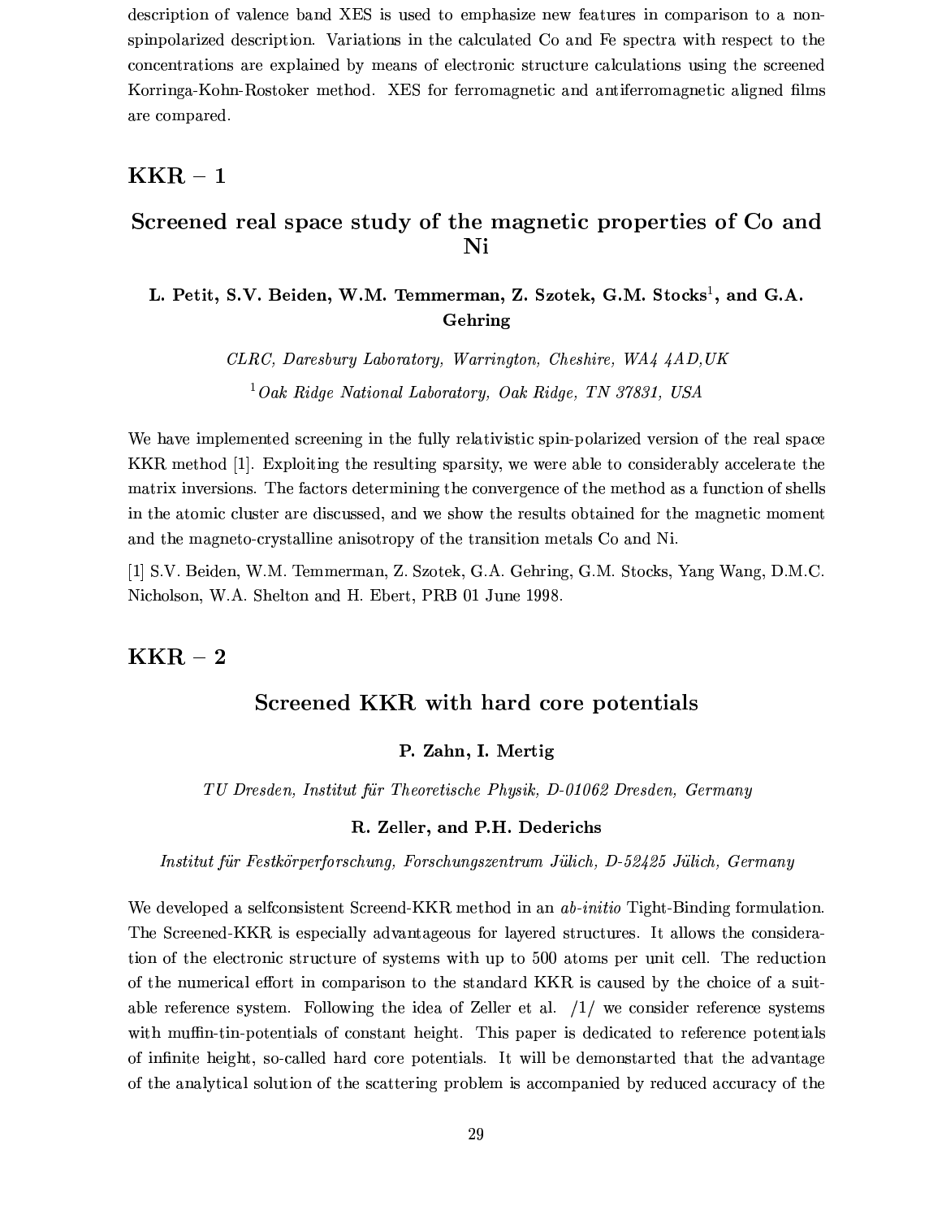description of valence band XES is used to emphasize new features in comparison to a non-spinpolarized description. Variations in the calculated Co and Fe spectra with respect to the concentrations are explained by means of electronic structure calculations using the screened Korringa-Kohn-Rostoker method. XES for ferromagnetic and antiferromagnetic aligned films are compared.

## KKR – 1

### Screened real space study of the magnetic properties of Co and Ni

**L. Petit, S.V. Beiden, W.M. Temmerman, Z. Szotek, G.M. Stocks[1], and G.A. Gehring**

*CLRC, Daresbury Laboratory, Warrington, Cheshire, WA4 4AD,UK*

[1] *Oak Ridge National Laboratory, Oak Ridge, TN 37831, USA*

We have implemented screening in the fully relativistic spin-polarized version of the real space KKR method [1]. Exploiting the resulting sparsity, we were able to considerably accelerate the matrix inversions. The factors determining the convergence of the method as a function of shells in the atomic cluster are discussed, and we show the results obtained for the magnetic moment and the magneto-crystalline anisotropy of the transition metals Co and Ni.

[1] S.V. Beiden, W.M. Temmerman, Z. Szotek, G.A. Gehring, G.M. Stocks, Yang Wang, D.M.C. Nicholson, W.A. Shelton and H. Ebert, PRB 01 June 1998.

## KKR – 2

### Screened KKR with hard core potentials

**P. Zahn, I. Mertig**

*TU Dresden, Institut für Theoretische Physik, D-01062 Dresden, Germany*

**R. Zeller, and P.H. Dederichs**

*Institut für Festkörperforschung, Forschungszentrum Jülich, D-52425 Jülich, Germany*

We developed a selfconsistent Screend-KKR method in an *ab-initio* Tight-Binding formulation. The Screened-KKR is especially advantageous for layered structures. It allows the consideration of the electronic structure of systems with up to 500 atoms per unit cell. The reduction of the numerical effort in comparison to the standard KKR is caused by the choice of a suitable reference system. Following the idea of Zeller et al. /1/ we consider reference systems with muffin-tin-potentials of constant height. This paper is dedicated to reference potentials of infinite height, so-called hard core potentials. It will be demonstarted that the advantage of the analytical solution of the scattering problem is accompanied by reduced accuracy of the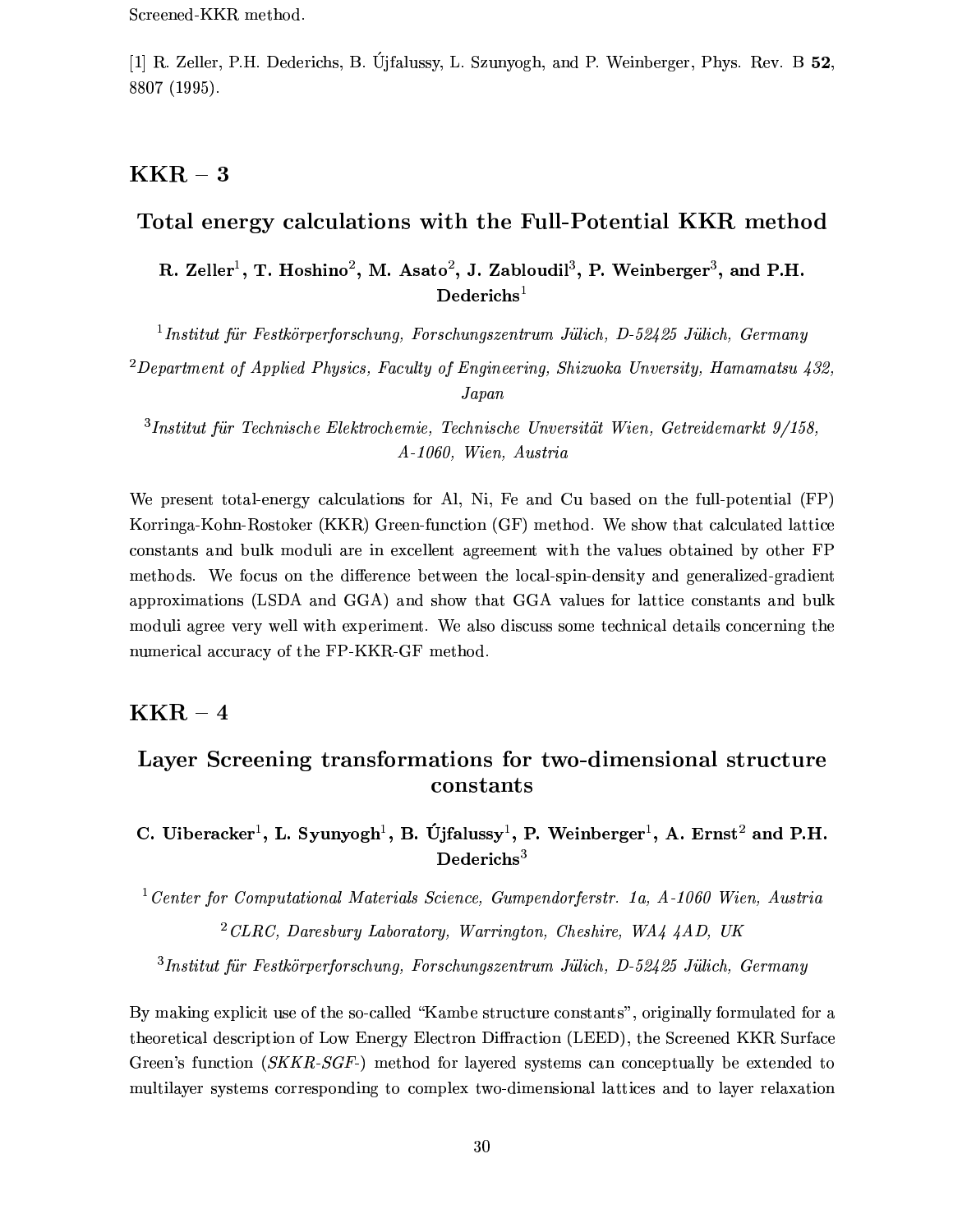Screened-KKR method.

[1] R. Zeller, P.H. Dederichs, B. Újfalussy, L. Szunyogh, and P. Weinberger, Phys. Rev. B **52**, 8807 (1995).

## KKR – 3

### Total energy calculations with the Full-Potential KKR method

**R. Zeller[1], T. Hoshino[2], M. Asato[2], J. Zabloudil[3], P. Weinberger[3], and P.H. Dederichs[1]**

[1] *Institut für Festkörperforschung, Forschungszentrum Jülich, D-52425 Jülich, Germany*

[2] *Department of Applied Physics, Faculty of Engineering, Shizuoka Unversity, Hamamatsu 432, Japan*

[3] *Institut für Technische Elektrochemie, Technische Unversität Wien, Getreidemarkt 9/158, A-1060, Wien, Austria*

We present total-energy calculations for Al, Ni, Fe and Cu based on the full-potential (FP) Korringa-Kohn-Rostoker (KKR) Green-function (GF) method. We show that calculated lattice constants and bulk moduli are in excellent agreement with the values obtained by other FP methods. We focus on the difference between the local-spin-density and generalized-gradient approximations (LSDA and GGA) and show that GGA values for lattice constants and bulk moduli agree very well with experiment. We also discuss some technical details concerning the numerical accuracy of the FP-KKR-GF method.

## KKR – 4

### Layer Screening transformations for two-dimensional structure constants

**C. Uiberacker[1], L. Syunyogh[1], B. Újfalussy[1], P. Weinberger[1], A. Ernst[2] and P.H. Dederichs[3]**

[1] *Center for Computational Materials Science, Gumpendorferstr. 1a, A-1060 Wien, Austria*

[2] *CLRC, Daresbury Laboratory, Warrington, Cheshire, WA4 4AD, UK*

[3] *Institut für Festkörperforschung, Forschungszentrum Jülich, D-52425 Jülich, Germany*

By making explicit use of the so-called "Kambe structure constants", originally formulated for a theoretical description of Low Energy Electron Diffraction (LEED), the Screened KKR Surface Green's function (*SKKR-SGF-*) method for layered systems can conceptually be extended to multilayer systems corresponding to complex two-dimensional lattices and to layer relaxation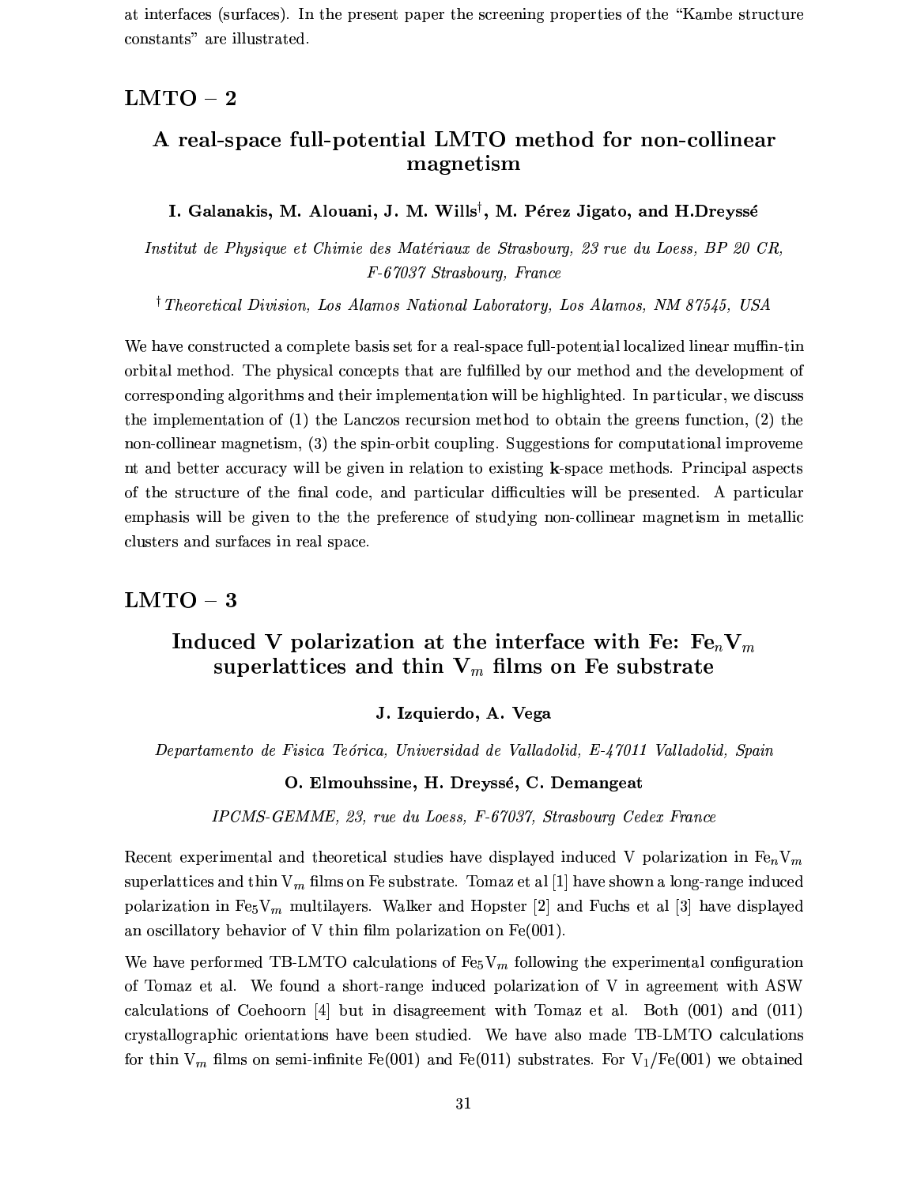at interfaces (surfaces). In the present paper the screening properties of the "Kambe structure constants" are illustrated.

## LMTO – 2

### A real-space full-potential LMTO method for non-collinear magnetism

**I. Galanakis, M. Alouani, J. M. Wills[†], M. Pérez Jigato, and H.Dreyssé**

*Institut de Physique et Chimie des Matériaux de Strasbourg, 23 rue du Loess, BP 20 CR, F-67037 Strasbourg, France*

[†] *Theoretical Division, Los Alamos National Laboratory, Los Alamos, NM 87545, USA*

We have constructed a complete basis set for a real-space full-potential localized linear muffin-tin orbital method. The physical concepts that are fulfilled by our method and the development of corresponding algorithms and their implementation will be highlighted. In particular, we discuss the implementation of (1) the Lanczos recursion method to obtain the greens function, (2) the non-collinear magnetism, (3) the spin-orbit coupling. Suggestions for computational improveme nt and better accuracy will be given in relation to existing **k**-space methods. Principal aspects of the structure of the final code, and particular difficulties will be presented. A particular emphasis will be given to the the preference of studying non-collinear magnetism in metallic clusters and surfaces in real space.

## LMTO – 3

### Induced V polarization at the interface with Fe: $Fe_nV_m$ superlattices and thin $V_m$ films on Fe substrate

**J. Izquierdo, A. Vega**

*Departamento de Fisica Teórica, Universidad de Valladolid, E-47011 Valladolid, Spain*

**O. Elmouhssine, H. Dreyssé, C. Demangeat**

*IPCMS-GEMME, 23, rue du Loess, F-67037, Strasbourg Cedex France*

Recent experimental and theoretical studies have displayed induced V polarization in $Fe_nV_m$ superlattices and thin $V_m$ films on Fe substrate. Tomaz et al [1] have shown a long-range induced polarization in $Fe_5V_m$ multilayers. Walker and Hopster [2] and Fuchs et al [3] have displayed an oscillatory behavior of V thin film polarization on Fe(001).

We have performed TB-LMTO calculations of $Fe_5V_m$ following the experimental configuration of Tomaz et al. We found a short-range induced polarization of V in agreement with ASW calculations of Coehoorn [4] but in disagreement with Tomaz et al. Both (001) and (011) crystallographic orientations have been studied. We have also made TB-LMTO calculations for thin $V_m$ films on semi-infinite Fe(001) and Fe(011) substrates. For $V_1$/Fe(001) we obtained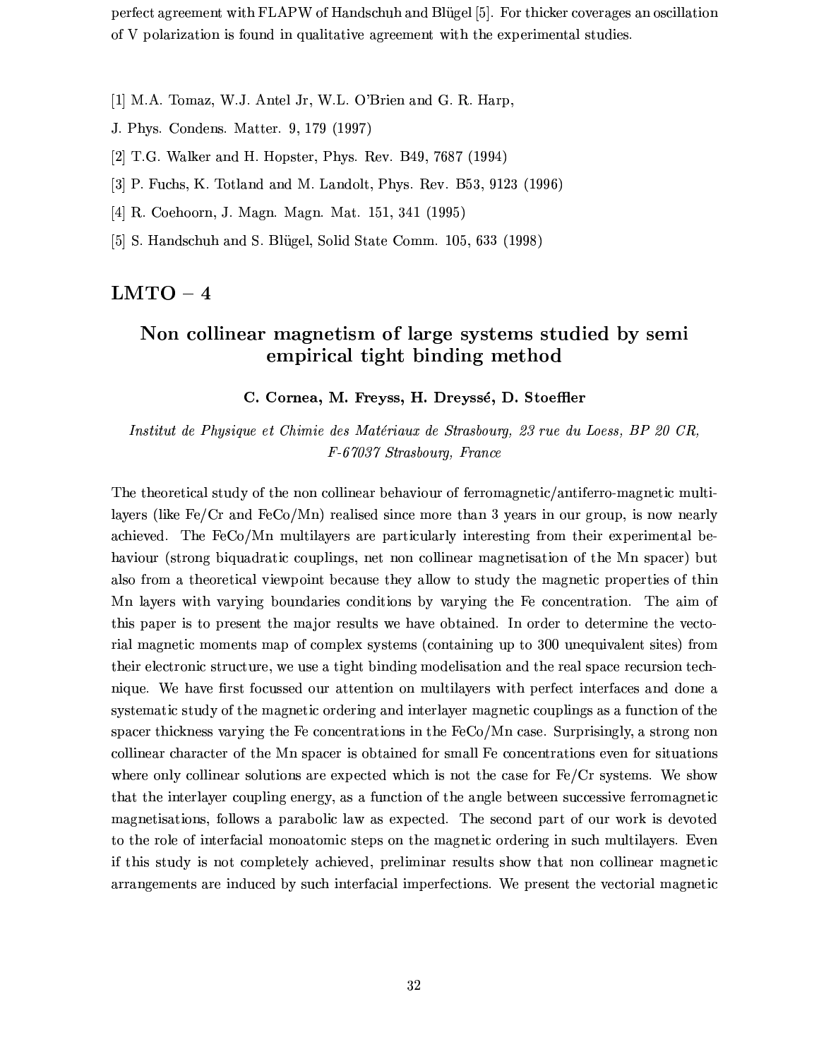perfect agreement with FLAPW of Handschuh and Blügel [5]. For thicker coverages an oscillation of V polarization is found in qualitative agreement with the experimental studies.

[1] M.A. Tomaz, W.J. Antel Jr, W.L. O'Brien and G. R. Harp,
J. Phys. Condens. Matter. 9, 179 (1997)

[2] T.G. Walker and H. Hopster, Phys. Rev. B49, 7687 (1994)

[3] P. Fuchs, K. Totland and M. Landolt, Phys. Rev. B53, 9123 (1996)

[4] R. Coehoorn, J. Magn. Magn. Mat. 151, 341 (1995)

[5] S. Handschuh and S. Blügel, Solid State Comm. 105, 633 (1998)

## LMTO – 4

### Non collinear magnetism of large systems studied by semi empirical tight binding method

**C. Cornea, M. Freyss, H. Dreyssé, D. Stoeffler**

*Institut de Physique et Chimie des Matériaux de Strasbourg, 23 rue du Loess, BP 20 CR, F-67037 Strasbourg, France*

The theoretical study of the non collinear behaviour of ferromagnetic/antiferro-magnetic multilayers (like Fe/Cr and FeCo/Mn) realised since more than 3 years in our group, is now nearly achieved. The FeCo/Mn multilayers are particularly interesting from their experimental behaviour (strong biquadratic couplings, net non collinear magnetisation of the Mn spacer) but also from a theoretical viewpoint because they allow to study the magnetic properties of thin Mn layers with varying boundaries conditions by varying the Fe concentration. The aim of this paper is to present the major results we have obtained. In order to determine the vectorial magnetic moments map of complex systems (containing up to 300 unequivalent sites) from their electronic structure, we use a tight binding modelisation and the real space recursion technique. We have first focussed our attention on multilayers with perfect interfaces and done a systematic study of the magnetic ordering and interlayer magnetic couplings as a function of the spacer thickness varying the Fe concentrations in the FeCo/Mn case. Surprisingly, a strong non collinear character of the Mn spacer is obtained for small Fe concentrations even for situations where only collinear solutions are expected which is not the case for Fe/Cr systems. We show that the interlayer coupling energy, as a function of the angle between successive ferromagnetic magnetisations, follows a parabolic law as expected. The second part of our work is devoted to the role of interfacial monoatomic steps on the magnetic ordering in such multilayers. Even if this study is not completely achieved, preliminar results show that non collinear magnetic arrangements are induced by such interfacial imperfections. We present the vectorial magnetic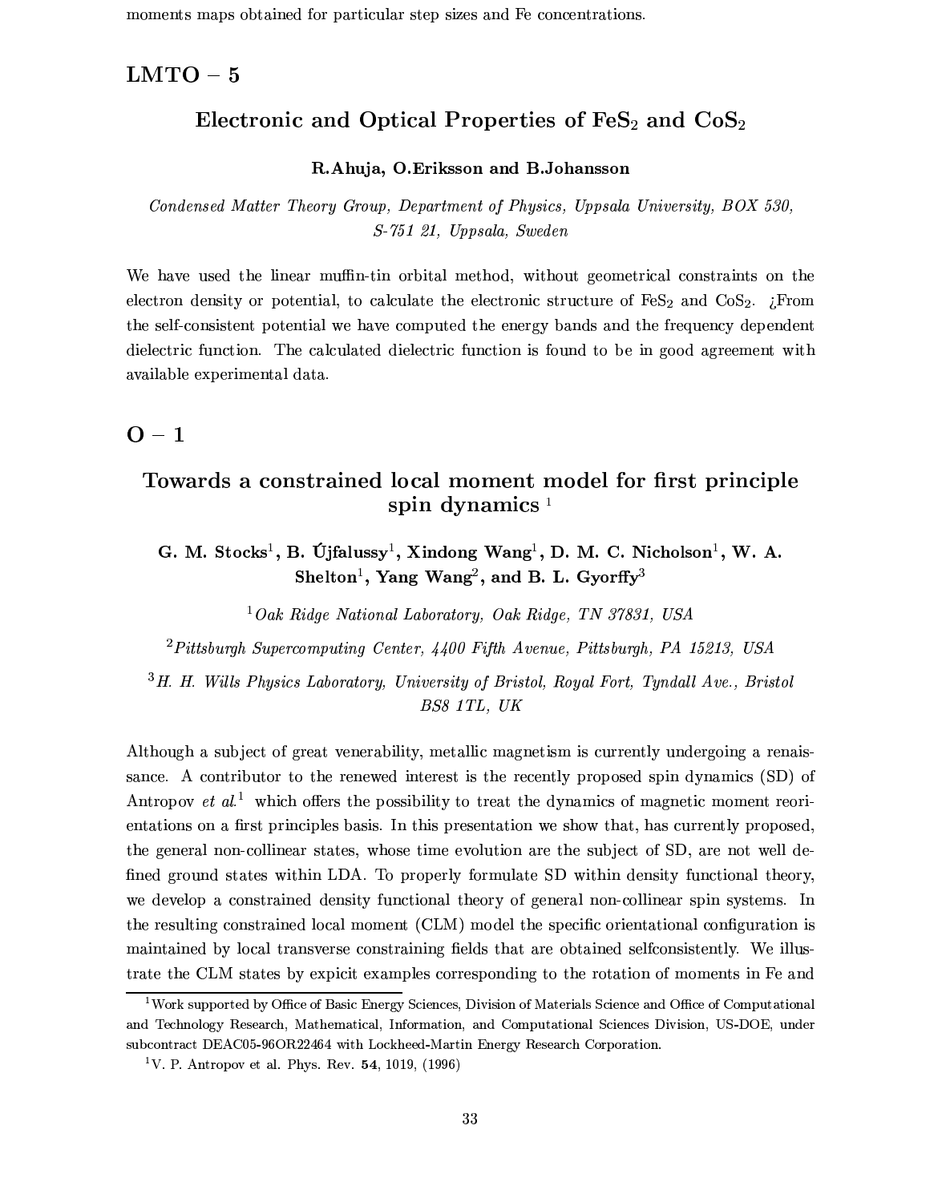moments maps obtained for particular step sizes and Fe concentrations.

## LMTO – 5

### Electronic and Optical Properties of $FeS_2$ and $CoS_2$

**R.Ahuja, O.Eriksson and B.Johansson**

*Condensed Matter Theory Group, Department of Physics, Uppsala University, BOX 530, S-751 21, Uppsala, Sweden*

We have used the linear muffin-tin orbital method, without geometrical constraints on the electron density or potential, to calculate the electronic structure of $FeS_2$ and $CoS_2$. ¿From the self-consistent potential we have computed the energy bands and the frequency dependent dielectric function. The calculated dielectric function is found to be in good agreement with available experimental data.

## O – 1

### Towards a constrained local moment model for first principle spin dynamics [1]

**G. M. Stocks[1], B. Újfalussy[1], Xindong Wang[1], D. M. C. Nicholson[1], W. A. Shelton[1], Yang Wang[2], and B. L. Gyorffy[3]**

[1] *Oak Ridge National Laboratory, Oak Ridge, TN 37831, USA*

[2] *Pittsburgh Supercomputing Center, 4400 Fifth Avenue, Pittsburgh, PA 15213, USA*

[3] *H. H. Wills Physics Laboratory, University of Bristol, Royal Fort, Tyndall Ave., Bristol BS8 1TL, UK*

Although a subject of great venerability, metallic magnetism is currently undergoing a renaissance. A contributor to the renewed interest is the recently proposed spin dynamics (SD) of Antropov *et al.*[1] which offers the possibility to treat the dynamics of magnetic moment reorientations on a first principles basis. In this presentation we show that, has currently proposed, the general non-collinear states, whose time evolution are the subject of SD, are not well defined ground states within LDA. To properly formulate SD within density functional theory, we develop a constrained density functional theory of general non-collinear spin systems. In the resulting constrained local moment (CLM) model the specific orientational configuration is maintained by local transverse constraining fields that are obtained selfconsistently. We illustrate the CLM states by expicit examples corresponding to the rotation of moments in Fe and

[1] Work supported by Office of Basic Energy Sciences, Division of Materials Science and Office of Computational and Technology Research, Mathematical, Information, and Computational Sciences Division, US-DOE, under subcontract DEAC05-96OR22464 with Lockheed-Martin Energy Research Corporation.

[1] V. P. Antropov et al. Phys. Rev. **54**, 1019, (1996)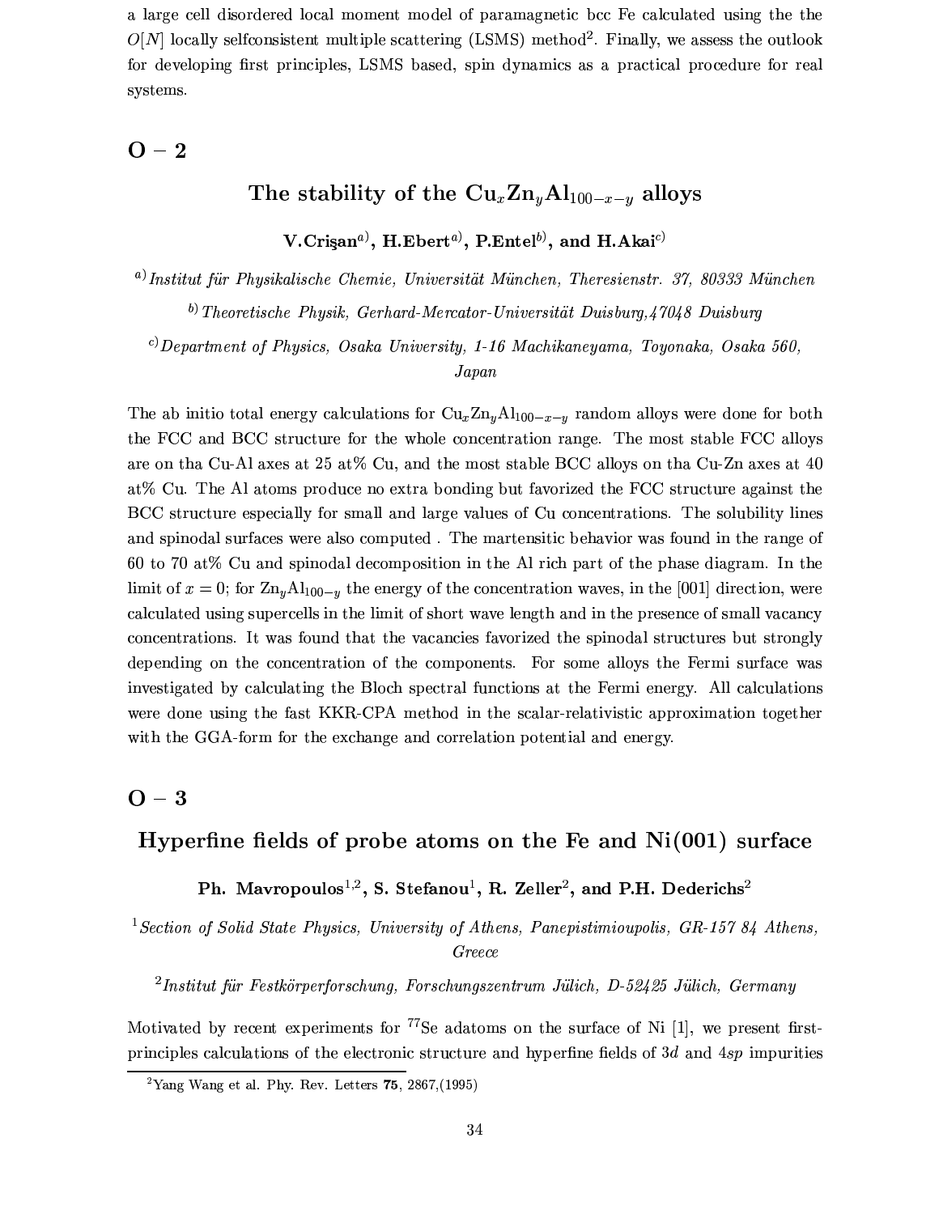a large cell disordered local moment model of paramagnetic bcc Fe calculated using the the $O[N]$ locally selfconsistent multiple scattering (LSMS) method[2]. Finally, we assess the outlook for developing first principles, LSMS based, spin dynamics as a practical procedure for real systems.

## O – 2

### The stability of the $Cu_xZn_yAl_{100-x-y}$ alloys

**V.Crişan[a)], H.Ebert[a)], P.Entel[b)], and H.Akai[c)]**

[a)] *Institut für Physikalische Chemie, Universität München, Theresienstr. 37, 80333 München*

[b)] *Theoretische Physik, Gerhard-Mercator-Universität Duisburg,47048 Duisburg*

[c)] *Department of Physics, Osaka University, 1-16 Machikaneyama, Toyonaka, Osaka 560, Japan*

The ab initio total energy calculations for $Cu_xZn_yAl_{100-x-y}$ random alloys were done for both the FCC and BCC structure for the whole concentration range. The most stable FCC alloys are on tha Cu-Al axes at 25 at% Cu, and the most stable BCC alloys on tha Cu-Zn axes at 40 at% Cu. The Al atoms produce no extra bonding but favorized the FCC structure against the BCC structure especially for small and large values of Cu concentrations. The solubility lines and spinodal surfaces were also computed . The martensitic behavior was found in the range of 60 to 70 at% Cu and spinodal decomposition in the Al rich part of the phase diagram. In the limit of $x = 0$; for $Zn_yAl_{100-y}$ the energy of the concentration waves, in the [001] direction, were calculated using supercells in the limit of short wave length and in the presence of small vacancy concentrations. It was found that the vacancies favorized the spinodal structures but strongly depending on the concentration of the components. For some alloys the Fermi surface was investigated by calculating the Bloch spectral functions at the Fermi energy. All calculations were done using the fast KKR-CPA method in the scalar-relativistic approximation together with the GGA-form for the exchange and correlation potential and energy.

## O – 3

### Hyperfine fields of probe atoms on the Fe and Ni(001) surface

**Ph. Mavropoulos[1,2], S. Stefanou[1], R. Zeller[2], and P.H. Dederichs[2]**

[1] *Section of Solid State Physics, University of Athens, Panepistimioupolis, GR-157 84 Athens, Greece*

[2] *Institut für Festkörperforschung, Forschungszentrum Jülich, D-52425 Jülich, Germany*

Motivated by recent experiments for $^{77}$Se adatoms on the surface of Ni [1], we present first-principles calculations of the electronic structure and hyperfine fields of $3d$ and $4sp$ impurities

[2] Yang Wang et al. Phy. Rev. Letters **75**, 2867,(1995)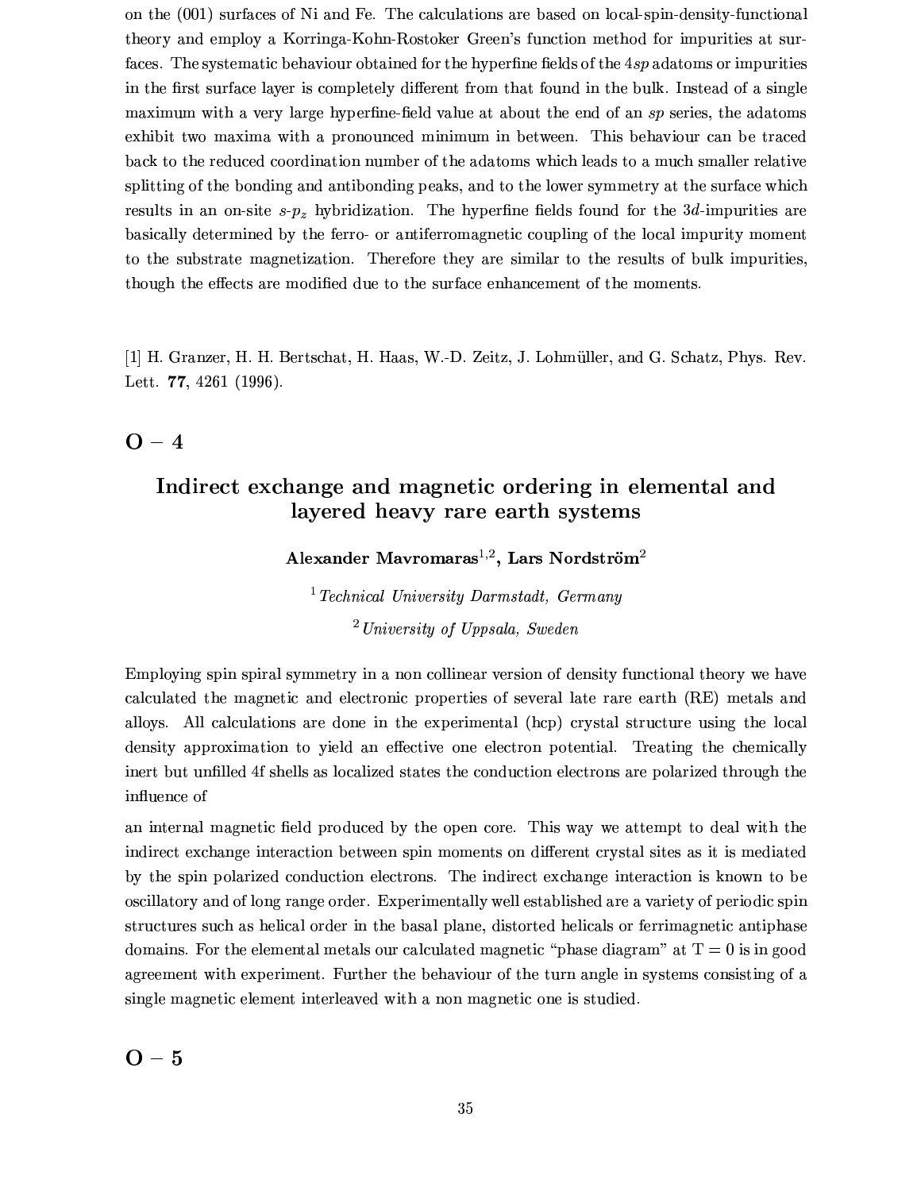on the (001) surfaces of Ni and Fe. The calculations are based on local-spin-density-functional theory and employ a Korringa-Kohn-Rostoker Green's function method for impurities at surfaces. The systematic behaviour obtained for the hyperfine fields of the $4sp$ adatoms or impurities in the first surface layer is completely different from that found in the bulk. Instead of a single maximum with a very large hyperfine-field value at about the end of an $sp$ series, the adatoms exhibit two maxima with a pronounced minimum in between. This behaviour can be traced back to the reduced coordination number of the adatoms which leads to a much smaller relative splitting of the bonding and antibonding peaks, and to the lower symmetry at the surface which results in an on-site $s$-$p_z$ hybridization. The hyperfine fields found for the $3d$-impurities are basically determined by the ferro- or antiferromagnetic coupling of the local impurity moment to the substrate magnetization. Therefore they are similar to the results of bulk impurities, though the effects are modified due to the surface enhancement of the moments.

[1] H. Granzer, H. H. Bertschat, H. Haas, W.-D. Zeitz, J. Lohmüller, and G. Schatz, Phys. Rev. Lett. **77**, 4261 (1996).

## O – 4

### Indirect exchange and magnetic ordering in elemental and layered heavy rare earth systems

**Alexander Mavromaras[1,2], Lars Nordström[2]**

[1] *Technical University Darmstadt, Germany*

[2] *University of Uppsala, Sweden*

Employing spin spiral symmetry in a non collinear version of density functional theory we have calculated the magnetic and electronic properties of several late rare earth (RE) metals and alloys. All calculations are done in the experimental (hcp) crystal structure using the local density approximation to yield an effective one electron potential. Treating the chemically inert but unfilled 4f shells as localized states the conduction electrons are polarized through the influence of an internal magnetic field produced by the open core. This way we attempt to deal with the indirect exchange interaction between spin moments on different crystal sites as it is mediated by the spin polarized conduction electrons. The indirect exchange interaction is known to be oscillatory and of long range order. Experimentally well established are a variety of periodic spin structures such as helical order in the basal plane, distorted helicals or ferrimagnetic antiphase domains. For the elemental metals our calculated magnetic "phase diagram" at T = 0 is in good agreement with experiment. Further the behaviour of the turn angle in systems consisting of a single magnetic element interleaved with a non magnetic one is studied.

## O – 5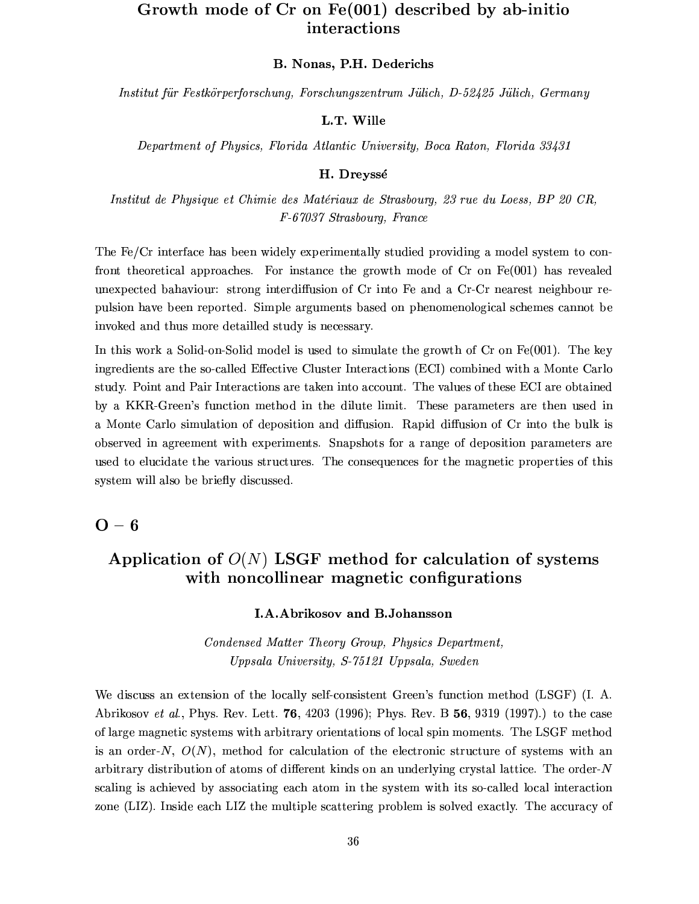## Growth mode of Cr on Fe(001) described by ab-initio interactions

**B. Nonas, P.H. Dederichs**

*Institut für Festkörperforschung, Forschungszentrum Jülich, D-52425 Jülich, Germany*

**L.T. Wille**

*Department of Physics, Florida Atlantic University, Boca Raton, Florida 33431*

**H. Dreyssé**

*Institut de Physique et Chimie des Matériaux de Strasbourg, 23 rue du Loess, BP 20 CR, F-67037 Strasbourg, France*

The Fe/Cr interface has been widely experimentally studied providing a model system to confront theoretical approaches. For instance the growth mode of Cr on Fe(001) has revealed unexpected bahaviour: strong interdiffusion of Cr into Fe and a Cr-Cr nearest neighbour repulsion have been reported. Simple arguments based on phenomenological schemes cannot be invoked and thus more detailled study is necessary.

In this work a Solid-on-Solid model is used to simulate the growth of Cr on Fe(001). The key ingredients are the so-called Effective Cluster Interactions (ECI) combined with a Monte Carlo study. Point and Pair Interactions are taken into account. The values of these ECI are obtained by a KKR-Green's function method in the dilute limit. These parameters are then used in a Monte Carlo simulation of deposition and diffusion. Rapid diffusion of Cr into the bulk is observed in agreement with experiments. Snapshots for a range of deposition parameters are used to elucidate the various structures. The consequences for the magnetic properties of this system will also be briefly discussed.

# O – 6

## Application of $O(N)$ LSGF method for calculation of systems with noncollinear magnetic configurations

**I.A.Abrikosov and B.Johansson**

*Condensed Matter Theory Group, Physics Department, Uppsala University, S-75121 Uppsala, Sweden*

We discuss an extension of the locally self-consistent Green's function method (LSGF) (I. A. Abrikosov *et al.*, Phys. Rev. Lett. **76**, 4203 (1996); Phys. Rev. B **56**, 9319 (1997).) to the case of large magnetic systems with arbitrary orientations of local spin moments. The LSGF method is an order-$N$, $O(N)$, method for calculation of the electronic structure of systems with an arbitrary distribution of atoms of different kinds on an underlying crystal lattice. The order-$N$ scaling is achieved by associating each atom in the system with its so-called local interaction zone (LIZ). Inside each LIZ the multiple scattering problem is solved exactly. The accuracy of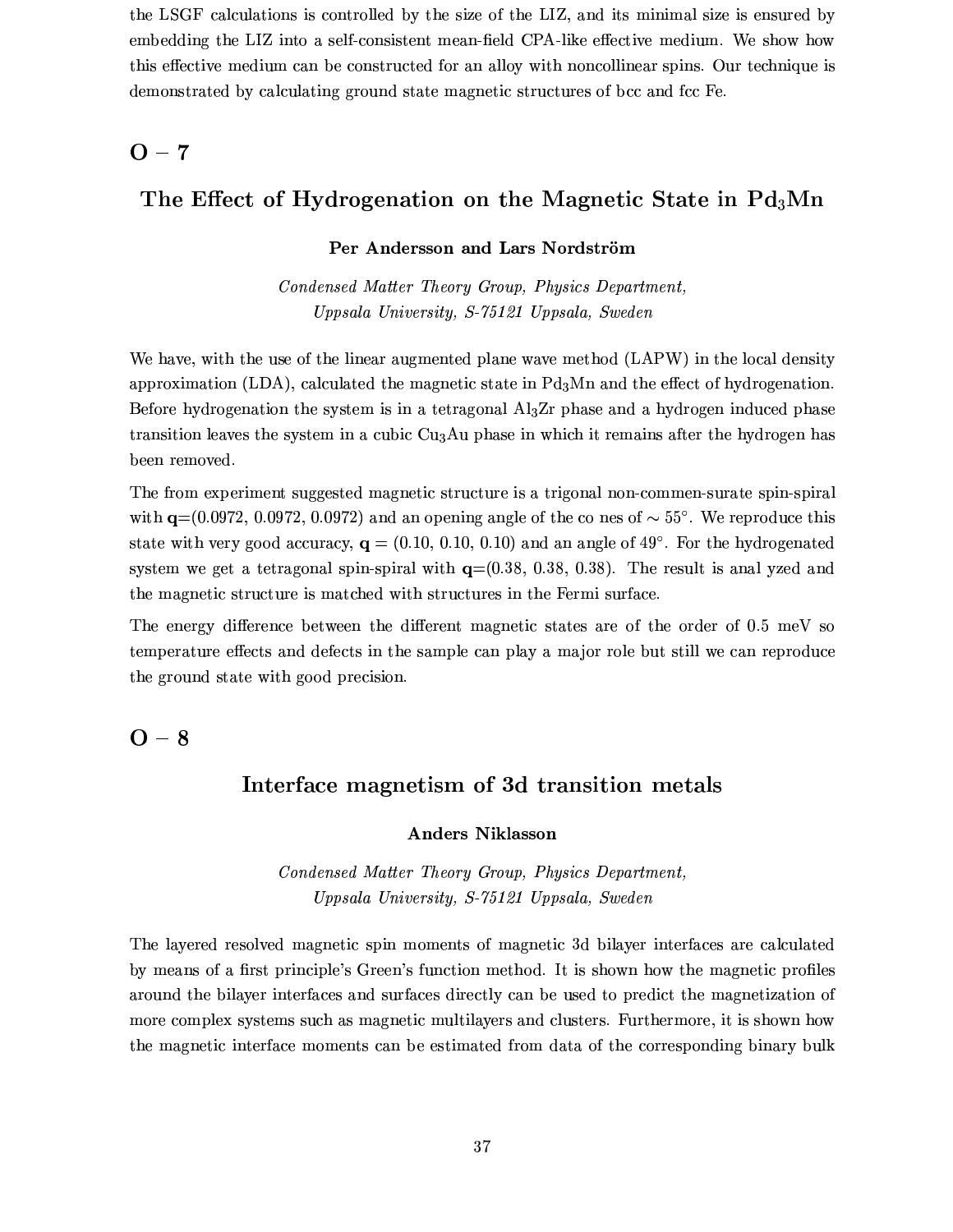the LSGF calculations is controlled by the size of the LIZ, and its minimal size is ensured by embedding the LIZ into a self-consistent mean-field CPA-like effective medium. We show how this effective medium can be constructed for an alloy with noncollinear spins. Our technique is demonstrated by calculating ground state magnetic structures of bcc and fcc Fe.

## O – 7

### The Effect of Hydrogenation on the Magnetic State in $Pd_3Mn$

**Per Andersson and Lars Nordström**

*Condensed Matter Theory Group, Physics Department, Uppsala University, S-75121 Uppsala, Sweden*

We have, with the use of the linear augmented plane wave method (LAPW) in the local density approximation (LDA), calculated the magnetic state in $Pd_3Mn$ and the effect of hydrogenation. Before hydrogenation the system is in a tetragonal $Al_3Zr$ phase and a hydrogen induced phase transition leaves the system in a cubic $Cu_3Au$ phase in which it remains after the hydrogen has been removed.

The from experiment suggested magnetic structure is a trigonal non-commen-surate spin-spiral with $\mathbf{q}$=(0.0972, 0.0972, 0.0972) and an opening angle of the co nes of $\sim 55°$. We reproduce this state with very good accuracy, $\mathbf{q}$ = (0.10, 0.10, 0.10) and an angle of 49°. For the hydrogenated system we get a tetragonal spin-spiral with $\mathbf{q}$=(0.38, 0.38, 0.38). The result is anal yzed and the magnetic structure is matched with structures in the Fermi surface.

The energy difference between the different magnetic states are of the order of 0.5 meV so temperature effects and defects in the sample can play a major role but still we can reproduce the ground state with good precision.

## O – 8

### Interface magnetism of 3d transition metals

**Anders Niklasson**

*Condensed Matter Theory Group, Physics Department, Uppsala University, S-75121 Uppsala, Sweden*

The layered resolved magnetic spin moments of magnetic 3d bilayer interfaces are calculated by means of a first principle's Green's function method. It is shown how the magnetic profiles around the bilayer interfaces and surfaces directly can be used to predict the magnetization of more complex systems such as magnetic multilayers and clusters. Furthermore, it is shown how the magnetic interface moments can be estimated from data of the corresponding binary bulk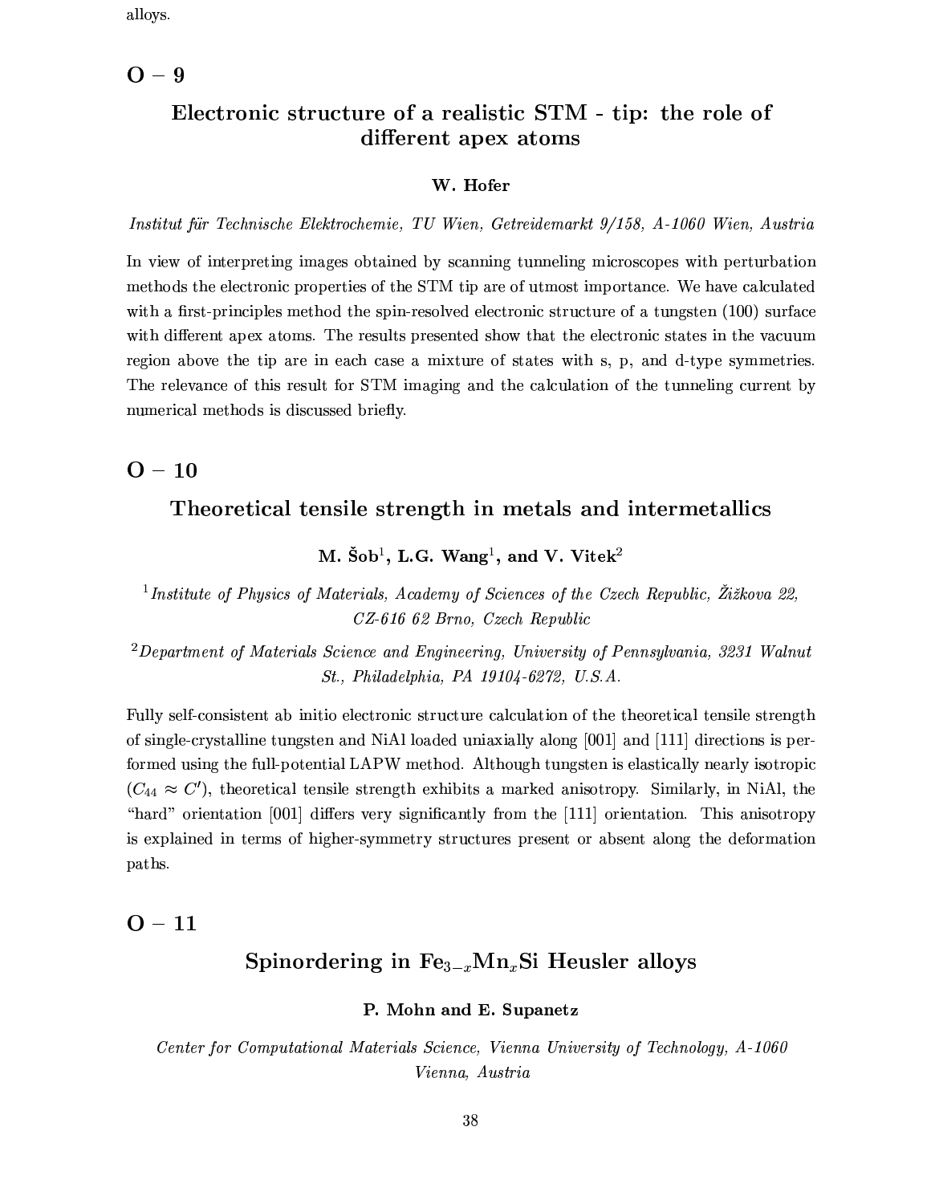alloys.

## O – 9

### Electronic structure of a realistic STM - tip: the role of different apex atoms

**W. Hofer**

*Institut für Technische Elektrochemie, TU Wien, Getreidemarkt 9/158, A-1060 Wien, Austria*

In view of interpreting images obtained by scanning tunneling microscopes with perturbation methods the electronic properties of the STM tip are of utmost importance. We have calculated with a first-principles method the spin-resolved electronic structure of a tungsten (100) surface with different apex atoms. The results presented show that the electronic states in the vacuum region above the tip are in each case a mixture of states with s, p, and d-type symmetries. The relevance of this result for STM imaging and the calculation of the tunneling current by numerical methods is discussed briefly.

## O – 10

### Theoretical tensile strength in metals and intermetallics

**M. Šob[1], L.G. Wang[1], and V. Vitek[2]**

[1] *Institute of Physics of Materials, Academy of Sciences of the Czech Republic, Žižkova 22, CZ-616 62 Brno, Czech Republic*

[2] *Department of Materials Science and Engineering, University of Pennsylvania, 3231 Walnut St., Philadelphia, PA 19104-6272, U.S.A.*

Fully self-consistent ab initio electronic structure calculation of the theoretical tensile strength of single-crystalline tungsten and NiAl loaded uniaxially along [001] and [111] directions is performed using the full-potential LAPW method. Although tungsten is elastically nearly isotropic ($C_{44} \approx C'$), theoretical tensile strength exhibits a marked anisotropy. Similarly, in NiAl, the "hard" orientation [001] differs very significantly from the [111] orientation. This anisotropy is explained in terms of higher-symmetry structures present or absent along the deformation paths.

## O – 11

### Spinordering in $Fe_{3-x}Mn_xSi$ Heusler alloys

**P. Mohn and E. Supanetz**

*Center for Computational Materials Science, Vienna University of Technology, A-1060 Vienna, Austria*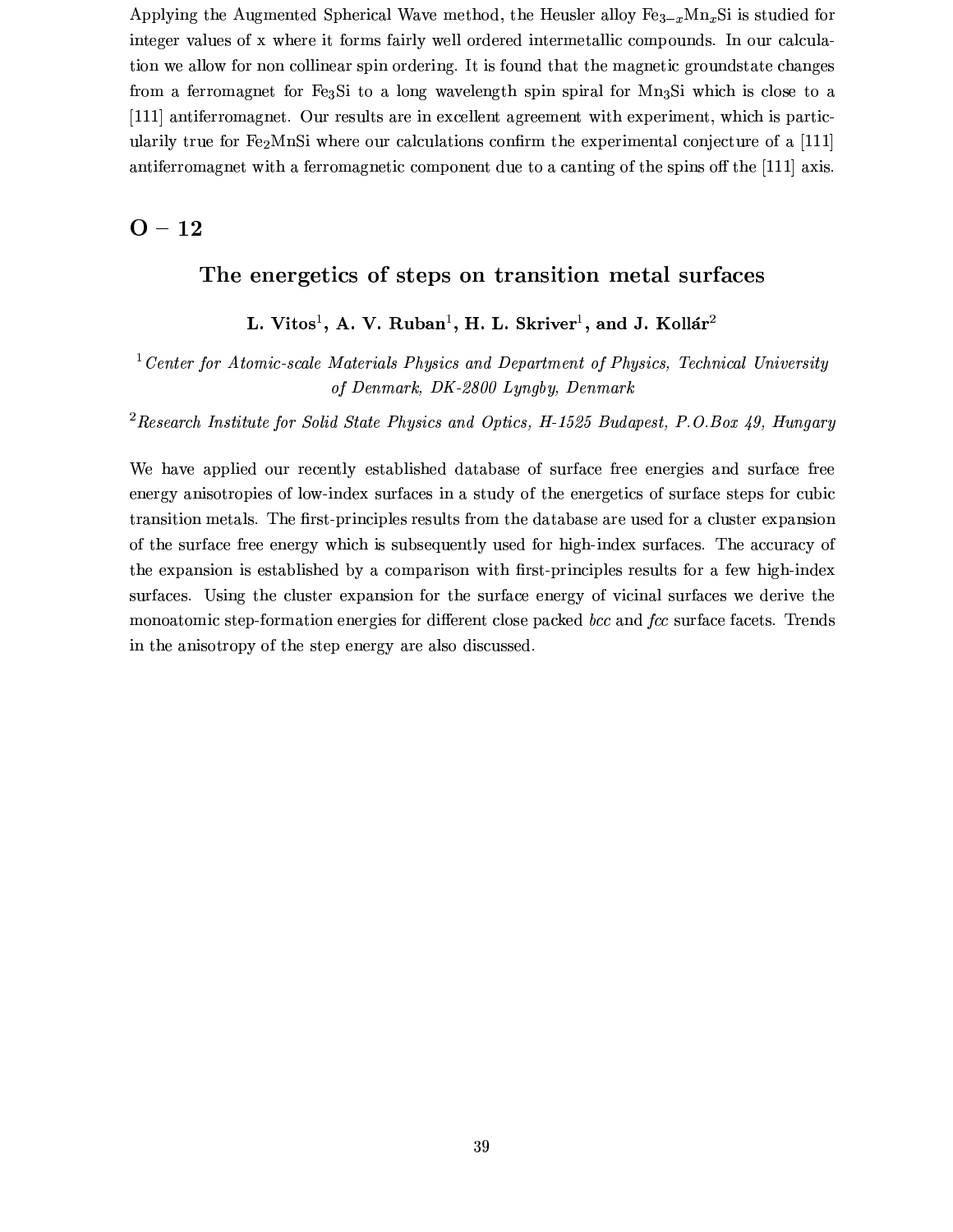Applying the Augmented Spherical Wave method, the Heusler alloy $Fe_{3-x}Mn_xSi$ is studied for integer values of x where it forms fairly well ordered intermetallic compounds. In our calculation we allow for non collinear spin ordering. It is found that the magnetic groundstate changes from a ferromagnet for $Fe_3Si$ to a long wavelength spin spiral for $Mn_3Si$ which is close to a [111] antiferromagnet. Our results are in excellent agreement with experiment, which is particularly true for $Fe_2MnSi$ where our calculations confirm the experimental conjecture of a [111] antiferromagnet with a ferromagnetic component due to a canting of the spins off the [111] axis.

## O – 12

### The energetics of steps on transition metal surfaces

**L. Vitos[1], A. V. Ruban[1], H. L. Skriver[1], and J. Kollár[2]**

[1] *Center for Atomic-scale Materials Physics and Department of Physics, Technical University of Denmark, DK-2800 Lyngby, Denmark*

[2] *Research Institute for Solid State Physics and Optics, H-1525 Budapest, P.O.Box 49, Hungary*

We have applied our recently established database of surface free energies and surface free energy anisotropies of low-index surfaces in a study of the energetics of surface steps for cubic transition metals. The first-principles results from the database are used for a cluster expansion of the surface free energy which is subsequently used for high-index surfaces. The accuracy of the expansion is established by a comparison with first-principles results for a few high-index surfaces. Using the cluster expansion for the surface energy of vicinal surfaces we derive the monoatomic step-formation energies for different close packed *bcc* and *fcc* surface facets. Trends in the anisotropy of the step energy are also discussed.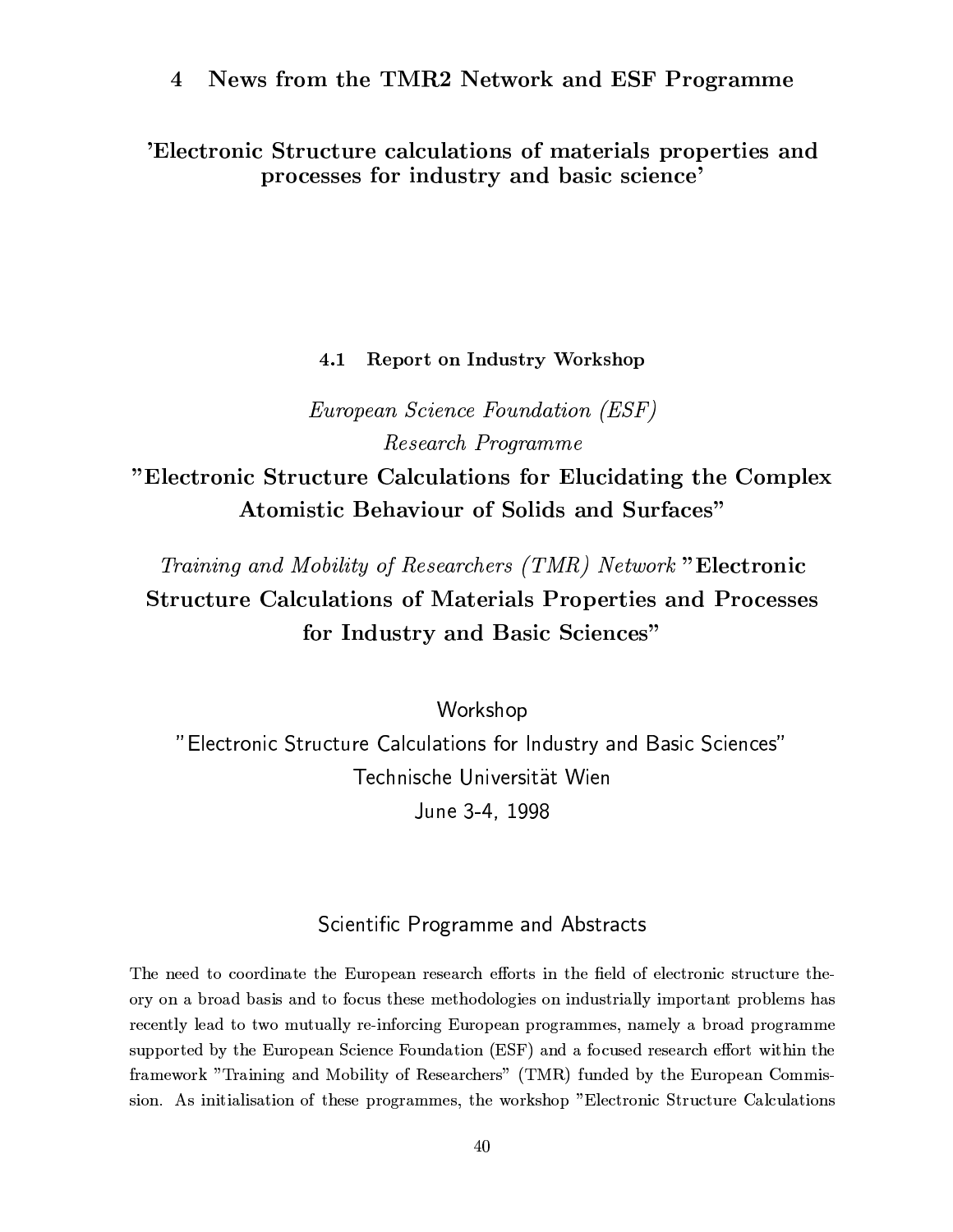# 4 News from the TMR2 Network and ESF Programme

## 'Electronic Structure calculations of materials properties and processes for industry and basic science'

### 4.1 Report on Industry Workshop

*European Science Foundation (ESF)*

*Research Programme*

**"Electronic Structure Calculations for Elucidating the Complex Atomistic Behaviour of Solids and Surfaces"**

*Training and Mobility of Researchers (TMR) Network* **"Electronic Structure Calculations of Materials Properties and Processes for Industry and Basic Sciences"**

Workshop

"Electronic Structure Calculations for Industry and Basic Sciences"

Technische Universität Wien

June 3-4, 1998

Scientific Programme and Abstracts

The need to coordinate the European research efforts in the field of electronic structure theory on a broad basis and to focus these methodologies on industrially important problems has recently lead to two mutually re-inforcing European programmes, namely a broad programme supported by the European Science Foundation (ESF) and a focused research effort within the framework "Training and Mobility of Researchers" (TMR) funded by the European Commission. As initialisation of these programmes, the workshop "Electronic Structure Calculations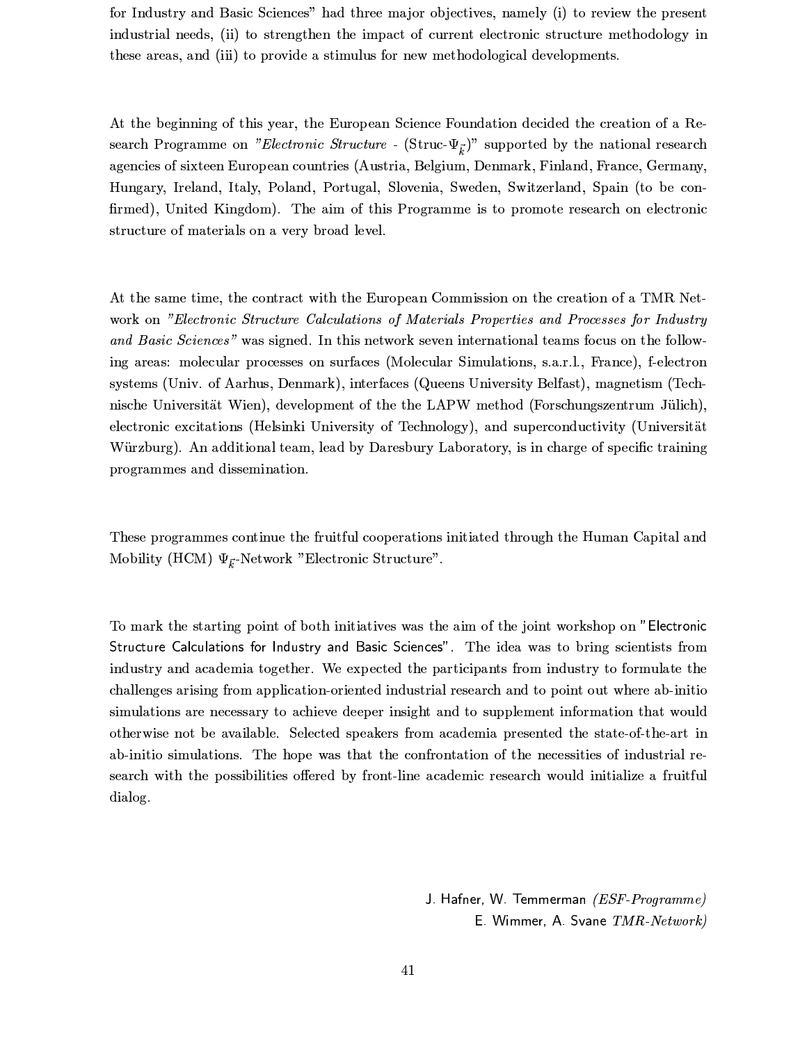for Industry and Basic Sciences" had three major objectives, namely (i) to review the present industrial needs, (ii) to strengthen the impact of current electronic structure methodology in these areas, and (iii) to provide a stimulus for new methodological developments.

At the beginning of this year, the European Science Foundation decided the creation of a Research Programme on *"Electronic Structure* - (Struc-$\Psi_{\vec{k}}$)" supported by the national research agencies of sixteen European countries (Austria, Belgium, Denmark, Finland, France, Germany, Hungary, Ireland, Italy, Poland, Portugal, Slovenia, Sweden, Switzerland, Spain (to be confirmed), United Kingdom). The aim of this Programme is to promote research on electronic structure of materials on a very broad level.

At the same time, the contract with the European Commission on the creation of a TMR Network on *"Electronic Structure Calculations of Materials Properties and Processes for Industry and Basic Sciences"* was signed. In this network seven international teams focus on the following areas: molecular processes on surfaces (Molecular Simulations, s.a.r.l., France), f-electron systems (Univ. of Aarhus, Denmark), interfaces (Queens University Belfast), magnetism (Technische Universität Wien), development of the the LAPW method (Forschungszentrum Jülich), electronic excitations (Helsinki University of Technology), and superconductivity (Universität Würzburg). An additional team, lead by Daresbury Laboratory, is in charge of specific training programmes and dissemination.

These programmes continue the fruitful cooperations initiated through the Human Capital and Mobility (HCM) $\Psi_{\vec{k}}$-Network "Electronic Structure".

To mark the starting point of both initiatives was the aim of the joint workshop on "Electronic Structure Calculations for Industry and Basic Sciences". The idea was to bring scientists from industry and academia together. We expected the participants from industry to formulate the challenges arising from application-oriented industrial research and to point out where ab-initio simulations are necessary to achieve deeper insight and to supplement information that would otherwise not be available. Selected speakers from academia presented the state-of-the-art in ab-initio simulations. The hope was that the confrontation of the necessities of industrial research with the possibilities offered by front-line academic research would initialize a fruitful dialog.

J. Hafner, W. Temmerman *(ESF-Programme)*
E. Wimmer, A. Svane *TMR-Network)*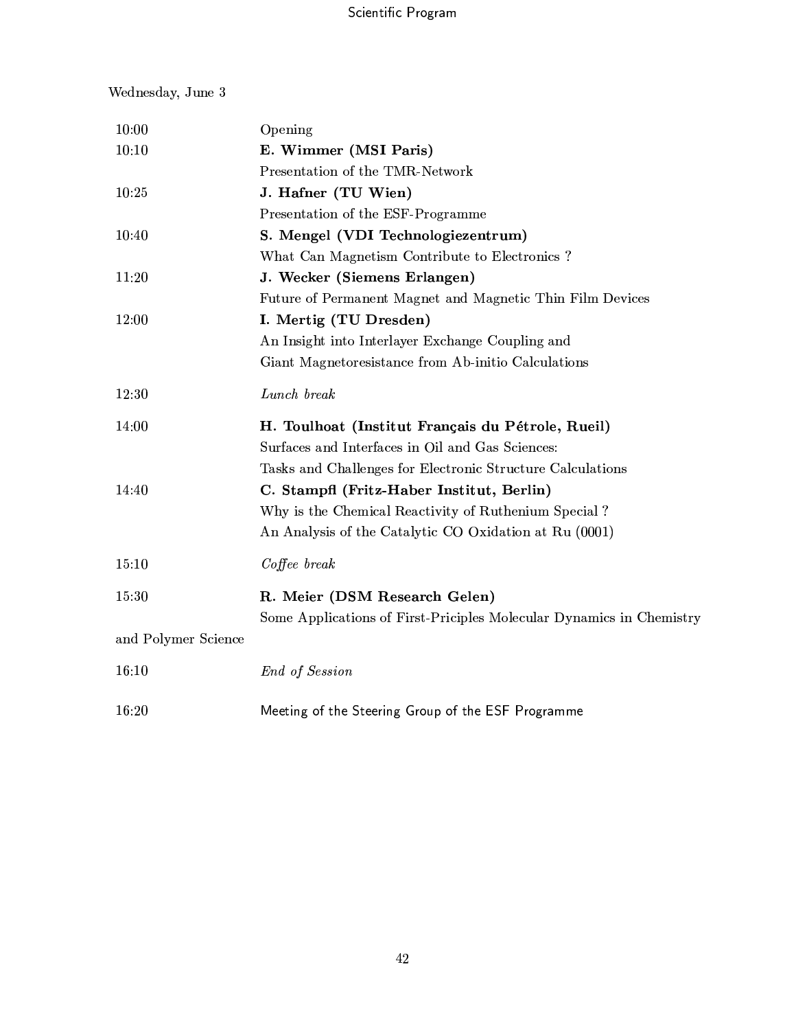Wednesday, June 3

| | |
|---|---|
| 10:00 | Opening |
| 10:10 | **E. Wimmer (MSI Paris)** |
| | Presentation of the TMR-Network |
| 10:25 | **J. Hafner (TU Wien)** |
| | Presentation of the ESF-Programme |
| 10:40 | **S. Mengel (VDI Technologiezentrum)** |
| | What Can Magnetism Contribute to Electronics ? |
| 11:20 | **J. Wecker (Siemens Erlangen)** |
| | Future of Permanent Magnet and Magnetic Thin Film Devices |
| 12:00 | **I. Mertig (TU Dresden)** |
| | An Insight into Interlayer Exchange Coupling and |
| | Giant Magnetoresistance from Ab-initio Calculations |
| 12:30 | *Lunch break* |
| 14:00 | **H. Toulhoat (Institut Français du Pétrole, Rueil)** |
| | Surfaces and Interfaces in Oil and Gas Sciences: |
| | Tasks and Challenges for Electronic Structure Calculations |
| 14:40 | **C. Stampfl (Fritz-Haber Institut, Berlin)** |
| | Why is the Chemical Reactivity of Ruthenium Special ? |
| | An Analysis of the Catalytic CO Oxidation at Ru (0001) |
| 15:10 | *Coffee break* |
| 15:30 | **R. Meier (DSM Research Gelen)** |
| | Some Applications of First-Priciples Molecular Dynamics in Chemistry and Polymer Science |
| 16:10 | *End of Session* |
| 16:20 | Meeting of the Steering Group of the ESF Programme |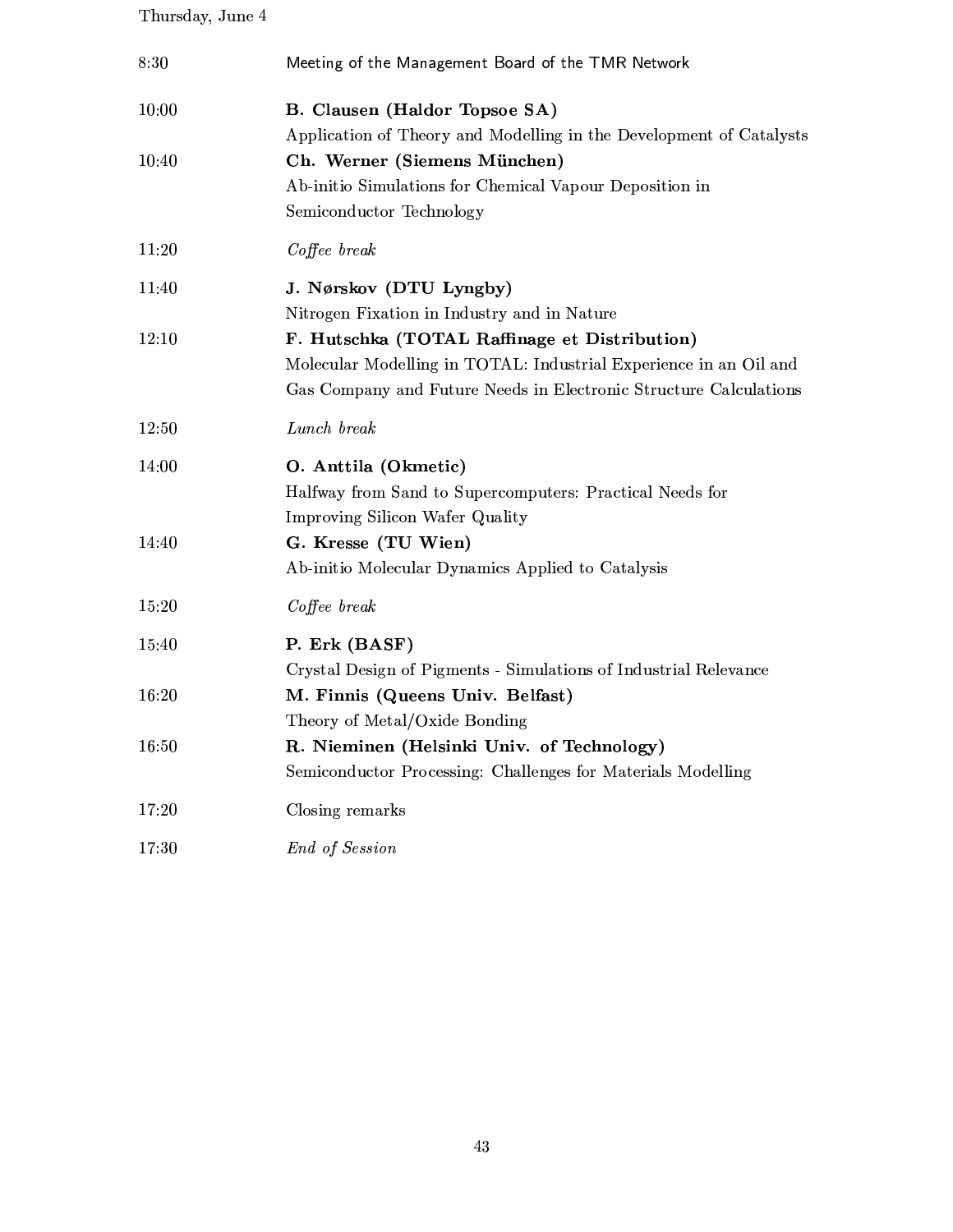Thursday, June 4

| | |
|---|---|
| 8:30 | Meeting of the Management Board of the TMR Network |
| 10:00 | **B. Clausen (Haldor Topsoe SA)**<br>Application of Theory and Modelling in the Development of Catalysts |
| 10:40 | **Ch. Werner (Siemens München)**<br>Ab-initio Simulations for Chemical Vapour Deposition in Semiconductor Technology |
| 11:20 | *Coffee break* |
| 11:40 | **J. Nørskov (DTU Lyngby)**<br>Nitrogen Fixation in Industry and in Nature |
| 12:10 | **F. Hutschka (TOTAL Raffinage et Distribution)**<br>Molecular Modelling in TOTAL: Industrial Experience in an Oil and Gas Company and Future Needs in Electronic Structure Calculations |
| 12:50 | *Lunch break* |
| 14:00 | **O. Anttila (Okmetic)**<br>Halfway from Sand to Supercomputers: Practical Needs for Improving Silicon Wafer Quality |
| 14:40 | **G. Kresse (TU Wien)**<br>Ab-initio Molecular Dynamics Applied to Catalysis |
| 15:20 | *Coffee break* |
| 15:40 | **P. Erk (BASF)**<br>Crystal Design of Pigments - Simulations of Industrial Relevance |
| 16:20 | **M. Finnis (Queens Univ. Belfast)**<br>Theory of Metal/Oxide Bonding |
| 16:50 | **R. Nieminen (Helsinki Univ. of Technology)**<br>Semiconductor Processing: Challenges for Materials Modelling |
| 17:20 | Closing remarks |
| 17:30 | *End of Session* |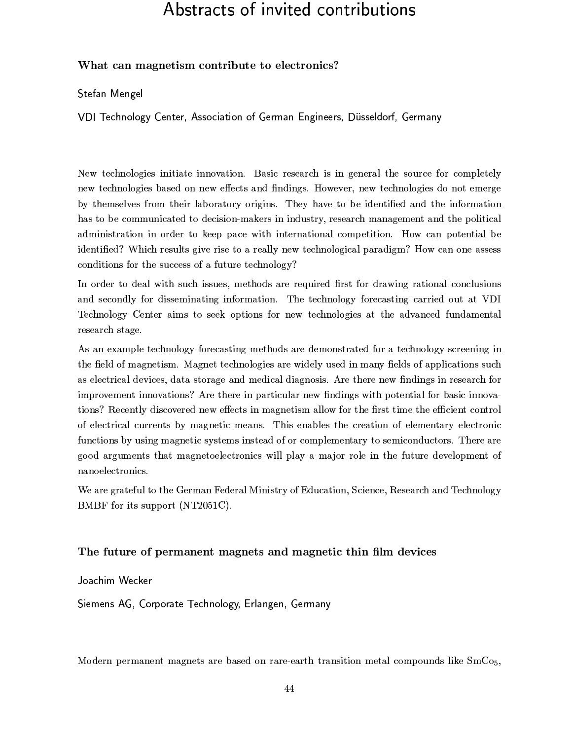# Abstracts of invited contributions

### What can magnetism contribute to electronics?

Stefan Mengel

VDI Technology Center, Association of German Engineers, Düsseldorf, Germany

New technologies initiate innovation. Basic research is in general the source for completely new technologies based on new effects and findings. However, new technologies do not emerge by themselves from their laboratory origins. They have to be identified and the information has to be communicated to decision-makers in industry, research management and the political administration in order to keep pace with international competition. How can potential be identified? Which results give rise to a really new technological paradigm? How can one assess conditions for the success of a future technology?

In order to deal with such issues, methods are required first for drawing rational conclusions and secondly for disseminating information. The technology forecasting carried out at VDI Technology Center aims to seek options for new technologies at the advanced fundamental research stage.

As an example technology forecasting methods are demonstrated for a technology screening in the field of magnetism. Magnet technologies are widely used in many fields of applications such as electrical devices, data storage and medical diagnosis. Are there new findings in research for improvement innovations? Are there in particular new findings with potential for basic innovations? Recently discovered new effects in magnetism allow for the first time the efficient control of electrical currents by magnetic means. This enables the creation of elementary electronic functions by using magnetic systems instead of or complementary to semiconductors. There are good arguments that magnetoelectronics will play a major role in the future development of nanoelectronics.

We are grateful to the German Federal Ministry of Education, Science, Research and Technology BMBF for its support (NT2051C).

### The future of permanent magnets and magnetic thin film devices

Joachim Wecker

Siemens AG, Corporate Technology, Erlangen, Germany

Modern permanent magnets are based on rare-earth transition metal compounds like $SmCo_5$,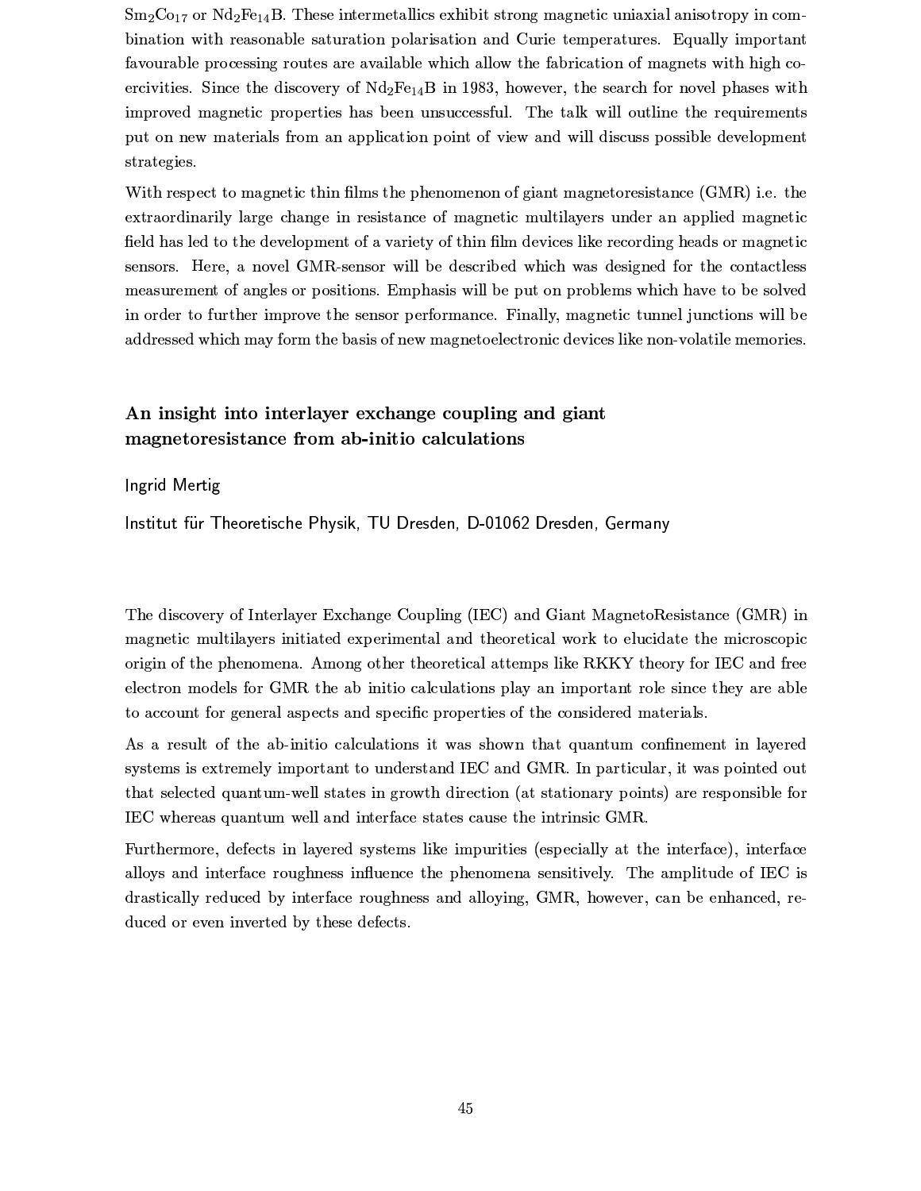$Sm_2Co_{17}$ or $Nd_2Fe_{14}B$. These intermetallics exhibit strong magnetic uniaxial anisotropy in combination with reasonable saturation polarisation and Curie temperatures. Equally important favourable processing routes are available which allow the fabrication of magnets with high coercivities. Since the discovery of $Nd_2Fe_{14}B$ in 1983, however, the search for novel phases with improved magnetic properties has been unsuccessful. The talk will outline the requirements put on new materials from an application point of view and will discuss possible development strategies.

With respect to magnetic thin films the phenomenon of giant magnetoresistance (GMR) i.e. the extraordinarily large change in resistance of magnetic multilayers under an applied magnetic field has led to the development of a variety of thin film devices like recording heads or magnetic sensors. Here, a novel GMR-sensor will be described which was designed for the contactless measurement of angles or positions. Emphasis will be put on problems which have to be solved in order to further improve the sensor performance. Finally, magnetic tunnel junctions will be addressed which may form the basis of new magnetoelectronic devices like non-volatile memories.

## An insight into interlayer exchange coupling and giant magnetoresistance from ab-initio calculations

Ingrid Mertig

Institut für Theoretische Physik, TU Dresden, D-01062 Dresden, Germany

The discovery of Interlayer Exchange Coupling (IEC) and Giant MagnetoResistance (GMR) in magnetic multilayers initiated experimental and theoretical work to elucidate the microscopic origin of the phenomena. Among other theoretical attemps like RKKY theory for IEC and free electron models for GMR the ab initio calculations play an important role since they are able to account for general aspects and specific properties of the considered materials.

As a result of the ab-initio calculations it was shown that quantum confinement in layered systems is extremely important to understand IEC and GMR. In particular, it was pointed out that selected quantum-well states in growth direction (at stationary points) are responsible for IEC whereas quantum well and interface states cause the intrinsic GMR.

Furthermore, defects in layered systems like impurities (especially at the interface), interface alloys and interface roughness influence the phenomena sensitively. The amplitude of IEC is drastically reduced by interface roughness and alloying, GMR, however, can be enhanced, reduced or even inverted by these defects.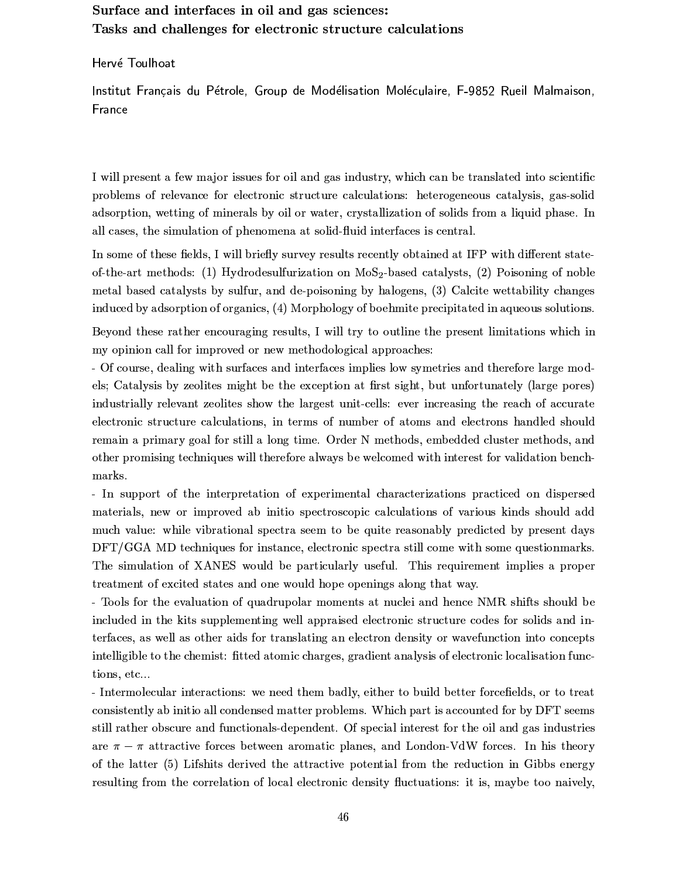# Surface and interfaces in oil and gas sciences: Tasks and challenges for electronic structure calculations

Hervé Toulhoat

Institut Français du Pétrole, Group de Modélisation Moléculaire, F-9852 Rueil Malmaison, France

I will present a few major issues for oil and gas industry, which can be translated into scientific problems of relevance for electronic structure calculations: heterogeneous catalysis, gas-solid adsorption, wetting of minerals by oil or water, crystallization of solids from a liquid phase. In all cases, the simulation of phenomena at solid-fluid interfaces is central.

In some of these fields, I will briefly survey results recently obtained at IFP with different state-of-the-art methods: (1) Hydrodesulfurization on $MoS_2$-based catalysts, (2) Poisoning of noble metal based catalysts by sulfur, and de-poisoning by halogens, (3) Calcite wettability changes induced by adsorption of organics, (4) Morphology of boehmite precipitated in aqueous solutions.

Beyond these rather encouraging results, I will try to outline the present limitations which in my opinion call for improved or new methodological approaches:

- Of course, dealing with surfaces and interfaces implies low symetries and therefore large models; Catalysis by zeolites might be the exception at first sight, but unfortunately (large pores) industrially relevant zeolites show the largest unit-cells: ever increasing the reach of accurate electronic structure calculations, in terms of number of atoms and electrons handled should remain a primary goal for still a long time. Order N methods, embedded cluster methods, and other promising techniques will therefore always be welcomed with interest for validation benchmarks.
- In support of the interpretation of experimental characterizations practiced on dispersed materials, new or improved ab initio spectroscopic calculations of various kinds should add much value: while vibrational spectra seem to be quite reasonably predicted by present days DFT/GGA MD techniques for instance, electronic spectra still come with some questionmarks. The simulation of XANES would be particularly useful. This requirement implies a proper treatment of excited states and one would hope openings along that way.
- Tools for the evaluation of quadrupolar moments at nuclei and hence NMR shifts should be included in the kits supplementing well appraised electronic structure codes for solids and interfaces, as well as other aids for translating an electron density or wavefunction into concepts intelligible to the chemist: fitted atomic charges, gradient analysis of electronic localisation functions, etc...
- Intermolecular interactions: we need them badly, either to build better forcefields, or to treat consistently ab initio all condensed matter problems. Which part is accounted for by DFT seems still rather obscure and functionals-dependent. Of special interest for the oil and gas industries are $\pi - \pi$ attractive forces between aromatic planes, and London-VdW forces. In his theory of the latter (5) Lifshits derived the attractive potential from the reduction in Gibbs energy resulting from the correlation of local electronic density fluctuations: it is, maybe too naively,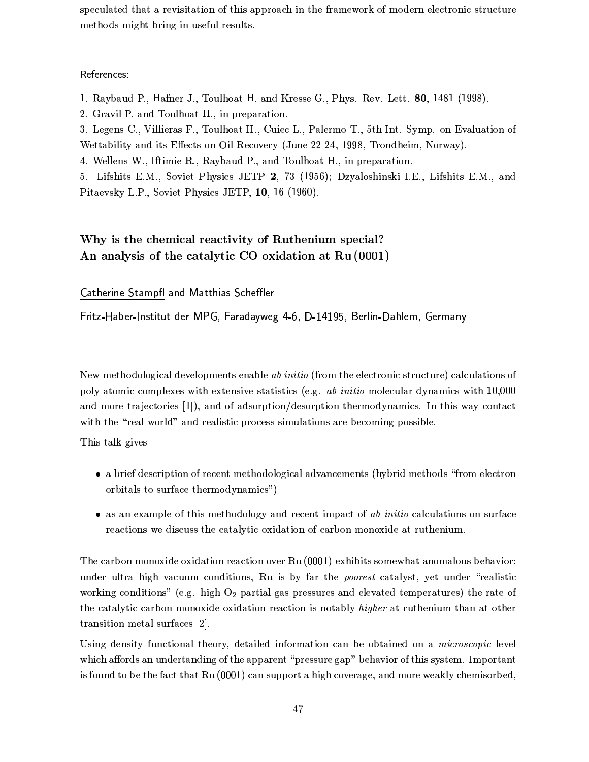speculated that a revisitation of this approach in the framework of modern electronic structure methods might bring in useful results.

References:

1. Raybaud P., Hafner J., Toulhoat H. and Kresse G., Phys. Rev. Lett. **80**, 1481 (1998).
2. Gravil P. and Toulhoat H., in preparation.
3. Legens C., Villieras F., Toulhoat H., Cuiec L., Palermo T., 5th Int. Symp. on Evaluation of Wettability and its Effects on Oil Recovery (June 22-24, 1998, Trondheim, Norway).
4. Wellens W., Iftimie R., Raybaud P., and Toulhoat H., in preparation.
5. Lifshits E.M., Soviet Physics JETP **2**, 73 (1956); Dzyaloshinski I.E., Lifshits E.M., and Pitaevsky L.P., Soviet Physics JETP, **10**, 16 (1960).

## Why is the chemical reactivity of Ruthenium special? An analysis of the catalytic CO oxidation at Ru (0001)

Catherine Stampfl and Matthias Scheffler

Fritz-Haber-Institut der MPG, Faradayweg 4-6, D-14195, Berlin-Dahlem, Germany

New methodological developments enable *ab initio* (from the electronic structure) calculations of poly-atomic complexes with extensive statistics (e.g. *ab initio* molecular dynamics with 10,000 and more trajectories [1]), and of adsorption/desorption thermodynamics. In this way contact with the "real world" and realistic process simulations are becoming possible.

This talk gives

- a brief description of recent methodological advancements (hybrid methods "from electron orbitals to surface thermodynamics")
- as an example of this methodology and recent impact of *ab initio* calculations on surface reactions we discuss the catalytic oxidation of carbon monoxide at ruthenium.

The carbon monoxide oxidation reaction over Ru (0001) exhibits somewhat anomalous behavior: under ultra high vacuum conditions, Ru is by far the *poorest* catalyst, yet under "realistic working conditions" (e.g. high $O_2$ partial gas pressures and elevated temperatures) the rate of the catalytic carbon monoxide oxidation reaction is notably *higher* at ruthenium than at other transition metal surfaces [2].

Using density functional theory, detailed information can be obtained on a *microscopic* level which affords an undertanding of the apparent "pressure gap" behavior of this system. Important is found to be the fact that Ru (0001) can support a high coverage, and more weakly chemisorbed,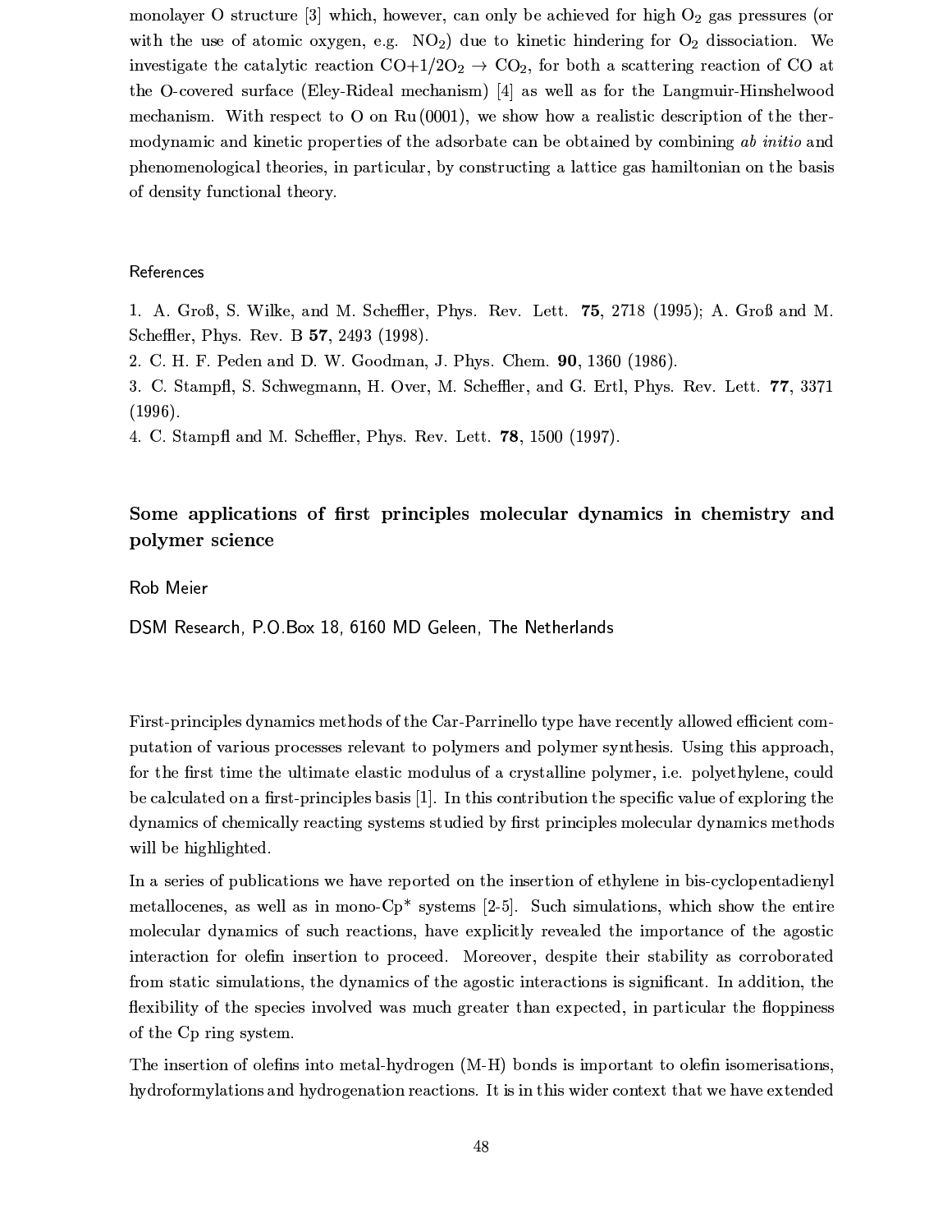monolayer O structure [3] which, however, can only be achieved for high $O_2$ gas pressures (or with the use of atomic oxygen, e.g. $NO_2$) due to kinetic hindering for $O_2$ dissociation. We investigate the catalytic reaction $CO+1/2O_2 \rightarrow CO_2$, for both a scattering reaction of CO at the O-covered surface (Eley-Rideal mechanism) [4] as well as for the Langmuir-Hinshelwood mechanism. With respect to O on Ru (0001), we show how a realistic description of the thermodynamic and kinetic properties of the adsorbate can be obtained by combining *ab initio* and phenomenological theories, in particular, by constructing a lattice gas hamiltonian on the basis of density functional theory.

### References

1. A. Groß, S. Wilke, and M. Scheffler, Phys. Rev. Lett. **75**, 2718 (1995); A. Groß and M. Scheffler, Phys. Rev. B **57**, 2493 (1998).
2. C. H. F. Peden and D. W. Goodman, J. Phys. Chem. **90**, 1360 (1986).
3. C. Stampfl, S. Schwegmann, H. Over, M. Scheffler, and G. Ertl, Phys. Rev. Lett. **77**, 3371 (1996).
4. C. Stampfl and M. Scheffler, Phys. Rev. Lett. **78**, 1500 (1997).

## Some applications of first principles molecular dynamics in chemistry and polymer science

Rob Meier

DSM Research, P.O.Box 18, 6160 MD Geleen, The Netherlands

First-principles dynamics methods of the Car-Parrinello type have recently allowed efficient computation of various processes relevant to polymers and polymer synthesis. Using this approach, for the first time the ultimate elastic modulus of a crystalline polymer, i.e. polyethylene, could be calculated on a first-principles basis [1]. In this contribution the specific value of exploring the dynamics of chemically reacting systems studied by first principles molecular dynamics methods will be highlighted.

In a series of publications we have reported on the insertion of ethylene in bis-cyclopentadienyl metallocenes, as well as in mono-Cp* systems [2-5]. Such simulations, which show the entire molecular dynamics of such reactions, have explicitly revealed the importance of the agostic interaction for olefin insertion to proceed. Moreover, despite their stability as corroborated from static simulations, the dynamics of the agostic interactions is significant. In addition, the flexibility of the species involved was much greater than expected, in particular the floppiness of the Cp ring system.

The insertion of olefins into metal-hydrogen (M-H) bonds is important to olefin isomerisations, hydroformylations and hydrogenation reactions. It is in this wider context that we have extended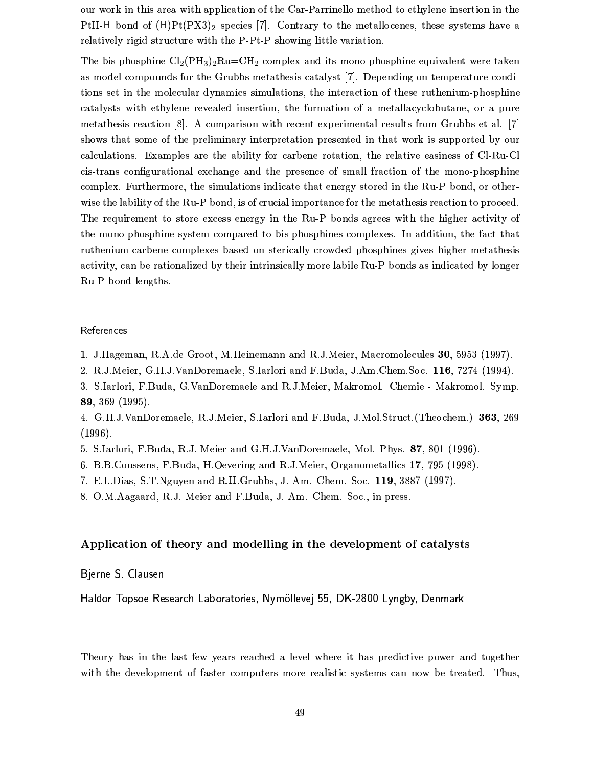our work in this area with application of the Car-Parrinello method to ethylene insertion in the PtII-H bond of (H)Pt($PX3$)$_2$ species [7]. Contrary to the metallocenes, these systems have a relatively rigid structure with the P-Pt-P showing little variation.

The bis-phosphine $Cl_2(PH_3)_2Ru{=}CH_2$ complex and its mono-phosphine equivalent were taken as model compounds for the Grubbs metathesis catalyst [7]. Depending on temperature conditions set in the molecular dynamics simulations, the interaction of these ruthenium-phosphine catalysts with ethylene revealed insertion, the formation of a metallacyclobutane, or a pure metathesis reaction [8]. A comparison with recent experimental results from Grubbs et al. [7] shows that some of the preliminary interpretation presented in that work is supported by our calculations. Examples are the ability for carbene rotation, the relative easiness of Cl-Ru-Cl cis-trans configurational exchange and the presence of small fraction of the mono-phosphine complex. Furthermore, the simulations indicate that energy stored in the Ru-P bond, or otherwise the lability of the Ru-P bond, is of crucial importance for the metathesis reaction to proceed. The requirement to store excess energy in the Ru-P bonds agrees with the higher activity of the mono-phosphine system compared to bis-phosphines complexes. In addition, the fact that ruthenium-carbene complexes based on sterically-crowded phosphines gives higher metathesis activity, can be rationalized by their intrinsically more labile Ru-P bonds as indicated by longer Ru-P bond lengths.

References

1. J.Hageman, R.A.de Groot, M.Heinemann and R.J.Meier, Macromolecules **30**, 5953 (1997).
2. R.J.Meier, G.H.J.VanDoremaele, S.Iarlori and F.Buda, J.Am.Chem.Soc. **116**, 7274 (1994).
3. S.Iarlori, F.Buda, G.VanDoremaele and R.J.Meier, Makromol. Chemie - Makromol. Symp. **89**, 369 (1995).
4. G.H.J.VanDoremaele, R.J.Meier, S.Iarlori and F.Buda, J.Mol.Struct.(Theochem.) **363**, 269 (1996).
5. S.Iarlori, F.Buda, R.J. Meier and G.H.J.VanDoremaele, Mol. Phys. **87**, 801 (1996).
6. B.B.Coussens, F.Buda, H.Oevering and R.J.Meier, Organometallics **17**, 795 (1998).
7. E.L.Dias, S.T.Nguyen and R.H.Grubbs, J. Am. Chem. Soc. **119**, 3887 (1997).
8. O.M.Aagaard, R.J. Meier and F.Buda, J. Am. Chem. Soc., in press.

## Application of theory and modelling in the development of catalysts

Bjerne S. Clausen

Haldor Topsoe Research Laboratories, Nymöllevej 55, DK-2800 Lyngby, Denmark

Theory has in the last few years reached a level where it has predictive power and together with the development of faster computers more realistic systems can now be treated. Thus,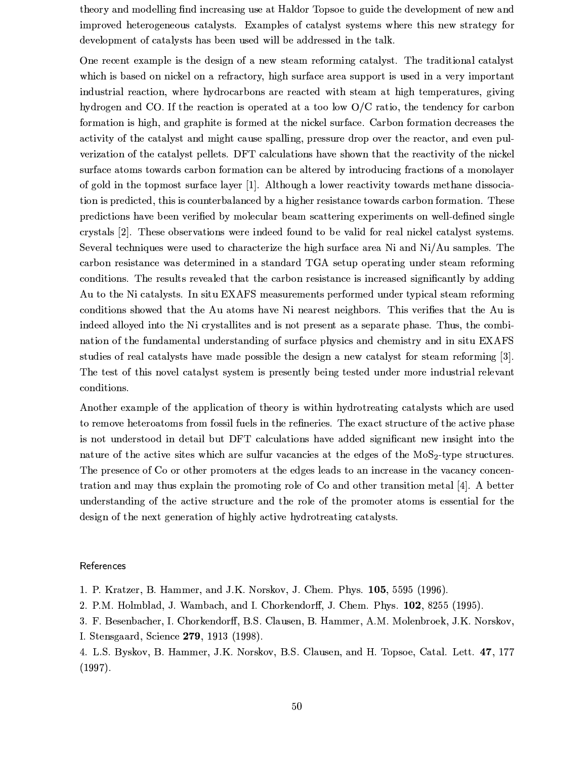theory and modelling find increasing use at Haldor Topsoe to guide the development of new and improved heterogeneous catalysts. Examples of catalyst systems where this new strategy for development of catalysts has been used will be addressed in the talk.

One recent example is the design of a new steam reforming catalyst. The traditional catalyst which is based on nickel on a refractory, high surface area support is used in a very important industrial reaction, where hydrocarbons are reacted with steam at high temperatures, giving hydrogen and CO. If the reaction is operated at a too low O/C ratio, the tendency for carbon formation is high, and graphite is formed at the nickel surface. Carbon formation decreases the activity of the catalyst and might cause spalling, pressure drop over the reactor, and even pulverization of the catalyst pellets. DFT calculations have shown that the reactivity of the nickel surface atoms towards carbon formation can be altered by introducing fractions of a monolayer of gold in the topmost surface layer [1]. Although a lower reactivity towards methane dissociation is predicted, this is counterbalanced by a higher resistance towards carbon formation. These predictions have been verified by molecular beam scattering experiments on well-defined single crystals [2]. These observations were indeed found to be valid for real nickel catalyst systems. Several techniques were used to characterize the high surface area Ni and Ni/Au samples. The carbon resistance was determined in a standard TGA setup operating under steam reforming conditions. The results revealed that the carbon resistance is increased significantly by adding Au to the Ni catalysts. In situ EXAFS measurements performed under typical steam reforming conditions showed that the Au atoms have Ni nearest neighbors. This verifies that the Au is indeed alloyed into the Ni crystallites and is not present as a separate phase. Thus, the combination of the fundamental understanding of surface physics and chemistry and in situ EXAFS studies of real catalysts have made possible the design a new catalyst for steam reforming [3]. The test of this novel catalyst system is presently being tested under more industrial relevant conditions.

Another example of the application of theory is within hydrotreating catalysts which are used to remove heteroatoms from fossil fuels in the refineries. The exact structure of the active phase is not understood in detail but DFT calculations have added significant new insight into the nature of the active sites which are sulfur vacancies at the edges of the $MoS_2$-type structures. The presence of Co or other promoters at the edges leads to an increase in the vacancy concentration and may thus explain the promoting role of Co and other transition metal [4]. A better understanding of the active structure and the role of the promoter atoms is essential for the design of the next generation of highly active hydrotreating catalysts.

## References

1. P. Kratzer, B. Hammer, and J.K. Norskov, J. Chem. Phys. **105**, 5595 (1996).
2. P.M. Holmblad, J. Wambach, and I. Chorkendorff, J. Chem. Phys. **102**, 8255 (1995).
3. F. Besenbacher, I. Chorkendorff, B.S. Clausen, B. Hammer, A.M. Molenbroek, J.K. Norskov, I. Stensgaard, Science **279**, 1913 (1998).
4. L.S. Byskov, B. Hammer, J.K. Norskov, B.S. Clausen, and H. Topsoe, Catal. Lett. **47**, 177 (1997).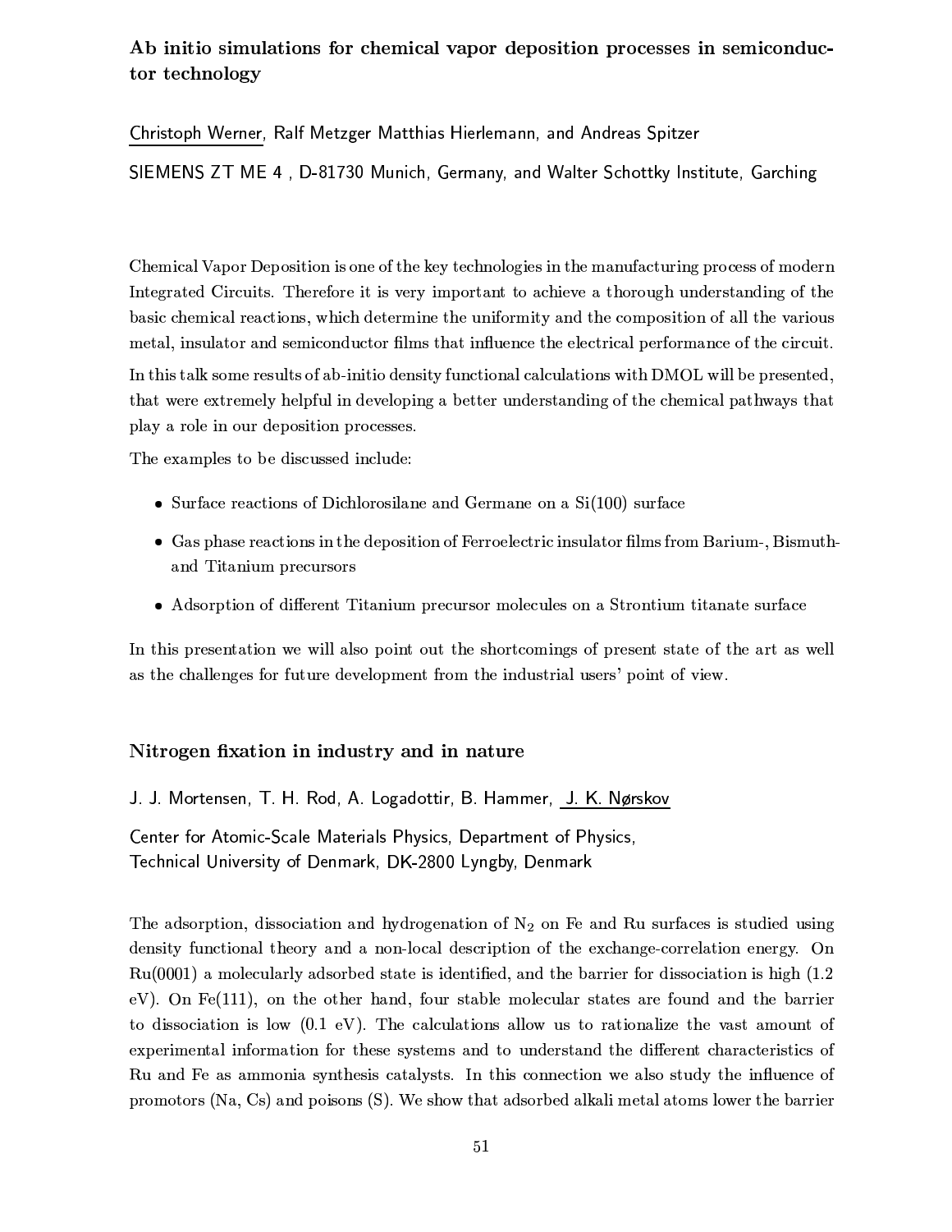### Ab initio simulations for chemical vapor deposition processes in semiconductor technology

Christoph Werner, Ralf Metzger Matthias Hierlemann, and Andreas Spitzer

SIEMENS ZT ME 4 , D-81730 Munich, Germany, and Walter Schottky Institute, Garching

Chemical Vapor Deposition is one of the key technologies in the manufacturing process of modern Integrated Circuits. Therefore it is very important to achieve a thorough understanding of the basic chemical reactions, which determine the uniformity and the composition of all the various metal, insulator and semiconductor films that influence the electrical performance of the circuit.

In this talk some results of ab-initio density functional calculations with DMOL will be presented, that were extremely helpful in developing a better understanding of the chemical pathways that play a role in our deposition processes.

The examples to be discussed include:

- Surface reactions of Dichlorosilane and Germane on a Si(100) surface
- Gas phase reactions in the deposition of Ferroelectric insulator films from Barium-, Bismuth- and Titanium precursors
- Adsorption of different Titanium precursor molecules on a Strontium titanate surface

In this presentation we will also point out the shortcomings of present state of the art as well as the challenges for future development from the industrial users' point of view.

### Nitrogen fixation in industry and in nature

J. J. Mortensen, T. H. Rod, A. Logadottir, B. Hammer, J. K. Nørskov

Center for Atomic-Scale Materials Physics, Department of Physics, Technical University of Denmark, DK-2800 Lyngby, Denmark

The adsorption, dissociation and hydrogenation of $N_2$ on Fe and Ru surfaces is studied using density functional theory and a non-local description of the exchange-correlation energy. On Ru(0001) a molecularly adsorbed state is identified, and the barrier for dissociation is high (1.2 eV). On Fe(111), on the other hand, four stable molecular states are found and the barrier to dissociation is low (0.1 eV). The calculations allow us to rationalize the vast amount of experimental information for these systems and to understand the different characteristics of Ru and Fe as ammonia synthesis catalysts. In this connection we also study the influence of promotors (Na, Cs) and poisons (S). We show that adsorbed alkali metal atoms lower the barrier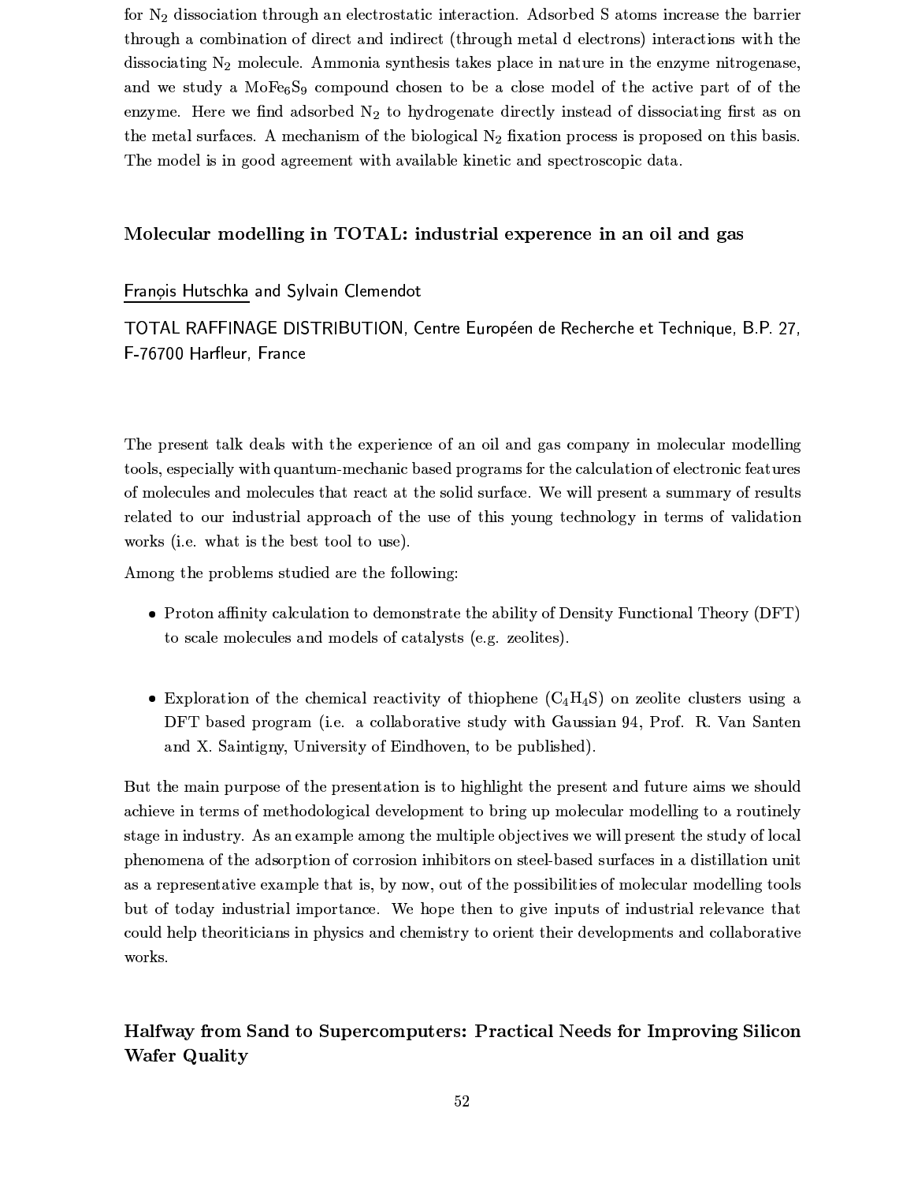for $N_2$ dissociation through an electrostatic interaction. Adsorbed S atoms increase the barrier through a combination of direct and indirect (through metal d electrons) interactions with the dissociating $N_2$ molecule. Ammonia synthesis takes place in nature in the enzyme nitrogenase, and we study a $MoFe_6S_9$ compound chosen to be a close model of the active part of of the enzyme. Here we find adsorbed $N_2$ to hydrogenate directly instead of dissociating first as on the metal surfaces. A mechanism of the biological $N_2$ fixation process is proposed on this basis. The model is in good agreement with available kinetic and spectroscopic data.

## Molecular modelling in TOTAL: industrial experence in an oil and gas

François Hutschka and Sylvain Clemendot

TOTAL RAFFINAGE DISTRIBUTION, Centre Européen de Recherche et Technique, B.P. 27, F-76700 Harfleur, France

The present talk deals with the experience of an oil and gas company in molecular modelling tools, especially with quantum-mechanic based programs for the calculation of electronic features of molecules and molecules that react at the solid surface. We will present a summary of results related to our industrial approach of the use of this young technology in terms of validation works (i.e. what is the best tool to use).

Among the problems studied are the following:

- Proton affinity calculation to demonstrate the ability of Density Functional Theory (DFT) to scale molecules and models of catalysts (e.g. zeolites).

- Exploration of the chemical reactivity of thiophene ($C_4H_4S$) on zeolite clusters using a DFT based program (i.e. a collaborative study with Gaussian 94, Prof. R. Van Santen and X. Saintigny, University of Eindhoven, to be published).

But the main purpose of the presentation is to highlight the present and future aims we should achieve in terms of methodological development to bring up molecular modelling to a routinely stage in industry. As an example among the multiple objectives we will present the study of local phenomena of the adsorption of corrosion inhibitors on steel-based surfaces in a distillation unit as a representative example that is, by now, out of the possibilities of molecular modelling tools but of today industrial importance. We hope then to give inputs of industrial relevance that could help theoriticians in physics and chemistry to orient their developments and collaborative works.

## Halfway from Sand to Supercomputers: Practical Needs for Improving Silicon Wafer Quality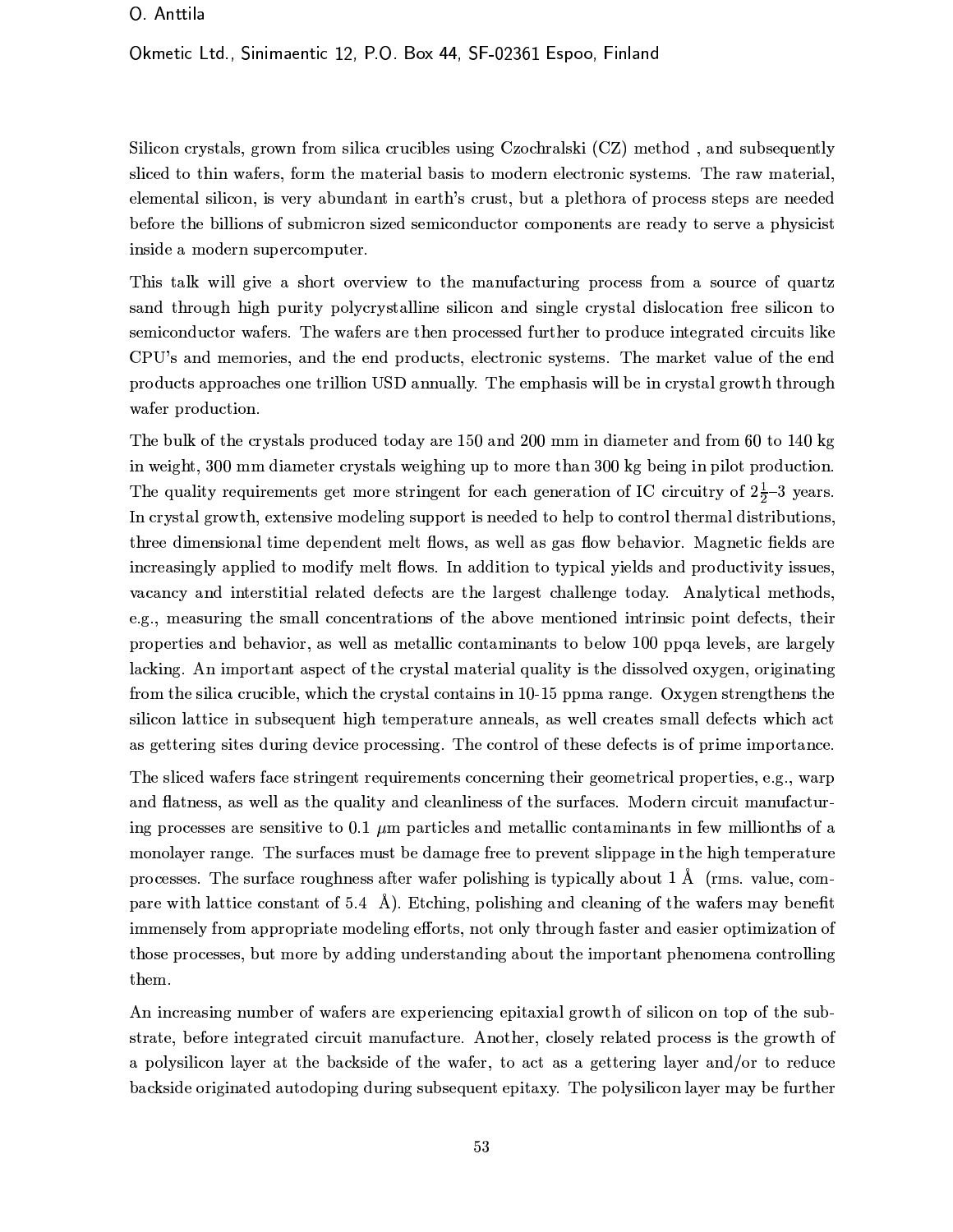O. Anttila

Okmetic Ltd., Sinimaentic 12, P.O. Box 44, SF-02361 Espoo, Finland

Silicon crystals, grown from silica crucibles using Czochralski (CZ) method , and subsequently sliced to thin wafers, form the material basis to modern electronic systems. The raw material, elemental silicon, is very abundant in earth's crust, but a plethora of process steps are needed before the billions of submicron sized semiconductor components are ready to serve a physicist inside a modern supercomputer.

This talk will give a short overview to the manufacturing process from a source of quartz sand through high purity polycrystalline silicon and single crystal dislocation free silicon to semiconductor wafers. The wafers are then processed further to produce integrated circuits like CPU's and memories, and the end products, electronic systems. The market value of the end products approaches one trillion USD annually. The emphasis will be in crystal growth through wafer production.

The bulk of the crystals produced today are 150 and 200 mm in diameter and from 60 to 140 kg in weight, 300 mm diameter crystals weighing up to more than 300 kg being in pilot production. The quality requirements get more stringent for each generation of IC circuitry of $2\frac{1}{2}$–3 years. In crystal growth, extensive modeling support is needed to help to control thermal distributions, three dimensional time dependent melt flows, as well as gas flow behavior. Magnetic fields are increasingly applied to modify melt flows. In addition to typical yields and productivity issues, vacancy and interstitial related defects are the largest challenge today. Analytical methods, e.g., measuring the small concentrations of the above mentioned intrinsic point defects, their properties and behavior, as well as metallic contaminants to below 100 ppqa levels, are largely lacking. An important aspect of the crystal material quality is the dissolved oxygen, originating from the silica crucible, which the crystal contains in 10-15 ppma range. Oxygen strengthens the silicon lattice in subsequent high temperature anneals, as well creates small defects which act as gettering sites during device processing. The control of these defects is of prime importance.

The sliced wafers face stringent requirements concerning their geometrical properties, e.g., warp and flatness, as well as the quality and cleanliness of the surfaces. Modern circuit manufacturing processes are sensitive to 0.1 $\mu$m particles and metallic contaminants in few millionths of a monolayer range. The surfaces must be damage free to prevent slippage in the high temperature processes. The surface roughness after wafer polishing is typically about 1 Å (rms. value, compare with lattice constant of 5.4 Å). Etching, polishing and cleaning of the wafers may benefit immensely from appropriate modeling efforts, not only through faster and easier optimization of those processes, but more by adding understanding about the important phenomena controlling them.

An increasing number of wafers are experiencing epitaxial growth of silicon on top of the substrate, before integrated circuit manufacture. Another, closely related process is the growth of a polysilicon layer at the backside of the wafer, to act as a gettering layer and/or to reduce backside originated autodoping during subsequent epitaxy. The polysilicon layer may be further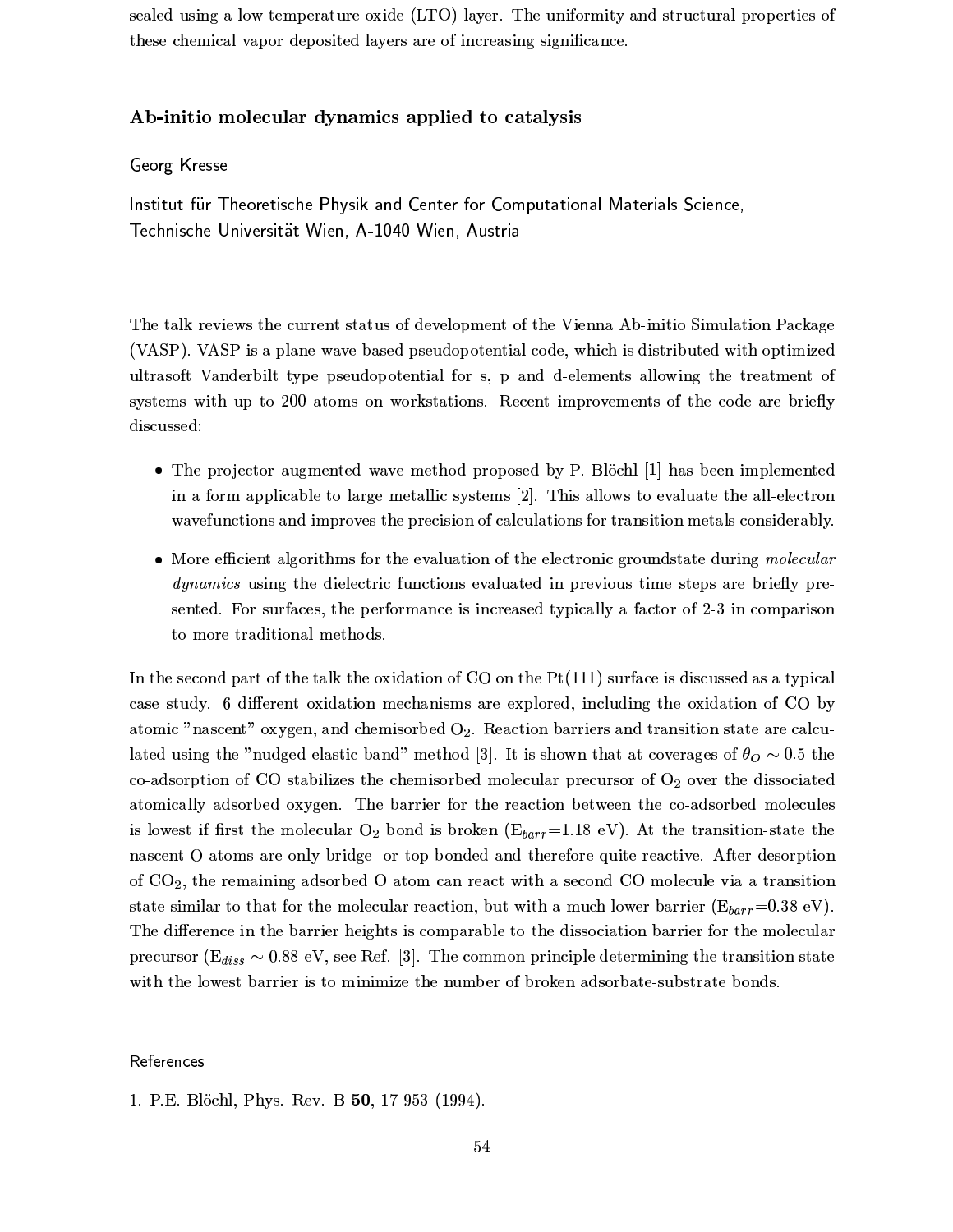sealed using a low temperature oxide (LTO) layer. The uniformity and structural properties of these chemical vapor deposited layers are of increasing significance.

## Ab-initio molecular dynamics applied to catalysis

Georg Kresse

Institut für Theoretische Physik and Center for Computational Materials Science, Technische Universität Wien, A-1040 Wien, Austria

The talk reviews the current status of development of the Vienna Ab-initio Simulation Package (VASP). VASP is a plane-wave-based pseudopotential code, which is distributed with optimized ultrasoft Vanderbilt type pseudopotential for s, p and d-elements allowing the treatment of systems with up to 200 atoms on workstations. Recent improvements of the code are briefly discussed:

- The projector augmented wave method proposed by P. Blöchl [1] has been implemented in a form applicable to large metallic systems [2]. This allows to evaluate the all-electron wavefunctions and improves the precision of calculations for transition metals considerably.
- More efficient algorithms for the evaluation of the electronic groundstate during *molecular dynamics* using the dielectric functions evaluated in previous time steps are briefly presented. For surfaces, the performance is increased typically a factor of 2-3 in comparison to more traditional methods.

In the second part of the talk the oxidation of CO on the Pt(111) surface is discussed as a typical case study. 6 different oxidation mechanisms are explored, including the oxidation of CO by atomic "nascent" oxygen, and chemisorbed $O_2$. Reaction barriers and transition state are calculated using the "nudged elastic band" method [3]. It is shown that at coverages of $\theta_O \sim 0.5$ the co-adsorption of CO stabilizes the chemisorbed molecular precursor of $O_2$ over the dissociated atomically adsorbed oxygen. The barrier for the reaction between the co-adsorbed molecules is lowest if first the molecular $O_2$ bond is broken ($E_{barr}$=1.18 eV). At the transition-state the nascent O atoms are only bridge- or top-bonded and therefore quite reactive. After desorption of $CO_2$, the remaining adsorbed O atom can react with a second CO molecule via a transition state similar to that for the molecular reaction, but with a much lower barrier ($E_{barr}$=0.38 eV). The difference in the barrier heights is comparable to the dissociation barrier for the molecular precursor ($E_{diss} \sim 0.88$ eV, see Ref. [3]. The common principle determining the transition state with the lowest barrier is to minimize the number of broken adsorbate-substrate bonds.

### References

1. P.E. Blöchl, Phys. Rev. B **50**, 17 953 (1994).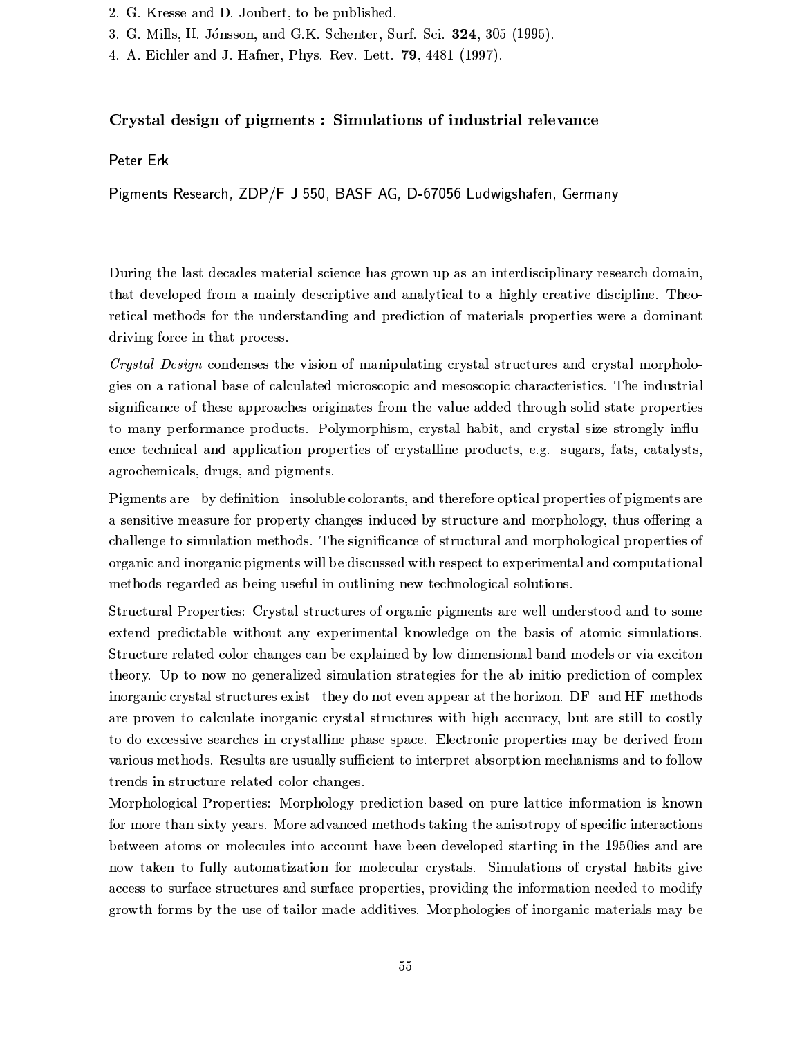2. G. Kresse and D. Joubert, to be published.
3. G. Mills, H. Jónsson, and G.K. Schenter, Surf. Sci. **324**, 305 (1995).
4. A. Eichler and J. Hafner, Phys. Rev. Lett. **79**, 4481 (1997).

## Crystal design of pigments : Simulations of industrial relevance

Peter Erk

Pigments Research, ZDP/F J 550, BASF AG, D-67056 Ludwigshafen, Germany

During the last decades material science has grown up as an interdisciplinary research domain, that developed from a mainly descriptive and analytical to a highly creative discipline. Theoretical methods for the understanding and prediction of materials properties were a dominant driving force in that process.

*Crystal Design* condenses the vision of manipulating crystal structures and crystal morphologies on a rational base of calculated microscopic and mesoscopic characteristics. The industrial significance of these approaches originates from the value added through solid state properties to many performance products. Polymorphism, crystal habit, and crystal size strongly influence technical and application properties of crystalline products, e.g. sugars, fats, catalysts, agrochemicals, drugs, and pigments.

Pigments are - by definition - insoluble colorants, and therefore optical properties of pigments are a sensitive measure for property changes induced by structure and morphology, thus offering a challenge to simulation methods. The significance of structural and morphological properties of organic and inorganic pigments will be discussed with respect to experimental and computational methods regarded as being useful in outlining new technological solutions.

Structural Properties: Crystal structures of organic pigments are well understood and to some extend predictable without any experimental knowledge on the basis of atomic simulations. Structure related color changes can be explained by low dimensional band models or via exciton theory. Up to now no generalized simulation strategies for the ab initio prediction of complex inorganic crystal structures exist - they do not even appear at the horizon. DF- and HF-methods are proven to calculate inorganic crystal structures with high accuracy, but are still to costly to do excessive searches in crystalline phase space. Electronic properties may be derived from various methods. Results are usually sufficient to interpret absorption mechanisms and to follow trends in structure related color changes.

Morphological Properties: Morphology prediction based on pure lattice information is known for more than sixty years. More advanced methods taking the anisotropy of specific interactions between atoms or molecules into account have been developed starting in the 1950ies and are now taken to fully automatization for molecular crystals. Simulations of crystal habits give access to surface structures and surface properties, providing the information needed to modify growth forms by the use of tailor-made additives. Morphologies of inorganic materials may be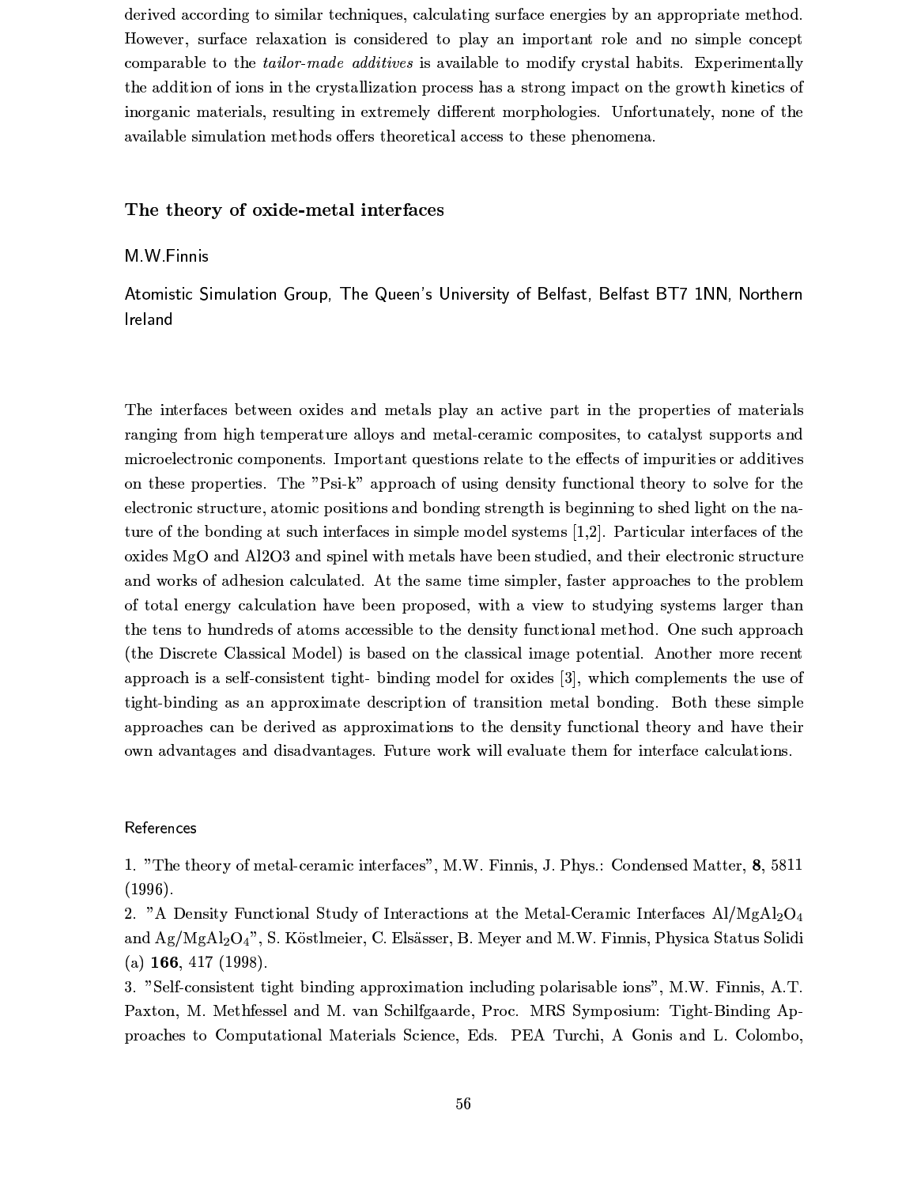derived according to similar techniques, calculating surface energies by an appropriate method. However, surface relaxation is considered to play an important role and no simple concept comparable to the *tailor-made additives* is available to modify crystal habits. Experimentally the addition of ions in the crystallization process has a strong impact on the growth kinetics of inorganic materials, resulting in extremely different morphologies. Unfortunately, none of the available simulation methods offers theoretical access to these phenomena.

## The theory of oxide-metal interfaces

M.W.Finnis

Atomistic Simulation Group, The Queen's University of Belfast, Belfast BT7 1NN, Northern Ireland

The interfaces between oxides and metals play an active part in the properties of materials ranging from high temperature alloys and metal-ceramic composites, to catalyst supports and microelectronic components. Important questions relate to the effects of impurities or additives on these properties. The "Psi-k" approach of using density functional theory to solve for the electronic structure, atomic positions and bonding strength is beginning to shed light on the nature of the bonding at such interfaces in simple model systems [1,2]. Particular interfaces of the oxides MgO and Al2O3 and spinel with metals have been studied, and their electronic structure and works of adhesion calculated. At the same time simpler, faster approaches to the problem of total energy calculation have been proposed, with a view to studying systems larger than the tens to hundreds of atoms accessible to the density functional method. One such approach (the Discrete Classical Model) is based on the classical image potential. Another more recent approach is a self-consistent tight- binding model for oxides [3], which complements the use of tight-binding as an approximate description of transition metal bonding. Both these simple approaches can be derived as approximations to the density functional theory and have their own advantages and disadvantages. Future work will evaluate them for interface calculations.

### References

1. "The theory of metal-ceramic interfaces", M.W. Finnis, J. Phys.: Condensed Matter, **8**, 5811 (1996).
2. "A Density Functional Study of Interactions at the Metal-Ceramic Interfaces Al/$MgAl_2O_4$ and Ag/$MgAl_2O_4$", S. Köstlmeier, C. Elsässer, B. Meyer and M.W. Finnis, Physica Status Solidi (a) **166**, 417 (1998).
3. "Self-consistent tight binding approximation including polarisable ions", M.W. Finnis, A.T. Paxton, M. Methfessel and M. van Schilfgaarde, Proc. MRS Symposium: Tight-Binding Approaches to Computational Materials Science, Eds. PEA Turchi, A Gonis and L. Colombo,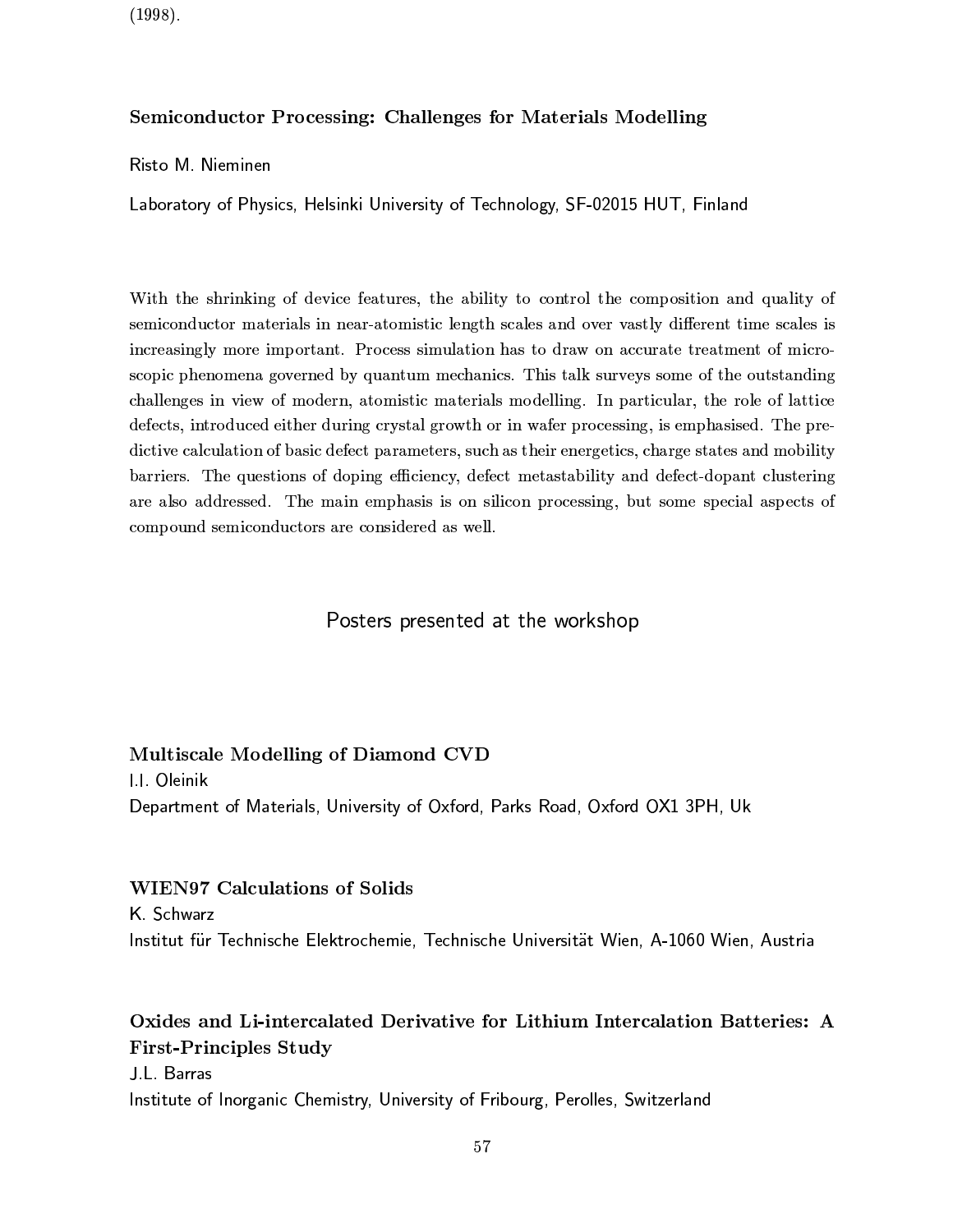(1998).

### Semiconductor Processing: Challenges for Materials Modelling

Risto M. Nieminen

Laboratory of Physics, Helsinki University of Technology, SF-02015 HUT, Finland

With the shrinking of device features, the ability to control the composition and quality of semiconductor materials in near-atomistic length scales and over vastly different time scales is increasingly more important. Process simulation has to draw on accurate treatment of microscopic phenomena governed by quantum mechanics. This talk surveys some of the outstanding challenges in view of modern, atomistic materials modelling. In particular, the role of lattice defects, introduced either during crystal growth or in wafer processing, is emphasised. The predictive calculation of basic defect parameters, such as their energetics, charge states and mobility barriers. The questions of doping efficiency, defect metastability and defect-dopant clustering are also addressed. The main emphasis is on silicon processing, but some special aspects of compound semiconductors are considered as well.

## Posters presented at the workshop

### Multiscale Modelling of Diamond CVD

I.I. Oleinik

Department of Materials, University of Oxford, Parks Road, Oxford OX1 3PH, Uk

### WIEN97 Calculations of Solids

K. Schwarz

Institut für Technische Elektrochemie, Technische Universität Wien, A-1060 Wien, Austria

### Oxides and Li-intercalated Derivative for Lithium Intercalation Batteries: A First-Principles Study

J.L. Barras

Institute of Inorganic Chemistry, University of Fribourg, Perolles, Switzerland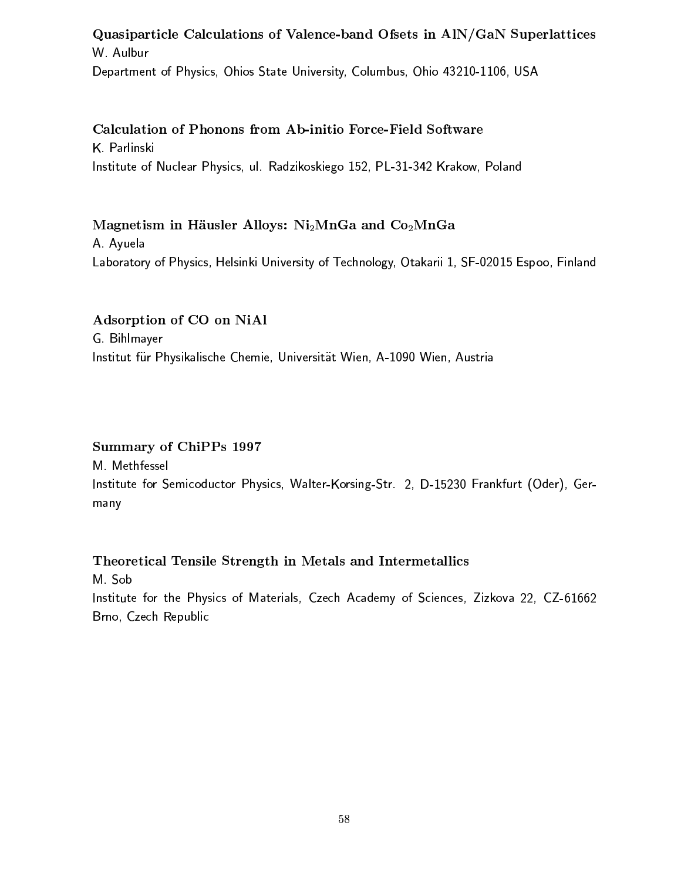**Quasiparticle Calculations of Valence-band Ofsets in AlN/GaN Superlattices**
W. Aulbur
Department of Physics, Ohios State University, Columbus, Ohio 43210-1106, USA

**Calculation of Phonons from Ab-initio Force-Field Software**
K. Parlinski
Institute of Nuclear Physics, ul. Radzikoskiego 152, PL-31-342 Krakow, Poland

**Magnetism in Häusler Alloys: $Ni_2MnGa$ and $Co_2MnGa$**
A. Ayuela
Laboratory of Physics, Helsinki University of Technology, Otakarii 1, SF-02015 Espoo, Finland

**Adsorption of CO on NiAl**
G. Bihlmayer
Institut für Physikalische Chemie, Universität Wien, A-1090 Wien, Austria

**Summary of ChiPPs 1997**
M. Methfessel
Institute for Semicoductor Physics, Walter-Korsing-Str. 2, D-15230 Frankfurt (Oder), Germany

**Theoretical Tensile Strength in Metals and Intermetallics**
M. Sob
Institute for the Physics of Materials, Czech Academy of Sciences, Zizkova 22, CZ-61662 Brno, Czech Republic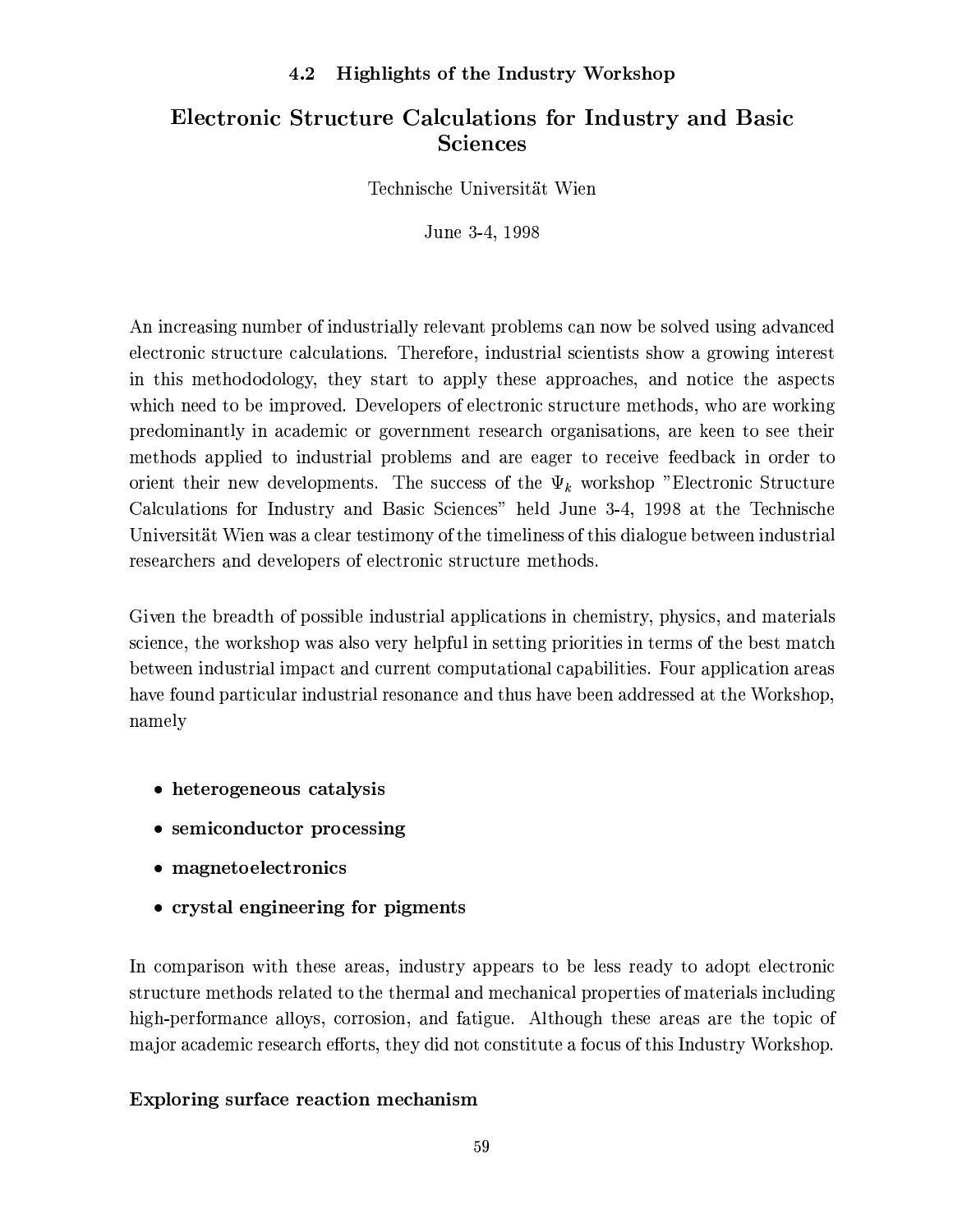### 4.2 Highlights of the Industry Workshop

## Electronic Structure Calculations for Industry and Basic Sciences

Technische Universität Wien

June 3-4, 1998

An increasing number of industrially relevant problems can now be solved using advanced electronic structure calculations. Therefore, industrial scientists show a growing interest in this methododology, they start to apply these approaches, and notice the aspects which need to be improved. Developers of electronic structure methods, who are working predominantly in academic or government research organisations, are keen to see their methods applied to industrial problems and are eager to receive feedback in order to orient their new developments. The success of the $\Psi_k$ workshop "Electronic Structure Calculations for Industry and Basic Sciences" held June 3-4, 1998 at the Technische Universität Wien was a clear testimony of the timeliness of this dialogue between industrial researchers and developers of electronic structure methods.

Given the breadth of possible industrial applications in chemistry, physics, and materials science, the workshop was also very helpful in setting priorities in terms of the best match between industrial impact and current computational capabilities. Four application areas have found particular industrial resonance and thus have been addressed at the Workshop, namely

- **heterogeneous catalysis**
- **semiconductor processing**
- **magnetoelectronics**
- **crystal engineering for pigments**

In comparison with these areas, industry appears to be less ready to adopt electronic structure methods related to the thermal and mechanical properties of materials including high-performance alloys, corrosion, and fatigue. Although these areas are the topic of major academic research efforts, they did not constitute a focus of this Industry Workshop.

**Exploring surface reaction mechanism**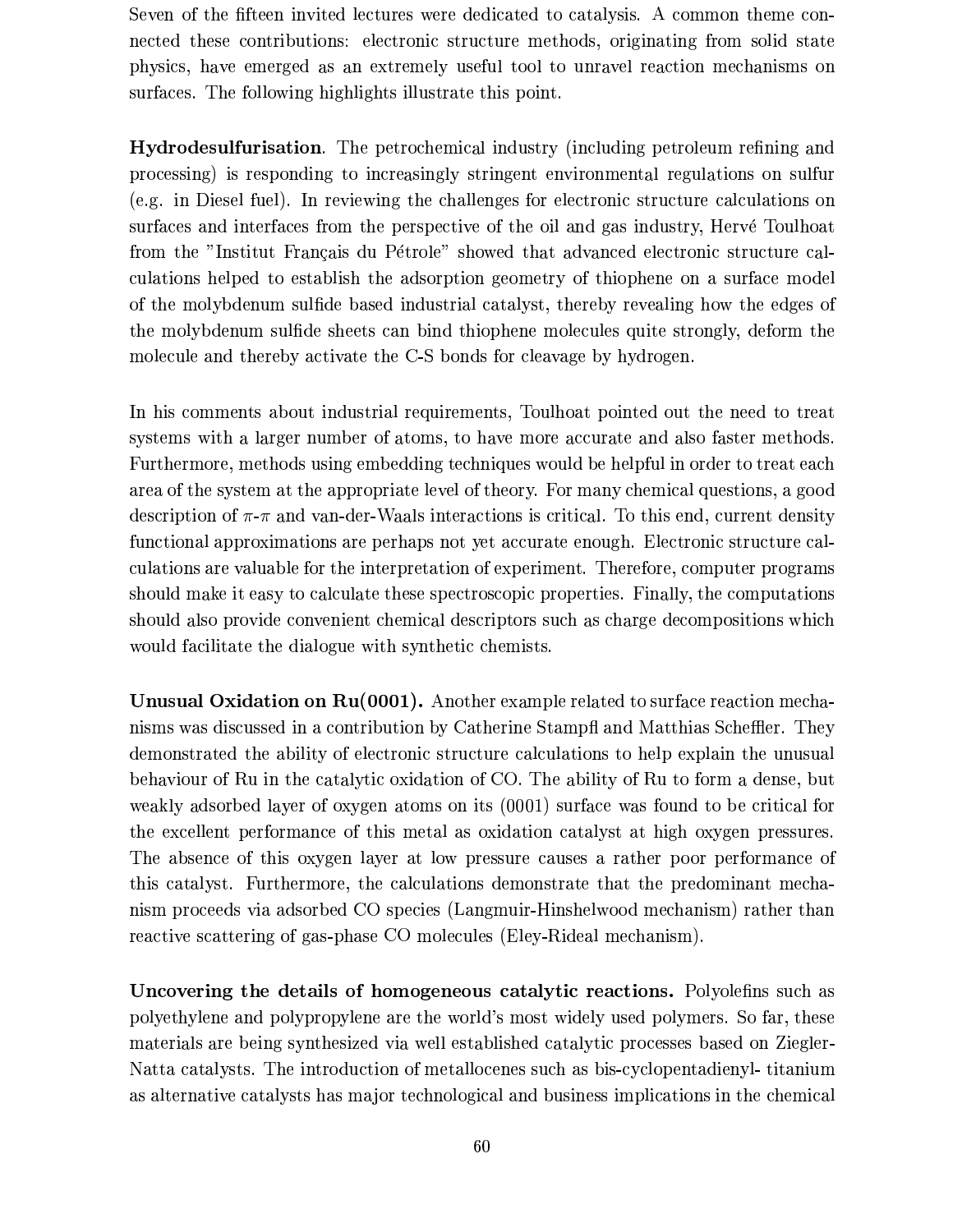Seven of the fifteen invited lectures were dedicated to catalysis. A common theme connected these contributions: electronic structure methods, originating from solid state physics, have emerged as an extremely useful tool to unravel reaction mechanisms on surfaces. The following highlights illustrate this point.

**Hydrodesulfurisation**. The petrochemical industry (including petroleum refining and processing) is responding to increasingly stringent environmental regulations on sulfur (e.g. in Diesel fuel). In reviewing the challenges for electronic structure calculations on surfaces and interfaces from the perspective of the oil and gas industry, Hervé Toulhoat from the "Institut Français du Pétrole" showed that advanced electronic structure calculations helped to establish the adsorption geometry of thiophene on a surface model of the molybdenum sulfide based industrial catalyst, thereby revealing how the edges of the molybdenum sulfide sheets can bind thiophene molecules quite strongly, deform the molecule and thereby activate the C-S bonds for cleavage by hydrogen.

In his comments about industrial requirements, Toulhoat pointed out the need to treat systems with a larger number of atoms, to have more accurate and also faster methods. Furthermore, methods using embedding techniques would be helpful in order to treat each area of the system at the appropriate level of theory. For many chemical questions, a good description of $\pi$-$\pi$ and van-der-Waals interactions is critical. To this end, current density functional approximations are perhaps not yet accurate enough. Electronic structure calculations are valuable for the interpretation of experiment. Therefore, computer programs should make it easy to calculate these spectroscopic properties. Finally, the computations should also provide convenient chemical descriptors such as charge decompositions which would facilitate the dialogue with synthetic chemists.

**Unusual Oxidation on Ru(0001).** Another example related to surface reaction mechanisms was discussed in a contribution by Catherine Stampfl and Matthias Scheffler. They demonstrated the ability of electronic structure calculations to help explain the unusual behaviour of Ru in the catalytic oxidation of CO. The ability of Ru to form a dense, but weakly adsorbed layer of oxygen atoms on its (0001) surface was found to be critical for the excellent performance of this metal as oxidation catalyst at high oxygen pressures. The absence of this oxygen layer at low pressure causes a rather poor performance of this catalyst. Furthermore, the calculations demonstrate that the predominant mechanism proceeds via adsorbed CO species (Langmuir-Hinshelwood mechanism) rather than reactive scattering of gas-phase CO molecules (Eley-Rideal mechanism).

**Uncovering the details of homogeneous catalytic reactions.** Polyolefins such as polyethylene and polypropylene are the world's most widely used polymers. So far, these materials are being synthesized via well established catalytic processes based on Ziegler-Natta catalysts. The introduction of metallocenes such as bis-cyclopentadienyl- titanium as alternative catalysts has major technological and business implications in the chemical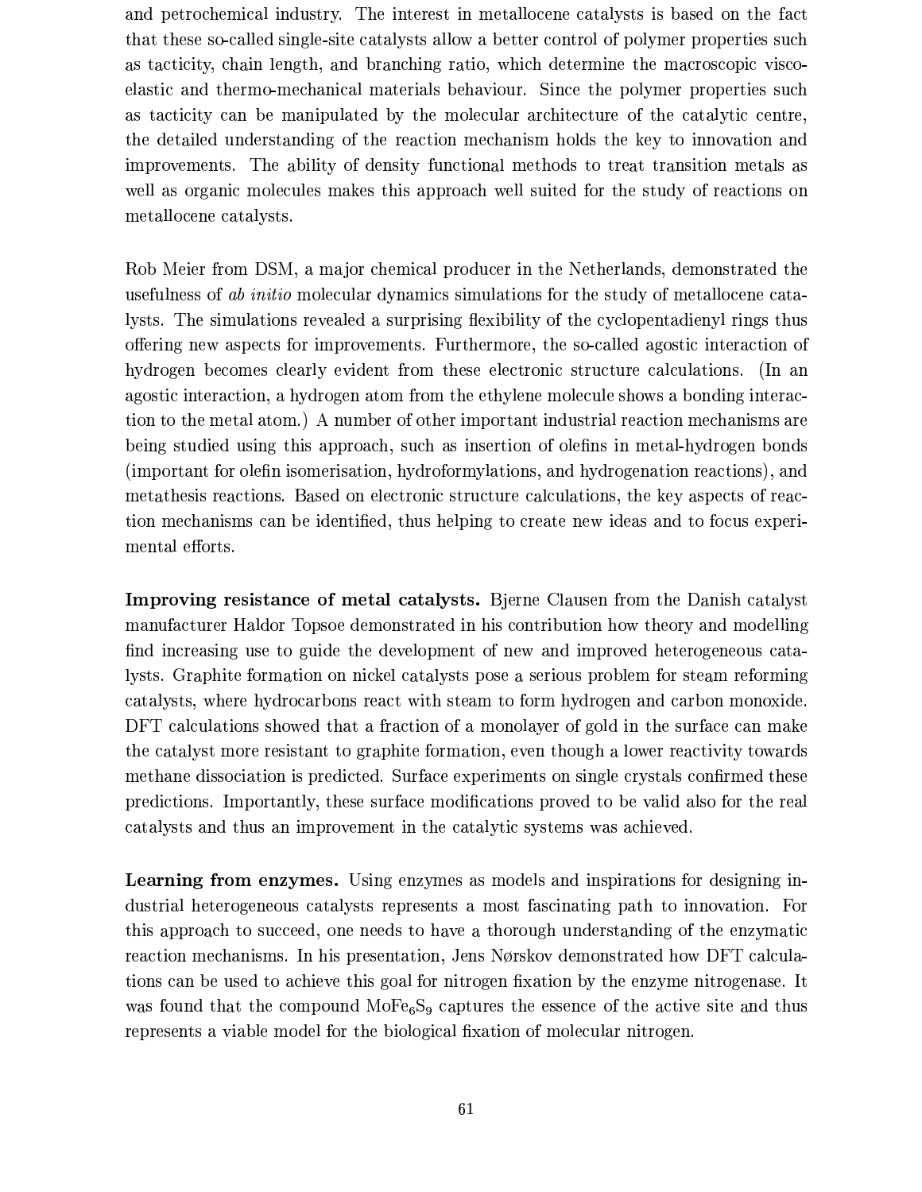and petrochemical industry. The interest in metallocene catalysts is based on the fact that these so-called single-site catalysts allow a better control of polymer properties such as tacticity, chain length, and branching ratio, which determine the macroscopic visco-elastic and thermo-mechanical materials behaviour. Since the polymer properties such as tacticity can be manipulated by the molecular architecture of the catalytic centre, the detailed understanding of the reaction mechanism holds the key to innovation and improvements. The ability of density functional methods to treat transition metals as well as organic molecules makes this approach well suited for the study of reactions on metallocene catalysts.

Rob Meier from DSM, a major chemical producer in the Netherlands, demonstrated the usefulness of *ab initio* molecular dynamics simulations for the study of metallocene catalysts. The simulations revealed a surprising flexibility of the cyclopentadienyl rings thus offering new aspects for improvements. Furthermore, the so-called agostic interaction of hydrogen becomes clearly evident from these electronic structure calculations. (In an agostic interaction, a hydrogen atom from the ethylene molecule shows a bonding interaction to the metal atom.) A number of other important industrial reaction mechanisms are being studied using this approach, such as insertion of olefins in metal-hydrogen bonds (important for olefin isomerisation, hydroformylations, and hydrogenation reactions), and metathesis reactions. Based on electronic structure calculations, the key aspects of reaction mechanisms can be identified, thus helping to create new ideas and to focus experimental efforts.

**Improving resistance of metal catalysts.** Bjerne Clausen from the Danish catalyst manufacturer Haldor Topsoe demonstrated in his contribution how theory and modelling find increasing use to guide the development of new and improved heterogeneous catalysts. Graphite formation on nickel catalysts pose a serious problem for steam reforming catalysts, where hydrocarbons react with steam to form hydrogen and carbon monoxide. DFT calculations showed that a fraction of a monolayer of gold in the surface can make the catalyst more resistant to graphite formation, even though a lower reactivity towards methane dissociation is predicted. Surface experiments on single crystals confirmed these predictions. Importantly, these surface modifications proved to be valid also for the real catalysts and thus an improvement in the catalytic systems was achieved.

**Learning from enzymes.** Using enzymes as models and inspirations for designing industrial heterogeneous catalysts represents a most fascinating path to innovation. For this approach to succeed, one needs to have a thorough understanding of the enzymatic reaction mechanisms. In his presentation, Jens Nørskov demonstrated how DFT calculations can be used to achieve this goal for nitrogen fixation by the enzyme nitrogenase. It was found that the compound $MoFe_6S_9$ captures the essence of the active site and thus represents a viable model for the biological fixation of molecular nitrogen.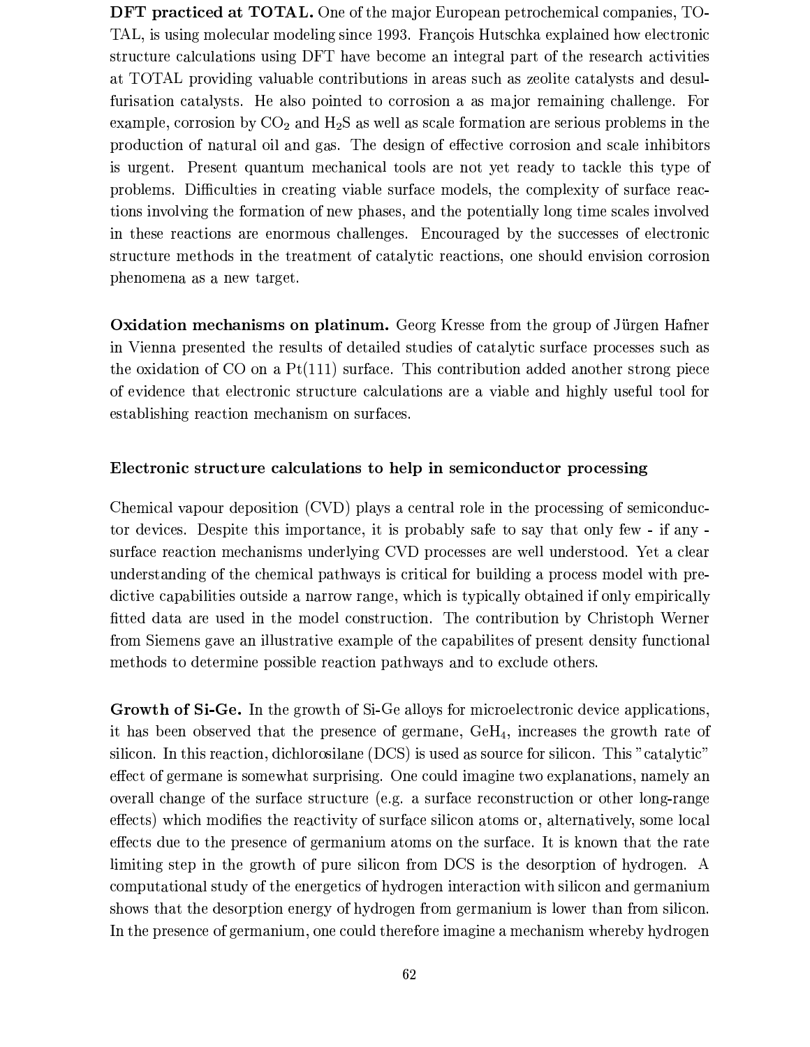**DFT practiced at TOTAL.** One of the major European petrochemical companies, TOTAL, is using molecular modeling since 1993. François Hutschka explained how electronic structure calculations using DFT have become an integral part of the research activities at TOTAL providing valuable contributions in areas such as zeolite catalysts and desulfurisation catalysts. He also pointed to corrosion a as major remaining challenge. For example, corrosion by $CO_2$ and $H_2S$ as well as scale formation are serious problems in the production of natural oil and gas. The design of effective corrosion and scale inhibitors is urgent. Present quantum mechanical tools are not yet ready to tackle this type of problems. Difficulties in creating viable surface models, the complexity of surface reactions involving the formation of new phases, and the potentially long time scales involved in these reactions are enormous challenges. Encouraged by the successes of electronic structure methods in the treatment of catalytic reactions, one should envision corrosion phenomena as a new target.

**Oxidation mechanisms on platinum.** Georg Kresse from the group of Jürgen Hafner in Vienna presented the results of detailed studies of catalytic surface processes such as the oxidation of CO on a Pt(111) surface. This contribution added another strong piece of evidence that electronic structure calculations are a viable and highly useful tool for establishing reaction mechanism on surfaces.

### Electronic structure calculations to help in semiconductor processing

Chemical vapour deposition (CVD) plays a central role in the processing of semiconductor devices. Despite this importance, it is probably safe to say that only few - if any - surface reaction mechanisms underlying CVD processes are well understood. Yet a clear understanding of the chemical pathways is critical for building a process model with predictive capabilities outside a narrow range, which is typically obtained if only empirically fitted data are used in the model construction. The contribution by Christoph Werner from Siemens gave an illustrative example of the capabilites of present density functional methods to determine possible reaction pathways and to exclude others.

**Growth of Si-Ge.** In the growth of Si-Ge alloys for microelectronic device applications, it has been observed that the presence of germane, $GeH_4$, increases the growth rate of silicon. In this reaction, dichlorosilane (DCS) is used as source for silicon. This "catalytic" effect of germane is somewhat surprising. One could imagine two explanations, namely an overall change of the surface structure (e.g. a surface reconstruction or other long-range effects) which modifies the reactivity of surface silicon atoms or, alternatively, some local effects due to the presence of germanium atoms on the surface. It is known that the rate limiting step in the growth of pure silicon from DCS is the desorption of hydrogen. A computational study of the energetics of hydrogen interaction with silicon and germanium shows that the desorption energy of hydrogen from germanium is lower than from silicon. In the presence of germanium, one could therefore imagine a mechanism whereby hydrogen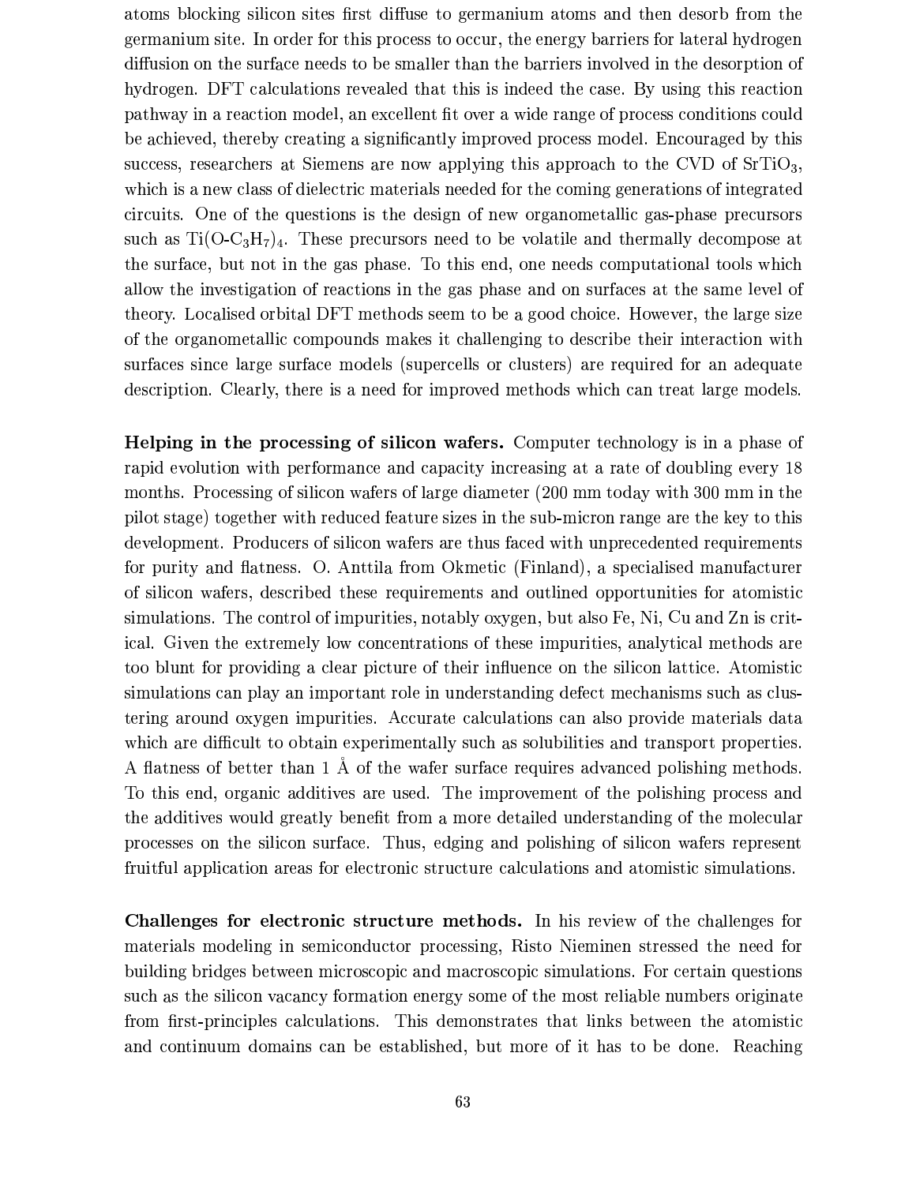atoms blocking silicon sites first diffuse to germanium atoms and then desorb from the germanium site. In order for this process to occur, the energy barriers for lateral hydrogen diffusion on the surface needs to be smaller than the barriers involved in the desorption of hydrogen. DFT calculations revealed that this is indeed the case. By using this reaction pathway in a reaction model, an excellent fit over a wide range of process conditions could be achieved, thereby creating a significantly improved process model. Encouraged by this success, researchers at Siemens are now applying this approach to the CVD of $SrTiO_3$, which is a new class of dielectric materials needed for the coming generations of integrated circuits. One of the questions is the design of new organometallic gas-phase precursors such as $Ti(O\text{-}C_3H_7)_4$. These precursors need to be volatile and thermally decompose at the surface, but not in the gas phase. To this end, one needs computational tools which allow the investigation of reactions in the gas phase and on surfaces at the same level of theory. Localised orbital DFT methods seem to be a good choice. However, the large size of the organometallic compounds makes it challenging to describe their interaction with surfaces since large surface models (supercells or clusters) are required for an adequate description. Clearly, there is a need for improved methods which can treat large models.

**Helping in the processing of silicon wafers.** Computer technology is in a phase of rapid evolution with performance and capacity increasing at a rate of doubling every 18 months. Processing of silicon wafers of large diameter (200 mm today with 300 mm in the pilot stage) together with reduced feature sizes in the sub-micron range are the key to this development. Producers of silicon wafers are thus faced with unprecedented requirements for purity and flatness. O. Anttila from Okmetic (Finland), a specialised manufacturer of silicon wafers, described these requirements and outlined opportunities for atomistic simulations. The control of impurities, notably oxygen, but also Fe, Ni, Cu and Zn is critical. Given the extremely low concentrations of these impurities, analytical methods are too blunt for providing a clear picture of their influence on the silicon lattice. Atomistic simulations can play an important role in understanding defect mechanisms such as clustering around oxygen impurities. Accurate calculations can also provide materials data which are difficult to obtain experimentally such as solubilities and transport properties. A flatness of better than 1 Å of the wafer surface requires advanced polishing methods. To this end, organic additives are used. The improvement of the polishing process and the additives would greatly benefit from a more detailed understanding of the molecular processes on the silicon surface. Thus, edging and polishing of silicon wafers represent fruitful application areas for electronic structure calculations and atomistic simulations.

**Challenges for electronic structure methods.** In his review of the challenges for materials modeling in semiconductor processing, Risto Nieminen stressed the need for building bridges between microscopic and macroscopic simulations. For certain questions such as the silicon vacancy formation energy some of the most reliable numbers originate from first-principles calculations. This demonstrates that links between the atomistic and continuum domains can be established, but more of it has to be done. Reaching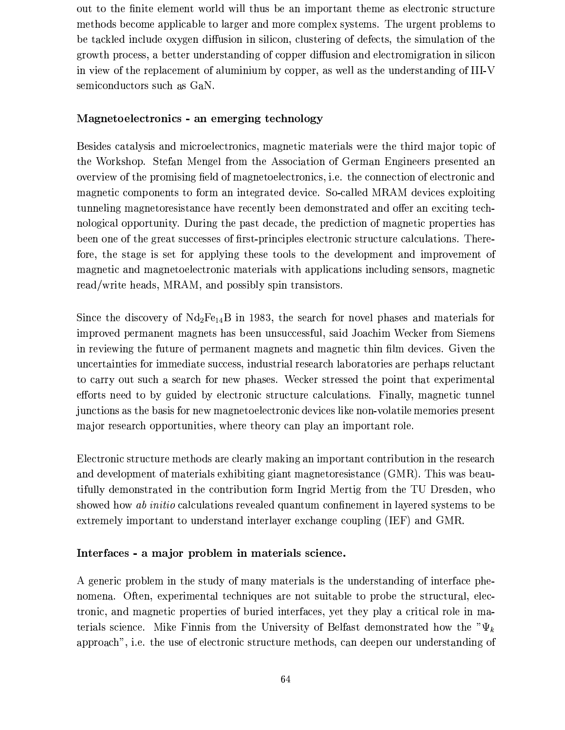out to the finite element world will thus be an important theme as electronic structure methods become applicable to larger and more complex systems. The urgent problems to be tackled include oxygen diffusion in silicon, clustering of defects, the simulation of the growth process, a better understanding of copper diffusion and electromigration in silicon in view of the replacement of aluminium by copper, as well as the understanding of III-V semiconductors such as GaN.

**Magnetoelectronics - an emerging technology**

Besides catalysis and microelectronics, magnetic materials were the third major topic of the Workshop. Stefan Mengel from the Association of German Engineers presented an overview of the promising field of magnetoelectronics, i.e. the connection of electronic and magnetic components to form an integrated device. So-called MRAM devices exploiting tunneling magnetoresistance have recently been demonstrated and offer an exciting technological opportunity. During the past decade, the prediction of magnetic properties has been one of the great successes of first-principles electronic structure calculations. Therefore, the stage is set for applying these tools to the development and improvement of magnetic and magnetoelectronic materials with applications including sensors, magnetic read/write heads, MRAM, and possibly spin transistors.

Since the discovery of $Nd_2Fe_{14}B$ in 1983, the search for novel phases and materials for improved permanent magnets has been unsuccessful, said Joachim Wecker from Siemens in reviewing the future of permanent magnets and magnetic thin film devices. Given the uncertainties for immediate success, industrial research laboratories are perhaps reluctant to carry out such a search for new phases. Wecker stressed the point that experimental efforts need to by guided by electronic structure calculations. Finally, magnetic tunnel junctions as the basis for new magnetoelectronic devices like non-volatile memories present major research opportunities, where theory can play an important role.

Electronic structure methods are clearly making an important contribution in the research and development of materials exhibiting giant magnetoresistance (GMR). This was beautifully demonstrated in the contribution form Ingrid Mertig from the TU Dresden, who showed how *ab initio* calculations revealed quantum confinement in layered systems to be extremely important to understand interlayer exchange coupling (IEF) and GMR.

**Interfaces - a major problem in materials science.**

A generic problem in the study of many materials is the understanding of interface phenomena. Often, experimental techniques are not suitable to probe the structural, electronic, and magnetic properties of buried interfaces, yet they play a critical role in materials science. Mike Finnis from the University of Belfast demonstrated how the "$\Psi_k$ approach", i.e. the use of electronic structure methods, can deepen our understanding of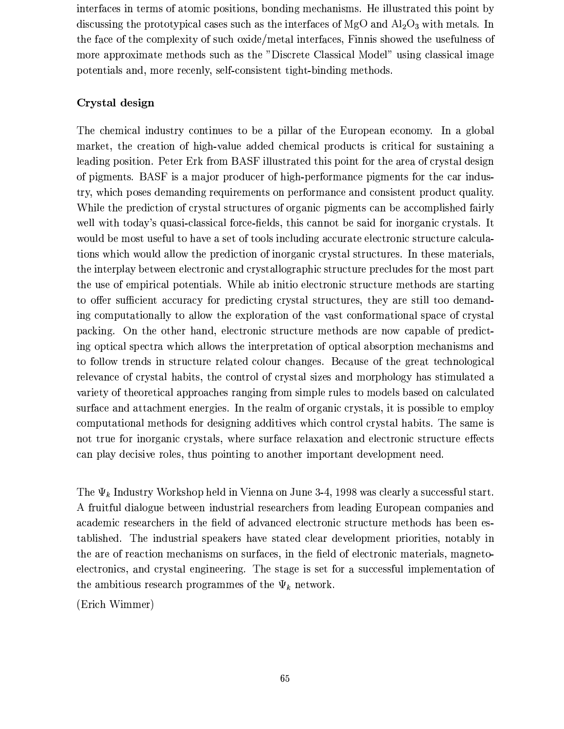interfaces in terms of atomic positions, bonding mechanisms. He illustrated this point by discussing the prototypical cases such as the interfaces of MgO and $Al_2O_3$ with metals. In the face of the complexity of such oxide/metal interfaces, Finnis showed the usefulness of more approximate methods such as the "Discrete Classical Model" using classical image potentials and, more recenly, self-consistent tight-binding methods.

### Crystal design

The chemical industry continues to be a pillar of the European economy. In a global market, the creation of high-value added chemical products is critical for sustaining a leading position. Peter Erk from BASF illustrated this point for the area of crystal design of pigments. BASF is a major producer of high-performance pigments for the car industry, which poses demanding requirements on performance and consistent product quality. While the prediction of crystal structures of organic pigments can be accomplished fairly well with today's quasi-classical force-fields, this cannot be said for inorganic crystals. It would be most useful to have a set of tools including accurate electronic structure calculations which would allow the prediction of inorganic crystal structures. In these materials, the interplay between electronic and crystallographic structure precludes for the most part the use of empirical potentials. While ab initio electronic structure methods are starting to offer sufficient accuracy for predicting crystal structures, they are still too demanding computationally to allow the exploration of the vast conformational space of crystal packing. On the other hand, electronic structure methods are now capable of predicting optical spectra which allows the interpretation of optical absorption mechanisms and to follow trends in structure related colour changes. Because of the great technological relevance of crystal habits, the control of crystal sizes and morphology has stimulated a variety of theoretical approaches ranging from simple rules to models based on calculated surface and attachment energies. In the realm of organic crystals, it is possible to employ computational methods for designing additives which control crystal habits. The same is not true for inorganic crystals, where surface relaxation and electronic structure effects can play decisive roles, thus pointing to another important development need.

The $\Psi_k$ Industry Workshop held in Vienna on June 3-4, 1998 was clearly a successful start. A fruitful dialogue between industrial researchers from leading European companies and academic researchers in the field of advanced electronic structure methods has been established. The industrial speakers have stated clear development priorities, notably in the are of reaction mechanisms on surfaces, in the field of electronic materials, magnetoelectronics, and crystal engineering. The stage is set for a successful implementation of the ambitious research programmes of the $\Psi_k$ network.

(Erich Wimmer)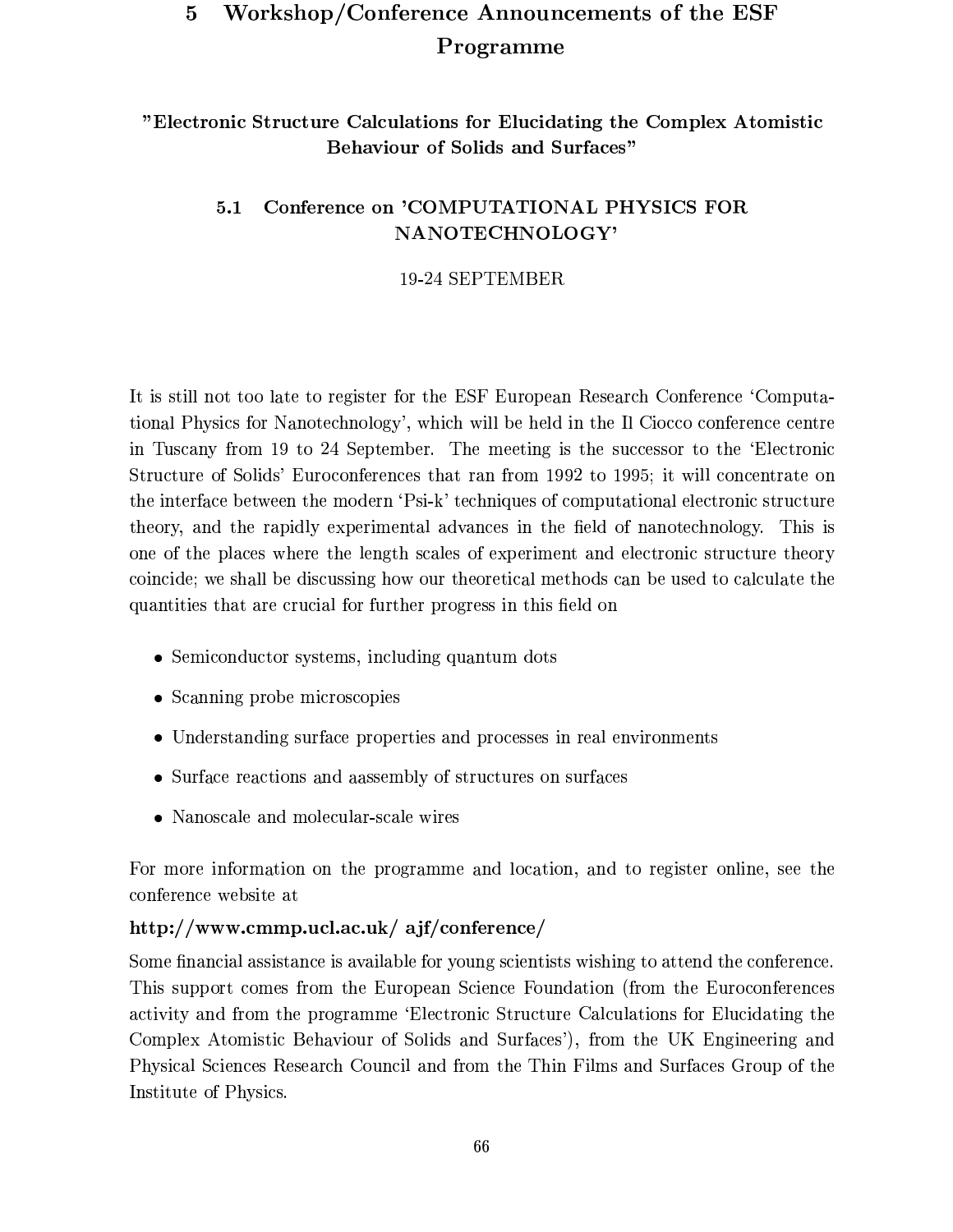# 5 Workshop/Conference Announcements of the ESF Programme

### "Electronic Structure Calculations for Elucidating the Complex Atomistic Behaviour of Solids and Surfaces"

## 5.1 Conference on 'COMPUTATIONAL PHYSICS FOR NANOTECHNOLOGY'

19-24 SEPTEMBER

It is still not too late to register for the ESF European Research Conference 'Computational Physics for Nanotechnology', which will be held in the Il Ciocco conference centre in Tuscany from 19 to 24 September. The meeting is the successor to the 'Electronic Structure of Solids' Euroconferences that ran from 1992 to 1995; it will concentrate on the interface between the modern 'Psi-k' techniques of computational electronic structure theory, and the rapidly experimental advances in the field of nanotechnology. This is one of the places where the length scales of experiment and electronic structure theory coincide; we shall be discussing how our theoretical methods can be used to calculate the quantities that are crucial for further progress in this field on

- Semiconductor systems, including quantum dots
- Scanning probe microscopies
- Understanding surface properties and processes in real environments
- Surface reactions and aassembly of structures on surfaces
- Nanoscale and molecular-scale wires

For more information on the programme and location, and to register online, see the conference website at

**http://www.cmmp.ucl.ac.uk/ ajf/conference/**

Some financial assistance is available for young scientists wishing to attend the conference. This support comes from the European Science Foundation (from the Euroconferences activity and from the programme 'Electronic Structure Calculations for Elucidating the Complex Atomistic Behaviour of Solids and Surfaces'), from the UK Engineering and Physical Sciences Research Council and from the Thin Films and Surfaces Group of the Institute of Physics.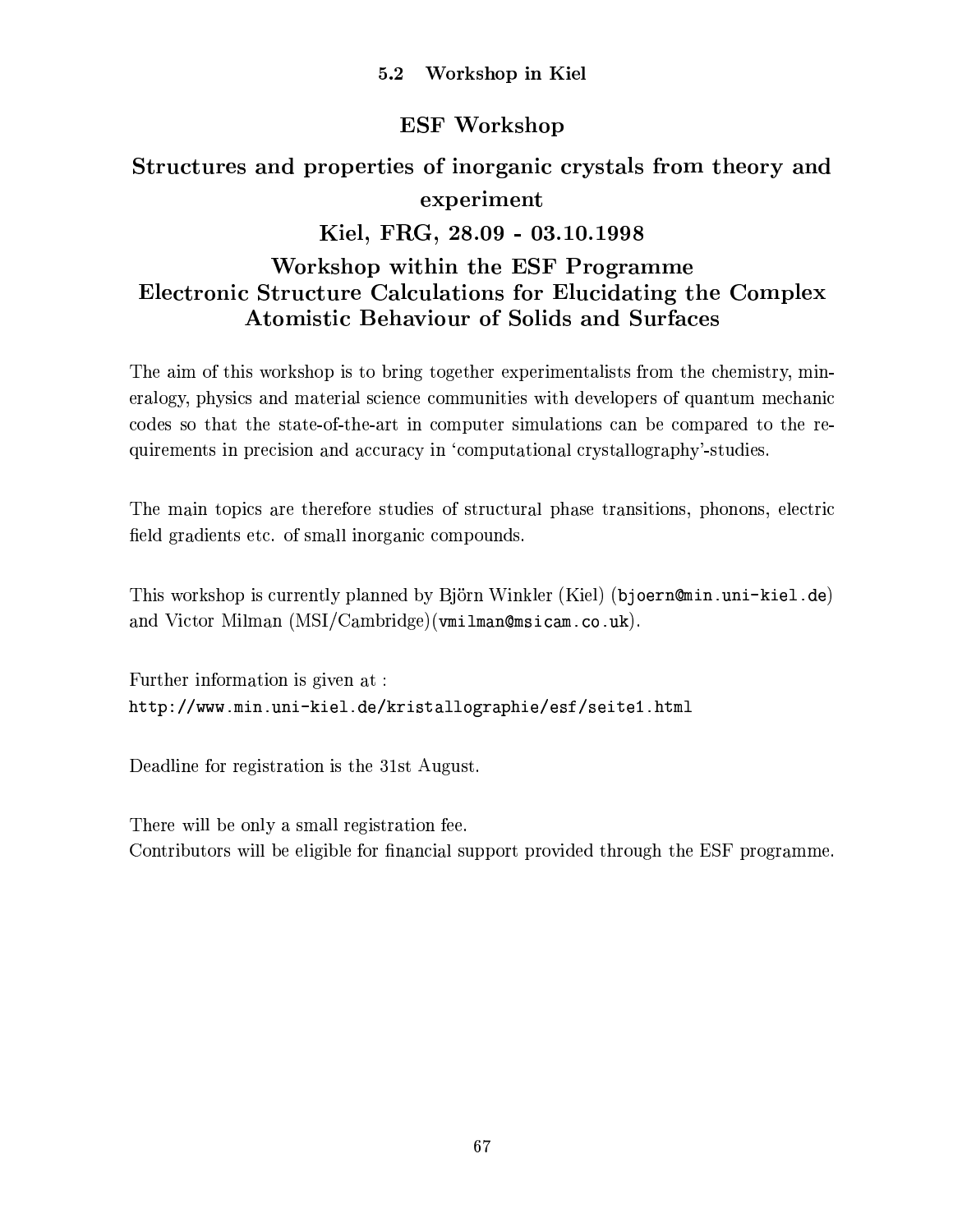### 5.2 Workshop in Kiel

## ESF Workshop

## Structures and properties of inorganic crystals from theory and experiment

## Kiel, FRG, 28.09 - 03.10.1998

## Workshop within the ESF Programme Electronic Structure Calculations for Elucidating the Complex Atomistic Behaviour of Solids and Surfaces

The aim of this workshop is to bring together experimentalists from the chemistry, mineralogy, physics and material science communities with developers of quantum mechanic codes so that the state-of-the-art in computer simulations can be compared to the requirements in precision and accuracy in 'computational crystallography'-studies.

The main topics are therefore studies of structural phase transitions, phonons, electric field gradients etc. of small inorganic compounds.

This workshop is currently planned by Björn Winkler (Kiel) (`bjoern@min.uni-kiel.de`) and Victor Milman (MSI/Cambridge)(`vmilman@msicam.co.uk`).

Further information is given at :
`http://www.min.uni-kiel.de/kristallographie/esf/seite1.html`

Deadline for registration is the 31st August.

There will be only a small registration fee.
Contributors will be eligible for financial support provided through the ESF programme.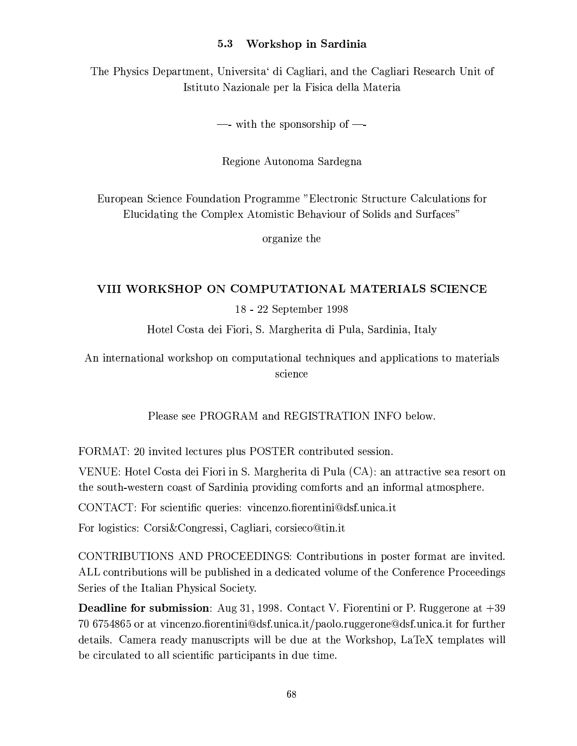### 5.3 Workshop in Sardinia

The Physics Department, Universita' di Cagliari, and the Cagliari Research Unit of Istituto Nazionale per la Fisica della Materia

—- with the sponsorship of —-

Regione Autonoma Sardegna

European Science Foundation Programme "Electronic Structure Calculations for Elucidating the Complex Atomistic Behaviour of Solids and Surfaces"

organize the

**VIII WORKSHOP ON COMPUTATIONAL MATERIALS SCIENCE**

18 - 22 September 1998

Hotel Costa dei Fiori, S. Margherita di Pula, Sardinia, Italy

An international workshop on computational techniques and applications to materials science

Please see PROGRAM and REGISTRATION INFO below.

FORMAT: 20 invited lectures plus POSTER contributed session.

VENUE: Hotel Costa dei Fiori in S. Margherita di Pula (CA): an attractive sea resort on the south-western coast of Sardinia providing comforts and an informal atmosphere.

CONTACT: For scientific queries: vincenzo.fiorentini@dsf.unica.it

For logistics: Corsi&Congressi, Cagliari, corsieco@tin.it

CONTRIBUTIONS AND PROCEEDINGS: Contributions in poster format are invited. ALL contributions will be published in a dedicated volume of the Conference Proceedings Series of the Italian Physical Society.

**Deadline for submission**: Aug 31, 1998. Contact V. Fiorentini or P. Ruggerone at +39 70 6754865 or at vincenzo.fiorentini@dsf.unica.it/paolo.ruggerone@dsf.unica.it for further details. Camera ready manuscripts will be due at the Workshop, LaTeX templates will be circulated to all scientific participants in due time.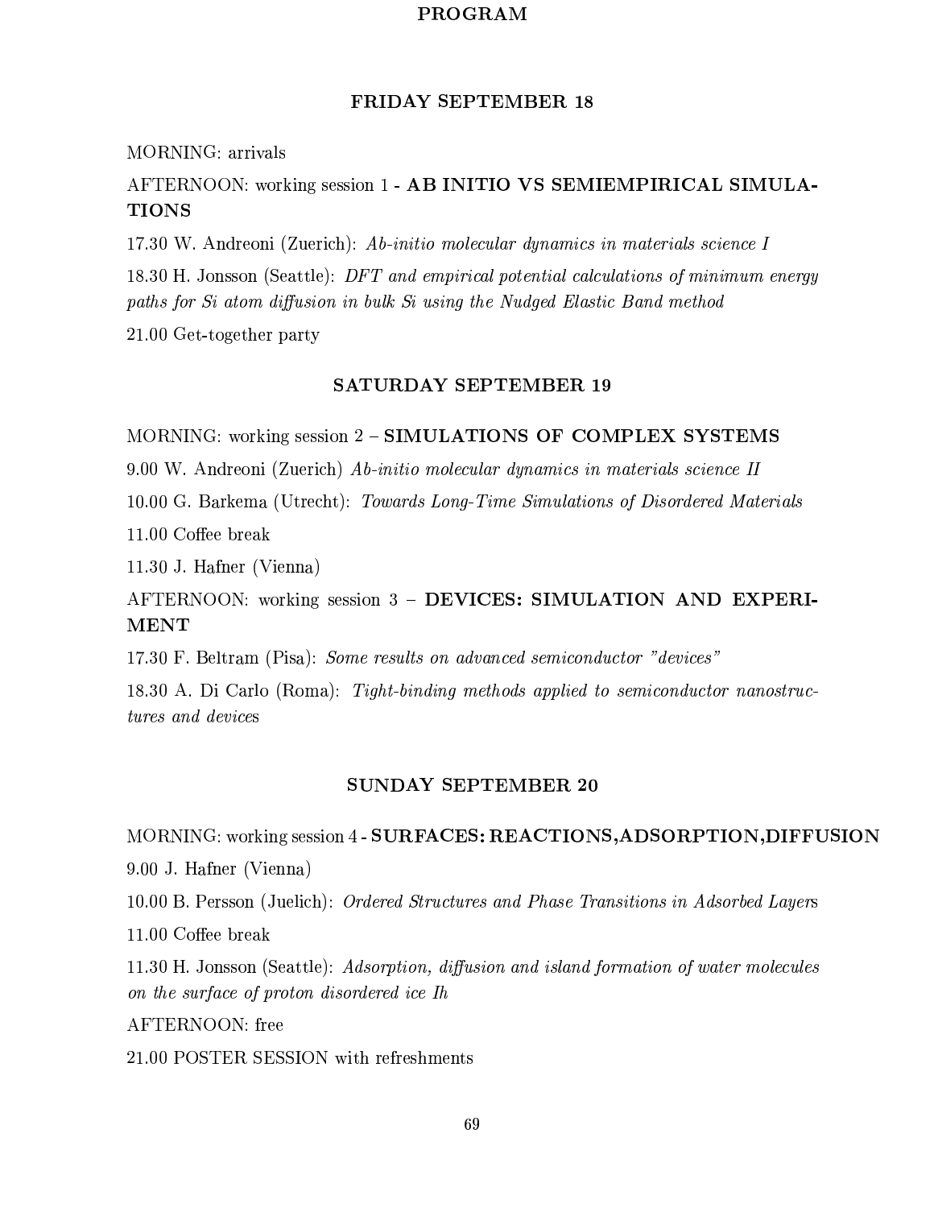# PROGRAM

## FRIDAY SEPTEMBER 18

MORNING: arrivals

AFTERNOON: working session 1 - **AB INITIO VS SEMIEMPIRICAL SIMULATIONS**

17.30 W. Andreoni (Zuerich): *Ab-initio molecular dynamics in materials science I*

18.30 H. Jonsson (Seattle): *DFT and empirical potential calculations of minimum energy paths for Si atom diffusion in bulk Si using the Nudged Elastic Band method*

21.00 Get-together party

## SATURDAY SEPTEMBER 19

MORNING: working session 2 – **SIMULATIONS OF COMPLEX SYSTEMS**

9.00 W. Andreoni (Zuerich) *Ab-initio molecular dynamics in materials science II*

10.00 G. Barkema (Utrecht): *Towards Long-Time Simulations of Disordered Materials*

11.00 Coffee break

11.30 J. Hafner (Vienna)

AFTERNOON: working session 3 – **DEVICES: SIMULATION AND EXPERIMENT**

17.30 F. Beltram (Pisa): *Some results on advanced semiconductor "devices"*

18.30 A. Di Carlo (Roma): *Tight-binding methods applied to semiconductor nanostructures and devices*

## SUNDAY SEPTEMBER 20

MORNING: working session 4 - **SURFACES: REACTIONS,ADSORPTION,DIFFUSION**

9.00 J. Hafner (Vienna)

10.00 B. Persson (Juelich): *Ordered Structures and Phase Transitions in Adsorbed Layers*

11.00 Coffee break

11.30 H. Jonsson (Seattle): *Adsorption, diffusion and island formation of water molecules on the surface of proton disordered ice Ih*

AFTERNOON: free

21.00 POSTER SESSION with refreshments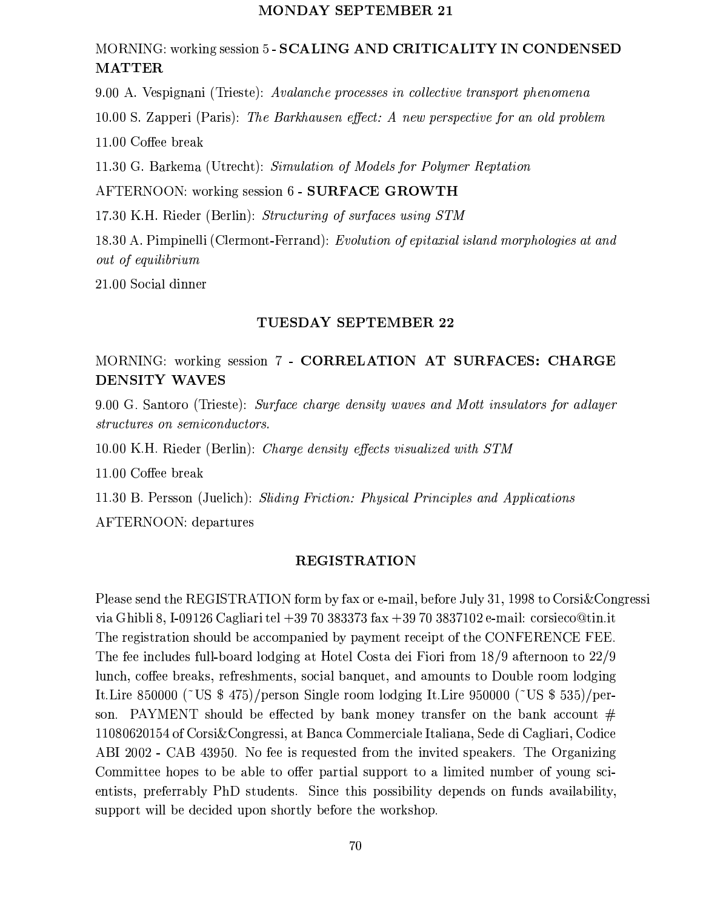## MONDAY SEPTEMBER 21

MORNING: working session 5 - **SCALING AND CRITICALITY IN CONDENSED MATTER**

9.00 A. Vespignani (Trieste): *Avalanche processes in collective transport phenomena*

10.00 S. Zapperi (Paris): *The Barkhausen effect: A new perspective for an old problem*

11.00 Coffee break

11.30 G. Barkema (Utrecht): *Simulation of Models for Polymer Reptation*

AFTERNOON: working session 6 - **SURFACE GROWTH**

17.30 K.H. Rieder (Berlin): *Structuring of surfaces using STM*

18.30 A. Pimpinelli (Clermont-Ferrand): *Evolution of epitaxial island morphologies at and out of equilibrium*

21.00 Social dinner

## TUESDAY SEPTEMBER 22

MORNING: working session 7 - **CORRELATION AT SURFACES: CHARGE DENSITY WAVES**

9.00 G. Santoro (Trieste): *Surface charge density waves and Mott insulators for adlayer structures on semiconductors.*

10.00 K.H. Rieder (Berlin): *Charge density effects visualized with STM*

11.00 Coffee break

11.30 B. Persson (Juelich): *Sliding Friction: Physical Principles and Applications*

AFTERNOON: departures

## REGISTRATION

Please send the REGISTRATION form by fax or e-mail, before July 31, 1998 to Corsi&Congressi via Ghibli 8, I-09126 Cagliari tel +39 70 383373 fax +39 70 3837102 e-mail: corsieco@tin.it
The registration should be accompanied by payment receipt of the CONFERENCE FEE.
The fee includes full-board lodging at Hotel Costa dei Fiori from 18/9 afternoon to 22/9 lunch, coffee breaks, refreshments, social banquet, and amounts to Double room lodging It.Lire 850000 (~US $ 475)/person Single room lodging It.Lire 950000 (~US $ 535)/person. PAYMENT should be effected by bank money transfer on the bank account # 11080620154 of Corsi&Congressi, at Banca Commerciale Italiana, Sede di Cagliari, Codice ABI 2002 - CAB 43950. No fee is requested from the invited speakers. The Organizing Committee hopes to be able to offer partial support to a limited number of young scientists, preferrably PhD students. Since this possibility depends on funds availability, support will be decided upon shortly before the workshop.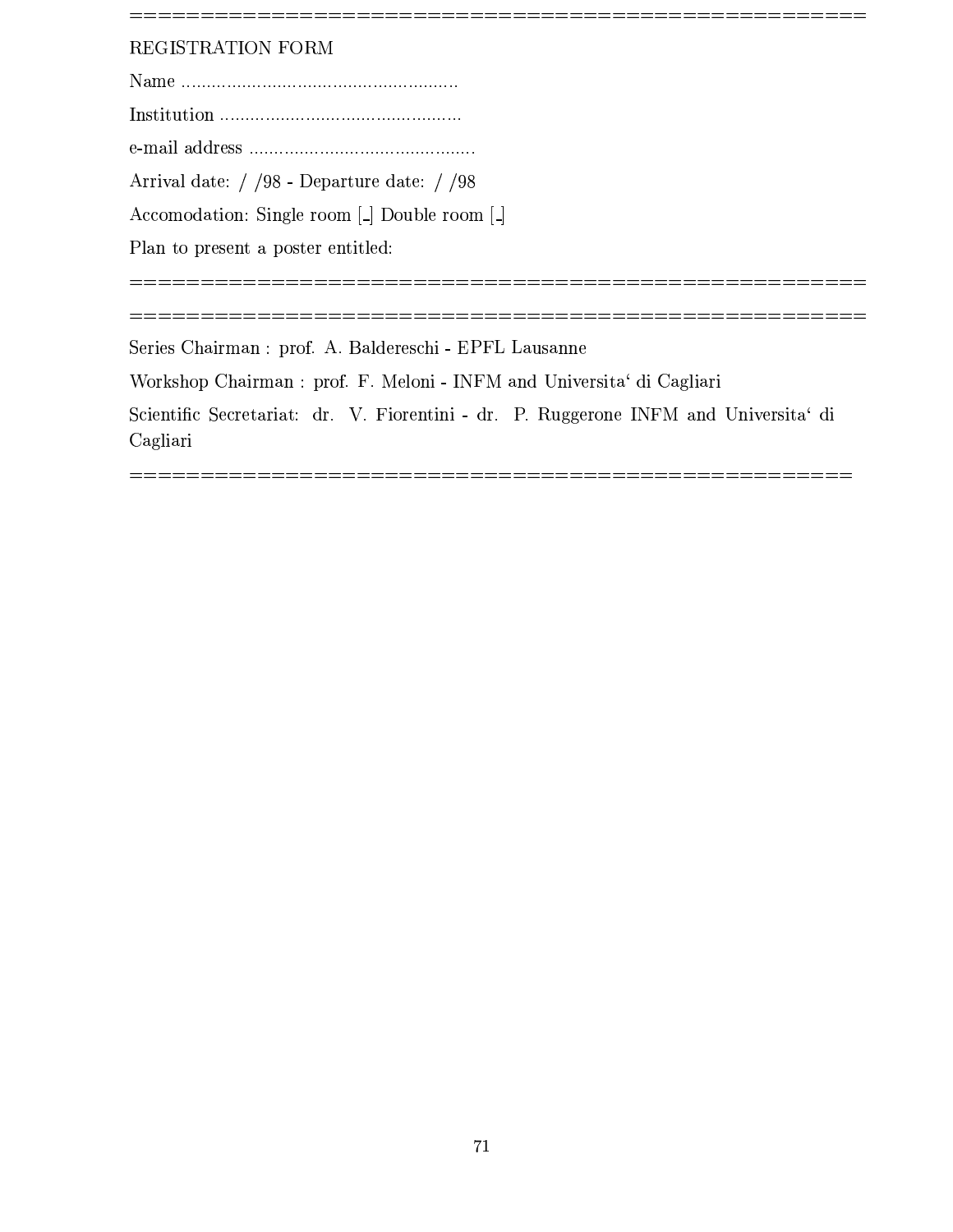=====================================================

REGISTRATION FORM

Name .......................................................

Institution ................................................

e-mail address ............................................

Arrival date: / /98 - Departure date: / /98

Accomodation: Single room [_] Double room [_]

Plan to present a poster entitled:

=====================================================

=====================================================

Series Chairman : prof. A. Baldereschi - EPFL Lausanne

Workshop Chairman : prof. F. Meloni - INFM and Universita‘ di Cagliari

Scientific Secretariat: dr. V. Fiorentini - dr. P. Ruggerone INFM and Universita‘ di Cagliari

=====================================================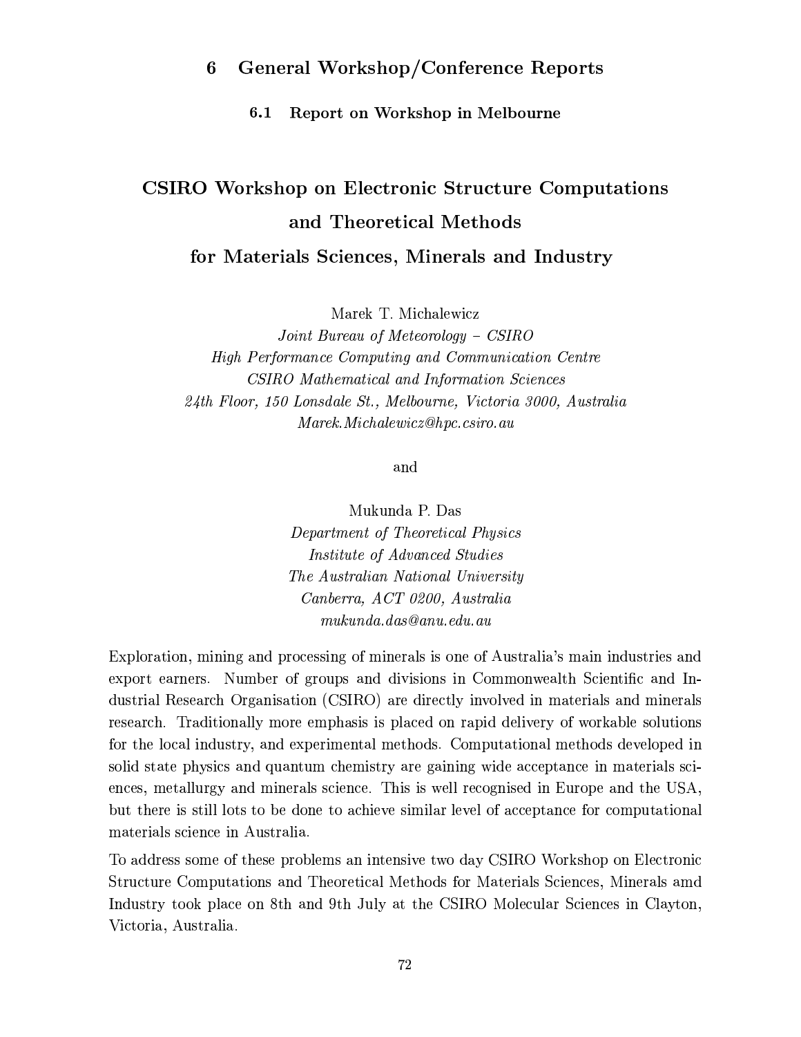# 6 General Workshop/Conference Reports

## 6.1 Report on Workshop in Melbourne

### CSIRO Workshop on Electronic Structure Computations and Theoretical Methods for Materials Sciences, Minerals and Industry

Marek T. Michalewicz
*Joint Bureau of Meteorology – CSIRO*
*High Performance Computing and Communication Centre*
*CSIRO Mathematical and Information Sciences*
*24th Floor, 150 Lonsdale St., Melbourne, Victoria 3000, Australia*
*Marek.Michalewicz@hpc.csiro.au*

and

Mukunda P. Das
*Department of Theoretical Physics*
*Institute of Advanced Studies*
*The Australian National University*
*Canberra, ACT 0200, Australia*
*mukunda.das@anu.edu.au*

Exploration, mining and processing of minerals is one of Australia's main industries and export earners. Number of groups and divisions in Commonwealth Scientific and Industrial Research Organisation (CSIRO) are directly involved in materials and minerals research. Traditionally more emphasis is placed on rapid delivery of workable solutions for the local industry, and experimental methods. Computational methods developed in solid state physics and quantum chemistry are gaining wide acceptance in materials sciences, metallurgy and minerals science. This is well recognised in Europe and the USA, but there is still lots to be done to achieve similar level of acceptance for computational materials science in Australia.

To address some of these problems an intensive two day CSIRO Workshop on Electronic Structure Computations and Theoretical Methods for Materials Sciences, Minerals amd Industry took place on 8th and 9th July at the CSIRO Molecular Sciences in Clayton, Victoria, Australia.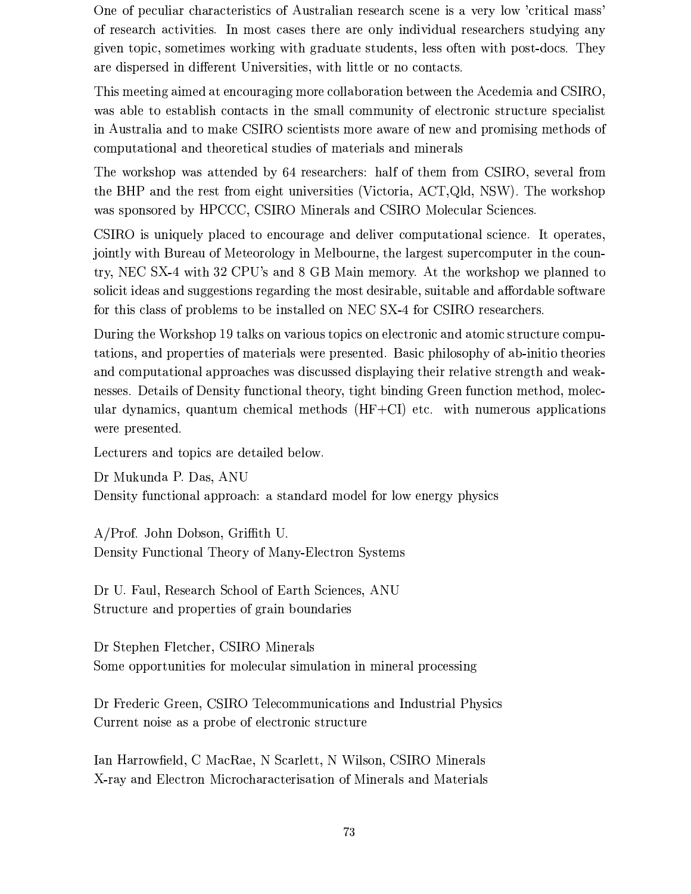One of peculiar characteristics of Australian research scene is a very low 'critical mass' of research activities. In most cases there are only individual researchers studying any given topic, sometimes working with graduate students, less often with post-docs. They are dispersed in different Universities, with little or no contacts.

This meeting aimed at encouraging more collaboration between the Acedemia and CSIRO, was able to establish contacts in the small community of electronic structure specialist in Australia and to make CSIRO scientists more aware of new and promising methods of computational and theoretical studies of materials and minerals

The workshop was attended by 64 researchers: half of them from CSIRO, several from the BHP and the rest from eight universities (Victoria, ACT,Qld, NSW). The workshop was sponsored by HPCCC, CSIRO Minerals and CSIRO Molecular Sciences.

CSIRO is uniquely placed to encourage and deliver computational science. It operates, jointly with Bureau of Meteorology in Melbourne, the largest supercomputer in the country, NEC SX-4 with 32 CPU's and 8 GB Main memory. At the workshop we planned to solicit ideas and suggestions regarding the most desirable, suitable and affordable software for this class of problems to be installed on NEC SX-4 for CSIRO researchers.

During the Workshop 19 talks on various topics on electronic and atomic structure computations, and properties of materials were presented. Basic philosophy of ab-initio theories and computational approaches was discussed displaying their relative strength and weaknesses. Details of Density functional theory, tight binding Green function method, molecular dynamics, quantum chemical methods (HF+CI) etc. with numerous applications were presented.

Lecturers and topics are detailed below.

Dr Mukunda P. Das, ANU
Density functional approach: a standard model for low energy physics

A/Prof. John Dobson, Griffith U.
Density Functional Theory of Many-Electron Systems

Dr U. Faul, Research School of Earth Sciences, ANU
Structure and properties of grain boundaries

Dr Stephen Fletcher, CSIRO Minerals
Some opportunities for molecular simulation in mineral processing

Dr Frederic Green, CSIRO Telecommunications and Industrial Physics
Current noise as a probe of electronic structure

Ian Harrowfield, C MacRae, N Scarlett, N Wilson, CSIRO Minerals
X-ray and Electron Microcharacterisation of Minerals and Materials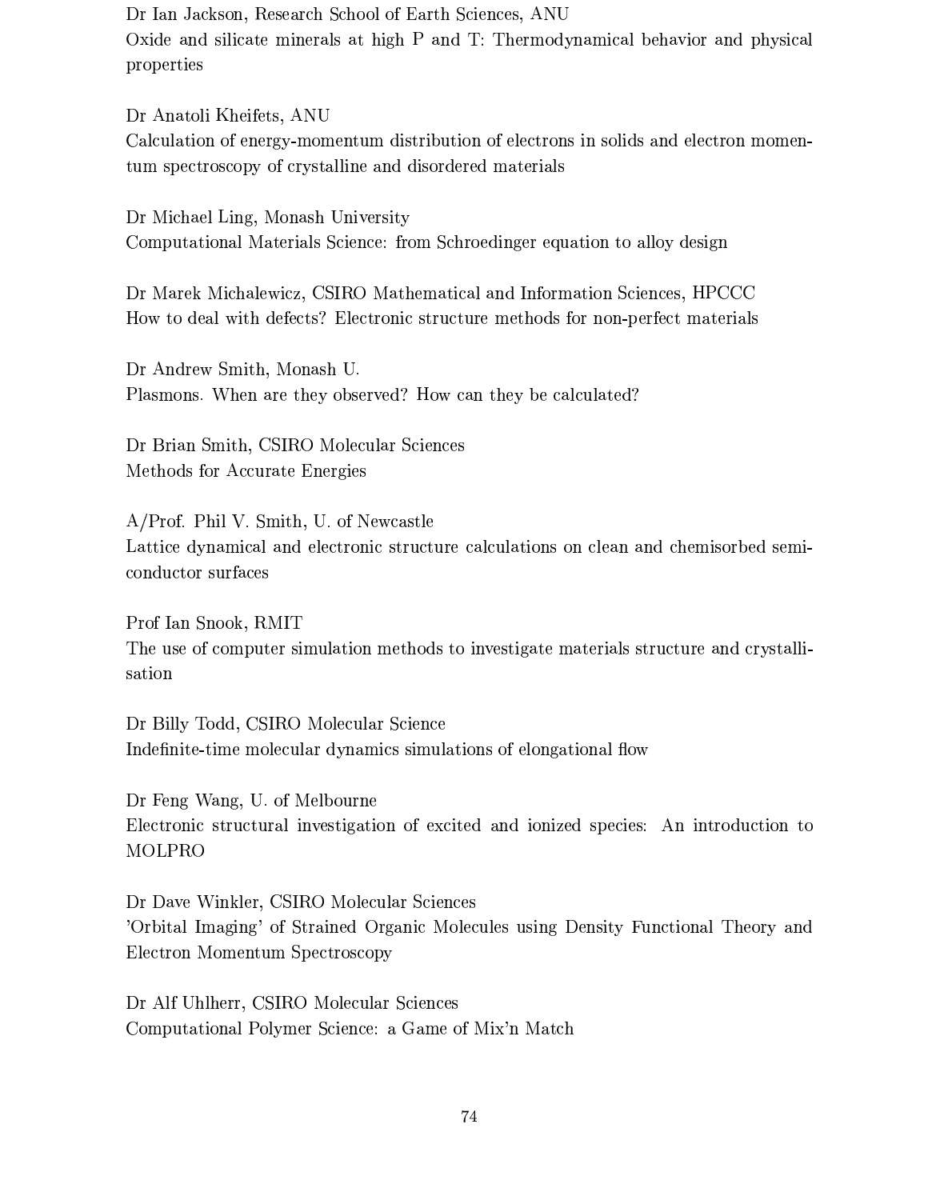Dr Ian Jackson, Research School of Earth Sciences, ANU
Oxide and silicate minerals at high P and T: Thermodynamical behavior and physical properties

Dr Anatoli Kheifets, ANU
Calculation of energy-momentum distribution of electrons in solids and electron momentum spectroscopy of crystalline and disordered materials

Dr Michael Ling, Monash University
Computational Materials Science: from Schroedinger equation to alloy design

Dr Marek Michalewicz, CSIRO Mathematical and Information Sciences, HPCCC
How to deal with defects? Electronic structure methods for non-perfect materials

Dr Andrew Smith, Monash U.
Plasmons. When are they observed? How can they be calculated?

Dr Brian Smith, CSIRO Molecular Sciences
Methods for Accurate Energies

A/Prof. Phil V. Smith, U. of Newcastle
Lattice dynamical and electronic structure calculations on clean and chemisorbed semiconductor surfaces

Prof Ian Snook, RMIT
The use of computer simulation methods to investigate materials structure and crystallisation

Dr Billy Todd, CSIRO Molecular Science
Indefinite-time molecular dynamics simulations of elongational flow

Dr Feng Wang, U. of Melbourne
Electronic structural investigation of excited and ionized species: An introduction to MOLPRO

Dr Dave Winkler, CSIRO Molecular Sciences
'Orbital Imaging' of Strained Organic Molecules using Density Functional Theory and Electron Momentum Spectroscopy

Dr Alf Uhlherr, CSIRO Molecular Sciences
Computational Polymer Science: a Game of Mix'n Match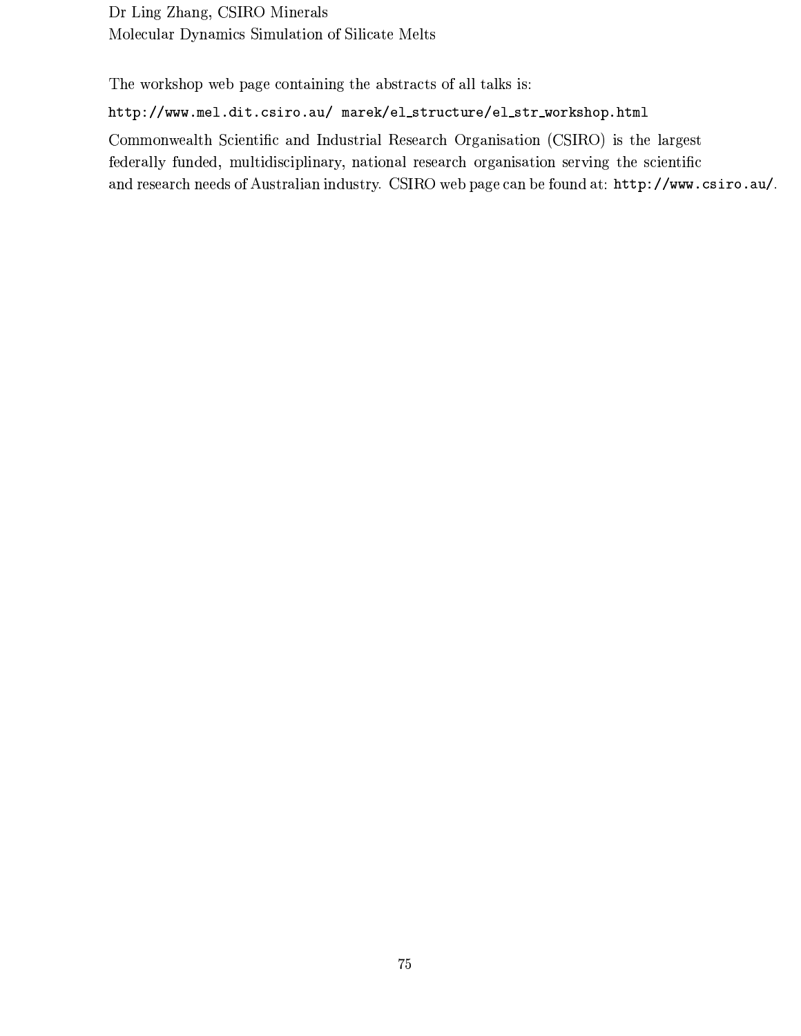Dr Ling Zhang, CSIRO Minerals
Molecular Dynamics Simulation of Silicate Melts

The workshop web page containing the abstracts of all talks is:

`http://www.mel.dit.csiro.au/ marek/el_structure/el_str_workshop.html`

Commonwealth Scientific and Industrial Research Organisation (CSIRO) is the largest federally funded, multidisciplinary, national research organisation serving the scientific and research needs of Australian industry. CSIRO web page can be found at: `http://www.csiro.au/`.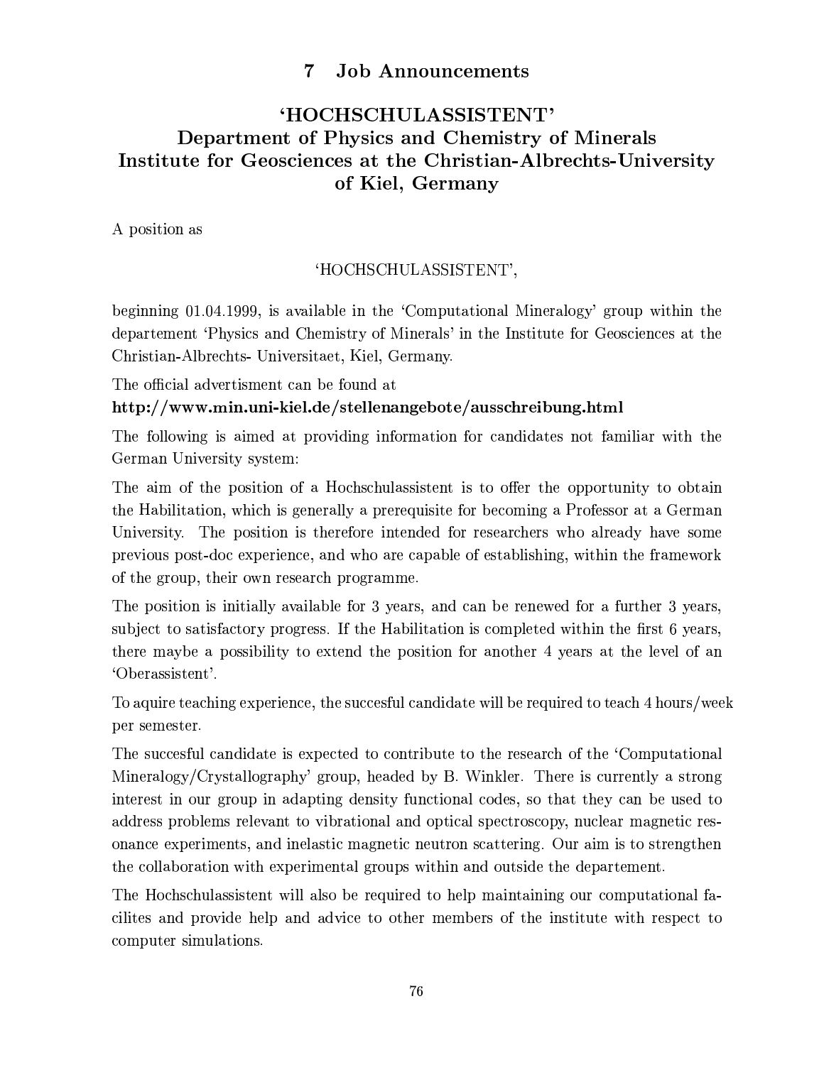# 7 Job Announcements

## 'HOCHSCHULASSISTENT'
## Department of Physics and Chemistry of Minerals
## Institute for Geosciences at the Christian-Albrechts-University of Kiel, Germany

A position as

'HOCHSCHULASSISTENT',

beginning 01.04.1999, is available in the 'Computational Mineralogy' group within the departement 'Physics and Chemistry of Minerals' in the Institute for Geosciences at the Christian-Albrechts- Universitaet, Kiel, Germany.

The official advertisment can be found at

**http://www.min.uni-kiel.de/stellenangebote/ausschreibung.html**

The following is aimed at providing information for candidates not familiar with the German University system:

The aim of the position of a Hochschulassistent is to offer the opportunity to obtain the Habilitation, which is generally a prerequisite for becoming a Professor at a German University. The position is therefore intended for researchers who already have some previous post-doc experience, and who are capable of establishing, within the framework of the group, their own research programme.

The position is initially available for 3 years, and can be renewed for a further 3 years, subject to satisfactory progress. If the Habilitation is completed within the first 6 years, there maybe a possibility to extend the position for another 4 years at the level of an 'Oberassistent'.

To aquire teaching experience, the succesful candidate will be required to teach 4 hours/week per semester.

The succesful candidate is expected to contribute to the research of the 'Computational Mineralogy/Crystallography' group, headed by B. Winkler. There is currently a strong interest in our group in adapting density functional codes, so that they can be used to address problems relevant to vibrational and optical spectroscopy, nuclear magnetic resonance experiments, and inelastic magnetic neutron scattering. Our aim is to strengthen the collaboration with experimental groups within and outside the departement.

The Hochschulassistent will also be required to help maintaining our computational facilites and provide help and advice to other members of the institute with respect to computer simulations.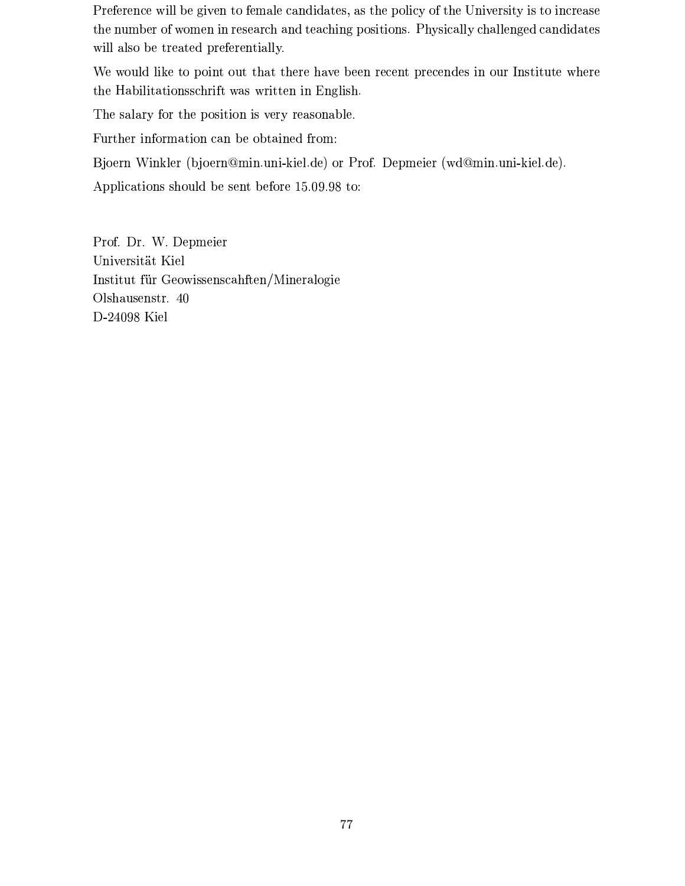Preference will be given to female candidates, as the policy of the University is to increase the number of women in research and teaching positions. Physically challenged candidates will also be treated preferentially.

We would like to point out that there have been recent precendes in our Institute where the Habilitationsschrift was written in English.

The salary for the position is very reasonable.

Further information can be obtained from:

Bjoern Winkler (bjoern@min.uni-kiel.de) or Prof. Depmeier (wd@min.uni-kiel.de).

Applications should be sent before 15.09.98 to:

Prof. Dr. W. Depmeier
Universität Kiel
Institut für Geowissenscahften/Mineralogie
Olshausenstr. 40
D-24098 Kiel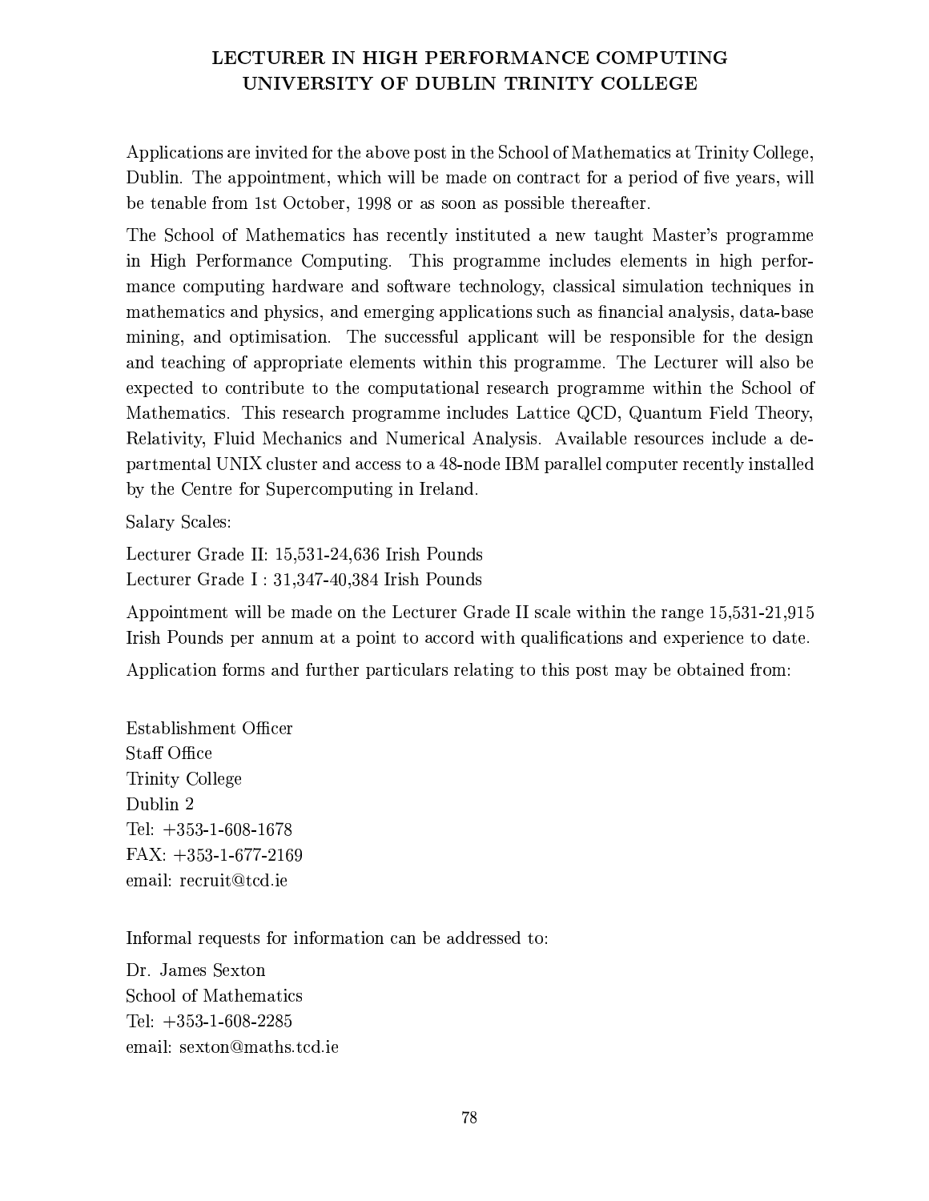# LECTURER IN HIGH PERFORMANCE COMPUTING
# UNIVERSITY OF DUBLIN TRINITY COLLEGE

Applications are invited for the above post in the School of Mathematics at Trinity College, Dublin. The appointment, which will be made on contract for a period of five years, will be tenable from 1st October, 1998 or as soon as possible thereafter.

The School of Mathematics has recently instituted a new taught Master's programme in High Performance Computing. This programme includes elements in high performance computing hardware and software technology, classical simulation techniques in mathematics and physics, and emerging applications such as financial analysis, data-base mining, and optimisation. The successful applicant will be responsible for the design and teaching of appropriate elements within this programme. The Lecturer will also be expected to contribute to the computational research programme within the School of Mathematics. This research programme includes Lattice QCD, Quantum Field Theory, Relativity, Fluid Mechanics and Numerical Analysis. Available resources include a departmental UNIX cluster and access to a 48-node IBM parallel computer recently installed by the Centre for Supercomputing in Ireland.

Salary Scales:

Lecturer Grade II: 15,531-24,636 Irish Pounds
Lecturer Grade I : 31,347-40,384 Irish Pounds

Appointment will be made on the Lecturer Grade II scale within the range 15,531-21,915 Irish Pounds per annum at a point to accord with qualifications and experience to date.

Application forms and further particulars relating to this post may be obtained from:

Establishment Officer
Staff Office
Trinity College
Dublin 2
Tel: +353-1-608-1678
FAX: +353-1-677-2169
email: recruit@tcd.ie

Informal requests for information can be addressed to:

Dr. James Sexton
School of Mathematics
Tel: +353-1-608-2285
email: sexton@maths.tcd.ie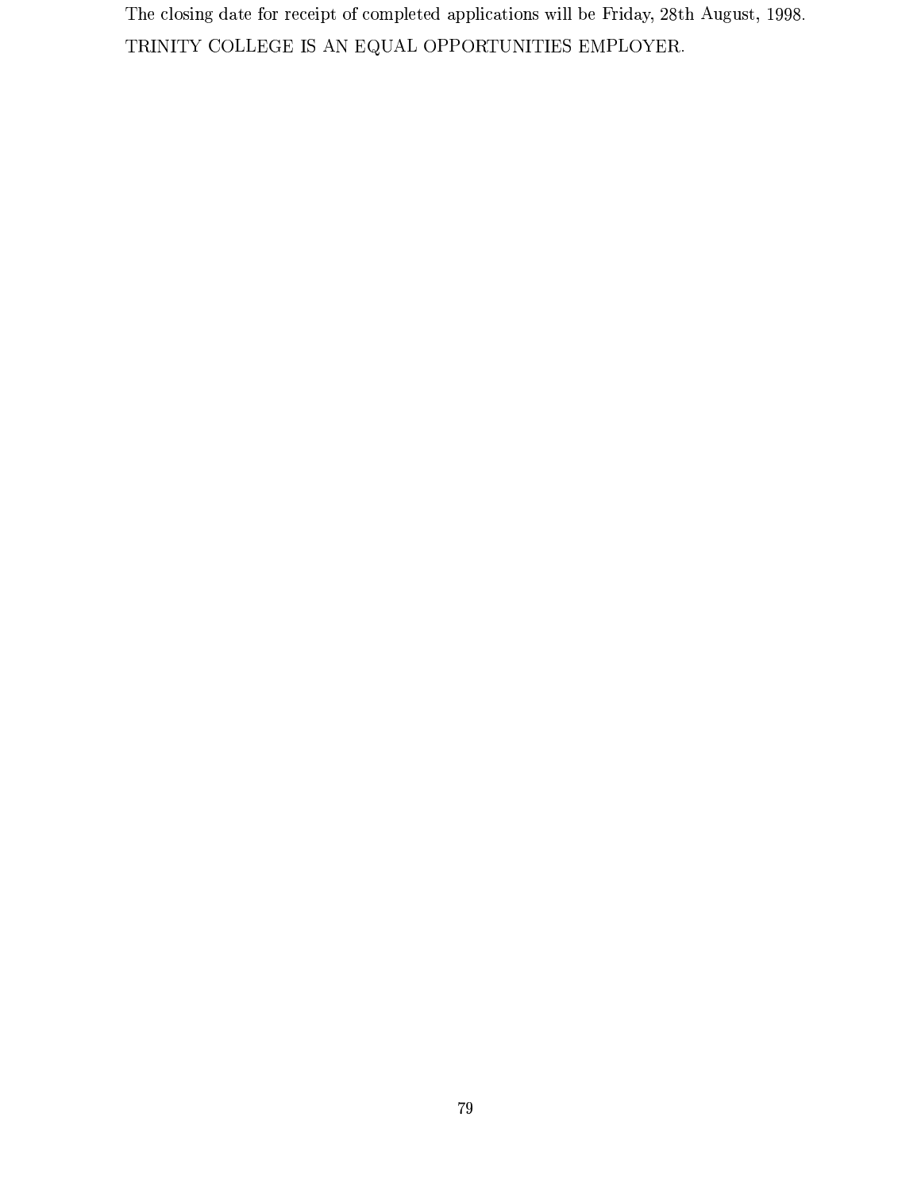The closing date for receipt of completed applications will be Friday, 28th August, 1998.

TRINITY COLLEGE IS AN EQUAL OPPORTUNITIES EMPLOYER.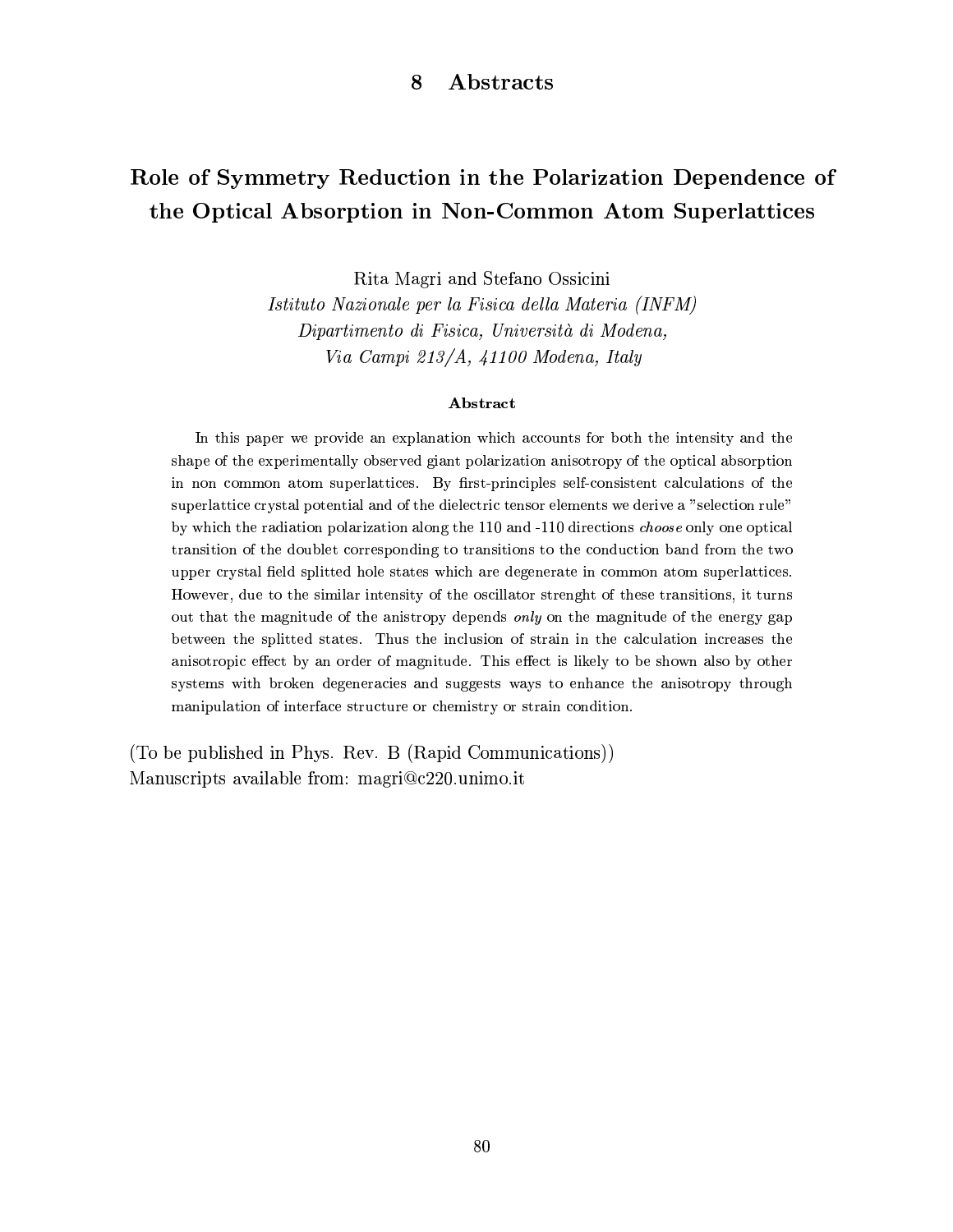# 8 Abstracts

## Role of Symmetry Reduction in the Polarization Dependence of the Optical Absorption in Non-Common Atom Superlattices

Rita Magri and Stefano Ossicini

*Istituto Nazionale per la Fisica della Materia (INFM)*
*Dipartimento di Fisica, Università di Modena,*
*Via Campi 213/A, 41100 Modena, Italy*

### Abstract

In this paper we provide an explanation which accounts for both the intensity and the shape of the experimentally observed giant polarization anisotropy of the optical absorption in non common atom superlattices. By first-principles self-consistent calculations of the superlattice crystal potential and of the dielectric tensor elements we derive a "selection rule" by which the radiation polarization along the 110 and -110 directions *choose* only one optical transition of the doublet corresponding to transitions to the conduction band from the two upper crystal field splitted hole states which are degenerate in common atom superlattices. However, due to the similar intensity of the oscillator strenght of these transitions, it turns out that the magnitude of the anistropy depends *only* on the magnitude of the energy gap between the splitted states. Thus the inclusion of strain in the calculation increases the anisotropic effect by an order of magnitude. This effect is likely to be shown also by other systems with broken degeneracies and suggests ways to enhance the anisotropy through manipulation of interface structure or chemistry or strain condition.

(To be published in Phys. Rev. B (Rapid Communications))
Manuscripts available from: magri@c220.unimo.it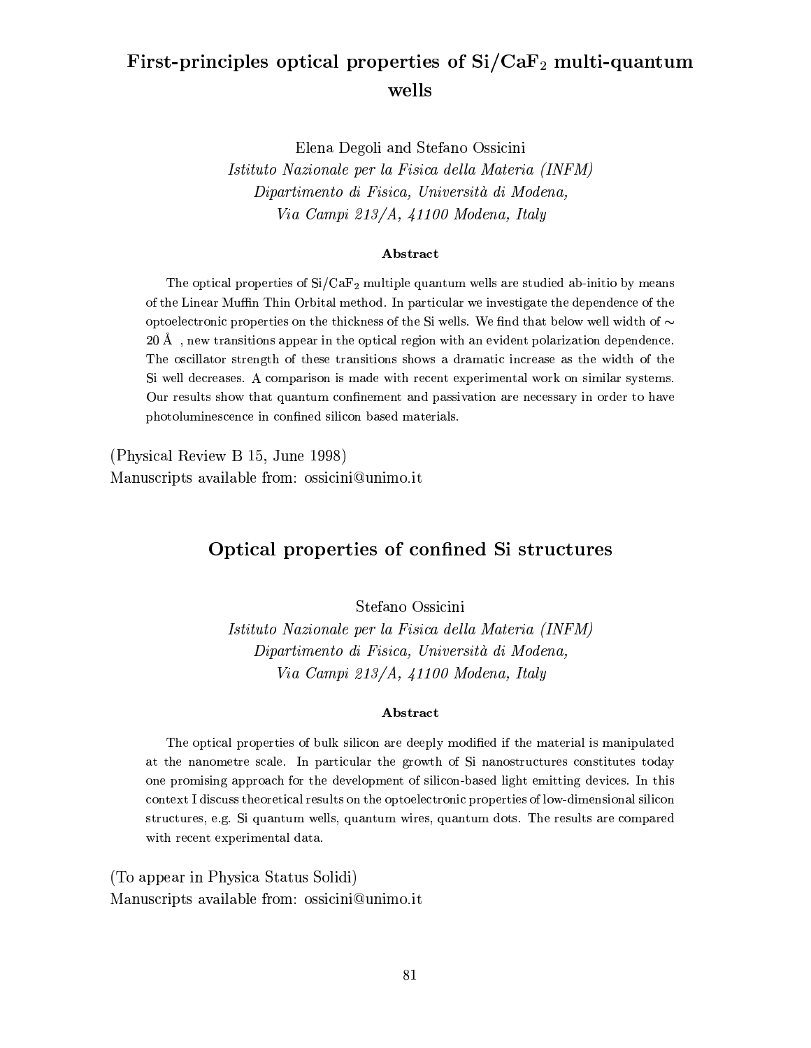# First-principles optical properties of $Si/CaF_2$ multi-quantum wells

Elena Degoli and Stefano Ossicini

*Istituto Nazionale per la Fisica della Materia (INFM)*
*Dipartimento di Fisica, Università di Modena,*
*Via Campi 213/A, 41100 Modena, Italy*

**Abstract**

The optical properties of $Si/CaF_2$ multiple quantum wells are studied ab-initio by means of the Linear Muffin Thin Orbital method. In particular we investigate the dependence of the optoelectronic properties on the thickness of the Si wells. We find that below well width of $\sim$ 20 Å , new transitions appear in the optical region with an evident polarization dependence. The oscillator strength of these transitions shows a dramatic increase as the width of the Si well decreases. A comparison is made with recent experimental work on similar systems. Our results show that quantum confinement and passivation are necessary in order to have photoluminescence in confined silicon based materials.

(Physical Review B 15, June 1998)
Manuscripts available from: ossicini@unimo.it

# Optical properties of confined Si structures

Stefano Ossicini

*Istituto Nazionale per la Fisica della Materia (INFM)*
*Dipartimento di Fisica, Università di Modena,*
*Via Campi 213/A, 41100 Modena, Italy*

**Abstract**

The optical properties of bulk silicon are deeply modified if the material is manipulated at the nanometre scale. In particular the growth of Si nanostructures constitutes today one promising approach for the development of silicon-based light emitting devices. In this context I discuss theoretical results on the optoelectronic properties of low-dimensional silicon structures, e.g. Si quantum wells, quantum wires, quantum dots. The results are compared with recent experimental data.

(To appear in Physica Status Solidi)
Manuscripts available from: ossicini@unimo.it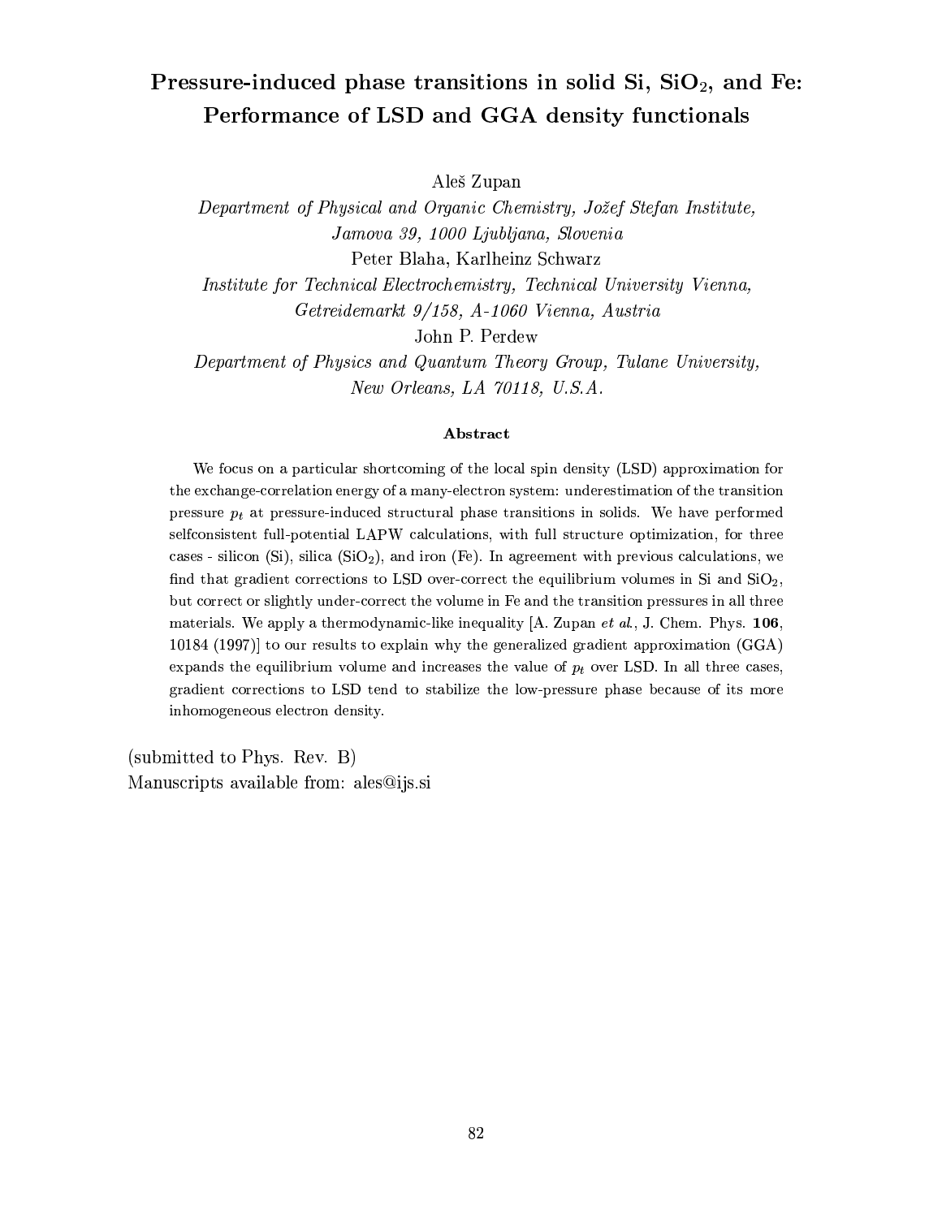# Pressure-induced phase transitions in solid Si, $SiO_2$, and Fe: Performance of LSD and GGA density functionals

Aleš Zupan

*Department of Physical and Organic Chemistry, Jožef Stefan Institute, Jamova 39, 1000 Ljubljana, Slovenia*

Peter Blaha, Karlheinz Schwarz

*Institute for Technical Electrochemistry, Technical University Vienna, Getreidemarkt 9/158, A-1060 Vienna, Austria*

John P. Perdew

*Department of Physics and Quantum Theory Group, Tulane University, New Orleans, LA 70118, U.S.A.*

### Abstract

We focus on a particular shortcoming of the local spin density (LSD) approximation for the exchange-correlation energy of a many-electron system: underestimation of the transition pressure $p_t$ at pressure-induced structural phase transitions in solids. We have performed selfconsistent full-potential LAPW calculations, with full structure optimization, for three cases - silicon (Si), silica ($SiO_2$), and iron (Fe). In agreement with previous calculations, we find that gradient corrections to LSD over-correct the equilibrium volumes in Si and $SiO_2$, but correct or slightly under-correct the volume in Fe and the transition pressures in all three materials. We apply a thermodynamic-like inequality [A. Zupan *et al.*, J. Chem. Phys. **106**, 10184 (1997)] to our results to explain why the generalized gradient approximation (GGA) expands the equilibrium volume and increases the value of $p_t$ over LSD. In all three cases, gradient corrections to LSD tend to stabilize the low-pressure phase because of its more inhomogeneous electron density.

(submitted to Phys. Rev. B)
Manuscripts available from: ales@ijs.si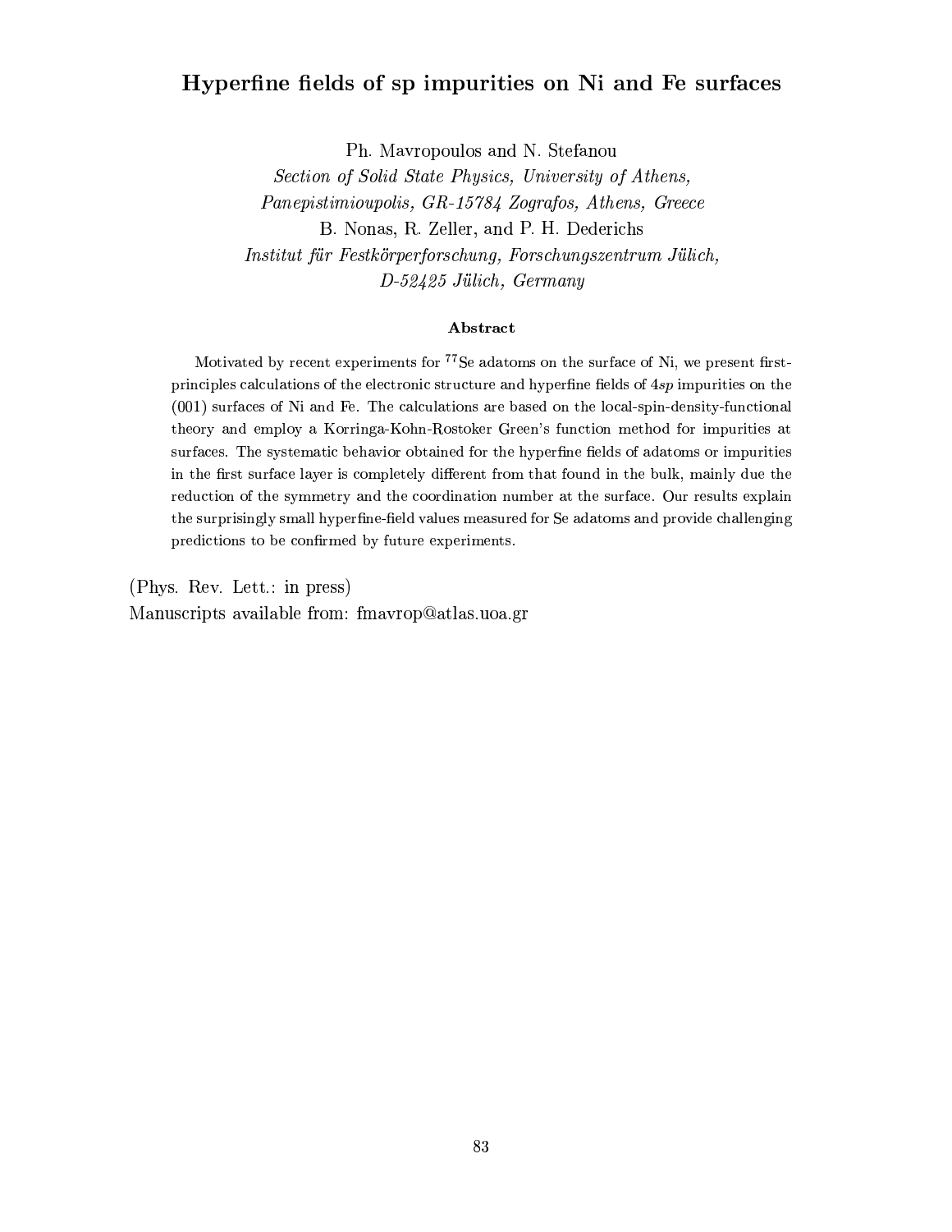## Hyperfine fields of sp impurities on Ni and Fe surfaces

Ph. Mavropoulos and N. Stefanou

*Section of Solid State Physics, University of Athens, Panepistimioupolis, GR-15784 Zografos, Athens, Greece*

B. Nonas, R. Zeller, and P. H. Dederichs

*Institut für Festkörperforschung, Forschungszentrum Jülich, D-52425 Jülich, Germany*

### Abstract

Motivated by recent experiments for $^{77}$Se adatoms on the surface of Ni, we present first-principles calculations of the electronic structure and hyperfine fields of 4*sp* impurities on the (001) surfaces of Ni and Fe. The calculations are based on the local-spin-density-functional theory and employ a Korringa-Kohn-Rostoker Green's function method for impurities at surfaces. The systematic behavior obtained for the hyperfine fields of adatoms or impurities in the first surface layer is completely different from that found in the bulk, mainly due the reduction of the symmetry and the coordination number at the surface. Our results explain the surprisingly small hyperfine-field values measured for Se adatoms and provide challenging predictions to be confirmed by future experiments.

(Phys. Rev. Lett.: in press)
Manuscripts available from: fmavrop@atlas.uoa.gr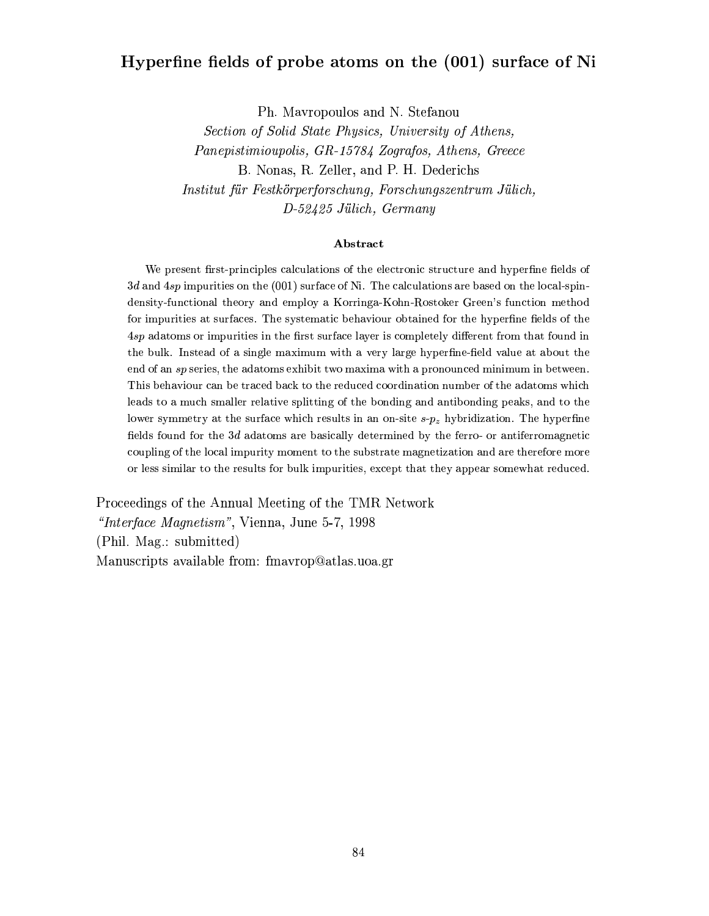# Hyperfine fields of probe atoms on the (001) surface of Ni

Ph. Mavropoulos and N. Stefanou

*Section of Solid State Physics, University of Athens,*
*Panepistimioupolis, GR-15784 Zografos, Athens, Greece*

B. Nonas, R. Zeller, and P. H. Dederichs

*Institut für Festkörperforschung, Forschungszentrum Jülich,*
*D-52425 Jülich, Germany*

### Abstract

We present first-principles calculations of the electronic structure and hyperfine fields of $3d$ and $4sp$ impurities on the (001) surface of Ni. The calculations are based on the local-spin-density-functional theory and employ a Korringa-Kohn-Rostoker Green's function method for impurities at surfaces. The systematic behaviour obtained for the hyperfine fields of the $4sp$ adatoms or impurities in the first surface layer is completely different from that found in the bulk. Instead of a single maximum with a very large hyperfine-field value at about the end of an $sp$ series, the adatoms exhibit two maxima with a pronounced minimum in between. This behaviour can be traced back to the reduced coordination number of the adatoms which leads to a much smaller relative splitting of the bonding and antibonding peaks, and to the lower symmetry at the surface which results in an on-site $s$-$p_z$ hybridization. The hyperfine fields found for the $3d$ adatoms are basically determined by the ferro- or antiferromagnetic coupling of the local impurity moment to the substrate magnetization and are therefore more or less similar to the results for bulk impurities, except that they appear somewhat reduced.

Proceedings of the Annual Meeting of the TMR Network
*"Interface Magnetism"*, Vienna, June 5-7, 1998
(Phil. Mag.: submitted)
Manuscripts available from: fmavrop@atlas.uoa.gr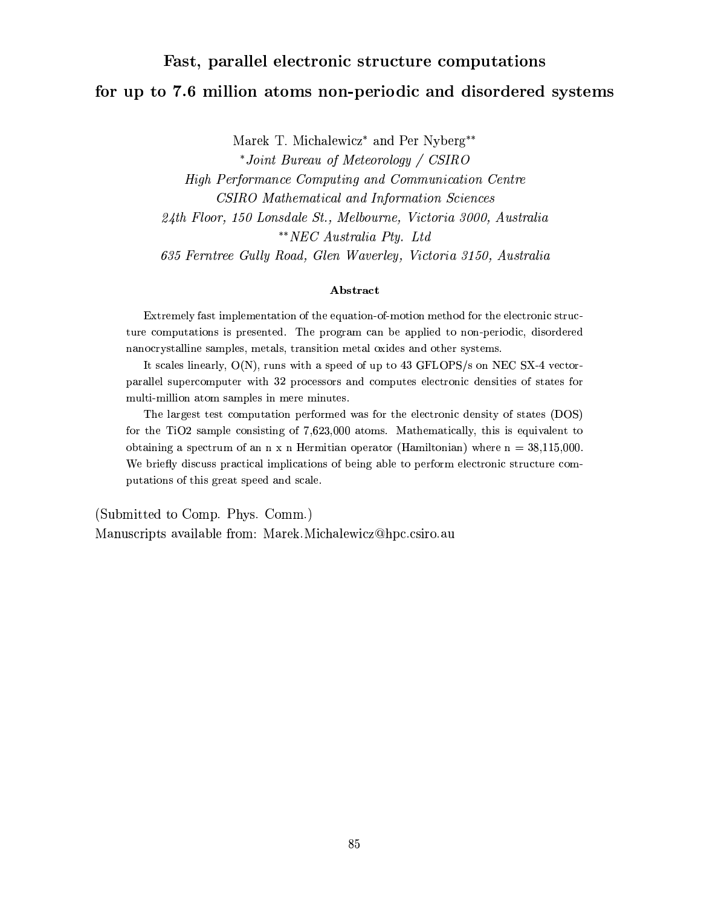# Fast, parallel electronic structure computations for up to 7.6 million atoms non-periodic and disordered systems

Marek T. Michalewicz[*] and Per Nyberg[**]

[*]*Joint Bureau of Meteorology / CSIRO*
*High Performance Computing and Communication Centre*
*CSIRO Mathematical and Information Sciences*
*24th Floor, 150 Lonsdale St., Melbourne, Victoria 3000, Australia*
[**]*NEC Australia Pty. Ltd*
*635 Ferntree Gully Road, Glen Waverley, Victoria 3150, Australia*

### Abstract

Extremely fast implementation of the equation-of-motion method for the electronic structure computations is presented. The program can be applied to non-periodic, disordered nanocrystalline samples, metals, transition metal oxides and other systems.

It scales linearly, O(N), runs with a speed of up to 43 GFLOPS/s on NEC SX-4 vector-parallel supercomputer with 32 processors and computes electronic densities of states for multi-million atom samples in mere minutes.

The largest test computation performed was for the electronic density of states (DOS) for the TiO2 sample consisting of 7,623,000 atoms. Mathematically, this is equivalent to obtaining a spectrum of an n x n Hermitian operator (Hamiltonian) where n = 38,115,000. We briefly discuss practical implications of being able to perform electronic structure computations of this great speed and scale.

(Submitted to Comp. Phys. Comm.)
Manuscripts available from: Marek.Michalewicz@hpc.csiro.au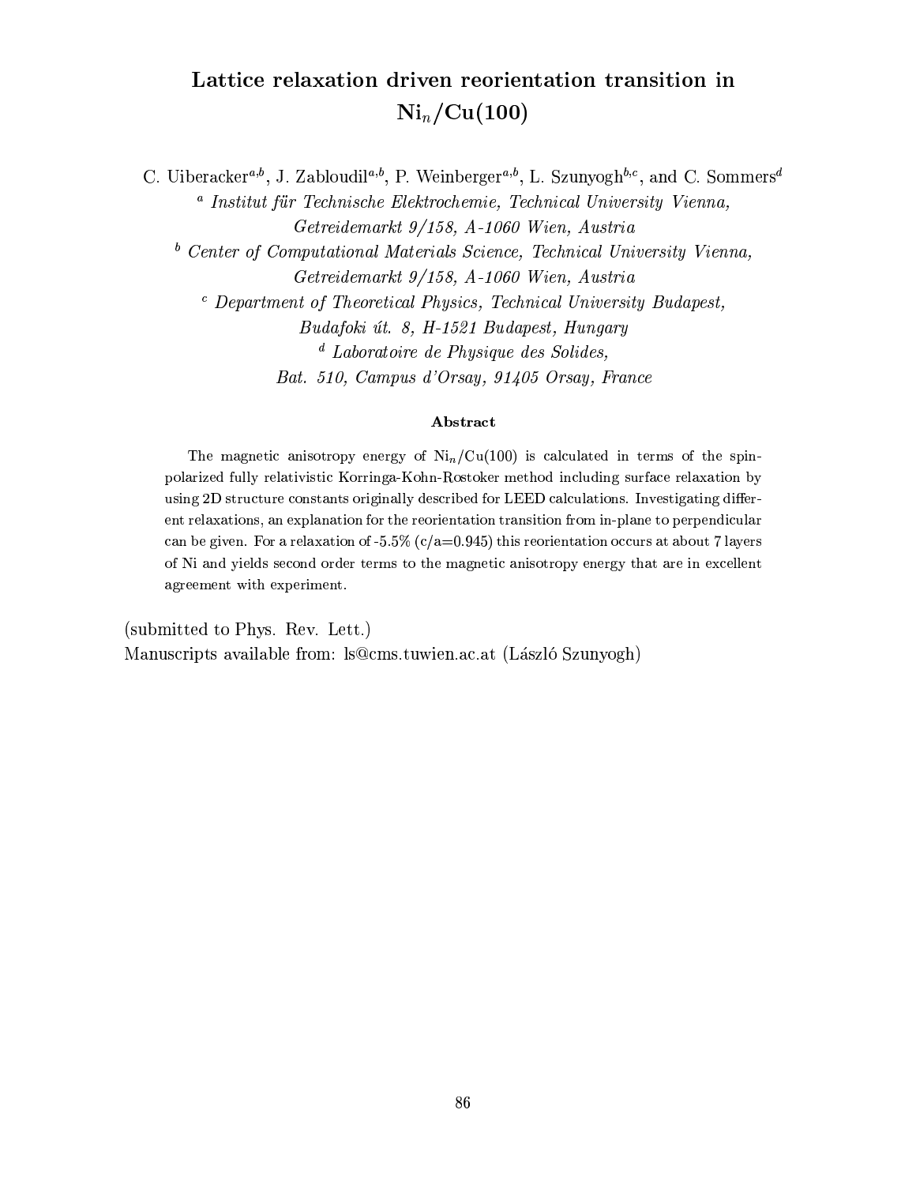# Lattice relaxation driven reorientation transition in $Ni_n$/Cu(100)

C. Uiberacker[a,b], J. Zabloudil[a,b], P. Weinberger[a,b], L. Szunyogh[b,c], and C. Sommers[d]

[a] *Institut für Technische Elektrochemie, Technical University Vienna, Getreidemarkt 9/158, A-1060 Wien, Austria*

[b] *Center of Computational Materials Science, Technical University Vienna, Getreidemarkt 9/158, A-1060 Wien, Austria*

[c] *Department of Theoretical Physics, Technical University Budapest, Budafoki út. 8, H-1521 Budapest, Hungary*

[d] *Laboratoire de Physique des Solides, Bat. 510, Campus d'Orsay, 91405 Orsay, France*

### Abstract

The magnetic anisotropy energy of $Ni_n$/Cu(100) is calculated in terms of the spin-polarized fully relativistic Korringa-Kohn-Rostoker method including surface relaxation by using 2D structure constants originally described for LEED calculations. Investigating different relaxations, an explanation for the reorientation transition from in-plane to perpendicular can be given. For a relaxation of -5.5% (c/a=0.945) this reorientation occurs at about 7 layers of Ni and yields second order terms to the magnetic anisotropy energy that are in excellent agreement with experiment.

(submitted to Phys. Rev. Lett.)
Manuscripts available from: ls@cms.tuwien.ac.at (László Szunyogh)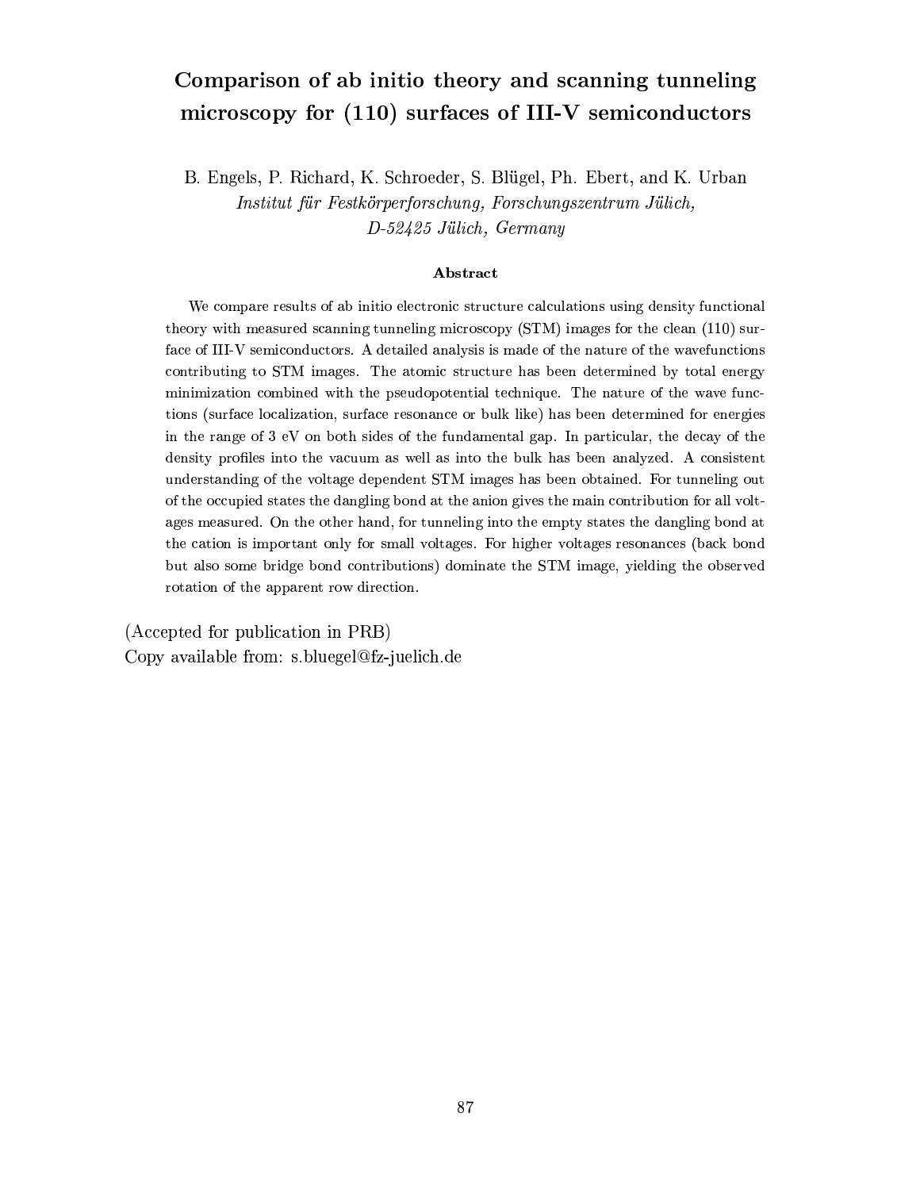# Comparison of ab initio theory and scanning tunneling microscopy for (110) surfaces of III-V semiconductors

B. Engels, P. Richard, K. Schroeder, S. Blügel, Ph. Ebert, and K. Urban
*Institut für Festkörperforschung, Forschungszentrum Jülich, D-52425 Jülich, Germany*

### Abstract

We compare results of ab initio electronic structure calculations using density functional theory with measured scanning tunneling microscopy (STM) images for the clean (110) surface of III-V semiconductors. A detailed analysis is made of the nature of the wavefunctions contributing to STM images. The atomic structure has been determined by total energy minimization combined with the pseudopotential technique. The nature of the wave functions (surface localization, surface resonance or bulk like) has been determined for energies in the range of 3 eV on both sides of the fundamental gap. In particular, the decay of the density profiles into the vacuum as well as into the bulk has been analyzed. A consistent understanding of the voltage dependent STM images has been obtained. For tunneling out of the occupied states the dangling bond at the anion gives the main contribution for all voltages measured. On the other hand, for tunneling into the empty states the dangling bond at the cation is important only for small voltages. For higher voltages resonances (back bond but also some bridge bond contributions) dominate the STM image, yielding the observed rotation of the apparent row direction.

(Accepted for publication in PRB)
Copy available from: s.bluegel@fz-juelich.de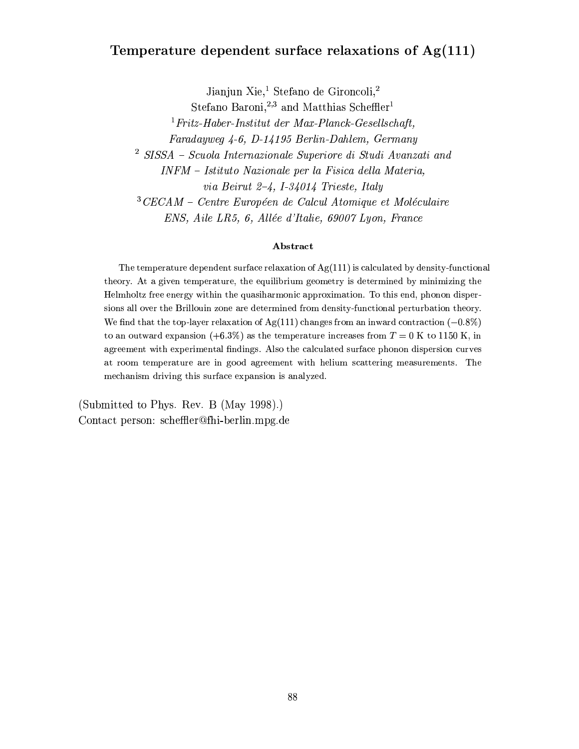# Temperature dependent surface relaxations of Ag(111)

Jianjun Xie,[1] Stefano de Gironcoli,[2]
Stefano Baroni,[2,3] and Matthias Scheffler[1]

[1] *Fritz-Haber-Institut der Max-Planck-Gesellschaft,*
*Faradayweg 4-6, D-14195 Berlin-Dahlem, Germany*

[2] *SISSA – Scuola Internazionale Superiore di Studi Avanzati and*
*INFM – Istituto Nazionale per la Fisica della Materia,*
*via Beirut 2–4, I-34014 Trieste, Italy*

[3] *CECAM – Centre Européen de Calcul Atomique et Moléculaire*
*ENS, Aile LR5, 6, Allée d'Italie, 69007 Lyon, France*

### Abstract

The temperature dependent surface relaxation of Ag(111) is calculated by density-functional theory. At a given temperature, the equilibrium geometry is determined by minimizing the Helmholtz free energy within the quasiharmonic approximation. To this end, phonon dispersions all over the Brillouin zone are determined from density-functional perturbation theory. We find that the top-layer relaxation of Ag(111) changes from an inward contraction ($-0.8\%$) to an outward expansion ($+6.3\%$) as the temperature increases from $T = 0$ K to 1150 K, in agreement with experimental findings. Also the calculated surface phonon dispersion curves at room temperature are in good agreement with helium scattering measurements. The mechanism driving this surface expansion is analyzed.

(Submitted to Phys. Rev. B (May 1998).)
Contact person: scheffler@fhi-berlin.mpg.de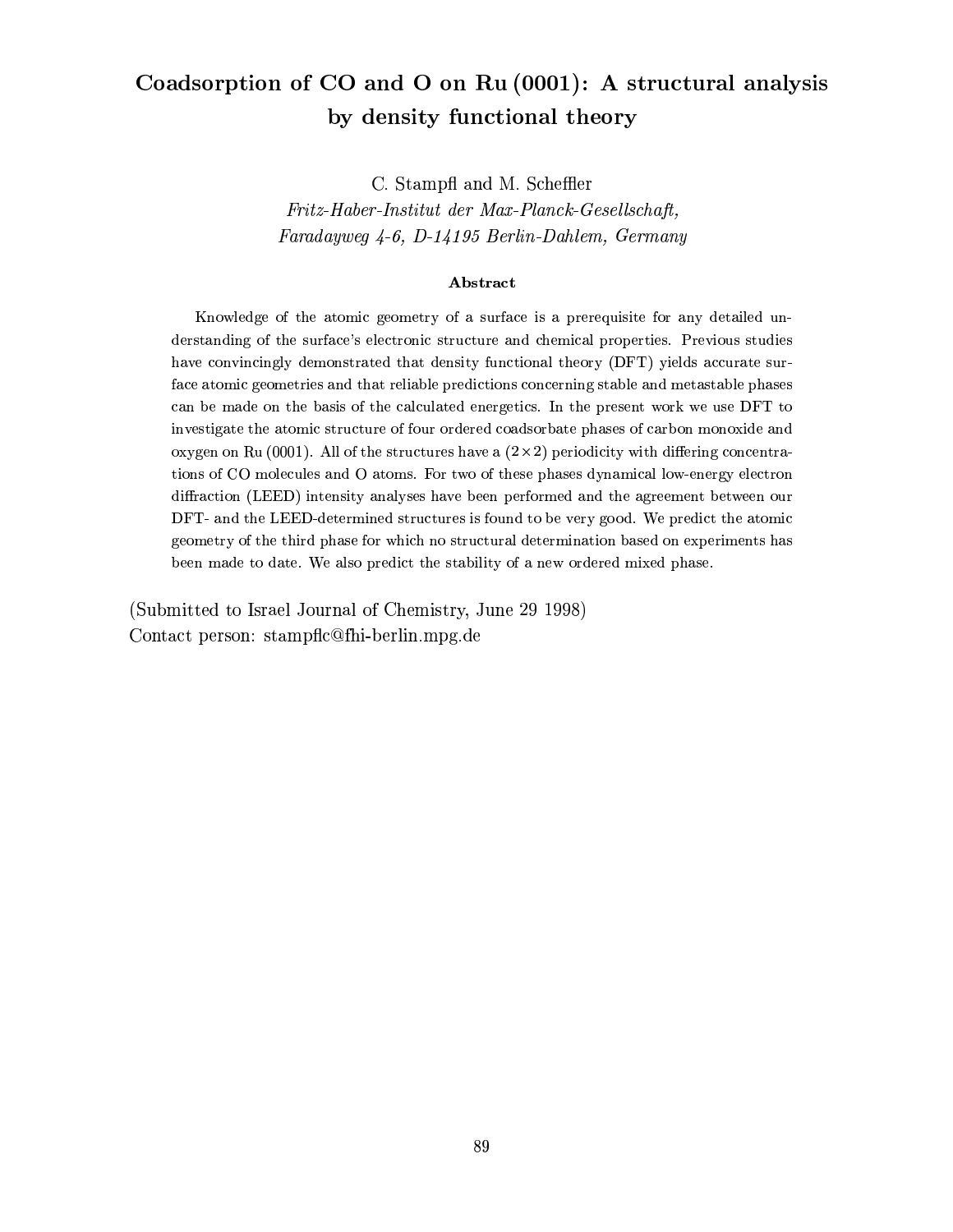# Coadsorption of CO and O on Ru (0001): A structural analysis by density functional theory

C. Stampfl and M. Scheffler

*Fritz-Haber-Institut der Max-Planck-Gesellschaft,*
*Faradayweg 4-6, D-14195 Berlin-Dahlem, Germany*

### Abstract

Knowledge of the atomic geometry of a surface is a prerequisite for any detailed understanding of the surface's electronic structure and chemical properties. Previous studies have convincingly demonstrated that density functional theory (DFT) yields accurate surface atomic geometries and that reliable predictions concerning stable and metastable phases can be made on the basis of the calculated energetics. In the present work we use DFT to investigate the atomic structure of four ordered coadsorbate phases of carbon monoxide and oxygen on Ru (0001). All of the structures have a $(2 \times 2)$ periodicity with differing concentrations of CO molecules and O atoms. For two of these phases dynamical low-energy electron diffraction (LEED) intensity analyses have been performed and the agreement between our DFT- and the LEED-determined structures is found to be very good. We predict the atomic geometry of the third phase for which no structural determination based on experiments has been made to date. We also predict the stability of a new ordered mixed phase.

(Submitted to Israel Journal of Chemistry, June 29 1998)
Contact person: stampflc@fhi-berlin.mpg.de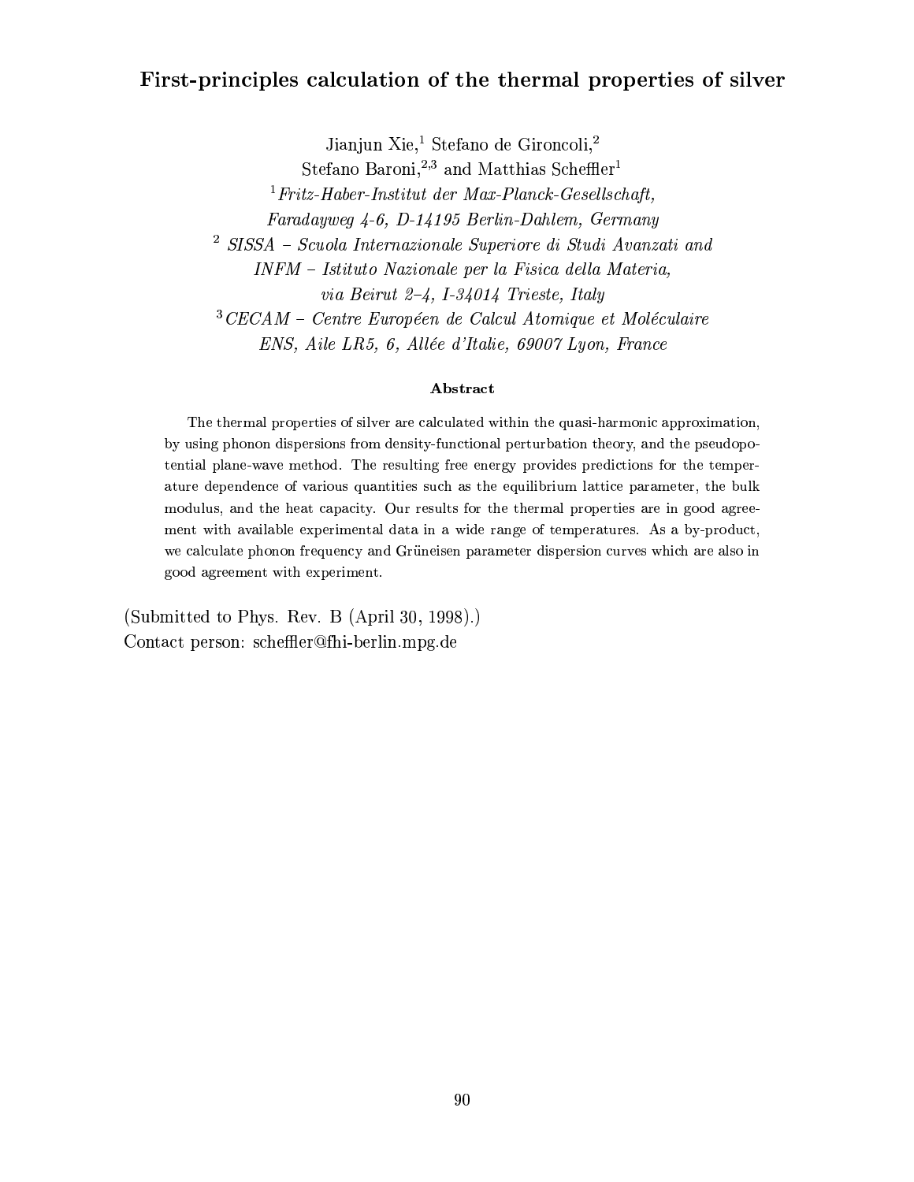# First-principles calculation of the thermal properties of silver

Jianjun Xie,[1] Stefano de Gironcoli,[2]
Stefano Baroni,[2,3] and Matthias Scheffler[1]

[1] *Fritz-Haber-Institut der Max-Planck-Gesellschaft, Faradayweg 4-6, D-14195 Berlin-Dahlem, Germany*

[2] *SISSA – Scuola Internazionale Superiore di Studi Avanzati and INFM – Istituto Nazionale per la Fisica della Materia, via Beirut 2–4, I-34014 Trieste, Italy*

[3] *CECAM – Centre Européen de Calcul Atomique et Moléculaire ENS, Aile LR5, 6, Allée d'Italie, 69007 Lyon, France*

### Abstract

The thermal properties of silver are calculated within the quasi-harmonic approximation, by using phonon dispersions from density-functional perturbation theory, and the pseudopotential plane-wave method. The resulting free energy provides predictions for the temperature dependence of various quantities such as the equilibrium lattice parameter, the bulk modulus, and the heat capacity. Our results for the thermal properties are in good agreement with available experimental data in a wide range of temperatures. As a by-product, we calculate phonon frequency and Grüneisen parameter dispersion curves which are also in good agreement with experiment.

(Submitted to Phys. Rev. B (April 30, 1998).)
Contact person: scheffler@fhi-berlin.mpg.de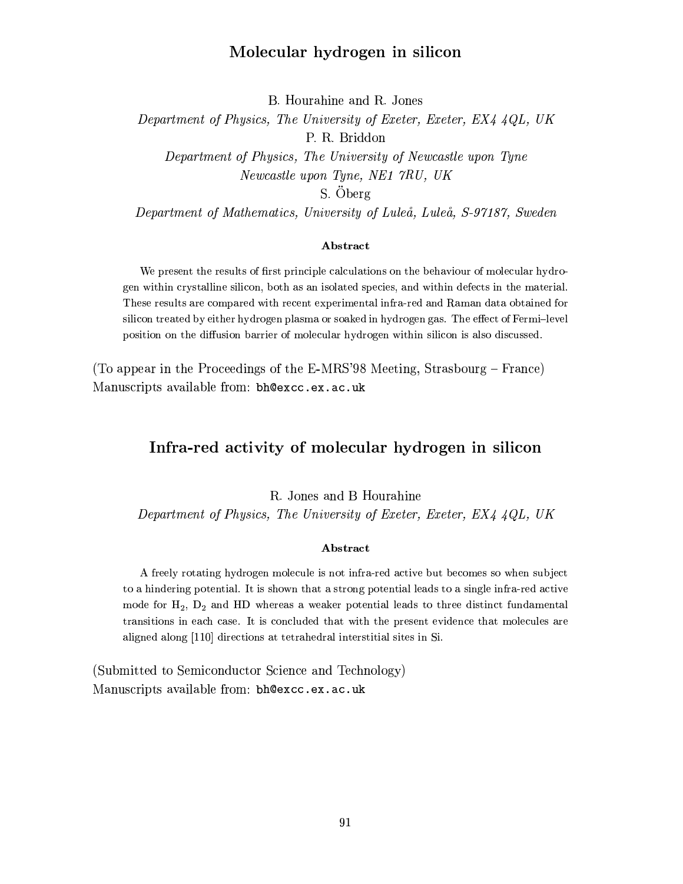## Molecular hydrogen in silicon

B. Hourahine and R. Jones

*Department of Physics, The University of Exeter, Exeter, EX4 4QL, UK*

P. R. Briddon

*Department of Physics, The University of Newcastle upon Tyne*
*Newcastle upon Tyne, NE1 7RU, UK*

S. Öberg

*Department of Mathematics, University of Luleå, Luleå, S-97187, Sweden*

**Abstract**

We present the results of first principle calculations on the behaviour of molecular hydrogen within crystalline silicon, both as an isolated species, and within defects in the material. These results are compared with recent experimental infra-red and Raman data obtained for silicon treated by either hydrogen plasma or soaked in hydrogen gas. The effect of Fermi–level position on the diffusion barrier of molecular hydrogen within silicon is also discussed.

(To appear in the Proceedings of the E-MRS'98 Meeting, Strasbourg – France)
Manuscripts available from: `bh@excc.ex.ac.uk`

## Infra-red activity of molecular hydrogen in silicon

R. Jones and B Hourahine

*Department of Physics, The University of Exeter, Exeter, EX4 4QL, UK*

**Abstract**

A freely rotating hydrogen molecule is not infra-red active but becomes so when subject to a hindering potential. It is shown that a strong potential leads to a single infra-red active mode for $H_2$, $D_2$ and HD whereas a weaker potential leads to three distinct fundamental transitions in each case. It is concluded that with the present evidence that molecules are aligned along [110] directions at tetrahedral interstitial sites in Si.

(Submitted to Semiconductor Science and Technology)
Manuscripts available from: `bh@excc.ex.ac.uk`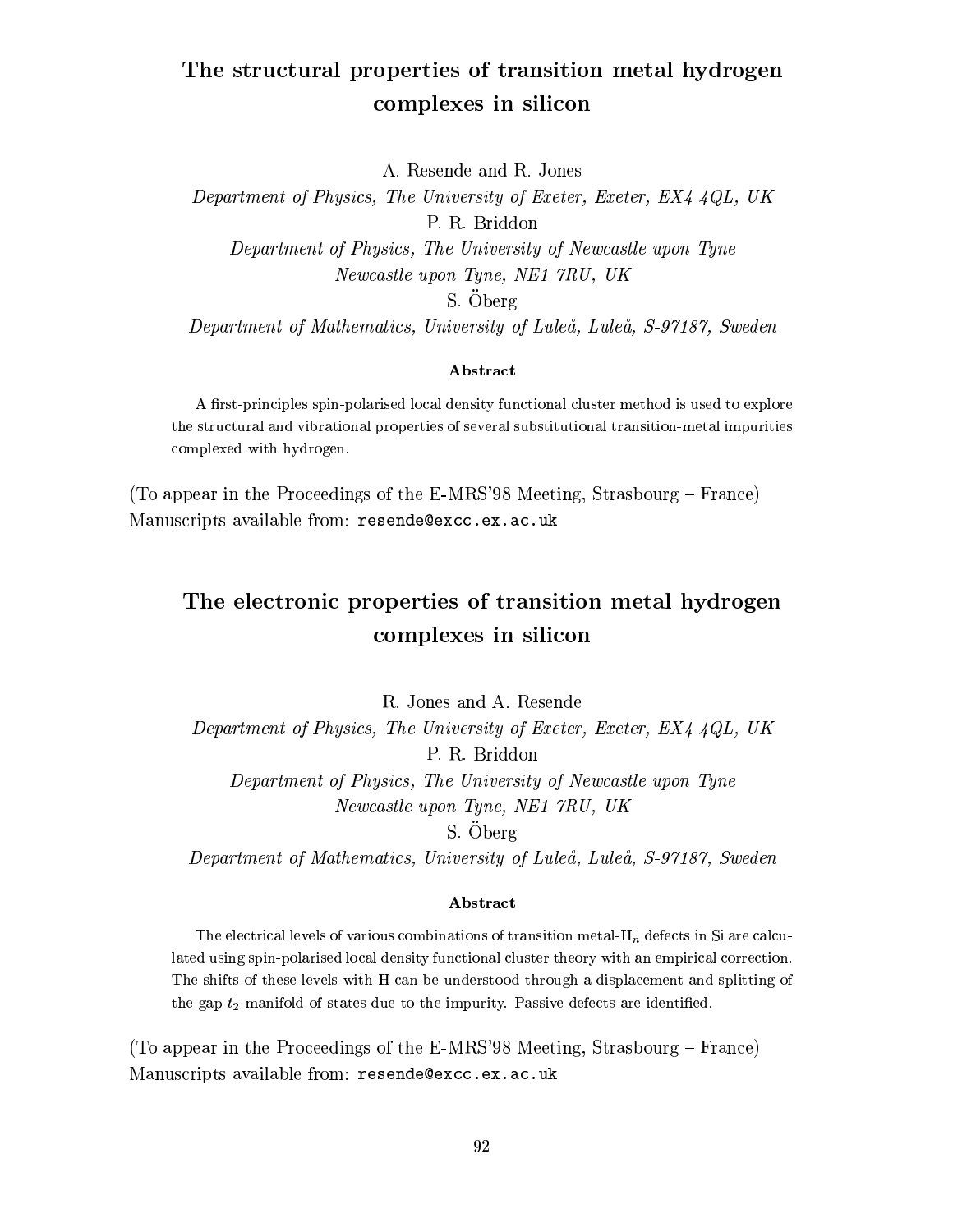## The structural properties of transition metal hydrogen complexes in silicon

A. Resende and R. Jones

*Department of Physics, The University of Exeter, Exeter, EX4 4QL, UK*

P. R. Briddon

*Department of Physics, The University of Newcastle upon Tyne*
*Newcastle upon Tyne, NE1 7RU, UK*

S. Öberg

*Department of Mathematics, University of Luleå, Luleå, S-97187, Sweden*

**Abstract**

A first-principles spin-polarised local density functional cluster method is used to explore the structural and vibrational properties of several substitutional transition-metal impurities complexed with hydrogen.

(To appear in the Proceedings of the E-MRS'98 Meeting, Strasbourg – France)
Manuscripts available from: `resende@excc.ex.ac.uk`

## The electronic properties of transition metal hydrogen complexes in silicon

R. Jones and A. Resende

*Department of Physics, The University of Exeter, Exeter, EX4 4QL, UK*

P. R. Briddon

*Department of Physics, The University of Newcastle upon Tyne*
*Newcastle upon Tyne, NE1 7RU, UK*

S. Öberg

*Department of Mathematics, University of Luleå, Luleå, S-97187, Sweden*

**Abstract**

The electrical levels of various combinations of transition metal-$H_n$ defects in Si are calculated using spin-polarised local density functional cluster theory with an empirical correction. The shifts of these levels with H can be understood through a displacement and splitting of the gap $t_2$ manifold of states due to the impurity. Passive defects are identified.

(To appear in the Proceedings of the E-MRS'98 Meeting, Strasbourg – France)
Manuscripts available from: `resende@excc.ex.ac.uk`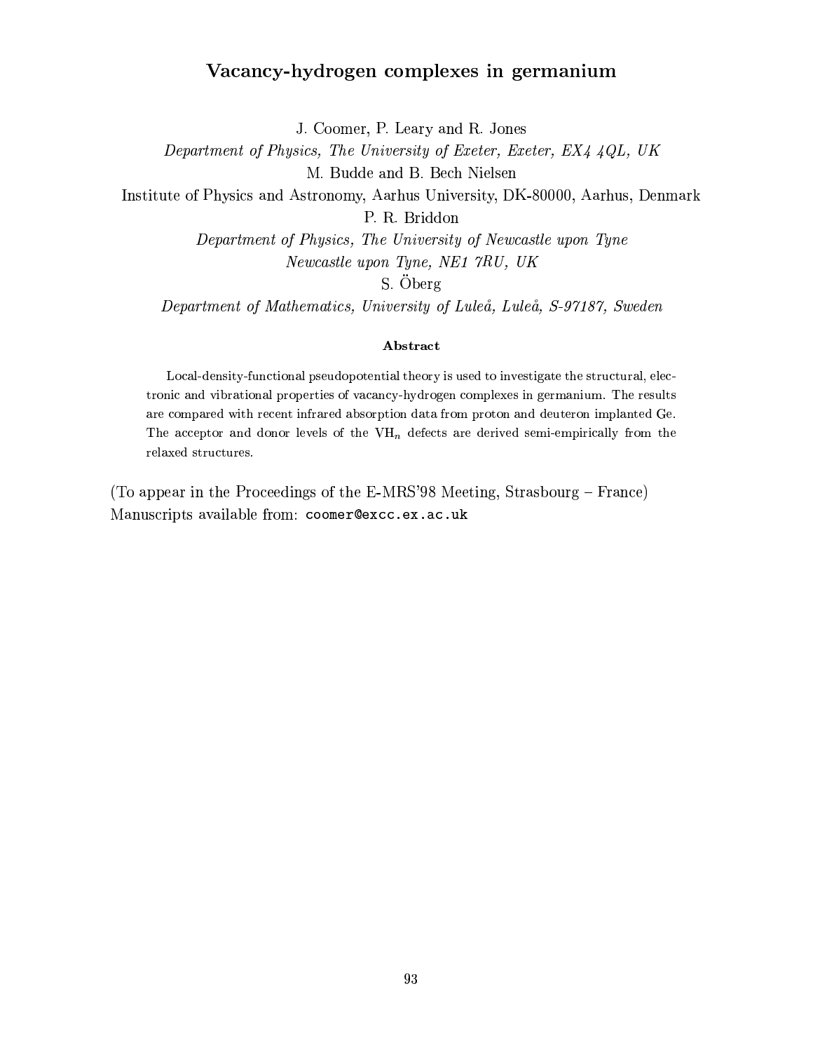# Vacancy-hydrogen complexes in germanium

J. Coomer, P. Leary and R. Jones

*Department of Physics, The University of Exeter, Exeter, EX4 4QL, UK*

M. Budde and B. Bech Nielsen

Institute of Physics and Astronomy, Aarhus University, DK-80000, Aarhus, Denmark

P. R. Briddon

*Department of Physics, The University of Newcastle upon Tyne*

*Newcastle upon Tyne, NE1 7RU, UK*

S. Öberg

*Department of Mathematics, University of Luleå, Luleå, S-97187, Sweden*

**Abstract**

Local-density-functional pseudopotential theory is used to investigate the structural, electronic and vibrational properties of vacancy-hydrogen complexes in germanium. The results are compared with recent infrared absorption data from proton and deuteron implanted Ge. The acceptor and donor levels of the $VH_n$ defects are derived semi-empirically from the relaxed structures.

(To appear in the Proceedings of the E-MRS'98 Meeting, Strasbourg – France)
Manuscripts available from: `coomer@excc.ex.ac.uk`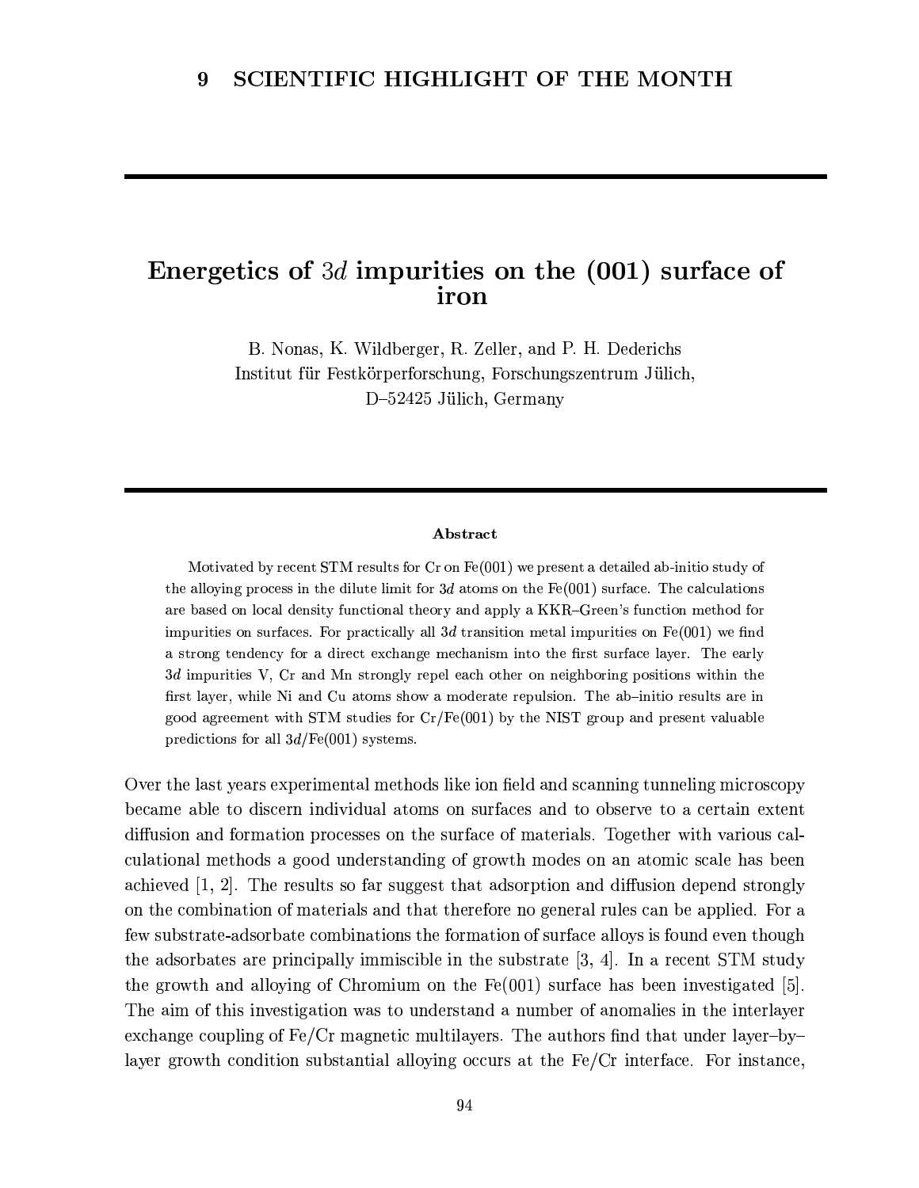## 9 SCIENTIFIC HIGHLIGHT OF THE MONTH

# Energetics of $3d$ impurities on the (001) surface of iron

B. Nonas, K. Wildberger, R. Zeller, and P. H. Dederichs
Institut für Festkörperforschung, Forschungszentrum Jülich,
D–52425 Jülich, Germany

### Abstract

Motivated by recent STM results for Cr on Fe(001) we present a detailed ab-initio study of the alloying process in the dilute limit for $3d$ atoms on the Fe(001) surface. The calculations are based on local density functional theory and apply a KKR–Green's function method for impurities on surfaces. For practically all $3d$ transition metal impurities on Fe(001) we find a strong tendency for a direct exchange mechanism into the first surface layer. The early $3d$ impurities V, Cr and Mn strongly repel each other on neighboring positions within the first layer, while Ni and Cu atoms show a moderate repulsion. The ab–initio results are in good agreement with STM studies for Cr/Fe(001) by the NIST group and present valuable predictions for all $3d$/Fe(001) systems.

Over the last years experimental methods like ion field and scanning tunneling microscopy became able to discern individual atoms on surfaces and to observe to a certain extent diffusion and formation processes on the surface of materials. Together with various calculational methods a good understanding of growth modes on an atomic scale has been achieved [1, 2]. The results so far suggest that adsorption and diffusion depend strongly on the combination of materials and that therefore no general rules can be applied. For a few substrate-adsorbate combinations the formation of surface alloys is found even though the adsorbates are principally immiscible in the substrate [3, 4]. In a recent STM study the growth and alloying of Chromium on the Fe(001) surface has been investigated [5]. The aim of this investigation was to understand a number of anomalies in the interlayer exchange coupling of Fe/Cr magnetic multilayers. The authors find that under layer–by–layer growth condition substantial alloying occurs at the Fe/Cr interface. For instance,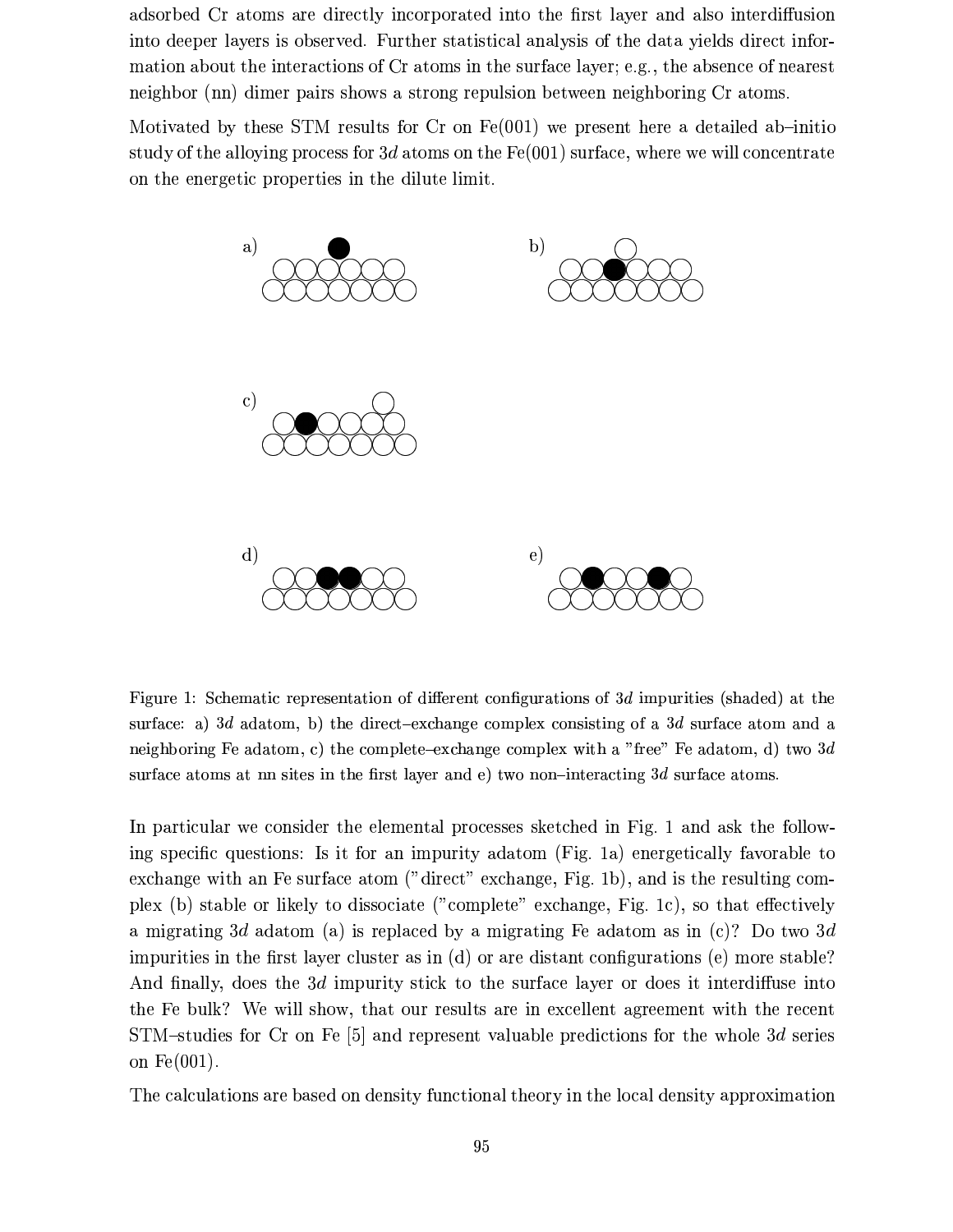adsorbed Cr atoms are directly incorporated into the first layer and also interdiffusion into deeper layers is observed. Further statistical analysis of the data yields direct information about the interactions of Cr atoms in the surface layer; e.g., the absence of nearest neighbor (nn) dimer pairs shows a strong repulsion between neighboring Cr atoms.

Motivated by these STM results for Cr on Fe(001) we present here a detailed ab–initio study of the alloying process for $3d$ atoms on the Fe(001) surface, where we will concentrate on the energetic properties in the dilute limit.

Figure 1: Schematic representation of different configurations of $3d$ impurities (shaded) at the surface: a) $3d$ adatom, b) the direct–exchange complex consisting of a $3d$ surface atom and a neighboring Fe adatom, c) the complete–exchange complex with a "free" Fe adatom, d) two $3d$ surface atoms at nn sites in the first layer and e) two non–interacting $3d$ surface atoms.

In particular we consider the elemental processes sketched in Fig. 1 and ask the following specific questions: Is it for an impurity adatom (Fig. 1a) energetically favorable to exchange with an Fe surface atom ("direct" exchange, Fig. 1b), and is the resulting complex (b) stable or likely to dissociate ("complete" exchange, Fig. 1c), so that effectively a migrating $3d$ adatom (a) is replaced by a migrating Fe adatom as in (c)? Do two $3d$ impurities in the first layer cluster as in (d) or are distant configurations (e) more stable? And finally, does the $3d$ impurity stick to the surface layer or does it interdiffuse into the Fe bulk? We will show, that our results are in excellent agreement with the recent STM–studies for Cr on Fe [5] and represent valuable predictions for the whole $3d$ series on Fe(001).

The calculations are based on density functional theory in the local density approximation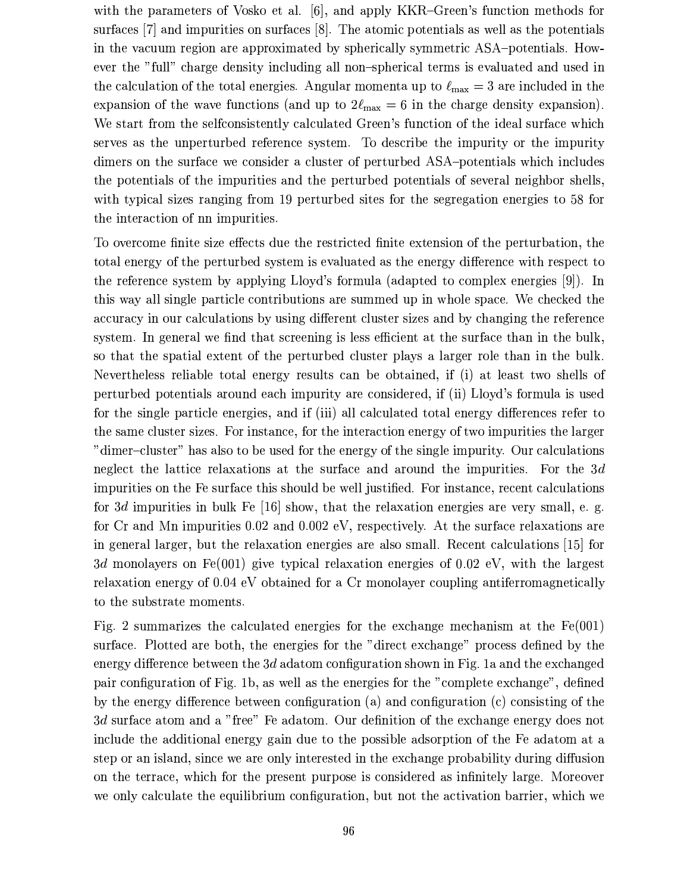with the parameters of Vosko et al. [6], and apply KKR–Green's function methods for surfaces [7] and impurities on surfaces [8]. The atomic potentials as well as the potentials in the vacuum region are approximated by spherically symmetric ASA–potentials. However the "full" charge density including all non–spherical terms is evaluated and used in the calculation of the total energies. Angular momenta up to $\ell_{\max} = 3$ are included in the expansion of the wave functions (and up to $2\ell_{\max} = 6$ in the charge density expansion). We start from the selfconsistently calculated Green's function of the ideal surface which serves as the unperturbed reference system. To describe the impurity or the impurity dimers on the surface we consider a cluster of perturbed ASA–potentials which includes the potentials of the impurities and the perturbed potentials of several neighbor shells, with typical sizes ranging from 19 perturbed sites for the segregation energies to 58 for the interaction of nn impurities.

To overcome finite size effects due the restricted finite extension of the perturbation, the total energy of the perturbed system is evaluated as the energy difference with respect to the reference system by applying Lloyd's formula (adapted to complex energies [9]). In this way all single particle contributions are summed up in whole space. We checked the accuracy in our calculations by using different cluster sizes and by changing the reference system. In general we find that screening is less efficient at the surface than in the bulk, so that the spatial extent of the perturbed cluster plays a larger role than in the bulk. Nevertheless reliable total energy results can be obtained, if (i) at least two shells of perturbed potentials around each impurity are considered, if (ii) Lloyd's formula is used for the single particle energies, and if (iii) all calculated total energy differences refer to the same cluster sizes. For instance, for the interaction energy of two impurities the larger "dimer–cluster" has also to be used for the energy of the single impurity. Our calculations neglect the lattice relaxations at the surface and around the impurities. For the $3d$ impurities on the Fe surface this should be well justified. For instance, recent calculations for $3d$ impurities in bulk Fe [16] show, that the relaxation energies are very small, e. g. for Cr and Mn impurities 0.02 and 0.002 eV, respectively. At the surface relaxations are in general larger, but the relaxation energies are also small. Recent calculations [15] for $3d$ monolayers on Fe(001) give typical relaxation energies of 0.02 eV, with the largest relaxation energy of 0.04 eV obtained for a Cr monolayer coupling antiferromagnetically to the substrate moments.

Fig. 2 summarizes the calculated energies for the exchange mechanism at the Fe(001) surface. Plotted are both, the energies for the "direct exchange" process defined by the energy difference between the $3d$ adatom configuration shown in Fig. 1a and the exchanged pair configuration of Fig. 1b, as well as the energies for the "complete exchange", defined by the energy difference between configuration (a) and configuration (c) consisting of the $3d$ surface atom and a "free" Fe adatom. Our definition of the exchange energy does not include the additional energy gain due to the possible adsorption of the Fe adatom at a step or an island, since we are only interested in the exchange probability during diffusion on the terrace, which for the present purpose is considered as infinitely large. Moreover we only calculate the equilibrium configuration, but not the activation barrier, which we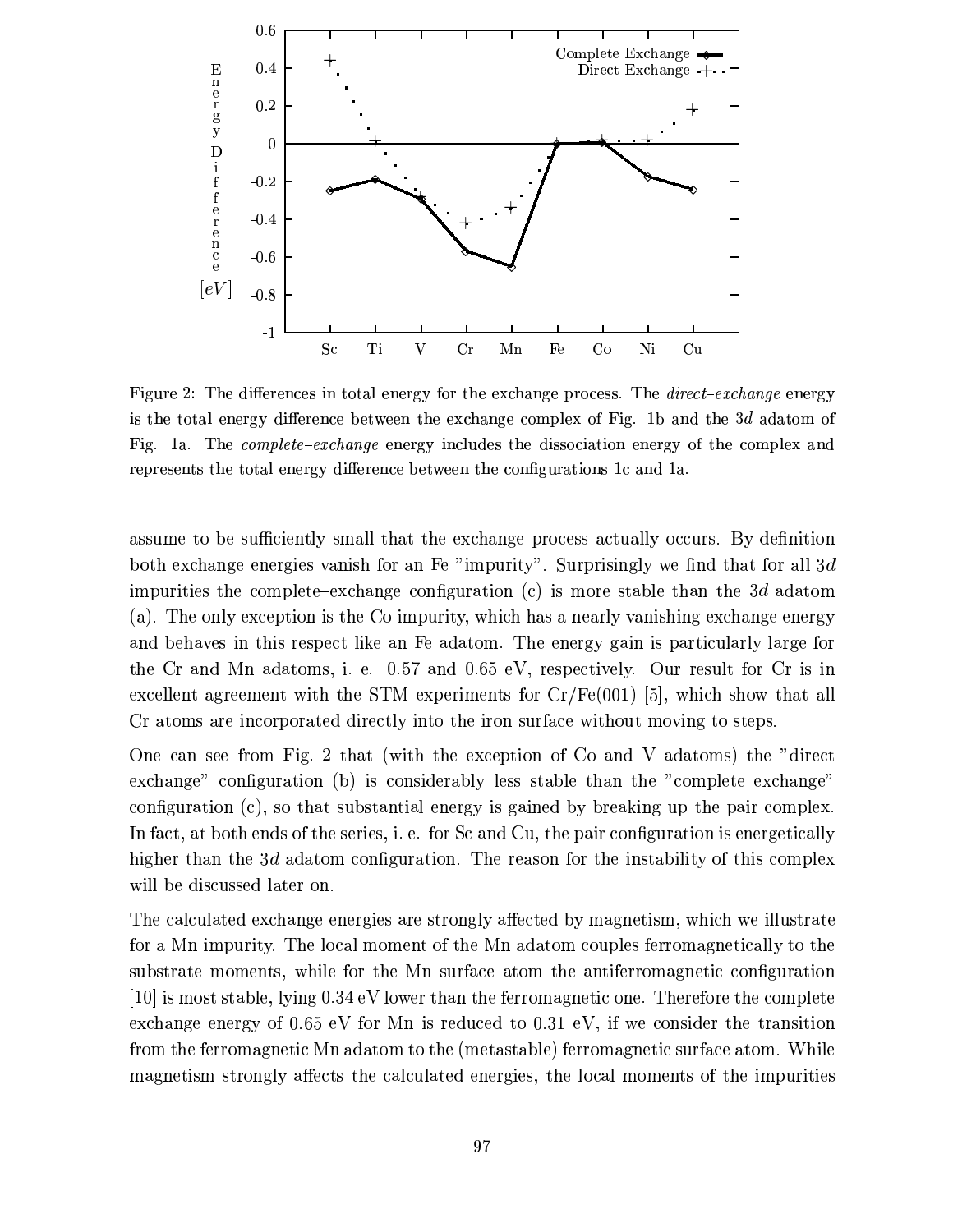Figure 2: The differences in total energy for the exchange process. The *direct–exchange* energy is the total energy difference between the exchange complex of Fig. 1b and the $3d$ adatom of Fig. 1a. The *complete–exchange* energy includes the dissociation energy of the complex and represents the total energy difference between the configurations 1c and 1a.

assume to be sufficiently small that the exchange process actually occurs. By definition both exchange energies vanish for an Fe "impurity". Surprisingly we find that for all $3d$ impurities the complete–exchange configuration (c) is more stable than the $3d$ adatom (a). The only exception is the Co impurity, which has a nearly vanishing exchange energy and behaves in this respect like an Fe adatom. The energy gain is particularly large for the Cr and Mn adatoms, i. e. 0.57 and 0.65 eV, respectively. Our result for Cr is in excellent agreement with the STM experiments for Cr/Fe(001) [5], which show that all Cr atoms are incorporated directly into the iron surface without moving to steps.

One can see from Fig. 2 that (with the exception of Co and V adatoms) the "direct exchange" configuration (b) is considerably less stable than the "complete exchange" configuration (c), so that substantial energy is gained by breaking up the pair complex. In fact, at both ends of the series, i. e. for Sc and Cu, the pair configuration is energetically higher than the $3d$ adatom configuration. The reason for the instability of this complex will be discussed later on.

The calculated exchange energies are strongly affected by magnetism, which we illustrate for a Mn impurity. The local moment of the Mn adatom couples ferromagnetically to the substrate moments, while for the Mn surface atom the antiferromagnetic configuration [10] is most stable, lying 0.34 eV lower than the ferromagnetic one. Therefore the complete exchange energy of 0.65 eV for Mn is reduced to 0.31 eV, if we consider the transition from the ferromagnetic Mn adatom to the (metastable) ferromagnetic surface atom. While magnetism strongly affects the calculated energies, the local moments of the impurities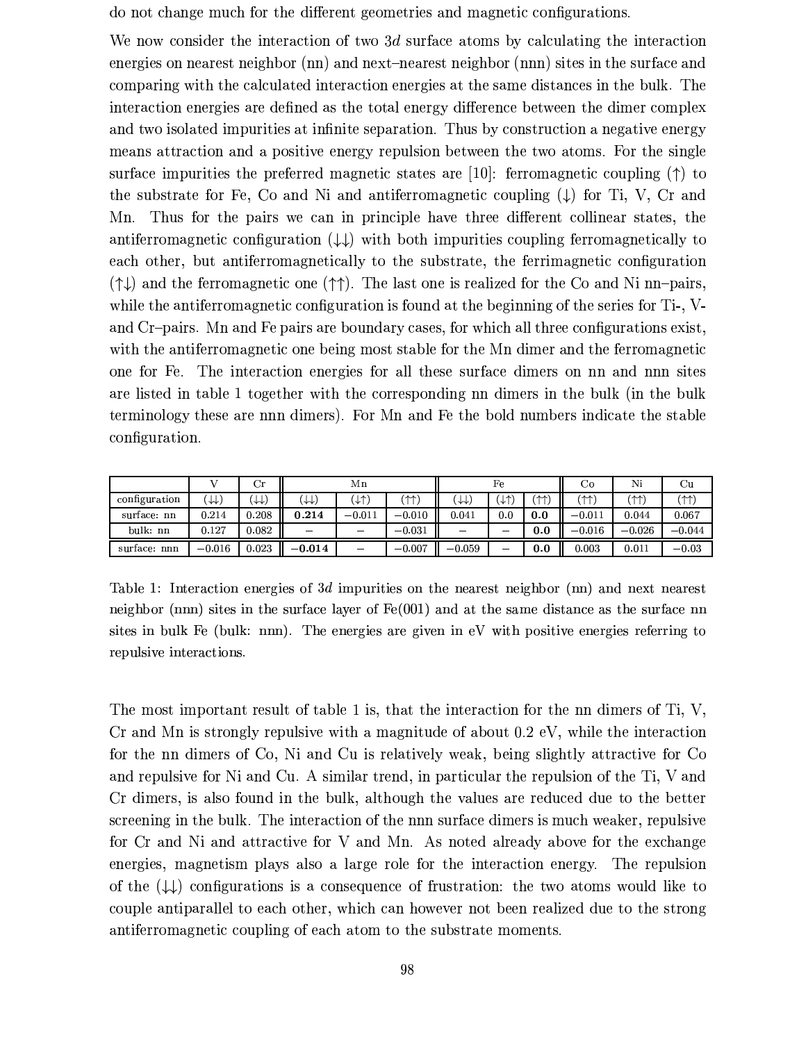do not change much for the different geometries and magnetic configurations.

We now consider the interaction of two $3d$ surface atoms by calculating the interaction energies on nearest neighbor (nn) and next–nearest neighbor (nnn) sites in the surface and comparing with the calculated interaction energies at the same distances in the bulk. The interaction energies are defined as the total energy difference between the dimer complex and two isolated impurities at infinite separation. Thus by construction a negative energy means attraction and a positive energy repulsion between the two atoms. For the single surface impurities the preferred magnetic states are [10]: ferromagnetic coupling (↑) to the substrate for Fe, Co and Ni and antiferromagnetic coupling (↓) for Ti, V, Cr and Mn. Thus for the pairs we can in principle have three different collinear states, the antiferromagnetic configuration (↓↓) with both impurities coupling ferromagnetically to each other, but antiferromagnetically to the substrate, the ferrimagnetic configuration (↑↓) and the ferromagnetic one (↑↑). The last one is realized for the Co and Ni nn–pairs, while the antiferromagnetic configuration is found at the beginning of the series for Ti-, V- and Cr–pairs. Mn and Fe pairs are boundary cases, for which all three configurations exist, with the antiferromagnetic one being most stable for the Mn dimer and the ferromagnetic one for Fe. The interaction energies for all these surface dimers on nn and nnn sites are listed in table 1 together with the corresponding nn dimers in the bulk (in the bulk terminology these are nnn dimers). For Mn and Fe the bold numbers indicate the stable configuration.

| | V | Cr | Mn | | | Fe | | | Co | Ni | Cu |
|---|---|---|---|---|---|---|---|---|---|---|---|
| configuration | (↓↓) | (↓↓) | (↓↓) | (↓↑) | (↑↑) | (↓↓) | (↓↑) | (↑↑) | (↑↑) | (↑↑) | (↑↑) |
| surface: nn | 0.214 | 0.208 | **0.214** | −0.011 | −0.010 | 0.041 | 0.0 | **0.0** | −0.011 | 0.044 | 0.067 |
| bulk: nn | 0.127 | 0.082 | – | – | −0.031 | – | – | **0.0** | −0.016 | −0.026 | −0.044 |
| surface: nnn | −0.016 | 0.023 | **−0.014** | – | −0.007 | −0.059 | – | **0.0** | 0.003 | 0.011 | −0.03 |

Table 1: Interaction energies of $3d$ impurities on the nearest neighbor (nn) and next nearest neighbor (nnn) sites in the surface layer of Fe(001) and at the same distance as the surface nn sites in bulk Fe (bulk: nnn). The energies are given in eV with positive energies referring to repulsive interactions.

The most important result of table 1 is, that the interaction for the nn dimers of Ti, V, Cr and Mn is strongly repulsive with a magnitude of about 0.2 eV, while the interaction for the nn dimers of Co, Ni and Cu is relatively weak, being slightly attractive for Co and repulsive for Ni and Cu. A similar trend, in particular the repulsion of the Ti, V and Cr dimers, is also found in the bulk, although the values are reduced due to the better screening in the bulk. The interaction of the nnn surface dimers is much weaker, repulsive for Cr and Ni and attractive for V and Mn. As noted already above for the exchange energies, magnetism plays also a large role for the interaction energy. The repulsion of the (↓↓) configurations is a consequence of frustration: the two atoms would like to couple antiparallel to each other, which can however not been realized due to the strong antiferromagnetic coupling of each atom to the substrate moments.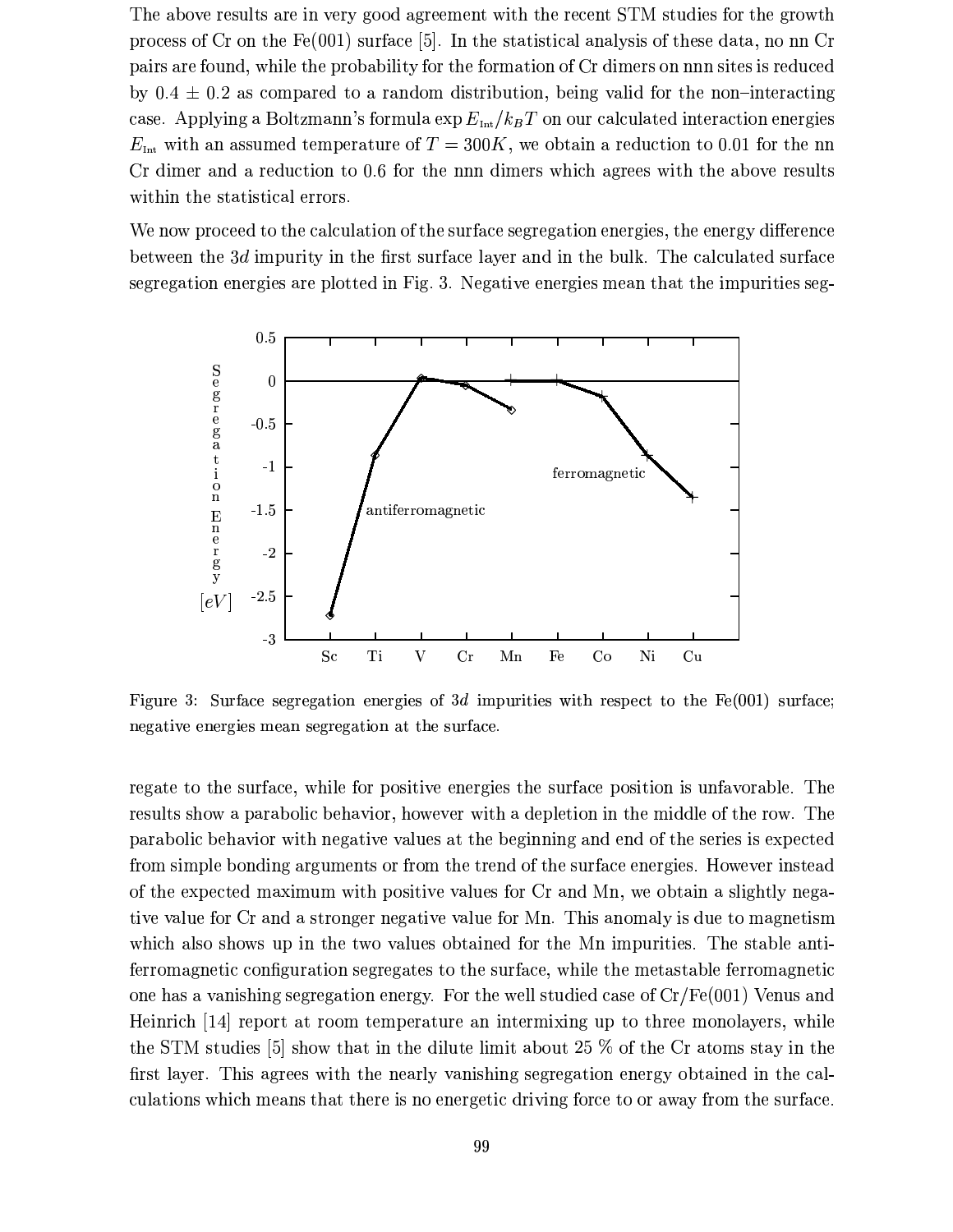The above results are in very good agreement with the recent STM studies for the growth process of Cr on the Fe(001) surface [5]. In the statistical analysis of these data, no nn Cr pairs are found, while the probability for the formation of Cr dimers on nnn sites is reduced by $0.4 \pm 0.2$ as compared to a random distribution, being valid for the non–interacting case. Applying a Boltzmann's formula $\exp E_{\rm Int}/k_BT$ on our calculated interaction energies $E_{\rm Int}$ with an assumed temperature of $T = 300K$, we obtain a reduction to 0.01 for the nn Cr dimer and a reduction to 0.6 for the nnn dimers which agrees with the above results within the statistical errors.

We now proceed to the calculation of the surface segregation energies, the energy difference between the $3d$ impurity in the first surface layer and in the bulk. The calculated surface segregation energies are plotted in Fig. 3. Negative energies mean that the impurities segregate to the surface, while for positive energies the surface position is unfavorable. The results show a parabolic behavior, however with a depletion in the middle of the row. The parabolic behavior with negative values at the beginning and end of the series is expected from simple bonding arguments or from the trend of the surface energies. However instead of the expected maximum with positive values for Cr and Mn, we obtain a slightly negative value for Cr and a stronger negative value for Mn. This anomaly is due to magnetism which also shows up in the two values obtained for the Mn impurities. The stable antiferromagnetic configuration segregates to the surface, while the metastable ferromagnetic one has a vanishing segregation energy. For the well studied case of Cr/Fe(001) Venus and Heinrich [14] report at room temperature an intermixing up to three monolayers, while the STM studies [5] show that in the dilute limit about 25 % of the Cr atoms stay in the first layer. This agrees with the nearly vanishing segregation energy obtained in the calculations which means that there is no energetic driving force to or away from the surface.

Figure 3: Surface segregation energies of $3d$ impurities with respect to the Fe(001) surface; negative energies mean segregation at the surface.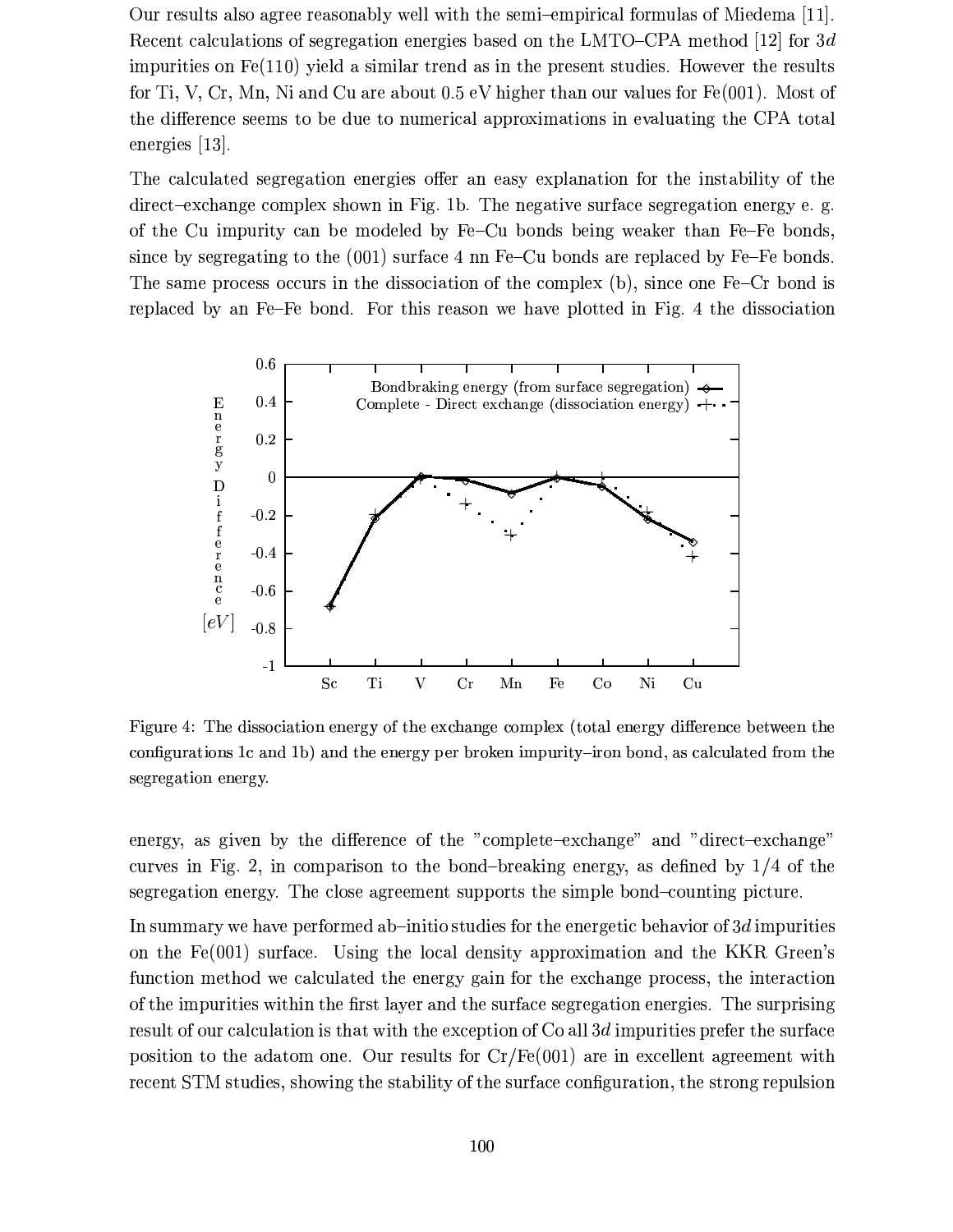Our results also agree reasonably well with the semi–empirical formulas of Miedema [11]. Recent calculations of segregation energies based on the LMTO–CPA method [12] for $3d$ impurities on Fe(110) yield a similar trend as in the present studies. However the results for Ti, V, Cr, Mn, Ni and Cu are about 0.5 eV higher than our values for Fe(001). Most of the difference seems to be due to numerical approximations in evaluating the CPA total energies [13].

The calculated segregation energies offer an easy explanation for the instability of the direct–exchange complex shown in Fig. 1b. The negative surface segregation energy e. g. of the Cu impurity can be modeled by Fe–Cu bonds being weaker than Fe–Fe bonds, since by segregating to the (001) surface 4 nn Fe–Cu bonds are replaced by Fe–Fe bonds. The same process occurs in the dissociation of the complex (b), since one Fe–Cr bond is replaced by an Fe–Fe bond. For this reason we have plotted in Fig. 4 the dissociation

Figure 4: The dissociation energy of the exchange complex (total energy difference between the configurations 1c and 1b) and the energy per broken impurity–iron bond, as calculated from the segregation energy.

energy, as given by the difference of the "complete–exchange" and "direct–exchange" curves in Fig. 2, in comparison to the bond–breaking energy, as defined by 1/4 of the segregation energy. The close agreement supports the simple bond–counting picture.

In summary we have performed ab–initio studies for the energetic behavior of $3d$ impurities on the Fe(001) surface. Using the local density approximation and the KKR Green's function method we calculated the energy gain for the exchange process, the interaction of the impurities within the first layer and the surface segregation energies. The surprising result of our calculation is that with the exception of Co all $3d$ impurities prefer the surface position to the adatom one. Our results for Cr/Fe(001) are in excellent agreement with recent STM studies, showing the stability of the surface configuration, the strong repulsion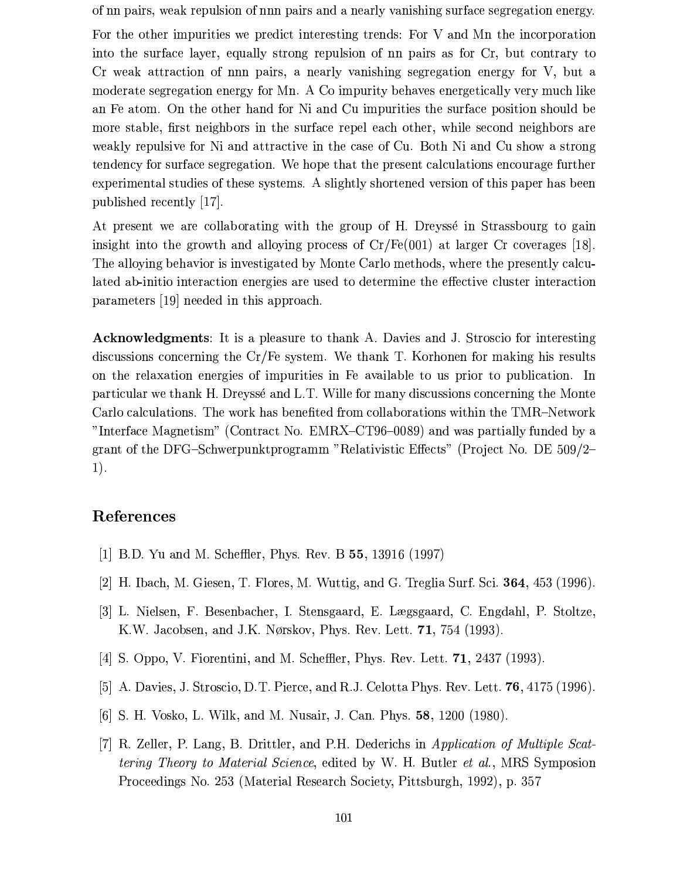of nn pairs, weak repulsion of nnn pairs and a nearly vanishing surface segregation energy.

For the other impurities we predict interesting trends: For V and Mn the incorporation into the surface layer, equally strong repulsion of nn pairs as for Cr, but contrary to Cr weak attraction of nnn pairs, a nearly vanishing segregation energy for V, but a moderate segregation energy for Mn. A Co impurity behaves energetically very much like an Fe atom. On the other hand for Ni and Cu impurities the surface position should be more stable, first neighbors in the surface repel each other, while second neighbors are weakly repulsive for Ni and attractive in the case of Cu. Both Ni and Cu show a strong tendency for surface segregation. We hope that the present calculations encourage further experimental studies of these systems. A slightly shortened version of this paper has been published recently [17].

At present we are collaborating with the group of H. Dreyssé in Strassbourg to gain insight into the growth and alloying process of Cr/Fe(001) at larger Cr coverages [18]. The alloying behavior is investigated by Monte Carlo methods, where the presently calculated ab-initio interaction energies are used to determine the effective cluster interaction parameters [19] needed in this approach.

**Acknowledgments**: It is a pleasure to thank A. Davies and J. Stroscio for interesting discussions concerning the Cr/Fe system. We thank T. Korhonen for making his results on the relaxation energies of impurities in Fe available to us prior to publication. In particular we thank H. Dreyssé and L.T. Wille for many discussions concerning the Monte Carlo calculations. The work has benefited from collaborations within the TMR–Network "Interface Magnetism" (Contract No. EMRX–CT96–0089) and was partially funded by a grant of the DFG–Schwerpunktprogramm "Relativistic Effects" (Project No. DE 509/2–1).

## References

[1] B.D. Yu and M. Scheffler, Phys. Rev. B **55**, 13916 (1997)

[2] H. Ibach, M. Giesen, T. Flores, M. Wuttig, and G. Treglia Surf. Sci. **364**, 453 (1996).

[3] L. Nielsen, F. Besenbacher, I. Stensgaard, E. Lægsgaard, C. Engdahl, P. Stoltze, K.W. Jacobsen, and J.K. Nørskov, Phys. Rev. Lett. **71**, 754 (1993).

[4] S. Oppo, V. Fiorentini, and M. Scheffler, Phys. Rev. Lett. **71**, 2437 (1993).

[5] A. Davies, J. Stroscio, D.T. Pierce, and R.J. Celotta Phys. Rev. Lett. **76**, 4175 (1996).

[6] S. H. Vosko, L. Wilk, and M. Nusair, J. Can. Phys. **58**, 1200 (1980).

[7] R. Zeller, P. Lang, B. Drittler, and P.H. Dederichs in *Application of Multiple Scattering Theory to Material Science*, edited by W. H. Butler *et al.*, MRS Symposion Proceedings No. 253 (Material Research Society, Pittsburgh, 1992), p. 357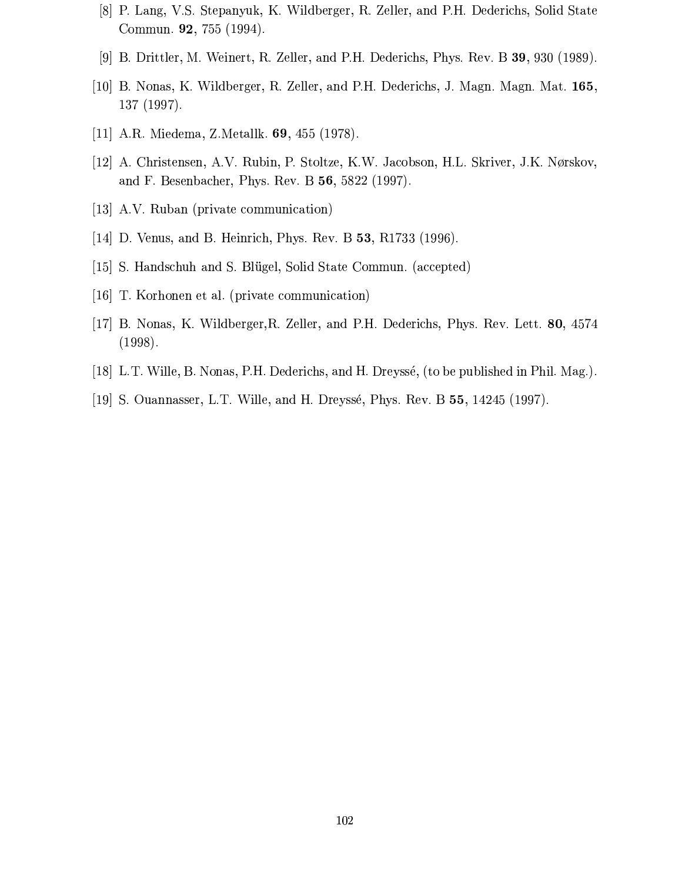[8] P. Lang, V.S. Stepanyuk, K. Wildberger, R. Zeller, and P.H. Dederichs, Solid State Commun. **92**, 755 (1994).

[9] B. Drittler, M. Weinert, R. Zeller, and P.H. Dederichs, Phys. Rev. B **39**, 930 (1989).

[10] B. Nonas, K. Wildberger, R. Zeller, and P.H. Dederichs, J. Magn. Magn. Mat. **165**, 137 (1997).

[11] A.R. Miedema, Z.Metallk. **69**, 455 (1978).

[12] A. Christensen, A.V. Rubin, P. Stoltze, K.W. Jacobson, H.L. Skriver, J.K. Nørskov, and F. Besenbacher, Phys. Rev. B **56**, 5822 (1997).

[13] A.V. Ruban (private communication)

[14] D. Venus, and B. Heinrich, Phys. Rev. B **53**, R1733 (1996).

[15] S. Handschuh and S. Blügel, Solid State Commun. (accepted)

[16] T. Korhonen et al. (private communication)

[17] B. Nonas, K. Wildberger,R. Zeller, and P.H. Dederichs, Phys. Rev. Lett. **80**, 4574 (1998).

[18] L.T. Wille, B. Nonas, P.H. Dederichs, and H. Dreyssé, (to be published in Phil. Mag.).

[19] S. Ouannasser, L.T. Wille, and H. Dreyssé, Phys. Rev. B **55**, 14245 (1997).